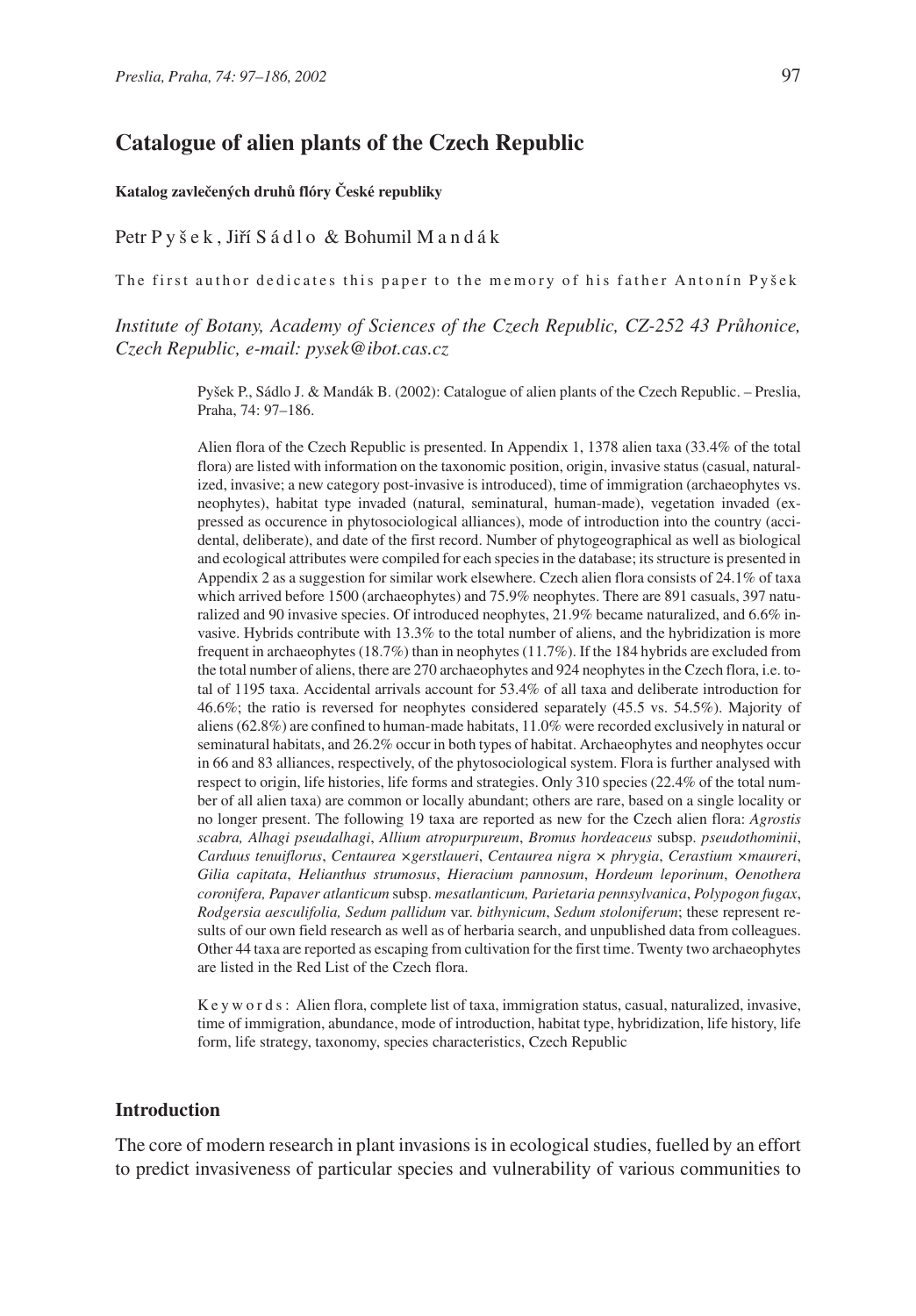# Catalogue of alien plants of the Czech Republic

**Katalog zavlečených druhů flóry České republiky**

Petr Pyšek, Jiří Sádlo & Bohumil Mandák

The first author dedicates this paper to the memory of his father Antonín Pyšek

*Institute of Botany, Academy of Sciences of the Czech Republic, CZ-252 43 Průhonice, Czech Republic, e-mail: pysek@ibot.cas.cz*

Pyšek P., Sádlo J. & Mandák B. (2002): Catalogue of alien plants of the Czech Republic. – Preslia, Praha, 74: 97–186.

Alien flora of the Czech Republic is presented. In Appendix 1, 1378 alien taxa (33.4% of the total flora) are listed with information on the taxonomic position, origin, invasive status (casual, naturalized, invasive; a new category post-invasive is introduced), time of immigration (archaeophytes vs. neophytes), habitat type invaded (natural, seminatural, human-made), vegetation invaded (expressed as occurence in phytosociological alliances), mode of introduction into the country (accidental, deliberate), and date of the first record. Number of phytogeographical as well as biological and ecological attributes were compiled for each species in the database; its structure is presented in Appendix 2 as a suggestion for similar work elsewhere. Czech alien flora consists of 24.1% of taxa which arrived before 1500 (archaeophytes) and 75.9% neophytes. There are 891 casuals, 397 naturalized and 90 invasive species. Of introduced neophytes, 21.9% became naturalized, and 6.6% invasive. Hybrids contribute with 13.3% to the total number of aliens, and the hybridization is more frequent in archaeophytes (18.7%) than in neophytes (11.7%). If the 184 hybrids are excluded from the total number of aliens, there are 270 archaeophytes and 924 neophytes in the Czech flora, i.e. total of 1195 taxa. Accidental arrivals account for 53.4% of all taxa and deliberate introduction for 46.6%; the ratio is reversed for neophytes considered separately (45.5 vs. 54.5%). Majority of aliens (62.8%) are confined to human-made habitats, 11.0% were recorded exclusively in natural or seminatural habitats, and 26.2% occur in both types of habitat. Archaeophytes and neophytes occur in 66 and 83 alliances, respectively, of the phytosociological system. Flora is further analysed with respect to origin, life histories, life forms and strategies. Only 310 species (22.4% of the total number of all alien taxa) are common or locally abundant; others are rare, based on a single locality or no longer present. The following 19 taxa are reported as new for the Czech alien flora: *Agrostis scabra, Alhagi pseudalhagi*, *Allium atropurpureum*, *Bromus hordeaceus* subsp. *pseudothominii*, *Carduus tenuiflorus*, *Centaurea* ×*gerstlaueri*, *Centaurea nigra* × *phrygia*, *Cerastium* ×*maureri*, *Gilia capitata*, *Helianthus strumosus*, *Hieracium pannosum*, *Hordeum leporinum*, *Oenothera coronifera, Papaver atlanticum* subsp. *mesatlanticum, Parietaria pennsylvanica*, *Polypogon fugax*, *Rodgersia aesculifolia, Sedum pallidum* var. *bithynicum*, *Sedum stoloniferum*; these represent results of our own field research as well as of herbaria search, and unpublished data from colleagues. Other 44 taxa are reported as escaping from cultivation for the first time. Twenty two archaeophytes are listed in the Red List of the Czech flora.

Keywords: Alien flora, complete list of taxa, immigration status, casual, naturalized, invasive, time of immigration, abundance, mode of introduction, habitat type, hybridization, life history, life form, life strategy, taxonomy, species characteristics, Czech Republic

## Introduction

The core of modern research in plant invasions is in ecological studies, fuelled by an effort to predict invasiveness of particular species and vulnerability of various communities to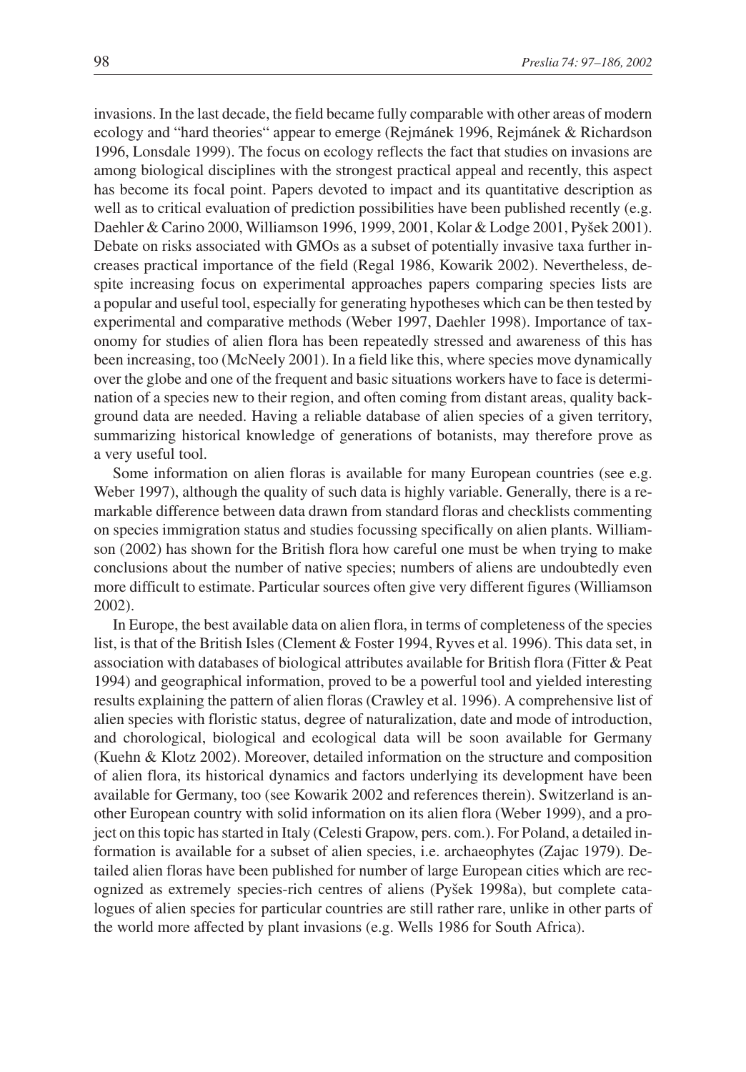invasions. In the last decade, the field became fully comparable with other areas of modern ecology and "hard theories" appear to emerge (Rejmánek 1996, Rejmánek & Richardson 1996, Lonsdale 1999). The focus on ecology reflects the fact that studies on invasions are among biological disciplines with the strongest practical appeal and recently, this aspect has become its focal point. Papers devoted to impact and its quantitative description as well as to critical evaluation of prediction possibilities have been published recently (e.g. Daehler & Carino 2000, Williamson 1996, 1999, 2001, Kolar & Lodge 2001, Pyšek 2001). Debate on risks associated with GMOs as a subset of potentially invasive taxa further increases practical importance of the field (Regal 1986, Kowarik 2002). Nevertheless, despite increasing focus on experimental approaches papers comparing species lists are a popular and useful tool, especially for generating hypotheses which can be then tested by experimental and comparative methods (Weber 1997, Daehler 1998). Importance of taxonomy for studies of alien flora has been repeatedly stressed and awareness of this has been increasing, too (McNeely 2001). In a field like this, where species move dynamically over the globe and one of the frequent and basic situations workers have to face is determination of a species new to their region, and often coming from distant areas, quality background data are needed. Having a reliable database of alien species of a given territory, summarizing historical knowledge of generations of botanists, may therefore prove as a very useful tool.

Some information on alien floras is available for many European countries (see e.g. Weber 1997), although the quality of such data is highly variable. Generally, there is a remarkable difference between data drawn from standard floras and checklists commenting on species immigration status and studies focussing specifically on alien plants. Williamson (2002) has shown for the British flora how careful one must be when trying to make conclusions about the number of native species; numbers of aliens are undoubtedly even more difficult to estimate. Particular sources often give very different figures (Williamson 2002).

In Europe, the best available data on alien flora, in terms of completeness of the species list, is that of the British Isles (Clement & Foster 1994, Ryves et al. 1996). This data set, in association with databases of biological attributes available for British flora (Fitter & Peat 1994) and geographical information, proved to be a powerful tool and yielded interesting results explaining the pattern of alien floras (Crawley et al. 1996). A comprehensive list of alien species with floristic status, degree of naturalization, date and mode of introduction, and chorological, biological and ecological data will be soon available for Germany (Kuehn & Klotz 2002). Moreover, detailed information on the structure and composition of alien flora, its historical dynamics and factors underlying its development have been available for Germany, too (see Kowarik 2002 and references therein). Switzerland is another European country with solid information on its alien flora (Weber 1999), and a project on this topic has started in Italy (Celesti Grapow, pers. com.). For Poland, a detailed information is available for a subset of alien species, i.e. archaeophytes (Zajac 1979). Detailed alien floras have been published for number of large European cities which are recognized as extremely species-rich centres of aliens (Pyšek 1998a), but complete catalogues of alien species for particular countries are still rather rare, unlike in other parts of the world more affected by plant invasions (e.g. Wells 1986 for South Africa).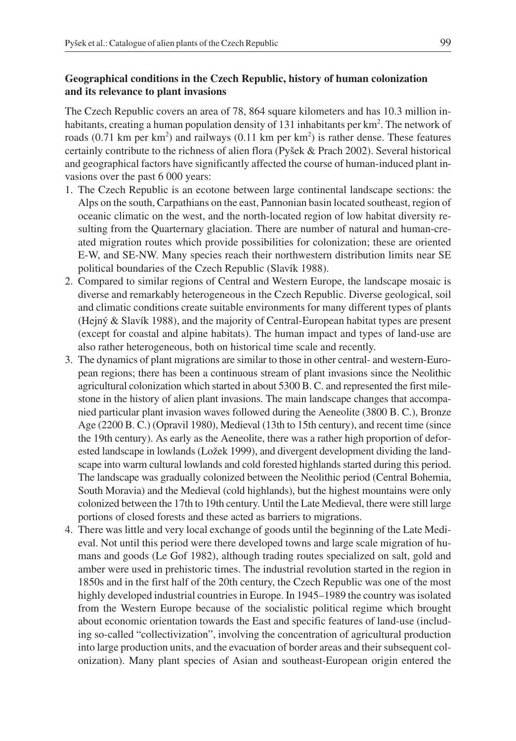### Geographical conditions in the Czech Republic, history of human colonization and its relevance to plant invasions

The Czech Republic covers an area of 78, 864 square kilometers and has 10.3 million inhabitants, creating a human population density of 131 inhabitants per $km^2$. The network of roads (0.71 km per $km^2$) and railways (0.11 km per $km^2$) is rather dense. These features certainly contribute to the richness of alien flora (Pyšek & Prach 2002). Several historical and geographical factors have significantly affected the course of human-induced plant invasions over the past 6 000 years:

1. The Czech Republic is an ecotone between large continental landscape sections: the Alps on the south, Carpathians on the east, Pannonian basin located southeast, region of oceanic climatic on the west, and the north-located region of low habitat diversity resulting from the Quarternary glaciation. There are number of natural and human-created migration routes which provide possibilities for colonization; these are oriented E-W, and SE-NW. Many species reach their northwestern distribution limits near SE political boundaries of the Czech Republic (Slavík 1988).
2. Compared to similar regions of Central and Western Europe, the landscape mosaic is diverse and remarkably heterogeneous in the Czech Republic. Diverse geological, soil and climatic conditions create suitable environments for many different types of plants (Hejný & Slavík 1988), and the majority of Central-European habitat types are present (except for coastal and alpine habitats). The human impact and types of land-use are also rather heterogeneous, both on historical time scale and recently.
3. The dynamics of plant migrations are similar to those in other central- and western-European regions; there has been a continuous stream of plant invasions since the Neolithic agricultural colonization which started in about 5300 B. C. and represented the first milestone in the history of alien plant invasions. The main landscape changes that accompanied particular plant invasion waves followed during the Aeneolite (3800 B. C.), Bronze Age (2200 B. C.) (Opravil 1980), Medieval (13th to 15th century), and recent time (since the 19th century). As early as the Aeneolite, there was a rather high proportion of deforested landscape in lowlands (Ložek 1999), and divergent development dividing the landscape into warm cultural lowlands and cold forested highlands started during this period. The landscape was gradually colonized between the Neolithic period (Central Bohemia, South Moravia) and the Medieval (cold highlands), but the highest mountains were only colonized between the 17th to 19th century. Until the Late Medieval, there were still large portions of closed forests and these acted as barriers to migrations.
4. There was little and very local exchange of goods until the beginning of the Late Medieval. Not until this period were there developed towns and large scale migration of humans and goods (Le Gof 1982), although trading routes specialized on salt, gold and amber were used in prehistoric times. The industrial revolution started in the region in 1850s and in the first half of the 20th century, the Czech Republic was one of the most highly developed industrial countries in Europe. In 1945–1989 the country was isolated from the Western Europe because of the socialistic political regime which brought about economic orientation towards the East and specific features of land-use (including so-called "collectivization", involving the concentration of agricultural production into large production units, and the evacuation of border areas and their subsequent colonization). Many plant species of Asian and southeast-European origin entered the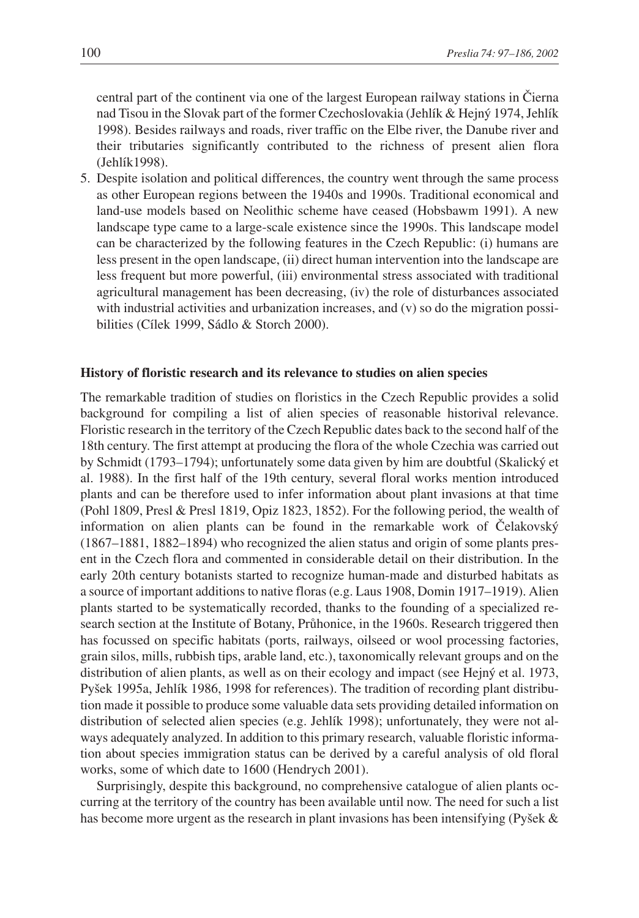central part of the continent via one of the largest European railway stations in Čierna nad Tisou in the Slovak part of the former Czechoslovakia (Jehlík & Hejný 1974, Jehlík 1998). Besides railways and roads, river traffic on the Elbe river, the Danube river and their tributaries significantly contributed to the richness of present alien flora (Jehlík1998).

5. Despite isolation and political differences, the country went through the same process as other European regions between the 1940s and 1990s. Traditional economical and land-use models based on Neolithic scheme have ceased (Hobsbawm 1991). A new landscape type came to a large-scale existence since the 1990s. This landscape model can be characterized by the following features in the Czech Republic: (i) humans are less present in the open landscape, (ii) direct human intervention into the landscape are less frequent but more powerful, (iii) environmental stress associated with traditional agricultural management has been decreasing, (iv) the role of disturbances associated with industrial activities and urbanization increases, and (v) so do the migration possibilities (Cílek 1999, Sádlo & Storch 2000).

**History of floristic research and its relevance to studies on alien species**

The remarkable tradition of studies on floristics in the Czech Republic provides a solid background for compiling a list of alien species of reasonable historival relevance. Floristic research in the territory of the Czech Republic dates back to the second half of the 18th century. The first attempt at producing the flora of the whole Czechia was carried out by Schmidt (1793–1794); unfortunately some data given by him are doubtful (Skalický et al. 1988). In the first half of the 19th century, several floral works mention introduced plants and can be therefore used to infer information about plant invasions at that time (Pohl 1809, Presl & Presl 1819, Opiz 1823, 1852). For the following period, the wealth of information on alien plants can be found in the remarkable work of Čelakovský (1867–1881, 1882–1894) who recognized the alien status and origin of some plants present in the Czech flora and commented in considerable detail on their distribution. In the early 20th century botanists started to recognize human-made and disturbed habitats as a source of important additions to native floras (e.g. Laus 1908, Domin 1917–1919). Alien plants started to be systematically recorded, thanks to the founding of a specialized research section at the Institute of Botany, Průhonice, in the 1960s. Research triggered then has focussed on specific habitats (ports, railways, oilseed or wool processing factories, grain silos, mills, rubbish tips, arable land, etc.), taxonomically relevant groups and on the distribution of alien plants, as well as on their ecology and impact (see Hejný et al. 1973, Pyšek 1995a, Jehlík 1986, 1998 for references). The tradition of recording plant distribution made it possible to produce some valuable data sets providing detailed information on distribution of selected alien species (e.g. Jehlík 1998); unfortunately, they were not always adequately analyzed. In addition to this primary research, valuable floristic information about species immigration status can be derived by a careful analysis of old floral works, some of which date to 1600 (Hendrych 2001).

Surprisingly, despite this background, no comprehensive catalogue of alien plants occurring at the territory of the country has been available until now. The need for such a list has become more urgent as the research in plant invasions has been intensifying (Pyšek &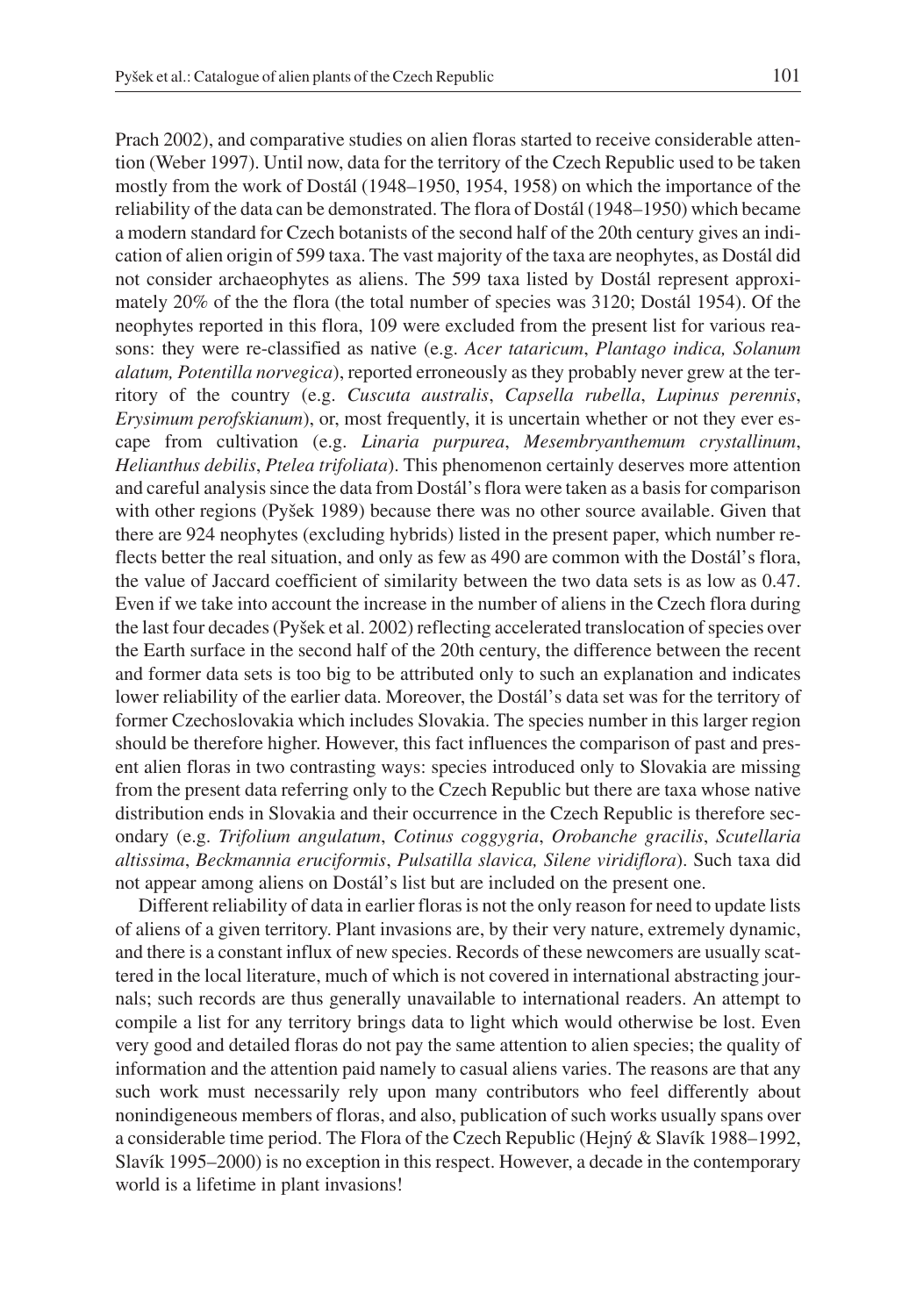Prach 2002), and comparative studies on alien floras started to receive considerable attention (Weber 1997). Until now, data for the territory of the Czech Republic used to be taken mostly from the work of Dostál (1948–1950, 1954, 1958) on which the importance of the reliability of the data can be demonstrated. The flora of Dostál (1948–1950) which became a modern standard for Czech botanists of the second half of the 20th century gives an indication of alien origin of 599 taxa. The vast majority of the taxa are neophytes, as Dostál did not consider archaeophytes as aliens. The 599 taxa listed by Dostál represent approximately 20% of the the flora (the total number of species was 3120; Dostál 1954). Of the neophytes reported in this flora, 109 were excluded from the present list for various reasons: they were re-classified as native (e.g. *Acer tataricum*, *Plantago indica, Solanum alatum, Potentilla norvegica*), reported erroneously as they probably never grew at the territory of the country (e.g. *Cuscuta australis*, *Capsella rubella*, *Lupinus perennis*, *Erysimum perofskianum*), or, most frequently, it is uncertain whether or not they ever escape from cultivation (e.g. *Linaria purpurea*, *Mesembryanthemum crystallinum*, *Helianthus debilis*, *Ptelea trifoliata*). This phenomenon certainly deserves more attention and careful analysis since the data from Dostál's flora were taken as a basis for comparison with other regions (Pyšek 1989) because there was no other source available. Given that there are 924 neophytes (excluding hybrids) listed in the present paper, which number reflects better the real situation, and only as few as 490 are common with the Dostál's flora, the value of Jaccard coefficient of similarity between the two data sets is as low as 0.47. Even if we take into account the increase in the number of aliens in the Czech flora during the last four decades (Pyšek et al. 2002) reflecting accelerated translocation of species over the Earth surface in the second half of the 20th century, the difference between the recent and former data sets is too big to be attributed only to such an explanation and indicates lower reliability of the earlier data. Moreover, the Dostál's data set was for the territory of former Czechoslovakia which includes Slovakia. The species number in this larger region should be therefore higher. However, this fact influences the comparison of past and present alien floras in two contrasting ways: species introduced only to Slovakia are missing from the present data referring only to the Czech Republic but there are taxa whose native distribution ends in Slovakia and their occurrence in the Czech Republic is therefore secondary (e.g. *Trifolium angulatum*, *Cotinus coggygria*, *Orobanche gracilis*, *Scutellaria altissima*, *Beckmannia eruciformis*, *Pulsatilla slavica, Silene viridiflora*). Such taxa did not appear among aliens on Dostál's list but are included on the present one.

Different reliability of data in earlier floras is not the only reason for need to update lists of aliens of a given territory. Plant invasions are, by their very nature, extremely dynamic, and there is a constant influx of new species. Records of these newcomers are usually scattered in the local literature, much of which is not covered in international abstracting journals; such records are thus generally unavailable to international readers. An attempt to compile a list for any territory brings data to light which would otherwise be lost. Even very good and detailed floras do not pay the same attention to alien species; the quality of information and the attention paid namely to casual aliens varies. The reasons are that any such work must necessarily rely upon many contributors who feel differently about nonindigeneous members of floras, and also, publication of such works usually spans over a considerable time period. The Flora of the Czech Republic (Hejný & Slavík 1988–1992, Slavík 1995–2000) is no exception in this respect. However, a decade in the contemporary world is a lifetime in plant invasions!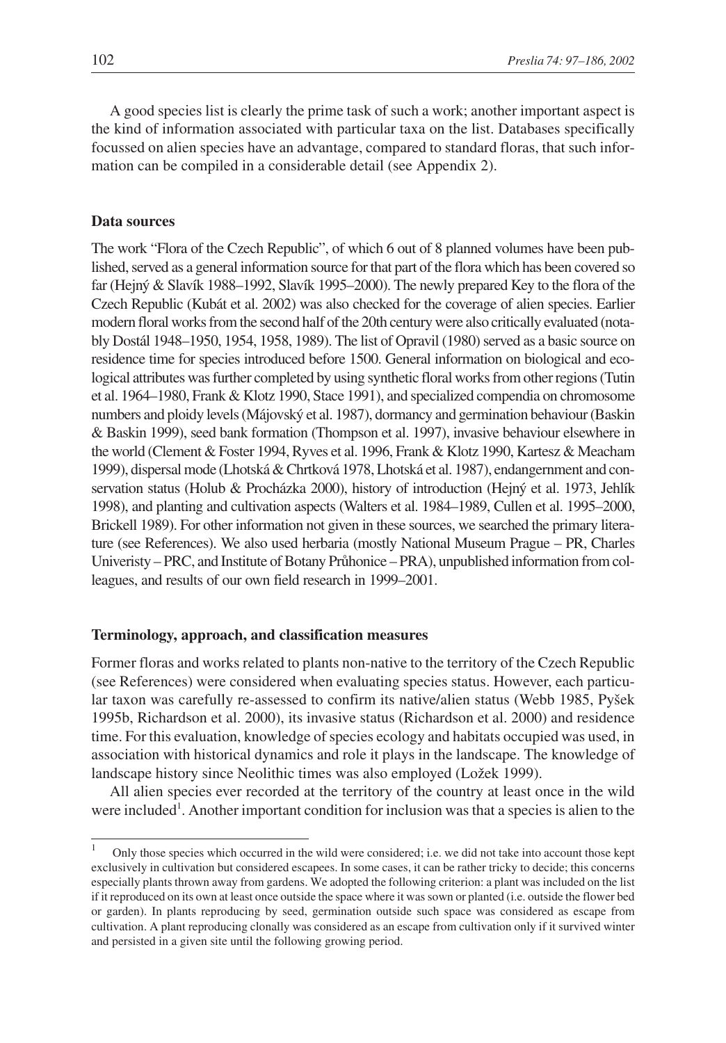A good species list is clearly the prime task of such a work; another important aspect is the kind of information associated with particular taxa on the list. Databases specifically focussed on alien species have an advantage, compared to standard floras, that such information can be compiled in a considerable detail (see Appendix 2).

### Data sources

The work "Flora of the Czech Republic", of which 6 out of 8 planned volumes have been published, served as a general information source for that part of the flora which has been covered so far (Hejný & Slavík 1988–1992, Slavík 1995–2000). The newly prepared Key to the flora of the Czech Republic (Kubát et al. 2002) was also checked for the coverage of alien species. Earlier modern floral works from the second half of the 20th century were also critically evaluated (notably Dostál 1948–1950, 1954, 1958, 1989). The list of Opravil (1980) served as a basic source on residence time for species introduced before 1500. General information on biological and ecological attributes was further completed by using synthetic floral works from other regions (Tutin et al. 1964–1980, Frank & Klotz 1990, Stace 1991), and specialized compendia on chromosome numbers and ploidy levels (Májovský et al. 1987), dormancy and germination behaviour (Baskin & Baskin 1999), seed bank formation (Thompson et al. 1997), invasive behaviour elsewhere in the world (Clement & Foster 1994, Ryves et al. 1996, Frank & Klotz 1990, Kartesz & Meacham 1999), dispersal mode (Lhotská & Chrtková 1978, Lhotská et al. 1987), endangernment and conservation status (Holub & Procházka 2000), history of introduction (Hejný et al. 1973, Jehlík 1998), and planting and cultivation aspects (Walters et al. 1984–1989, Cullen et al. 1995–2000, Brickell 1989). For other information not given in these sources, we searched the primary literature (see References). We also used herbaria (mostly National Museum Prague – PR, Charles Univeristy – PRC, and Institute of Botany Průhonice – PRA), unpublished information from colleagues, and results of our own field research in 1999–2001.

### Terminology, approach, and classification measures

Former floras and works related to plants non-native to the territory of the Czech Republic (see References) were considered when evaluating species status. However, each particular taxon was carefully re-assessed to confirm its native/alien status (Webb 1985, Pyšek 1995b, Richardson et al. 2000), its invasive status (Richardson et al. 2000) and residence time. For this evaluation, knowledge of species ecology and habitats occupied was used, in association with historical dynamics and role it plays in the landscape. The knowledge of landscape history since Neolithic times was also employed (Ložek 1999).

All alien species ever recorded at the territory of the country at least once in the wild were included[1]. Another important condition for inclusion was that a species is alien to the

[1] Only those species which occurred in the wild were considered; i.e. we did not take into account those kept exclusively in cultivation but considered escapees. In some cases, it can be rather tricky to decide; this concerns especially plants thrown away from gardens. We adopted the following criterion: a plant was included on the list if it reproduced on its own at least once outside the space where it was sown or planted (i.e. outside the flower bed or garden). In plants reproducing by seed, germination outside such space was considered as escape from cultivation. A plant reproducing clonally was considered as an escape from cultivation only if it survived winter and persisted in a given site until the following growing period.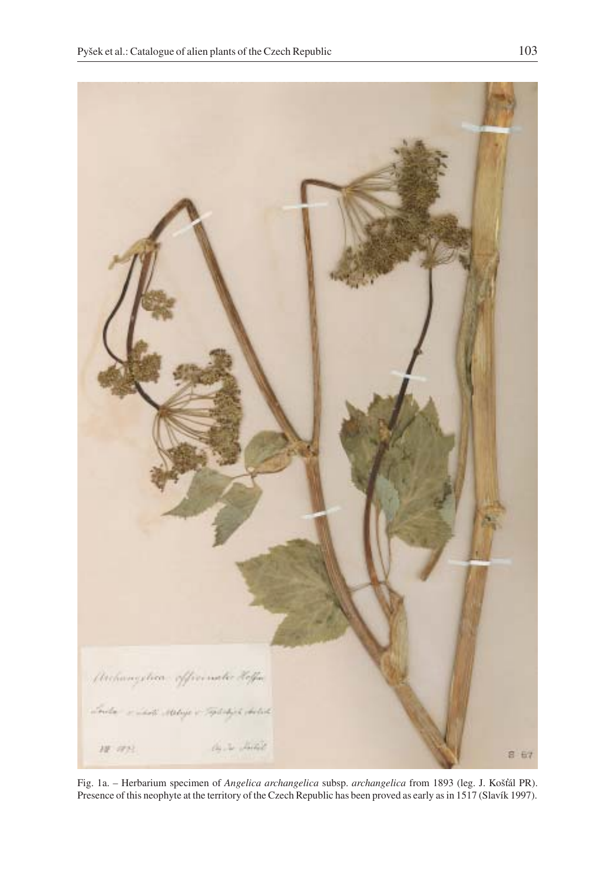Fig. 1a. – Herbarium specimen of *Angelica archangelica* subsp. *archangelica* from 1893 (leg. J. Košťál PR). Presence of this neophyte at the territory of the Czech Republic has been proved as early as in 1517 (Slavík 1997).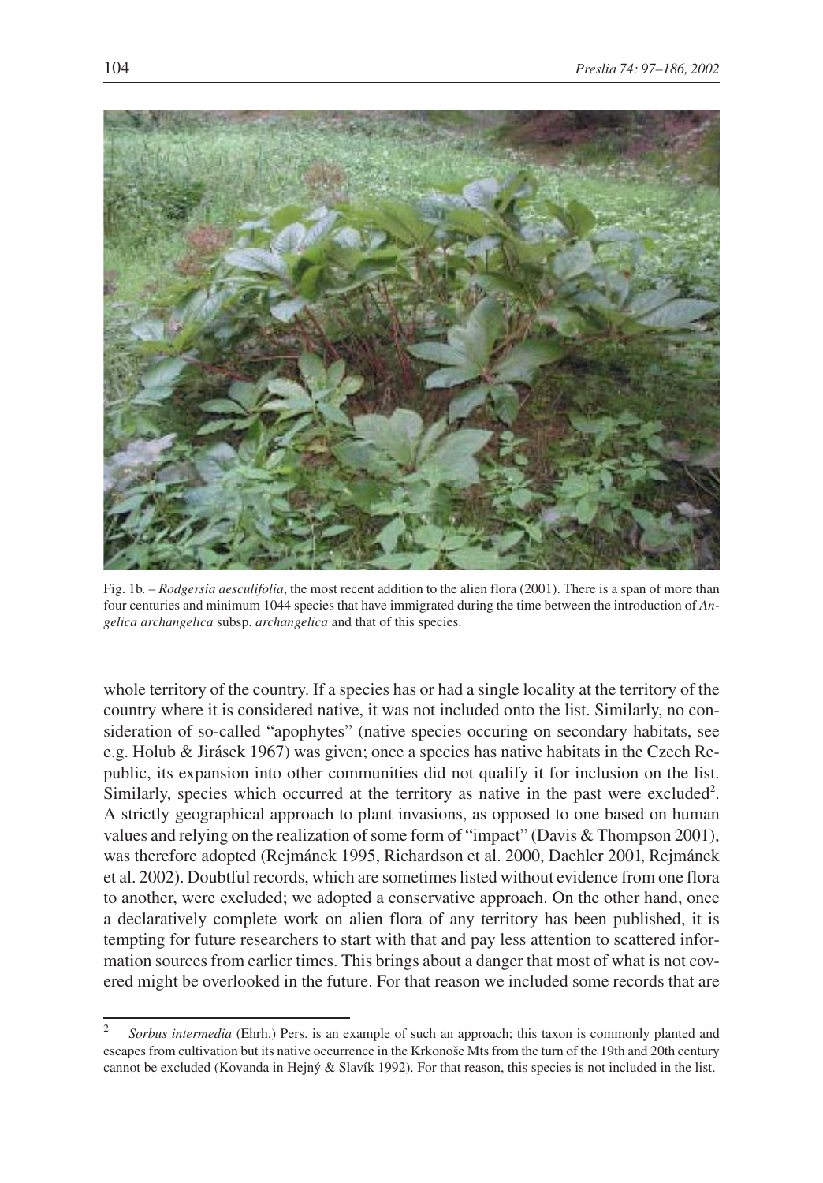Fig. 1b. – *Rodgersia aesculifolia*, the most recent addition to the alien flora (2001). There is a span of more than four centuries and minimum 1044 species that have immigrated during the time between the introduction of *Angelica archangelica* subsp. *archangelica* and that of this species.

whole territory of the country. If a species has or had a single locality at the territory of the country where it is considered native, it was not included onto the list. Similarly, no consideration of so-called "apophytes" (native species occuring on secondary habitats, see e.g. Holub & Jirásek 1967) was given; once a species has native habitats in the Czech Republic, its expansion into other communities did not qualify it for inclusion on the list. Similarly, species which occurred at the territory as native in the past were excluded[2]. A strictly geographical approach to plant invasions, as opposed to one based on human values and relying on the realization of some form of "impact" (Davis & Thompson 2001), was therefore adopted (Rejmánek 1995, Richardson et al. 2000, Daehler 2001, Rejmánek et al. 2002). Doubtful records, which are sometimes listed without evidence from one flora to another, were excluded; we adopted a conservative approach. On the other hand, once a declaratively complete work on alien flora of any territory has been published, it is tempting for future researchers to start with that and pay less attention to scattered information sources from earlier times. This brings about a danger that most of what is not covered might be overlooked in the future. For that reason we included some records that are

[2] *Sorbus intermedia* (Ehrh.) Pers. is an example of such an approach; this taxon is commonly planted and escapes from cultivation but its native occurrence in the Krkonoše Mts from the turn of the 19th and 20th century cannot be excluded (Kovanda in Hejný & Slavík 1992). For that reason, this species is not included in the list.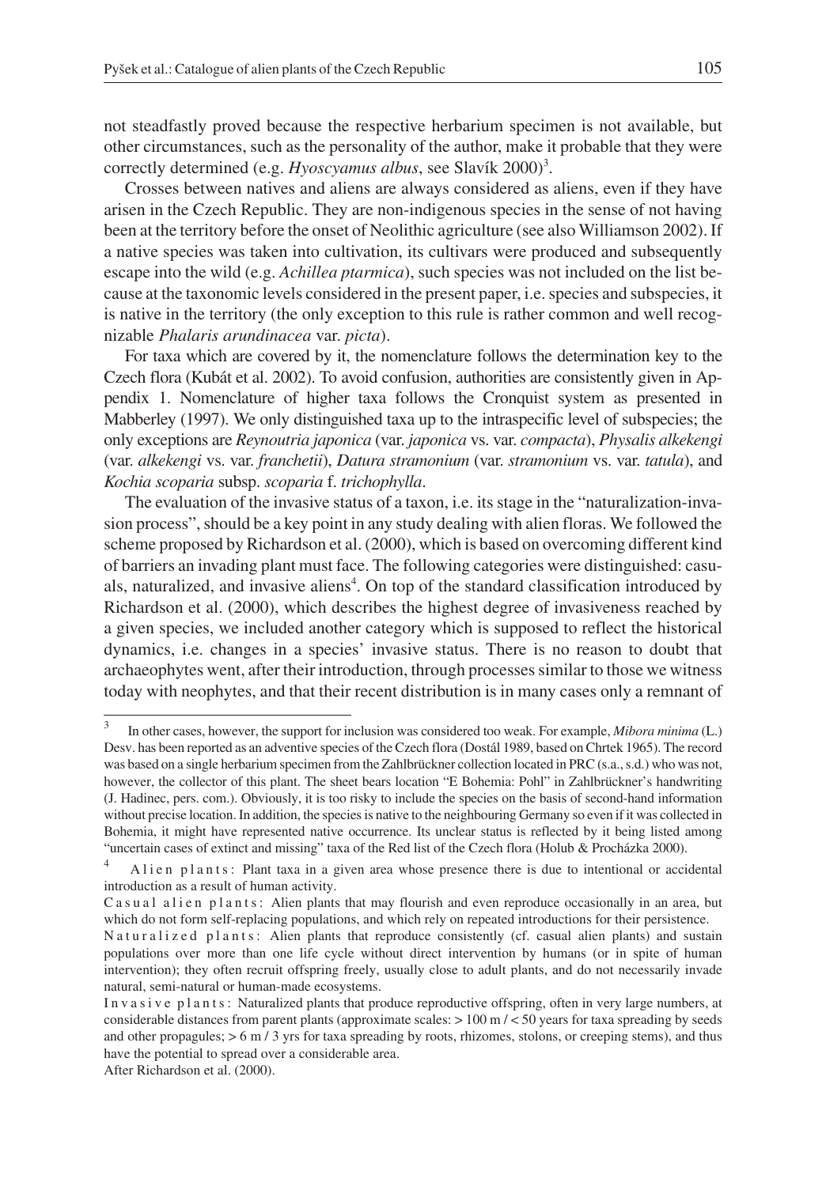not steadfastly proved because the respective herbarium specimen is not available, but other circumstances, such as the personality of the author, make it probable that they were correctly determined (e.g. *Hyoscyamus albus*, see Slavík 2000)[3].

Crosses between natives and aliens are always considered as aliens, even if they have arisen in the Czech Republic. They are non-indigenous species in the sense of not having been at the territory before the onset of Neolithic agriculture (see also Williamson 2002). If a native species was taken into cultivation, its cultivars were produced and subsequently escape into the wild (e.g. *Achillea ptarmica*), such species was not included on the list because at the taxonomic levels considered in the present paper, i.e. species and subspecies, it is native in the territory (the only exception to this rule is rather common and well recognizable *Phalaris arundinacea* var. *picta*).

For taxa which are covered by it, the nomenclature follows the determination key to the Czech flora (Kubát et al. 2002). To avoid confusion, authorities are consistently given in Appendix 1. Nomenclature of higher taxa follows the Cronquist system as presented in Mabberley (1997). We only distinguished taxa up to the intraspecific level of subspecies; the only exceptions are *Reynoutria japonica* (var. *japonica* vs. var. *compacta*), *Physalis alkekengi* (var. *alkekengi* vs. var. *franchetii*), *Datura stramonium* (var. *stramonium* vs. var. *tatula*), and *Kochia scoparia* subsp. *scoparia* f. *trichophylla*.

The evaluation of the invasive status of a taxon, i.e. its stage in the "naturalization-invasion process", should be a key point in any study dealing with alien floras. We followed the scheme proposed by Richardson et al. (2000), which is based on overcoming different kind of barriers an invading plant must face. The following categories were distinguished: casuals, naturalized, and invasive aliens[4]. On top of the standard classification introduced by Richardson et al. (2000), which describes the highest degree of invasiveness reached by a given species, we included another category which is supposed to reflect the historical dynamics, i.e. changes in a species' invasive status. There is no reason to doubt that archaeophytes went, after their introduction, through processes similar to those we witness today with neophytes, and that their recent distribution is in many cases only a remnant of

---

[3] In other cases, however, the support for inclusion was considered too weak. For example, *Mibora minima* (L.) Desv. has been reported as an adventive species of the Czech flora (Dostál 1989, based on Chrtek 1965). The record was based on a single herbarium specimen from the Zahlbrückner collection located in PRC (s.a., s.d.) who was not, however, the collector of this plant. The sheet bears location "E Bohemia: Pohl" in Zahlbrückner's handwriting (J. Hadinec, pers. com.). Obviously, it is too risky to include the species on the basis of second-hand information without precise location. In addition, the species is native to the neighbouring Germany so even if it was collected in Bohemia, it might have represented native occurrence. Its unclear status is reflected by it being listed among "uncertain cases of extinct and missing" taxa of the Red list of the Czech flora (Holub & Procházka 2000).

[4] Alien plants: Plant taxa in a given area whose presence there is due to intentional or accidental introduction as a result of human activity.

Casual alien plants: Alien plants that may flourish and even reproduce occasionally in an area, but which do not form self-replacing populations, and which rely on repeated introductions for their persistence.

Naturalized plants: Alien plants that reproduce consistently (cf. casual alien plants) and sustain populations over more than one life cycle without direct intervention by humans (or in spite of human intervention); they often recruit offspring freely, usually close to adult plants, and do not necessarily invade natural, semi-natural or human-made ecosystems.

Invasive plants: Naturalized plants that produce reproductive offspring, often in very large numbers, at considerable distances from parent plants (approximate scales: > 100 m / < 50 years for taxa spreading by seeds and other propagules; > 6 m / 3 yrs for taxa spreading by roots, rhizomes, stolons, or creeping stems), and thus have the potential to spread over a considerable area.

After Richardson et al. (2000).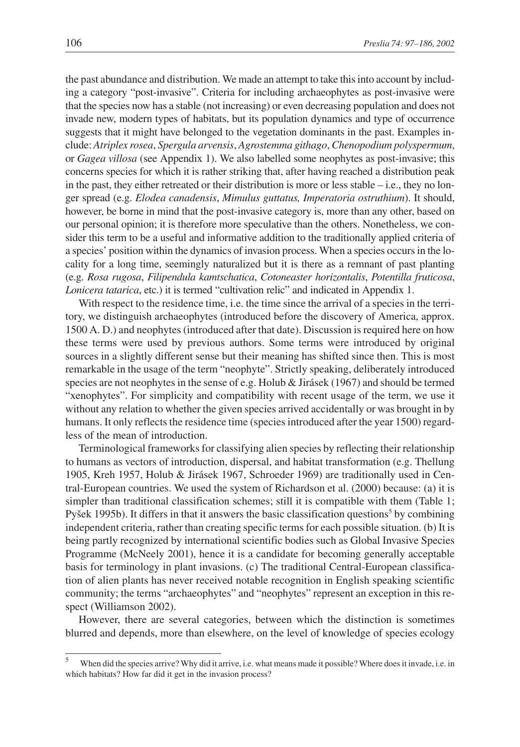the past abundance and distribution. We made an attempt to take this into account by including a category "post-invasive". Criteria for including archaeophytes as post-invasive were that the species now has a stable (not increasing) or even decreasing population and does not invade new, modern types of habitats, but its population dynamics and type of occurrence suggests that it might have belonged to the vegetation dominants in the past. Examples include: *Atriplex rosea*, *Spergula arvensis*, *Agrostemma githago*, *Chenopodium polyspermum*, or *Gagea villosa* (see Appendix 1). We also labelled some neophytes as post-invasive; this concerns species for which it is rather striking that, after having reached a distribution peak in the past, they either retreated or their distribution is more or less stable – i.e., they no longer spread (e.g. *Elodea canadensis*, *Mimulus guttatus, Imperatoria ostruthium*). It should, however, be borne in mind that the post-invasive category is, more than any other, based on our personal opinion; it is therefore more speculative than the others. Nonetheless, we consider this term to be a useful and informative addition to the traditionally applied criteria of a species' position within the dynamics of invasion process. When a species occurs in the locality for a long time, seemingly naturalized but it is there as a remnant of past planting (e.g. *Rosa rugosa*, *Filipendula kamtschatica*, *Cotoneaster horizontalis*, *Potentilla fruticosa*, *Lonicera tatarica*, etc.) it is termed "cultivation relic" and indicated in Appendix 1.

With respect to the residence time, i.e. the time since the arrival of a species in the territory, we distinguish archaeophytes (introduced before the discovery of America, approx. 1500 A. D.) and neophytes (introduced after that date). Discussion is required here on how these terms were used by previous authors. Some terms were introduced by original sources in a slightly different sense but their meaning has shifted since then. This is most remarkable in the usage of the term "neophyte". Strictly speaking, deliberately introduced species are not neophytes in the sense of e.g. Holub & Jirásek (1967) and should be termed "xenophytes". For simplicity and compatibility with recent usage of the term, we use it without any relation to whether the given species arrived accidentally or was brought in by humans. It only reflects the residence time (species introduced after the year 1500) regardless of the mean of introduction.

Terminological frameworks for classifying alien species by reflecting their relationship to humans as vectors of introduction, dispersal, and habitat transformation (e.g. Thellung 1905, Kreh 1957, Holub & Jirásek 1967, Schroeder 1969) are traditionally used in Central-European countries. We used the system of Richardson et al. (2000) because: (a) it is simpler than traditional classification schemes; still it is compatible with them (Table 1; Pyšek 1995b). It differs in that it answers the basic classification questions[5] by combining independent criteria, rather than creating specific terms for each possible situation. (b) It is being partly recognized by international scientific bodies such as Global Invasive Species Programme (McNeely 2001), hence it is a candidate for becoming generally acceptable basis for terminology in plant invasions. (c) The traditional Central-European classification of alien plants has never received notable recognition in English speaking scientific community; the terms "archaeophytes" and "neophytes" represent an exception in this respect (Williamson 2002).

However, there are several categories, between which the distinction is sometimes blurred and depends, more than elsewhere, on the level of knowledge of species ecology

[5] When did the species arrive? Why did it arrive, i.e. what means made it possible? Where does it invade, i.e. in which habitats? How far did it get in the invasion process?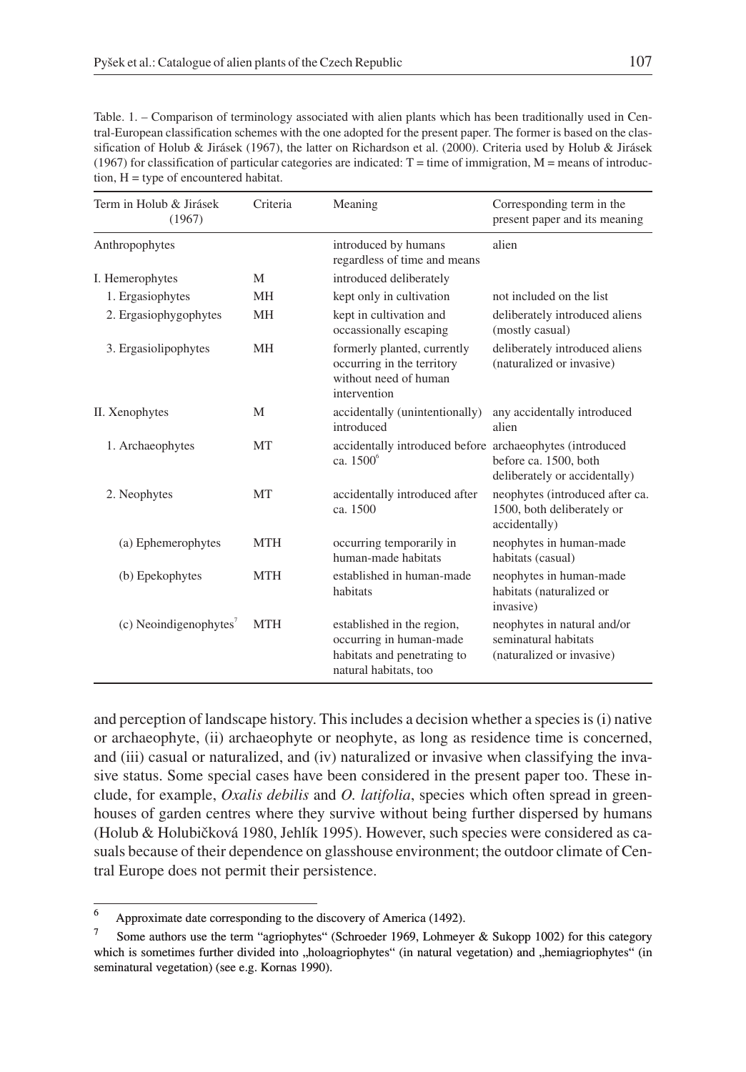Table. 1. – Comparison of terminology associated with alien plants which has been traditionally used in Central-European classification schemes with the one adopted for the present paper. The former is based on the classification of Holub & Jirásek (1967), the latter on Richardson et al. (2000). Criteria used by Holub & Jirásek (1967) for classification of particular categories are indicated: T = time of immigration, M = means of introduction, H = type of encountered habitat.

| Term in Holub & Jirásek (1967) | Criteria | Meaning | Corresponding term in the present paper and its meaning |
|---|---|---|---|
| Anthropophytes | | introduced by humans regardless of time and means | alien |
| I. Hemerophytes | M | introduced deliberately | |
| 1. Ergasiophytes | MH | kept only in cultivation | not included on the list |
| 2. Ergasiophygophytes | MH | kept in cultivation and occassionally escaping | deliberately introduced aliens (mostly casual) |
| 3. Ergasiolipophytes | MH | formerly planted, currently occurring in the territory without need of human intervention | deliberately introduced aliens (naturalized or invasive) |
| II. Xenophytes | M | accidentally (unintentionally) introduced | any accidentally introduced alien |
| 1. Archaeophytes | MT | accidentally introduced before ca. 1500[6] | archaeophytes (introduced before ca. 1500, both deliberately or accidentally) |
| 2. Neophytes | MT | accidentally introduced after ca. 1500 | neophytes (introduced after ca. 1500, both deliberately or accidentally) |
| (a) Ephemerophytes | MTH | occurring temporarily in human-made habitats | neophytes in human-made habitats (casual) |
| (b) Epekophytes | MTH | established in human-made habitats | neophytes in human-made habitats (naturalized or invasive) |
| (c) Neoindigenophytes[7] | MTH | established in the region, occurring in human-made habitats and penetrating to natural habitats, too | neophytes in natural and/or seminatural habitats (naturalized or invasive) |

and perception of landscape history. This includes a decision whether a species is (i) native or archaeophyte, (ii) archaeophyte or neophyte, as long as residence time is concerned, and (iii) casual or naturalized, and (iv) naturalized or invasive when classifying the invasive status. Some special cases have been considered in the present paper too. These include, for example, *Oxalis debilis* and *O. latifolia*, species which often spread in greenhouses of garden centres where they survive without being further dispersed by humans (Holub & Holubičková 1980, Jehlík 1995). However, such species were considered as casuals because of their dependence on glasshouse environment; the outdoor climate of Central Europe does not permit their persistence.

[6] Approximate date corresponding to the discovery of America (1492).

[7] Some authors use the term "agriophytes" (Schroeder 1969, Lohmeyer & Sukopp 1002) for this category which is sometimes further divided into „holoagriophytes" (in natural vegetation) and „hemiagriophytes" (in seminatural vegetation) (see e.g. Kornas 1990).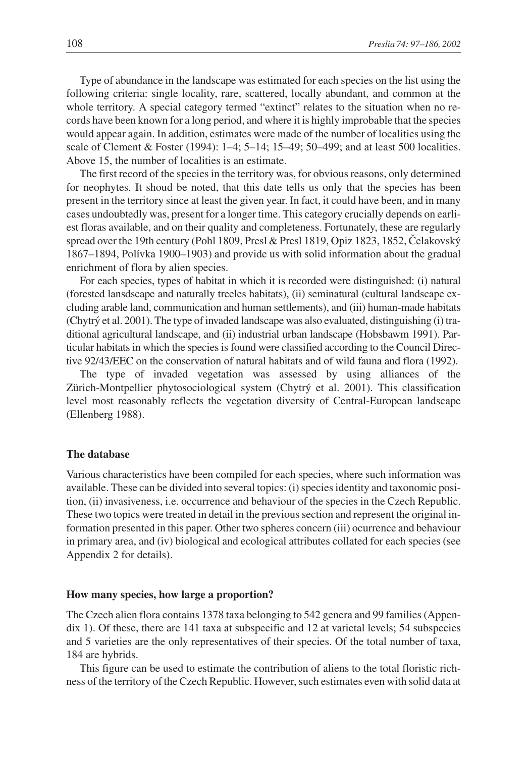Type of abundance in the landscape was estimated for each species on the list using the following criteria: single locality, rare, scattered, locally abundant, and common at the whole territory. A special category termed "extinct" relates to the situation when no records have been known for a long period, and where it is highly improbable that the species would appear again. In addition, estimates were made of the number of localities using the scale of Clement & Foster (1994): 1–4; 5–14; 15–49; 50–499; and at least 500 localities. Above 15, the number of localities is an estimate.

The first record of the species in the territory was, for obvious reasons, only determined for neophytes. It shoud be noted, that this date tells us only that the species has been present in the territory since at least the given year. In fact, it could have been, and in many cases undoubtedly was, present for a longer time. This category crucially depends on earliest floras available, and on their quality and completeness. Fortunately, these are regularly spread over the 19th century (Pohl 1809, Presl & Presl 1819, Opiz 1823, 1852, Čelakovský 1867–1894, Polívka 1900–1903) and provide us with solid information about the gradual enrichment of flora by alien species.

For each species, types of habitat in which it is recorded were distinguished: (i) natural (forested lansdscape and naturally treeles habitats), (ii) seminatural (cultural landscape excluding arable land, communication and human settlements), and (iii) human-made habitats (Chytrý et al. 2001). The type of invaded landscape was also evaluated, distinguishing (i) traditional agricultural landscape, and (ii) industrial urban landscape (Hobsbawm 1991). Particular habitats in which the species is found were classified according to the Council Directive 92/43/EEC on the conservation of natural habitats and of wild fauna and flora (1992).

The type of invaded vegetation was assessed by using alliances of the Zürich-Montpellier phytosociological system (Chytrý et al. 2001). This classification level most reasonably reflects the vegetation diversity of Central-European landscape (Ellenberg 1988).

### The database

Various characteristics have been compiled for each species, where such information was available. These can be divided into several topics: (i) species identity and taxonomic position, (ii) invasiveness, i.e. occurrence and behaviour of the species in the Czech Republic. These two topics were treated in detail in the previous section and represent the original information presented in this paper. Other two spheres concern (iii) ocurrence and behaviour in primary area, and (iv) biological and ecological attributes collated for each species (see Appendix 2 for details).

### How many species, how large a proportion?

The Czech alien flora contains 1378 taxa belonging to 542 genera and 99 families (Appendix 1). Of these, there are 141 taxa at subspecific and 12 at varietal levels; 54 subspecies and 5 varieties are the only representatives of their species. Of the total number of taxa, 184 are hybrids.

This figure can be used to estimate the contribution of aliens to the total floristic richness of the territory of the Czech Republic. However, such estimates even with solid data at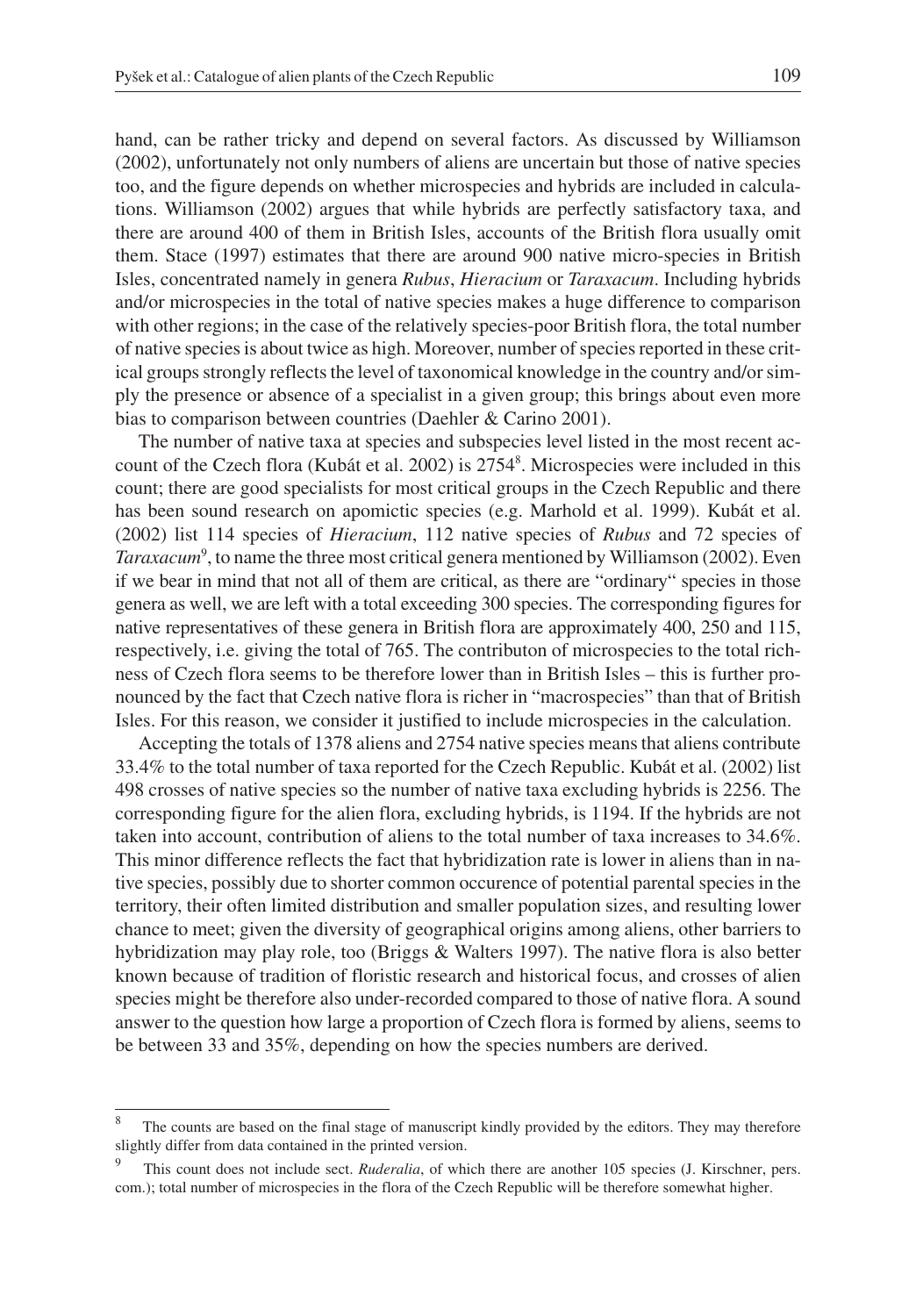hand, can be rather tricky and depend on several factors. As discussed by Williamson (2002), unfortunately not only numbers of aliens are uncertain but those of native species too, and the figure depends on whether microspecies and hybrids are included in calculations. Williamson (2002) argues that while hybrids are perfectly satisfactory taxa, and there are around 400 of them in British Isles, accounts of the British flora usually omit them. Stace (1997) estimates that there are around 900 native micro-species in British Isles, concentrated namely in genera *Rubus*, *Hieracium* or *Taraxacum*. Including hybrids and/or microspecies in the total of native species makes a huge difference to comparison with other regions; in the case of the relatively species-poor British flora, the total number of native species is about twice as high. Moreover, number of species reported in these critical groups strongly reflects the level of taxonomical knowledge in the country and/or simply the presence or absence of a specialist in a given group; this brings about even more bias to comparison between countries (Daehler & Carino 2001).

The number of native taxa at species and subspecies level listed in the most recent account of the Czech flora (Kubát et al. 2002) is 2754[8]. Microspecies were included in this count; there are good specialists for most critical groups in the Czech Republic and there has been sound research on apomictic species (e.g. Marhold et al. 1999). Kubát et al. (2002) list 114 species of *Hieracium*, 112 native species of *Rubus* and 72 species of *Taraxacum*[9], to name the three most critical genera mentioned by Williamson (2002). Even if we bear in mind that not all of them are critical, as there are "ordinary" species in those genera as well, we are left with a total exceeding 300 species. The corresponding figures for native representatives of these genera in British flora are approximately 400, 250 and 115, respectively, i.e. giving the total of 765. The contributon of microspecies to the total richness of Czech flora seems to be therefore lower than in British Isles – this is further pronounced by the fact that Czech native flora is richer in "macrospecies" than that of British Isles. For this reason, we consider it justified to include microspecies in the calculation.

Accepting the totals of 1378 aliens and 2754 native species means that aliens contribute 33.4% to the total number of taxa reported for the Czech Republic. Kubát et al. (2002) list 498 crosses of native species so the number of native taxa excluding hybrids is 2256. The corresponding figure for the alien flora, excluding hybrids, is 1194. If the hybrids are not taken into account, contribution of aliens to the total number of taxa increases to 34.6%. This minor difference reflects the fact that hybridization rate is lower in aliens than in native species, possibly due to shorter common occurence of potential parental species in the territory, their often limited distribution and smaller population sizes, and resulting lower chance to meet; given the diversity of geographical origins among aliens, other barriers to hybridization may play role, too (Briggs & Walters 1997). The native flora is also better known because of tradition of floristic research and historical focus, and crosses of alien species might be therefore also under-recorded compared to those of native flora. A sound answer to the question how large a proportion of Czech flora is formed by aliens, seems to be between 33 and 35%, depending on how the species numbers are derived.

---

[8] The counts are based on the final stage of manuscript kindly provided by the editors. They may therefore slightly differ from data contained in the printed version.

[9] This count does not include sect. *Ruderalia*, of which there are another 105 species (J. Kirschner, pers. com.); total number of microspecies in the flora of the Czech Republic will be therefore somewhat higher.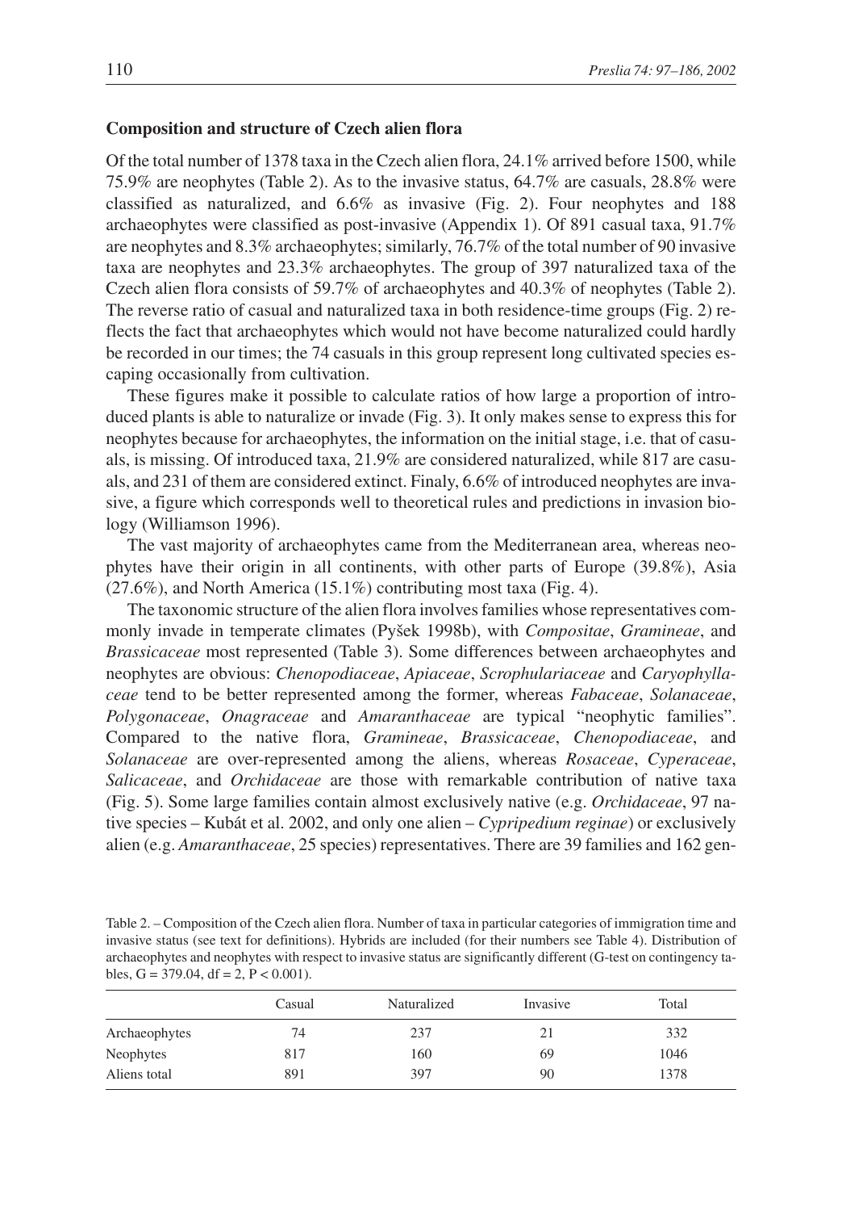### Composition and structure of Czech alien flora

Of the total number of 1378 taxa in the Czech alien flora, 24.1% arrived before 1500, while 75.9% are neophytes (Table 2). As to the invasive status, 64.7% are casuals, 28.8% were classified as naturalized, and 6.6% as invasive (Fig. 2). Four neophytes and 188 archaeophytes were classified as post-invasive (Appendix 1). Of 891 casual taxa, 91.7% are neophytes and 8.3% archaeophytes; similarly, 76.7% of the total number of 90 invasive taxa are neophytes and 23.3% archaeophytes. The group of 397 naturalized taxa of the Czech alien flora consists of 59.7% of archaeophytes and 40.3% of neophytes (Table 2). The reverse ratio of casual and naturalized taxa in both residence-time groups (Fig. 2) reflects the fact that archaeophytes which would not have become naturalized could hardly be recorded in our times; the 74 casuals in this group represent long cultivated species escaping occasionally from cultivation.

These figures make it possible to calculate ratios of how large a proportion of introduced plants is able to naturalize or invade (Fig. 3). It only makes sense to express this for neophytes because for archaeophytes, the information on the initial stage, i.e. that of casuals, is missing. Of introduced taxa, 21.9% are considered naturalized, while 817 are casuals, and 231 of them are considered extinct. Finaly, 6.6% of introduced neophytes are invasive, a figure which corresponds well to theoretical rules and predictions in invasion biology (Williamson 1996).

The vast majority of archaeophytes came from the Mediterranean area, whereas neophytes have their origin in all continents, with other parts of Europe (39.8%), Asia (27.6%), and North America (15.1%) contributing most taxa (Fig. 4).

The taxonomic structure of the alien flora involves families whose representatives commonly invade in temperate climates (Pyšek 1998b), with *Compositae*, *Gramineae*, and *Brassicaceae* most represented (Table 3). Some differences between archaeophytes and neophytes are obvious: *Chenopodiaceae*, *Apiaceae*, *Scrophulariaceae* and *Caryophyllaceae* tend to be better represented among the former, whereas *Fabaceae*, *Solanaceae*, *Polygonaceae*, *Onagraceae* and *Amaranthaceae* are typical "neophytic families". Compared to the native flora, *Gramineae*, *Brassicaceae*, *Chenopodiaceae*, and *Solanaceae* are over-represented among the aliens, whereas *Rosaceae*, *Cyperaceae*, *Salicaceae*, and *Orchidaceae* are those with remarkable contribution of native taxa (Fig. 5). Some large families contain almost exclusively native (e.g. *Orchidaceae*, 97 native species – Kubát et al. 2002, and only one alien – *Cypripedium reginae*) or exclusively alien (e.g. *Amaranthaceae*, 25 species) representatives. There are 39 families and 162 gen-

Table 2. – Composition of the Czech alien flora. Number of taxa in particular categories of immigration time and invasive status (see text for definitions). Hybrids are included (for their numbers see Table 4). Distribution of archaeophytes and neophytes with respect to invasive status are significantly different (G-test on contingency tables, $G = 379.04$, $df = 2$, $P < 0.001$).

| | Casual | Naturalized | Invasive | Total |
|---|---|---|---|---|
| Archaeophytes | 74 | 237 | 21 | 332 |
| Neophytes | 817 | 160 | 69 | 1046 |
| Aliens total | 891 | 397 | 90 | 1378 |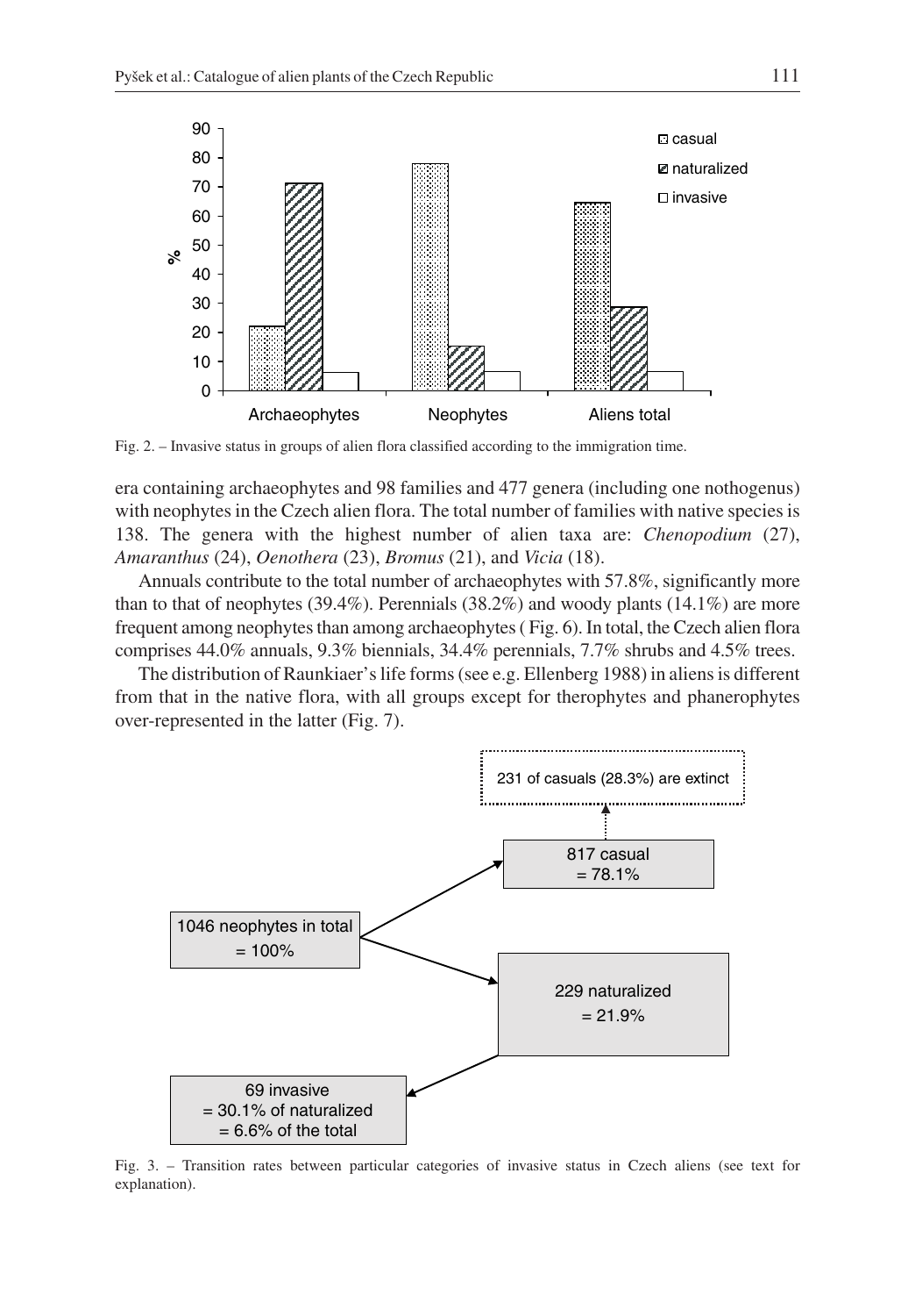Fig. 2. – Invasive status in groups of alien flora classified according to the immigration time.

era containing archaeophytes and 98 families and 477 genera (including one nothogenus) with neophytes in the Czech alien flora. The total number of families with native species is 138. The genera with the highest number of alien taxa are: *Chenopodium* (27), *Amaranthus* (24), *Oenothera* (23), *Bromus* (21), and *Vicia* (18).

Annuals contribute to the total number of archaeophytes with 57.8%, significantly more than to that of neophytes (39.4%). Perennials (38.2%) and woody plants (14.1%) are more frequent among neophytes than among archaeophytes ( Fig. 6). In total, the Czech alien flora comprises 44.0% annuals, 9.3% biennials, 34.4% perennials, 7.7% shrubs and 4.5% trees.

The distribution of Raunkiaer's life forms (see e.g. Ellenberg 1988) in aliens is different from that in the native flora, with all groups except for therophytes and phanerophytes over-represented in the latter (Fig. 7).

Fig. 3. – Transition rates between particular categories of invasive status in Czech aliens (see text for explanation).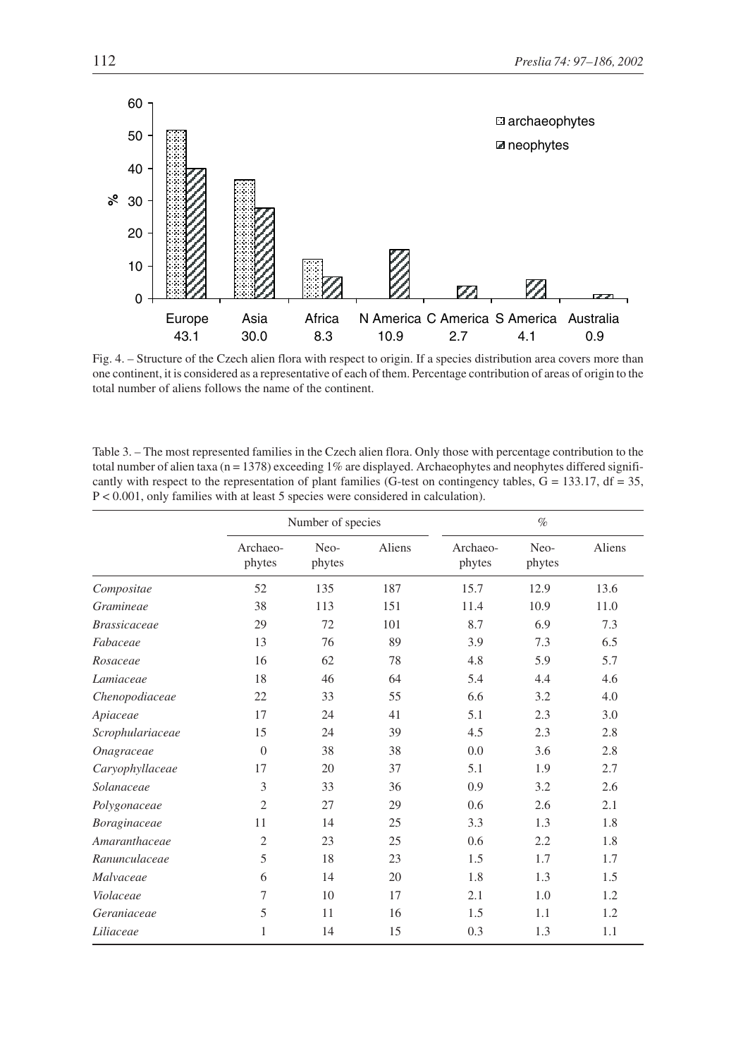Fig. 4. – Structure of the Czech alien flora with respect to origin. If a species distribution area covers more than one continent, it is considered as a representative of each of them. Percentage contribution of areas of origin to the total number of aliens follows the name of the continent.

Table 3. – The most represented families in the Czech alien flora. Only those with percentage contribution to the total number of alien taxa (n = 1378) exceeding 1% are displayed. Archaeophytes and neophytes differed significantly with respect to the representation of plant families (G-test on contingency tables, $G = 133.17$, $df = 35$, $P < 0.001$, only families with at least 5 species were considered in calculation).

| | Number of species | | | % | | |
|---|---|---|---|---|---|---|
| | Archaeo-phytes | Neo-phytes | Aliens | Archaeo-phytes | Neo-phytes | Aliens |
| *Compositae* | 52 | 135 | 187 | 15.7 | 12.9 | 13.6 |
| *Gramineae* | 38 | 113 | 151 | 11.4 | 10.9 | 11.0 |
| *Brassicaceae* | 29 | 72 | 101 | 8.7 | 6.9 | 7.3 |
| *Fabaceae* | 13 | 76 | 89 | 3.9 | 7.3 | 6.5 |
| *Rosaceae* | 16 | 62 | 78 | 4.8 | 5.9 | 5.7 |
| *Lamiaceae* | 18 | 46 | 64 | 5.4 | 4.4 | 4.6 |
| *Chenopodiaceae* | 22 | 33 | 55 | 6.6 | 3.2 | 4.0 |
| *Apiaceae* | 17 | 24 | 41 | 5.1 | 2.3 | 3.0 |
| *Scrophulariaceae* | 15 | 24 | 39 | 4.5 | 2.3 | 2.8 |
| *Onagraceae* | 0 | 38 | 38 | 0.0 | 3.6 | 2.8 |
| *Caryophyllaceae* | 17 | 20 | 37 | 5.1 | 1.9 | 2.7 |
| *Solanaceae* | 3 | 33 | 36 | 0.9 | 3.2 | 2.6 |
| *Polygonaceae* | 2 | 27 | 29 | 0.6 | 2.6 | 2.1 |
| *Boraginaceae* | 11 | 14 | 25 | 3.3 | 1.3 | 1.8 |
| *Amaranthaceae* | 2 | 23 | 25 | 0.6 | 2.2 | 1.8 |
| *Ranunculaceae* | 5 | 18 | 23 | 1.5 | 1.7 | 1.7 |
| *Malvaceae* | 6 | 14 | 20 | 1.8 | 1.3 | 1.5 |
| *Violaceae* | 7 | 10 | 17 | 2.1 | 1.0 | 1.2 |
| *Geraniaceae* | 5 | 11 | 16 | 1.5 | 1.1 | 1.2 |
| *Liliaceae* | 1 | 14 | 15 | 0.3 | 1.3 | 1.1 |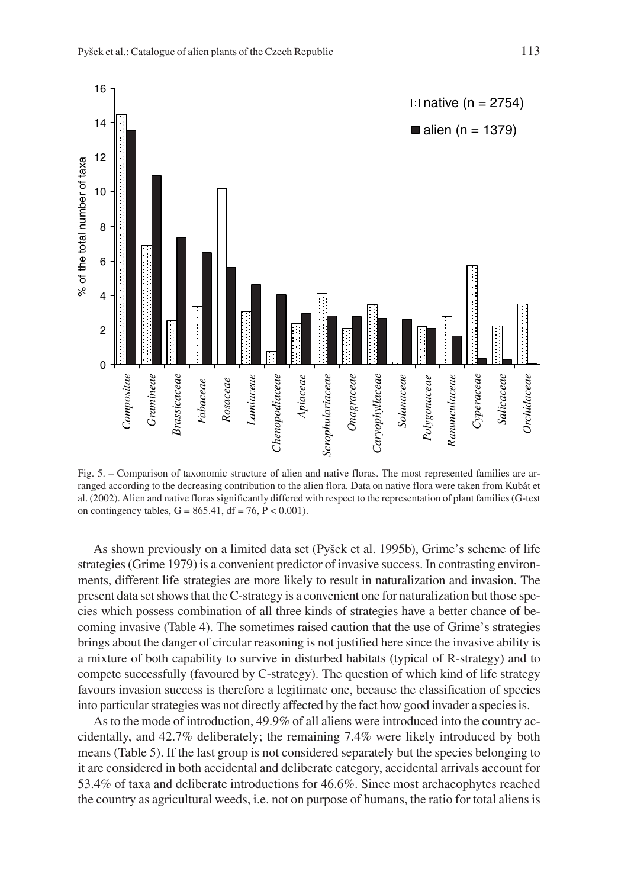Fig. 5. – Comparison of taxonomic structure of alien and native floras. The most represented families are arranged according to the decreasing contribution to the alien flora. Data on native flora were taken from Kubát et al. (2002). Alien and native floras significantly differed with respect to the representation of plant families (G-test on contingency tables, $G = 865.41$, $df = 76$, $P < 0.001$).

As shown previously on a limited data set (Pyšek et al. 1995b), Grime's scheme of life strategies (Grime 1979) is a convenient predictor of invasive success. In contrasting environments, different life strategies are more likely to result in naturalization and invasion. The present data set shows that the C-strategy is a convenient one for naturalization but those species which possess combination of all three kinds of strategies have a better chance of becoming invasive (Table 4). The sometimes raised caution that the use of Grime's strategies brings about the danger of circular reasoning is not justified here since the invasive ability is a mixture of both capability to survive in disturbed habitats (typical of R-strategy) and to compete successfully (favoured by C-strategy). The question of which kind of life strategy favours invasion success is therefore a legitimate one, because the classification of species into particular strategies was not directly affected by the fact how good invader a species is.

As to the mode of introduction, 49.9% of all aliens were introduced into the country accidentally, and 42.7% deliberately; the remaining 7.4% were likely introduced by both means (Table 5). If the last group is not considered separately but the species belonging to it are considered in both accidental and deliberate category, accidental arrivals account for 53.4% of taxa and deliberate introductions for 46.6%. Since most archaeophytes reached the country as agricultural weeds, i.e. not on purpose of humans, the ratio for total aliens is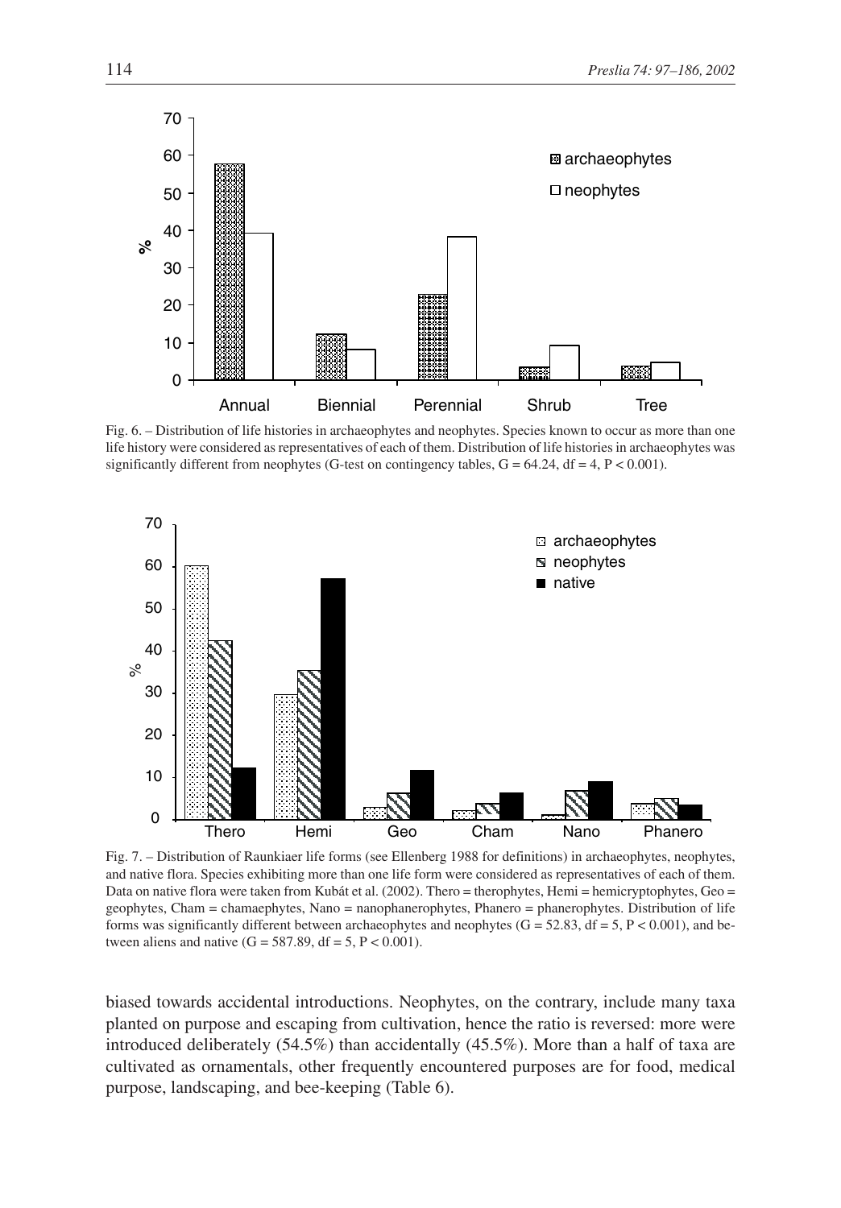Fig. 6. – Distribution of life histories in archaeophytes and neophytes. Species known to occur as more than one life history were considered as representatives of each of them. Distribution of life histories in archaeophytes was significantly different from neophytes (G-test on contingency tables, $G = 64.24$, $df = 4$, $P < 0.001$).

Fig. 7. – Distribution of Raunkiaer life forms (see Ellenberg 1988 for definitions) in archaeophytes, neophytes, and native flora. Species exhibiting more than one life form were considered as representatives of each of them. Data on native flora were taken from Kubát et al. (2002). Thero = therophytes, Hemi = hemicryptophytes, Geo = geophytes, Cham = chamaephytes, Nano = nanophanerophytes, Phanero = phanerophytes. Distribution of life forms was significantly different between archaeophytes and neophytes ($G = 52.83$, $df = 5$, $P < 0.001$), and between aliens and native ($G = 587.89$, $df = 5$, $P < 0.001$).

biased towards accidental introductions. Neophytes, on the contrary, include many taxa planted on purpose and escaping from cultivation, hence the ratio is reversed: more were introduced deliberately (54.5%) than accidentally (45.5%). More than a half of taxa are cultivated as ornamentals, other frequently encountered purposes are for food, medical purpose, landscaping, and bee-keeping (Table 6).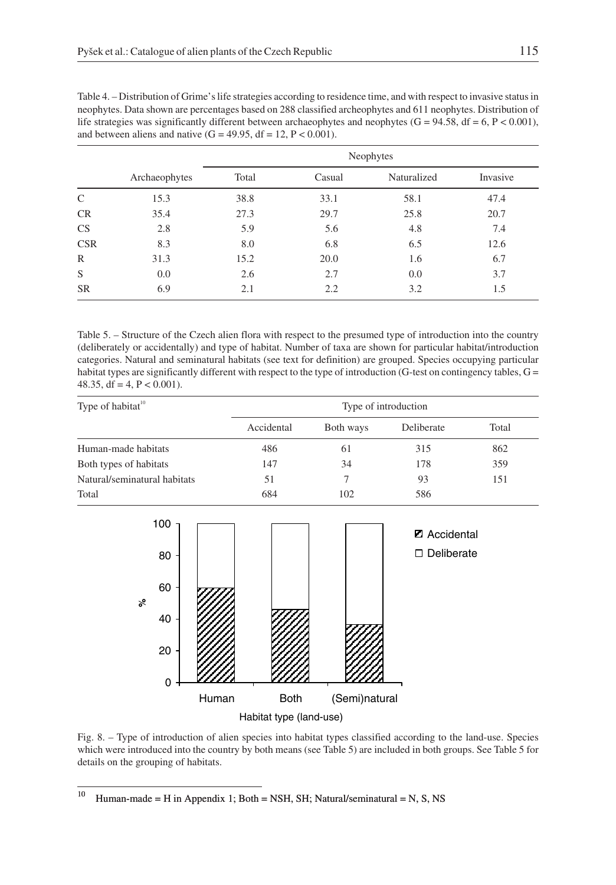Table 4. – Distribution of Grime's life strategies according to residence time, and with respect to invasive status in neophytes. Data shown are percentages based on 288 classified archeophytes and 611 neophytes. Distribution of life strategies was significantly different between archaeophytes and neophytes ($G = 94.58$, $df = 6$, $P < 0.001$), and between aliens and native ($G = 49.95$, $df = 12$, $P < 0.001$).

| | Archaeophytes | Neophytes | | | |
|---|---|---|---|---|---|
| | | Total | Casual | Naturalized | Invasive |
| C | 15.3 | 38.8 | 33.1 | 58.1 | 47.4 |
| CR | 35.4 | 27.3 | 29.7 | 25.8 | 20.7 |
| CS | 2.8 | 5.9 | 5.6 | 4.8 | 7.4 |
| CSR | 8.3 | 8.0 | 6.8 | 6.5 | 12.6 |
| R | 31.3 | 15.2 | 20.0 | 1.6 | 6.7 |
| S | 0.0 | 2.6 | 2.7 | 0.0 | 3.7 |
| SR | 6.9 | 2.1 | 2.2 | 3.2 | 1.5 |

Table 5. – Structure of the Czech alien flora with respect to the presumed type of introduction into the country (deliberately or accidentally) and type of habitat. Number of taxa are shown for particular habitat/introduction categories. Natural and seminatural habitats (see text for definition) are grouped. Species occupying particular habitat types are significantly different with respect to the type of introduction (G-test on contingency tables, $G = 48.35$, $df = 4$, $P < 0.001$).

| Type of habitat[10] | Type of introduction | | | |
|---|---|---|---|---|
| | Accidental | Both ways | Deliberate | Total |
| Human-made habitats | 486 | 61 | 315 | 862 |
| Both types of habitats | 147 | 34 | 178 | 359 |
| Natural/seminatural habitats | 51 | 7 | 93 | 151 |
| Total | 684 | 102 | 586 | |

Fig. 8. – Type of introduction of alien species into habitat types classified according to the land-use. Species which were introduced into the country by both means (see Table 5) are included in both groups. See Table 5 for details on the grouping of habitats.

[10] Human-made = H in Appendix 1; Both = NSH, SH; Natural/seminatural = N, S, NS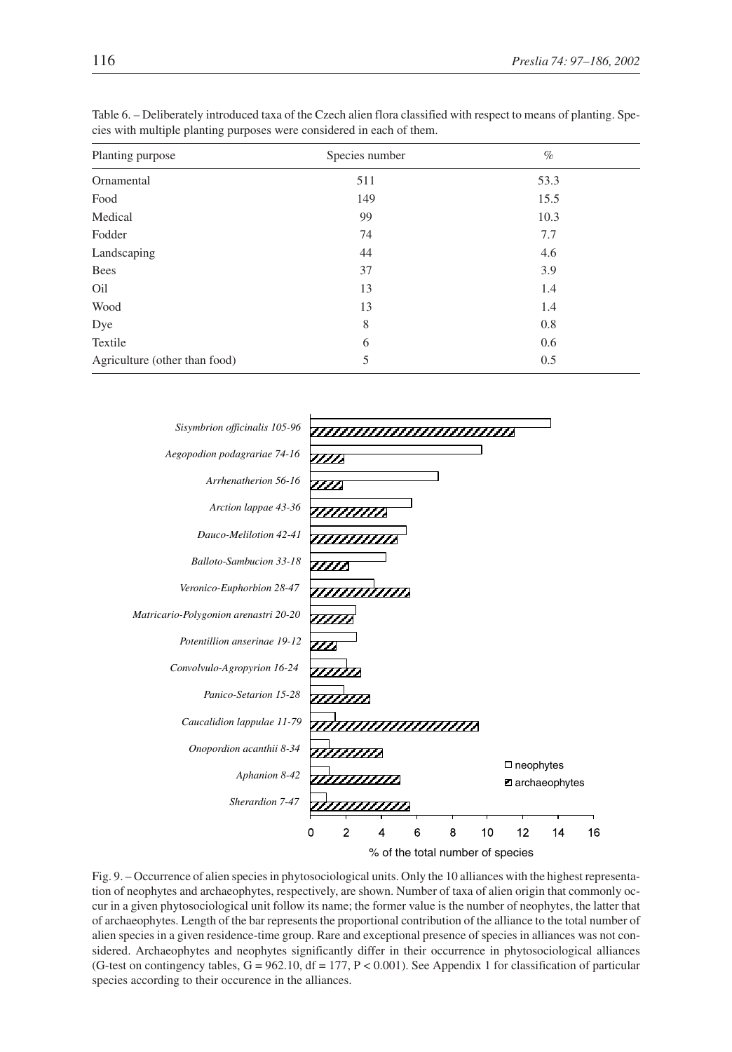Table 6. – Deliberately introduced taxa of the Czech alien flora classified with respect to means of planting. Species with multiple planting purposes were considered in each of them.

| Planting purpose | Species number | % |
|---|---|---|
| Ornamental | 511 | 53.3 |
| Food | 149 | 15.5 |
| Medical | 99 | 10.3 |
| Fodder | 74 | 7.7 |
| Landscaping | 44 | 4.6 |
| Bees | 37 | 3.9 |
| Oil | 13 | 1.4 |
| Wood | 13 | 1.4 |
| Dye | 8 | 0.8 |
| Textile | 6 | 0.6 |
| Agriculture (other than food) | 5 | 0.5 |

Fig. 9. – Occurrence of alien species in phytosociological units. Only the 10 alliances with the highest representation of neophytes and archaeophytes, respectively, are shown. Number of taxa of alien origin that commonly occur in a given phytosociological unit follow its name; the former value is the number of neophytes, the latter that of archaeophytes. Length of the bar represents the proportional contribution of the alliance to the total number of alien species in a given residence-time group. Rare and exceptional presence of species in alliances was not considered. Archaeophytes and neophytes significantly differ in their occurrence in phytosociological alliances (G-test on contingency tables, $G = 962.10$, $df = 177$, $P < 0.001$). See Appendix 1 for classification of particular species according to their occurence in the alliances.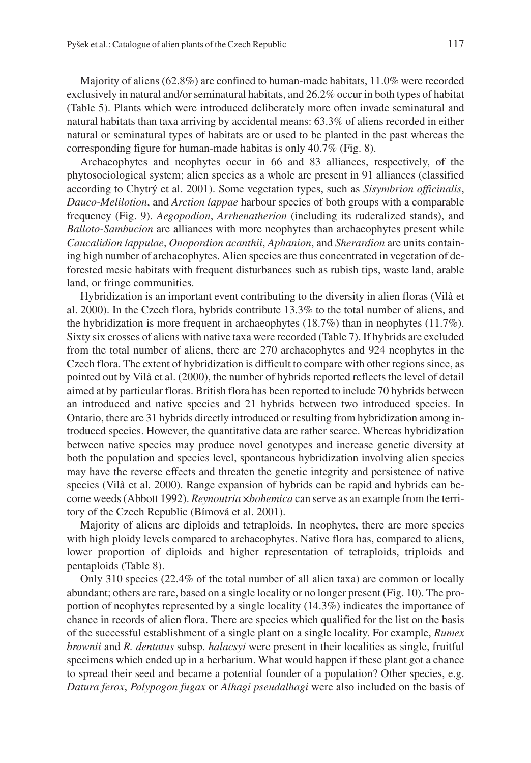Majority of aliens (62.8%) are confined to human-made habitats, 11.0% were recorded exclusively in natural and/or seminatural habitats, and 26.2% occur in both types of habitat (Table 5). Plants which were introduced deliberately more often invade seminatural and natural habitats than taxa arriving by accidental means: 63.3% of aliens recorded in either natural or seminatural types of habitats are or used to be planted in the past whereas the corresponding figure for human-made habitas is only 40.7% (Fig. 8).

Archaeophytes and neophytes occur in 66 and 83 alliances, respectively, of the phytosociological system; alien species as a whole are present in 91 alliances (classified according to Chytrý et al. 2001). Some vegetation types, such as *Sisymbrion officinalis*, *Dauco-Melilotion*, and *Arction lappae* harbour species of both groups with a comparable frequency (Fig. 9). *Aegopodion*, *Arrhenatherion* (including its ruderalized stands), and *Balloto-Sambucion* are alliances with more neophytes than archaeophytes present while *Caucalidion lappulae*, *Onopordion acanthii*, *Aphanion*, and *Sherardion* are units containing high number of archaeophytes. Alien species are thus concentrated in vegetation of deforested mesic habitats with frequent disturbances such as rubish tips, waste land, arable land, or fringe communities.

Hybridization is an important event contributing to the diversity in alien floras (Vilà et al. 2000). In the Czech flora, hybrids contribute 13.3% to the total number of aliens, and the hybridization is more frequent in archaeophytes (18.7%) than in neophytes (11.7%). Sixty six crosses of aliens with native taxa were recorded (Table 7). If hybrids are excluded from the total number of aliens, there are 270 archaeophytes and 924 neophytes in the Czech flora. The extent of hybridization is difficult to compare with other regions since, as pointed out by Vilà et al. (2000), the number of hybrids reported reflects the level of detail aimed at by particular floras. British flora has been reported to include 70 hybrids between an introduced and native species and 21 hybrids between two introduced species. In Ontario, there are 31 hybrids directly introduced or resulting from hybridization among introduced species. However, the quantitative data are rather scarce. Whereas hybridization between native species may produce novel genotypes and increase genetic diversity at both the population and species level, spontaneous hybridization involving alien species may have the reverse effects and threaten the genetic integrity and persistence of native species (Vilà et al. 2000). Range expansion of hybrids can be rapid and hybrids can become weeds (Abbott 1992). *Reynoutria* ×*bohemica* can serve as an example from the territory of the Czech Republic (Bímová et al. 2001).

Majority of aliens are diploids and tetraploids. In neophytes, there are more species with high ploidy levels compared to archaeophytes. Native flora has, compared to aliens, lower proportion of diploids and higher representation of tetraploids, triploids and pentaploids (Table 8).

Only 310 species (22.4% of the total number of all alien taxa) are common or locally abundant; others are rare, based on a single locality or no longer present (Fig. 10). The proportion of neophytes represented by a single locality (14.3%) indicates the importance of chance in records of alien flora. There are species which qualified for the list on the basis of the successful establishment of a single plant on a single locality. For example, *Rumex brownii* and *R. dentatus* subsp. *halacsyi* were present in their localities as single, fruitful specimens which ended up in a herbarium. What would happen if these plant got a chance to spread their seed and became a potential founder of a population? Other species, e.g. *Datura ferox*, *Polypogon fugax* or *Alhagi pseudalhagi* were also included on the basis of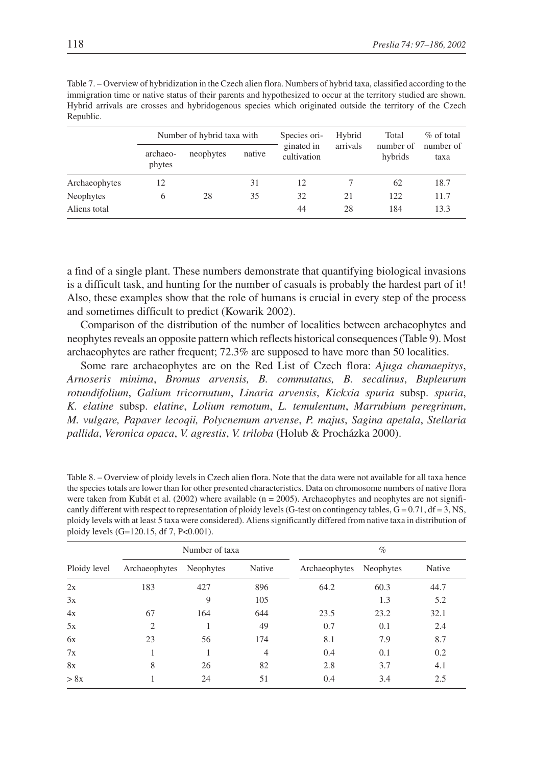Table 7. – Overview of hybridization in the Czech alien flora. Numbers of hybrid taxa, classified according to the immigration time or native status of their parents and hypothesized to occur at the territory studied are shown. Hybrid arrivals are crosses and hybridogenous species which originated outside the territory of the Czech Republic.

| | Number of hybrid taxa with | | | Species originated in cultivation | Hybrid arrivals | Total number of hybrids | % of total number of taxa |
|---|---|---|---|---|---|---|---|
| | archaeophytes | neophytes | native | | | | |
| Archaeophytes | 12 | | 31 | 12 | 7 | 62 | 18.7 |
| Neophytes | 6 | 28 | 35 | 32 | 21 | 122 | 11.7 |
| Aliens total | | | | 44 | 28 | 184 | 13.3 |

a find of a single plant. These numbers demonstrate that quantifying biological invasions is a difficult task, and hunting for the number of casuals is probably the hardest part of it! Also, these examples show that the role of humans is crucial in every step of the process and sometimes difficult to predict (Kowarik 2002).

Comparison of the distribution of the number of localities between archaeophytes and neophytes reveals an opposite pattern which reflects historical consequences (Table 9). Most archaeophytes are rather frequent; 72.3% are supposed to have more than 50 localities.

Some rare archaeophytes are on the Red List of Czech flora: *Ajuga chamaepitys*, *Arnoseris minima*, *Bromus arvensis, B. commutatus, B. secalinus*, *Bupleurum rotundifolium*, *Galium tricornutum*, *Linaria arvensis*, *Kickxia spuria* subsp. *spuria*, *K. elatine* subsp. *elatine*, *Lolium remotum*, *L. temulentum*, *Marrubium peregrinum*, *M. vulgare, Papaver lecoqii, Polycnemum arvense*, *P. majus*, *Sagina apetala*, *Stellaria pallida*, *Veronica opaca*, *V. agrestis*, *V. triloba* (Holub & Procházka 2000).

Table 8. – Overview of ploidy levels in Czech alien flora. Note that the data were not available for all taxa hence the species totals are lower than for other presented characteristics. Data on chromosome numbers of native flora were taken from Kubát et al. (2002) where available (n = 2005). Archaeophytes and neophytes are not significantly different with respect to representation of ploidy levels (G-test on contingency tables, G = 0.71, df = 3, NS, ploidy levels with at least 5 taxa were considered). Aliens significantly differed from native taxa in distribution of ploidy levels (G=120.15, df 7, P<0.001).

| | Number of taxa | | | % | | |
|---|---|---|---|---|---|---|
| Ploidy level | Archaeophytes | Neophytes | Native | Archaeophytes | Neophytes | Native |
| 2x | 183 | 427 | 896 | 64.2 | 60.3 | 44.7 |
| 3x | | 9 | 105 | | 1.3 | 5.2 |
| 4x | 67 | 164 | 644 | 23.5 | 23.2 | 32.1 |
| 5x | 2 | 1 | 49 | 0.7 | 0.1 | 2.4 |
| 6x | 23 | 56 | 174 | 8.1 | 7.9 | 8.7 |
| 7x | 1 | 1 | 4 | 0.4 | 0.1 | 0.2 |
| 8x | 8 | 26 | 82 | 2.8 | 3.7 | 4.1 |
| > 8x | 1 | 24 | 51 | 0.4 | 3.4 | 2.5 |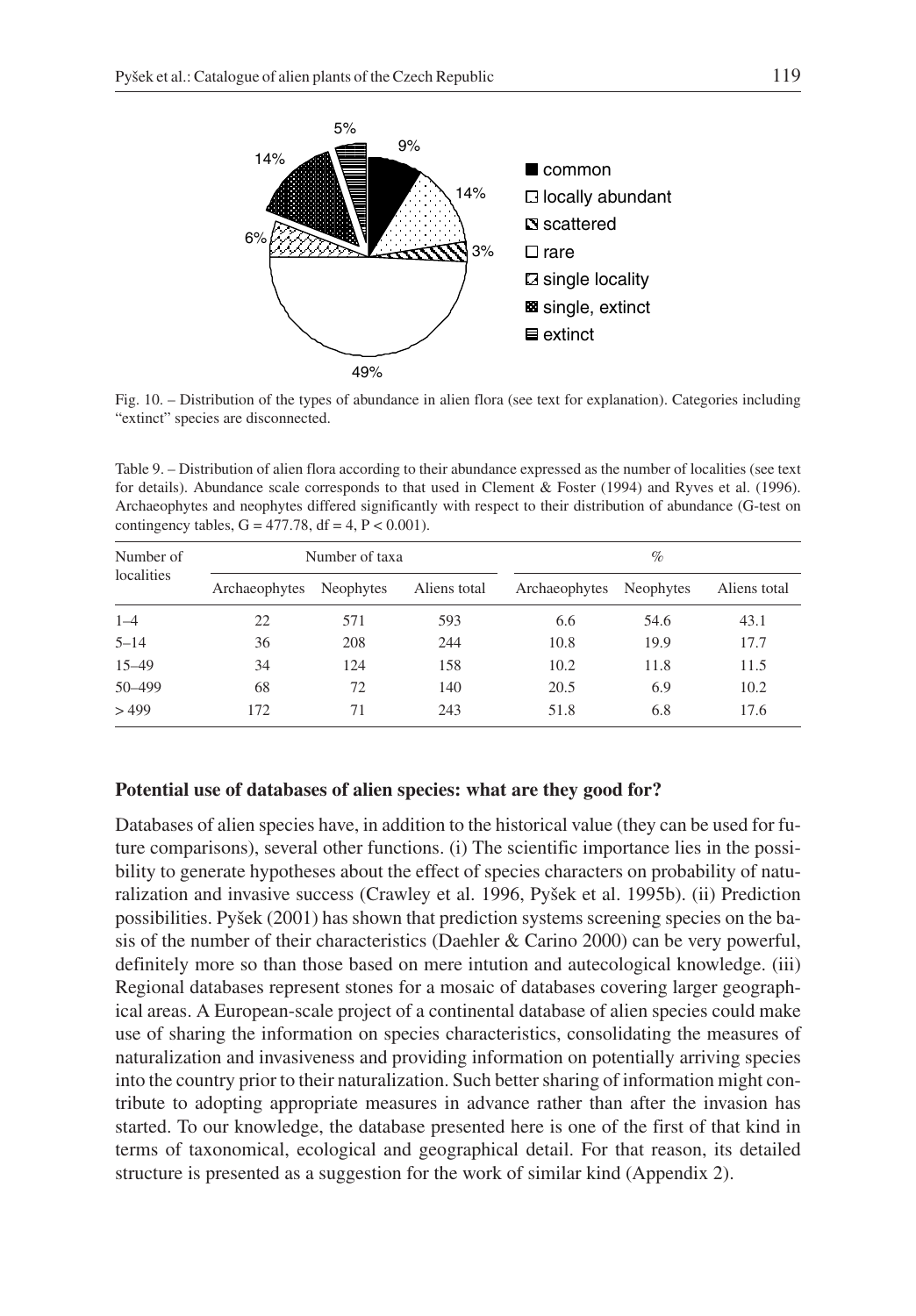Fig. 10. – Distribution of the types of abundance in alien flora (see text for explanation). Categories including "extinct" species are disconnected.

Table 9. – Distribution of alien flora according to their abundance expressed as the number of localities (see text for details). Abundance scale corresponds to that used in Clement & Foster (1994) and Ryves et al. (1996). Archaeophytes and neophytes differed significantly with respect to their distribution of abundance (G-test on contingency tables, $G = 477.78$, $df = 4$, $P < 0.001$).

| Number of localities | Number of taxa | | | % | | |
|---|---|---|---|---|---|---|
| | Archaeophytes | Neophytes | Aliens total | Archaeophytes | Neophytes | Aliens total |
| 1–4 | 22 | 571 | 593 | 6.6 | 54.6 | 43.1 |
| 5–14 | 36 | 208 | 244 | 10.8 | 19.9 | 17.7 |
| 15–49 | 34 | 124 | 158 | 10.2 | 11.8 | 11.5 |
| 50–499 | 68 | 72 | 140 | 20.5 | 6.9 | 10.2 |
| > 499 | 172 | 71 | 243 | 51.8 | 6.8 | 17.6 |

## Potential use of databases of alien species: what are they good for?

Databases of alien species have, in addition to the historical value (they can be used for future comparisons), several other functions. (i) The scientific importance lies in the possibility to generate hypotheses about the effect of species characters on probability of naturalization and invasive success (Crawley et al. 1996, Pyšek et al. 1995b). (ii) Prediction possibilities. Pyšek (2001) has shown that prediction systems screening species on the basis of the number of their characteristics (Daehler & Carino 2000) can be very powerful, definitely more so than those based on mere intution and autecological knowledge. (iii) Regional databases represent stones for a mosaic of databases covering larger geographical areas. A European-scale project of a continental database of alien species could make use of sharing the information on species characteristics, consolidating the measures of naturalization and invasiveness and providing information on potentially arriving species into the country prior to their naturalization. Such better sharing of information might contribute to adopting appropriate measures in advance rather than after the invasion has started. To our knowledge, the database presented here is one of the first of that kind in terms of taxonomical, ecological and geographical detail. For that reason, its detailed structure is presented as a suggestion for the work of similar kind (Appendix 2).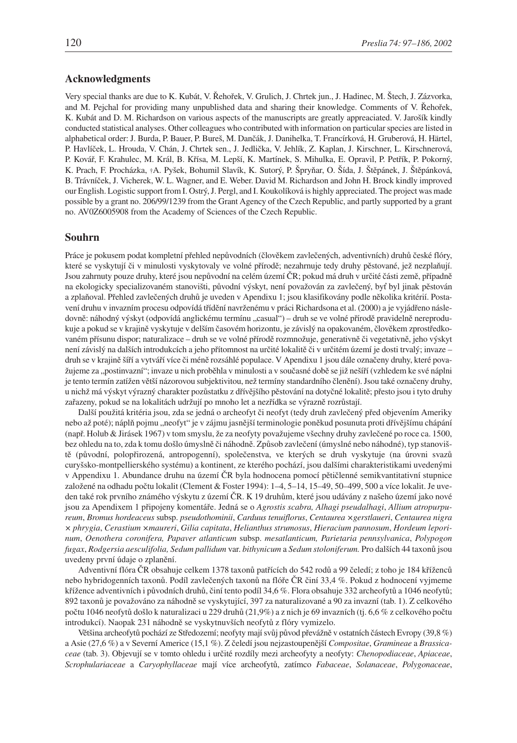## Acknowledgments

Very special thanks are due to K. Kubát, V. Řehořek, V. Grulich, J. Chrtek jun., J. Hadinec, M. Štech, J. Zázvorka, and M. Pejchal for providing many unpublished data and sharing their knowledge. Comments of V. Řehořek, K. Kubát and D. M. Richardson on various aspects of the manuscripts are greatly appreaciated. V. Jarošík kindly conducted statistical analyses. Other colleagues who contributed with information on particular species are listed in alphabetical order: J. Burda, P. Bauer, P. Bureš, M. Dančák, J. Danihelka, T. Francírková, H. Gruberová, H. Härtel, P. Havlíček, L. Hrouda, V. Chán, J. Chrtek sen., J. Jedlička, V. Jehlík, Z. Kaplan, J. Kirschner, L. Kirschnerová, P. Kovář, F. Krahulec, M. Král, B. Křísa, M. Lepší, K. Martínek, S. Mihulka, E. Opravil, P. Petřík, P. Pokorný, K. Prach, F. Procházka, †A. Pyšek, Bohumil Slavík, K. Sutorý, P. Špryňar, O. Šída, J. Štěpánek, J. Štěpánková, B. Trávníček, J. Vicherek, W. L. Wagner, and E. Weber. David M. Richardson and John H. Brock kindly improved our English. Logistic support from I. Ostrý, J. Pergl, and I. Koukolíková is highly appreciated. The project was made possible by a grant no. 206/99/1239 from the Grant Agency of the Czech Republic, and partly supported by a grant no. AV0Z6005908 from the Academy of Sciences of the Czech Republic.

## Souhrn

Práce je pokusem podat kompletní přehled nepůvodních (člověkem zavlečených, adventivních) druhů české flóry, které se vyskytují či v minulosti vyskytovaly ve volné přírodě; nezahrnuje tedy druhy pěstované, jež nezplaňují. Jsou zahrnuty pouze druhy, které jsou nepůvodní na celém území ČR; pokud má druh v určité části země, případně na ekologicky specializovaném stanovišti, původní výskyt, není považován za zavlečený, byť byl jinak pěstován a zplaňoval. Přehled zavlečených druhů je uveden v Apendixu 1; jsou klasifikovány podle několika kritérií. Postavení druhu v invazním procesu odpovídá třídění navrženému v práci Richardsona et al. (2000) a je vyjádřeno následovně: náhodný výskyt (odpovídá anglickému termínu „casual") – druh se ve volné přírodě pravidelně nereprodukuje a pokud se v krajině vyskytuje v delším časovém horizontu, je závislý na opakovaném, člověkem zprostředkovaném přísunu dispor; naturalizace – druh se ve volné přírodě rozmnožuje, generativně či vegetativně, jeho výskyt není závislý na dalších introdukcích a jeho přítomnost na určité lokalitě či v určitém území je dosti trvalý; invaze – druh se v krajině šíří a vytváří více či méně rozsáhlé populace. V Apendixu 1 jsou dále označeny druhy, které považujeme za „postinvazní"; invaze u nich proběhla v minulosti a v současné době se již nešíří (vzhledem ke své náplni je tento termín zatížen větší názorovou subjektivitou, než termíny standardního členění). Jsou také označeny druhy, u nichž má výskyt výrazný charakter pozůstatku z dřívějšího pěstování na dotyčné lokalitě; přesto jsou i tyto druhy zařazeny, pokud se na lokalitách udržují po mnoho let a nezřídka se výrazně rozrůstají.

Další použitá kritéria jsou, zda se jedná o archeofyt či neofyt (tedy druh zavlečený před objevením Ameriky nebo až poté); náplň pojmu „neofyt" je v zájmu jasnější terminologie poněkud posunuta proti dřívějšímu chápání (např. Holub & Jirásek 1967) v tom smyslu, že za neofyty považujeme všechny druhy zavlečené po roce ca. 1500, bez ohledu na to, zda k tomu došlo úmyslně či náhodně. Způsob zavlečení (úmyslné nebo náhodné), typ stanoviště (původní, polopřirozená, antropogenní), společenstva, ve kterých se druh vyskytuje (na úrovni svazů curyšsko-montpellierského systému) a kontinent, ze kterého pochází, jsou dalšími charakteristikami uvedenými v Appendixu 1. Abundance druhu na území ČR byla hodnocena pomocí pětičlenné semikvantitativní stupnice založené na odhadu počtu lokalit (Clement & Foster 1994): 1–4, 5–14, 15–49, 50–499, 500 a více lokalit. Je uveden také rok prvního známého výskytu z území ČR. K 19 druhům, které jsou udávány z našeho území jako nové jsou za Apendixem 1 připojeny komentáře. Jedná se o *Agrostis scabra, Alhagi pseudalhagi*, *Allium atropurpureum*, *Bromus hordeaceus* subsp. *pseudothominii*, *Carduus tenuiflorus*, *Centaurea* ×*gerstlaueri*, *Centaurea nigra* × *phrygia*, *Cerastium* ×*maureri*, *Gilia capitata*, *Helianthus strumosus*, *Hieracium pannosum*, *Hordeum leporinum*, *Oenothera coronifera, Papaver atlanticum* subsp. *mesatlanticum*, *Parietaria pennsylvanica*, *Polypogon fugax*, *Rodgersia aesculifolia, Sedum pallidum* var. *bithynicum* a *Sedum stoloniferum.* Pro dalších 44 taxonů jsou uvedeny první údaje o zplanění.

Adventivní flóra ČR obsahuje celkem 1378 taxonů patřících do 542 rodů a 99 čeledí; z toho je 184 kříženců nebo hybridogenních taxonů. Podíl zavlečených taxonů na flóře ČR činí 33,4 %. Pokud z hodnocení vyjmeme křížence adventivních i původních druhů, činí tento podíl 34,6 %. Flora obsahuje 332 archeofytů a 1046 neofytů; 892 taxonů je považováno za náhodně se vyskytující, 397 za naturalizované a 90 za invazní (tab. 1). Z celkového počtu 1046 neofytů došlo k naturalizaci u 229 druhů (21,9%) a z nich je 69 invazních (tj. 6,6 % z celkového počtu introdukcí). Naopak 231 náhodně se vyskytnuvších neofytů z flóry vymizelo.

Většina archeofytů pochází ze Středozemí; neofyty mají svůj původ převážně v ostatních částech Evropy (39,8 %) a Asie (27,6 %) a v Severní Americe (15,1 %). Z čeledí jsou nejzastoupenější *Compositae*, *Gramineae* a *Brassicaceae* (tab. 3). Objevují se v tomto ohledu i určité rozdíly mezi archeofyty a neofyty: *Chenopodiaceae*, *Apiaceae*, *Scrophulariaceae* a *Caryophyllaceae* mají více archeofytů, zatímco *Fabaceae*, *Solanaceae*, *Polygonaceae*,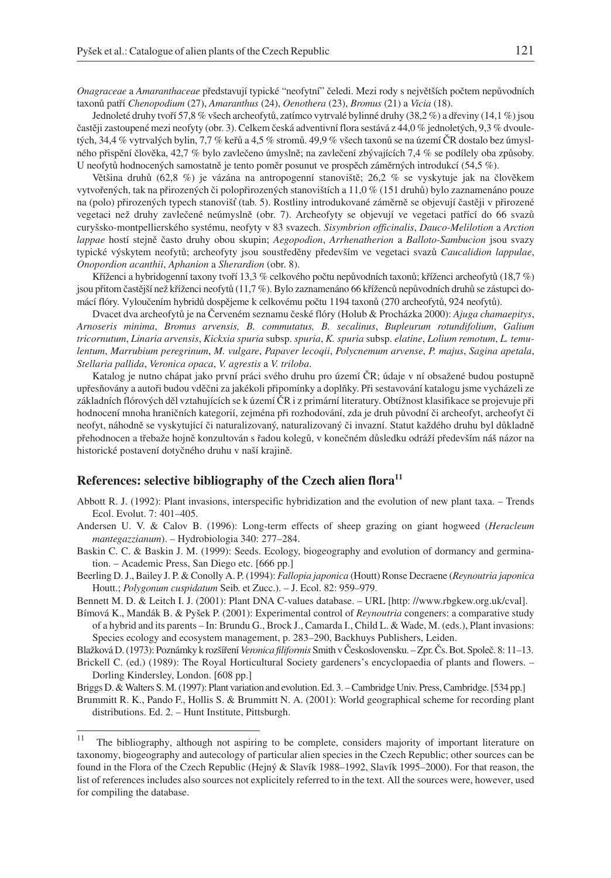*Onagraceae* a *Amaranthaceae* představují typické "neofytní" čeledi. Mezi rody s největším počtem nepůvodních taxonů patří *Chenopodium* (27), *Amaranthus* (24), *Oenothera* (23), *Bromus* (21) a *Vicia* (18).

Jednoleté druhy tvoří 57,8 % všech archeofytů, zatímco vytrvalé bylinné druhy (38,2 %) a dřeviny (14,1 %) jsou častěji zastoupené mezi neofyty (obr. 3). Celkem česká adventivní flora sestává z 44,0 % jednoletých, 9,3 % dvouletých, 34,4 % vytrvalých bylin, 7,7 % keřů a 4,5 % stromů. 49,9 % všech taxonů se na území ČR dostalo bez úmyslného přispění člověka, 42,7 % bylo zavlečeno úmyslně; na zavlečení zbývajících 7,4 % se podílely oba způsoby. U neofytů hodnocených samostatně je tento poměr posunut ve prospěch záměrných introdukcí (54,5 %).

Většina druhů (62,8 %) je vázána na antropogenní stanoviště; 26,2 % se vyskytuje jak na člověkem vytvořených, tak na přirozených či polopřirozených stanovištích a 11,0 % (151 druhů) bylo zaznamenáno pouze na (polo) přirozených typech stanovišť (tab. 5). Rostliny introdukované záměrně se objevují častěji v přirozené vegetaci než druhy zavlečené neúmyslně (obr. 7). Archeofyty se objevují ve vegetaci patřící do 66 svazů curyšsko-montpellierského systému, neofyty v 83 svazech. *Sisymbrion officinalis*, *Dauco-Melilotion* a *Arction lappae* hostí stejně často druhy obou skupin; *Aegopodion*, *Arrhenatherion* a *Balloto-Sambucion* jsou svazy typické výskytem neofytů; archeofyty jsou soustředěny především ve vegetaci svazů *Caucalidion lappulae*, *Onopordion acanthii*, *Aphanion* a *Sherardion* (obr. 8).

Kříženci a hybridogenní taxony tvoří 13,3 % celkového počtu nepůvodních taxonů; kříženci archeofytů (18,7 %) jsou přitom častější než kříženci neofytů (11,7 %). Bylo zaznamenáno 66 kříženců nepůvodních druhů se zástupci domácí flóry. Vyloučením hybridů dospějeme k celkovému počtu 1194 taxonů (270 archeofytů, 924 neofytů).

Dvacet dva archeofytů je na Červeném seznamu české flóry (Holub & Procházka 2000): *Ajuga chamaepitys*, *Arnoseris minima*, *Bromus arvensis, B. commutatus, B. secalinus*, *Bupleurum rotundifolium*, *Galium tricornutum*, *Linaria arvensis*, *Kickxia spuria* subsp. *spuria*, *K. spuria* subsp. *elatine*, *Lolium remotum*, *L. temulentum*, *Marrubium peregrinum*, *M. vulgare*, *Papaver lecoqii*, *Polycnemum arvense*, *P. majus*, *Sagina apetala*, *Stellaria pallida*, *Veronica opaca*, *V. agrestis* a *V. triloba*.

Katalog je nutno chápat jako první práci svého druhu pro území ČR; údaje v ní obsažené budou postupně upřesňovány a autoři budou vděčni za jakékoli připomínky a doplňky. Při sestavování katalogu jsme vycházeli ze základních flórových děl vztahujících se k území ČR i z primární literatury. Obtížnost klasifikace se projevuje při hodnocení mnoha hraničních kategorií, zejména při rozhodování, zda je druh původní či archeofyt, archeofyt či neofyt, náhodně se vyskytující či naturalizovaný, naturalizovaný či invazní. Statut každého druhu byl důkladně přehodnocen a třebaže hojně konzultován s řadou kolegů, v konečném důsledku odráží především náš názor na historické postavení dotyčného druhu v naší krajině.

## References: selective bibliography of the Czech alien flora[11]

Abbott R. J. (1992): Plant invasions, interspecific hybridization and the evolution of new plant taxa. – Trends Ecol. Evolut. 7: 401–405.

Andersen U. V. & Calov B. (1996): Long-term effects of sheep grazing on giant hogweed (*Heracleum mantegazzianum*). – Hydrobiologia 340: 277–284.

Baskin C. C. & Baskin J. M. (1999): Seeds. Ecology, biogeography and evolution of dormancy and germination. – Academic Press, San Diego etc. [666 pp.]

Beerling D. J., Bailey J. P. & Conolly A. P. (1994): *Fallopia japonica* (Houtt) Ronse Decraene (*Reynoutria japonica* Houtt.; *Polygonum cuspidatum* Seib. et Zucc.). – J. Ecol. 82: 959–979.

Bennett M. D. & Leitch I. J. (2001): Plant DNA C-values database. – URL [http: //www.rbgkew.org.uk/cval].

Bímová K., Mandák B. & Pyšek P. (2001): Experimental control of *Reynoutria* congeners: a comparative study of a hybrid and its parents – In: Brundu G., Brock J., Camarda I., Child L. & Wade, M. (eds.), Plant invasions: Species ecology and ecosystem management, p. 283–290, Backhuys Publishers, Leiden.

Blažková D. (1973): Poznámky k rozšíření *Veronica filiformis* Smith v Československu. – Zpr. Čs. Bot. Společ. 8: 11–13.

Brickell C. (ed.) (1989): The Royal Horticultural Society gardeners's encyclopaedia of plants and flowers. – Dorling Kindersley, London. [608 pp.]

Briggs D. & Walters S. M. (1997): Plant variation and evolution. Ed. 3. – Cambridge Univ. Press, Cambridge. [534 pp.]

Brummitt R. K., Pando F., Hollis S. & Brummitt N. A. (2001): World geographical scheme for recording plant distributions. Ed. 2. – Hunt Institute, Pittsburgh.

[11] The bibliography, although not aspiring to be complete, considers majority of important literature on taxonomy, biogeography and autecology of particular alien species in the Czech Republic; other sources can be found in the Flora of the Czech Republic (Hejný & Slavík 1988–1992, Slavík 1995–2000). For that reason, the list of references includes also sources not explicitely referred to in the text. All the sources were, however, used for compiling the database.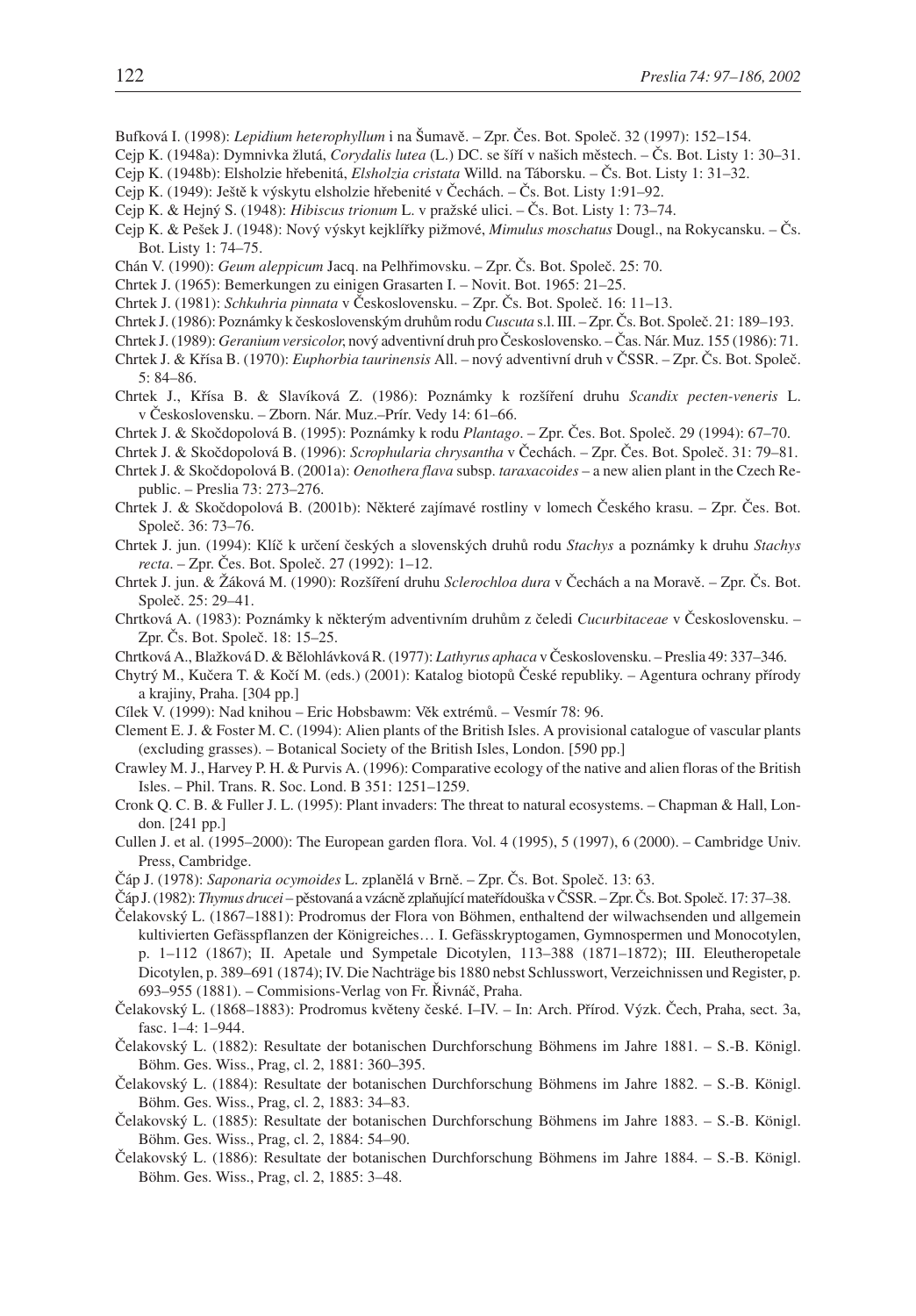Bufková I. (1998): *Lepidium heterophyllum* i na Šumavě. – Zpr. Čes. Bot. Společ. 32 (1997): 152–154.

Cejp K. (1948a): Dymnivka žlutá, *Corydalis lutea* (L.) DC. se šíří v našich městech. – Čs. Bot. Listy 1: 30–31.

Cejp K. (1948b): Elsholzie hřebenitá, *Elsholzia cristata* Willd. na Táborsku. – Čs. Bot. Listy 1: 31–32.

Cejp K. (1949): Ještě k výskytu elsholzie hřebenité v Čechách. – Čs. Bot. Listy 1:91–92.

Cejp K. & Hejný S. (1948): *Hibiscus trionum* L. v pražské ulici. – Čs. Bot. Listy 1: 73–74.

Cejp K. & Pešek J. (1948): Nový výskyt kejklířky pižmové, *Mimulus moschatus* Dougl., na Rokycansku. – Čs. Bot. Listy 1: 74–75.

Chán V. (1990): *Geum aleppicum* Jacq. na Pelhřimovsku. – Zpr. Čs. Bot. Společ. 25: 70.

Chrtek J. (1965): Bemerkungen zu einigen Grasarten I. – Novit. Bot. 1965: 21–25.

Chrtek J. (1981): *Schkuhria pinnata* v Československu. – Zpr. Čs. Bot. Společ. 16: 11–13.

Chrtek J. (1986): Poznámky k československým druhům rodu *Cuscuta* s.l. III. – Zpr. Čs. Bot. Společ. 21: 189–193.

Chrtek J. (1989): *Geranium versicolor,* nový adventivní druh pro Československo. – Čas. Nár. Muz. 155 (1986): 71.

Chrtek J. & Křísa B. (1970): *Euphorbia taurinensis* All. – nový adventivní druh v ČSSR. – Zpr. Čs. Bot. Společ. 5: 84–86.

Chrtek J., Křísa B. & Slavíková Z. (1986): Poznámky k rozšíření druhu *Scandix pecten-veneris* L. v Československu. – Zborn. Nár. Muz.–Prír. Vedy 14: 61–66.

Chrtek J. & Skočdopolová B. (1995): Poznámky k rodu *Plantago*. – Zpr. Čes. Bot. Společ. 29 (1994): 67–70.

Chrtek J. & Skočdopolová B. (1996): *Scrophularia chrysantha* v Čechách. – Zpr. Čes. Bot. Společ. 31: 79–81.

Chrtek J. & Skočdopolová B. (2001a): *Oenothera flava* subsp. *taraxacoides* – a new alien plant in the Czech Republic. – Preslia 73: 273–276.

Chrtek J. & Skočdopolová B. (2001b): Některé zajímavé rostliny v lomech Českého krasu. – Zpr. Čes. Bot. Společ. 36: 73–76.

Chrtek J. jun. (1994): Klíč k určení českých a slovenských druhů rodu *Stachys* a poznámky k druhu *Stachys recta*. – Zpr. Čes. Bot. Společ. 27 (1992): 1–12.

Chrtek J. jun. & Žáková M. (1990): Rozšíření druhu *Sclerochloa dura* v Čechách a na Moravě. – Zpr. Čs. Bot. Společ. 25: 29–41.

Chrtková A. (1983): Poznámky k některým adventivním druhům z čeledi *Cucurbitaceae* v Československu. – Zpr. Čs. Bot. Společ. 18: 15–25.

Chrtková A., Blažková D. & Bělohlávková R. (1977): *Lathyrus aphaca* v Československu. – Preslia 49: 337–346.

Chytrý M., Kučera T. & Kočí M. (eds.) (2001): Katalog biotopů České republiky. – Agentura ochrany přírody a krajiny, Praha. [304 pp.]

Cílek V. (1999): Nad knihou – Eric Hobsbawm: Věk extrémů. – Vesmír 78: 96.

Clement E. J. & Foster M. C. (1994): Alien plants of the British Isles. A provisional catalogue of vascular plants (excluding grasses). – Botanical Society of the British Isles, London. [590 pp.]

Crawley M. J., Harvey P. H. & Purvis A. (1996): Comparative ecology of the native and alien floras of the British Isles. – Phil. Trans. R. Soc. Lond. B 351: 1251–1259.

Cronk Q. C. B. & Fuller J. L. (1995): Plant invaders: The threat to natural ecosystems. – Chapman & Hall, London. [241 pp.]

Cullen J. et al. (1995–2000): The European garden flora. Vol. 4 (1995), 5 (1997), 6 (2000). – Cambridge Univ. Press, Cambridge.

Čáp J. (1978): *Saponaria ocymoides* L. zplanělá v Brně. – Zpr. Čs. Bot. Společ. 13: 63.

Čáp J. (1982): *Thymus drucei* – pěstovaná a vzácně zplaňující mateřídouška v ČSSR. – Zpr. Čs. Bot. Společ. 17: 37–38.

Čelakovský L. (1867–1881): Prodromus der Flora von Böhmen, enthaltend der wilwachsenden und allgemein kultivierten Gefässpflanzen der Königreiches… I. Gefässkryptogamen, Gymnospermen und Monocotylen, p. 1–112 (1867); II. Apetale und Sympetale Dicotylen, 113–388 (1871–1872); III. Eleutheropetale Dicotylen, p. 389–691 (1874); IV. Die Nachträge bis 1880 nebst Schlusswort, Verzeichnissen und Register, p. 693–955 (1881). – Commisions-Verlag von Fr. Řivnáč, Praha.

Čelakovský L. (1868–1883): Prodromus květeny české. I–IV. – In: Arch. Přírod. Výzk. Čech, Praha, sect. 3a, fasc. 1–4: 1–944.

Čelakovský L. (1882): Resultate der botanischen Durchforschung Böhmens im Jahre 1881. – S.-B. Königl. Böhm. Ges. Wiss., Prag, cl. 2, 1881: 360–395.

Čelakovský L. (1884): Resultate der botanischen Durchforschung Böhmens im Jahre 1882. – S.-B. Königl. Böhm. Ges. Wiss., Prag, cl. 2, 1883: 34–83.

Čelakovský L. (1885): Resultate der botanischen Durchforschung Böhmens im Jahre 1883. – S.-B. Königl. Böhm. Ges. Wiss., Prag, cl. 2, 1884: 54–90.

Čelakovský L. (1886): Resultate der botanischen Durchforschung Böhmens im Jahre 1884. – S.-B. Königl. Böhm. Ges. Wiss., Prag, cl. 2, 1885: 3–48.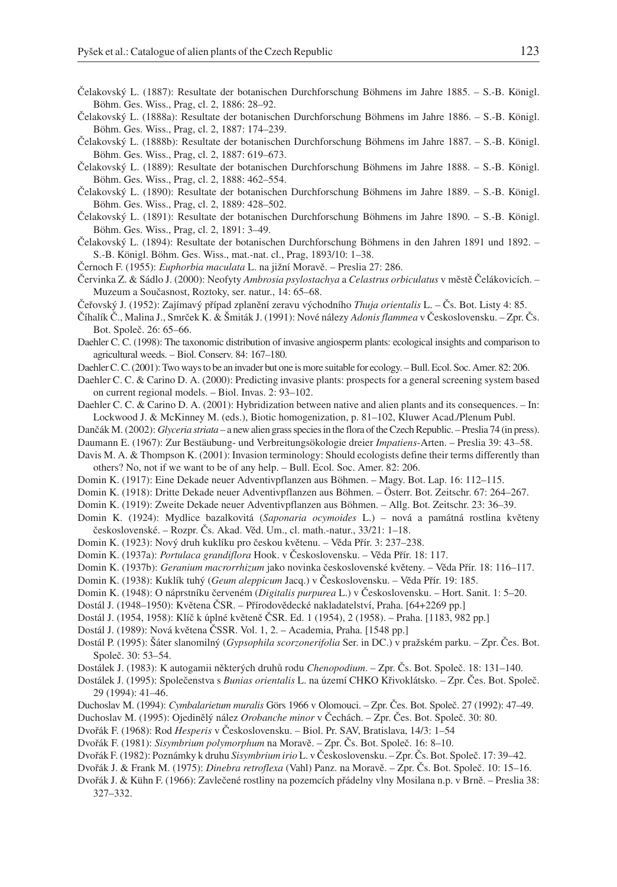Čelakovský L. (1887): Resultate der botanischen Durchforschung Böhmens im Jahre 1885. – S.-B. Königl. Böhm. Ges. Wiss., Prag, cl. 2, 1886: 28–92.

Čelakovský L. (1888a): Resultate der botanischen Durchforschung Böhmens im Jahre 1886. – S.-B. Königl. Böhm. Ges. Wiss., Prag, cl. 2, 1887: 174–239.

Čelakovský L. (1888b): Resultate der botanischen Durchforschung Böhmens im Jahre 1887. – S.-B. Königl. Böhm. Ges. Wiss., Prag, cl. 2, 1887: 619–673.

Čelakovský L. (1889): Resultate der botanischen Durchforschung Böhmens im Jahre 1888. – S.-B. Königl. Böhm. Ges. Wiss., Prag, cl. 2, 1888: 462–554.

Čelakovský L. (1890): Resultate der botanischen Durchforschung Böhmens im Jahre 1889. – S.-B. Königl. Böhm. Ges. Wiss., Prag, cl. 2, 1889: 428–502.

Čelakovský L. (1891): Resultate der botanischen Durchforschung Böhmens im Jahre 1890. – S.-B. Königl. Böhm. Ges. Wiss., Prag, cl. 2, 1891: 3–49.

Čelakovský L. (1894): Resultate der botanischen Durchforschung Böhmens in den Jahren 1891 und 1892. – S.-B. Königl. Böhm. Ges. Wiss., mat.-nat. cl., Prag, 1893/10: 1–38.

Černoch F. (1955): *Euphorbia maculata* L. na jižní Moravě. – Preslia 27: 286.

Červinka Z. & Sádlo J. (2000): Neofyty *Ambrosia psylostachya* a *Celastrus orbiculatus* v městě Čelákovicích. – Muzeum a Současnost, Roztoky, ser. natur., 14: 65–68.

Čeřovský J. (1952): Zajímavý případ zplanění zeravu východního *Thuja orientalis* L. – Čs. Bot. Listy 4: 85.

Číhalík Č., Malina J., Smrček K. & Šmiták J. (1991): Nové nálezy *Adonis flammea* v Československu. – Zpr. Čs. Bot. Společ. 26: 65–66.

Daehler C. C. (1998): The taxonomic distribution of invasive angiosperm plants: ecological insights and comparison to agricultural weeds. – Biol. Conserv. 84: 167–180.

Daehler C. C. (2001): Two ways to be an invader but one is more suitable for ecology. – Bull. Ecol. Soc. Amer. 82: 206.

Daehler C. C. & Carino D. A. (2000): Predicting invasive plants: prospects for a general screening system based on current regional models. – Biol. Invas. 2: 93–102.

Daehler C. C. & Carino D. A. (2001): Hybridization between native and alien plants and its consequences. – In: Lockwood J. & McKinney M. (eds.), Biotic homogenization, p. 81–102, Kluwer Acad./Plenum Publ.

Dančák M. (2002): *Glyceria striata* – a new alien grass species in the flora of the Czech Republic. – Preslia 74 (in press).

Daumann E. (1967): Zur Bestäubung- und Verbreitungsökologie dreier *Impatiens*-Arten. – Preslia 39: 43–58.

Davis M. A. & Thompson K. (2001): Invasion terminology: Should ecologists define their terms differently than others? No, not if we want to be of any help. – Bull. Ecol. Soc. Amer. 82: 206.

Domin K. (1917): Eine Dekade neuer Adventivpflanzen aus Böhmen. – Magy. Bot. Lap. 16: 112–115.

Domin K. (1918): Dritte Dekade neuer Adventivpflanzen aus Böhmen. – Österr. Bot. Zeitschr. 67: 264–267.

Domin K. (1919): Zweite Dekade neuer Adventivpflanzen aus Böhmen. – Allg. Bot. Zeitschr. 23: 36–39.

Domin K. (1924): Mydlice bazalkovitá (*Saponaria ocymoides* L.) – nová a památná rostlina květeny československé. – Rozpr. Čs. Akad. Věd. Um., cl. math.-natur., 33/21: 1–18.

Domin K. (1923): Nový druh kuklíku pro českou květenu. – Věda Přír. 3: 237–238.

Domin K. (1937a): *Portulaca grandiflora* Hook. v Československu. – Věda Přír. 18: 117.

Domin K. (1937b): *Geranium macrorrhizum* jako novinka československé květeny. – Věda Přír. 18: 116–117.

Domin K. (1938): Kuklík tuhý (*Geum aleppicum* Jacq.) v Československu. – Věda Přír. 19: 185.

Domin K. (1948): O náprstníku červeném (*Digitalis purpurea* L.) v Československu. – Hort. Sanit. 1: 5–20.

Dostál J. (1948–1950): Květena ČSR. – Přírodovědecké nakladatelství, Praha. [64+2269 pp.]

Dostál J. (1954, 1958): Klíč k úplné květeně ČSR. Ed. 1 (1954), 2 (1958). – Praha. [1183, 982 pp.]

Dostál J. (1989): Nová květena ČSSR. Vol. 1, 2. – Academia, Praha. [1548 pp.]

Dostál P. (1995): Šáter slanomilný (*Gypsophila scorzonerifolia* Ser. in DC.) v pražském parku. – Zpr. Čes. Bot. Společ. 30: 53–54.

Dostálek J. (1983): K autogamii některých druhů rodu *Chenopodium*. – Zpr. Čs. Bot. Společ. 18: 131–140.

Dostálek J. (1995): Společenstva s *Bunias orientalis* L. na území CHKO Křivoklátsko. – Zpr. Čes. Bot. Společ. 29 (1994): 41–46.

Duchoslav M. (1994): *Cymbalarietum muralis* Görs 1966 v Olomouci. – Zpr. Čes. Bot. Společ. 27 (1992): 47–49.

Duchoslav M. (1995): Ojedinělý nález *Orobanche minor* v Čechách. – Zpr. Čes. Bot. Společ. 30: 80.

Dvořák F. (1968): Rod *Hesperis* v Československu. – Biol. Pr. SAV, Bratislava, 14/3: 1–54

Dvořák F. (1981): *Sisymbrium polymorphum* na Moravě. – Zpr. Čs. Bot. Společ. 16: 8–10.

Dvořák F. (1982): Poznámky k druhu *Sisymbrium irio* L. v Československu. – Zpr. Čs. Bot. Společ. 17: 39–42.

Dvořák J. & Frank M. (1975): *Dinebra retroflexa* (Vahl) Panz. na Moravě. – Zpr. Čs. Bot. Společ. 10: 15–16.

Dvořák J. & Kühn F. (1966): Zavlečené rostliny na pozemcích přádelny vlny Mosilana n.p. v Brně. – Preslia 38: 327–332.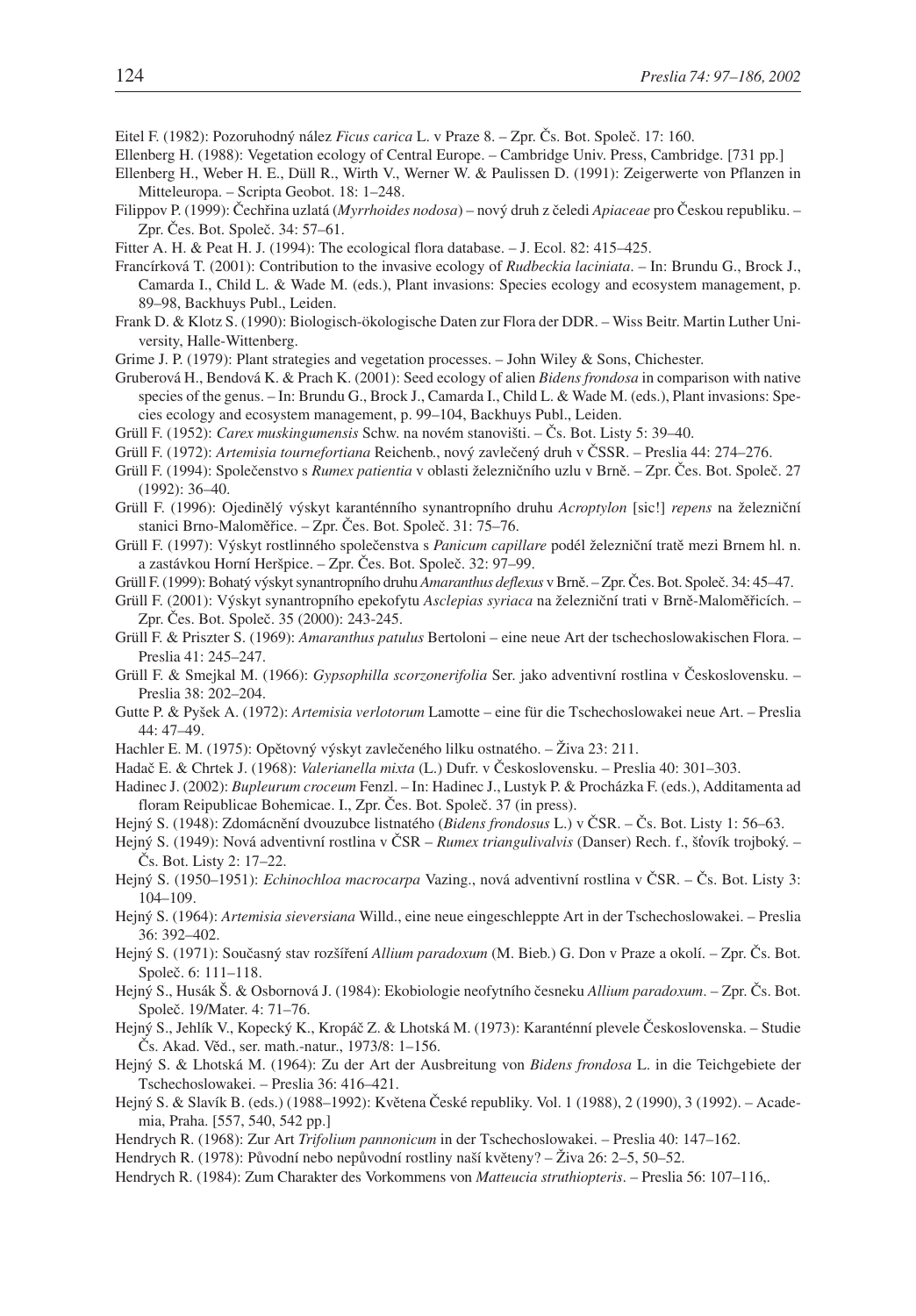Eitel F. (1982): Pozoruhodný nález *Ficus carica* L. v Praze 8. – Zpr. Čs. Bot. Společ. 17: 160.

Ellenberg H. (1988): Vegetation ecology of Central Europe. – Cambridge Univ. Press, Cambridge. [731 pp.]

Ellenberg H., Weber H. E., Düll R., Wirth V., Werner W. & Paulissen D. (1991): Zeigerwerte von Pflanzen in Mitteleuropa. – Scripta Geobot. 18: 1–248.

Filippov P. (1999): Čechřina uzlatá (*Myrrhoides nodosa*) – nový druh z čeledi *Apiaceae* pro Českou republiku. – Zpr. Čes. Bot. Společ. 34: 57–61.

Fitter A. H. & Peat H. J. (1994): The ecological flora database. – J. Ecol. 82: 415–425.

Francírková T. (2001): Contribution to the invasive ecology of *Rudbeckia laciniata*. – In: Brundu G., Brock J., Camarda I., Child L. & Wade M. (eds.), Plant invasions: Species ecology and ecosystem management, p. 89–98, Backhuys Publ., Leiden.

Frank D. & Klotz S. (1990): Biologisch-ökologische Daten zur Flora der DDR. – Wiss Beitr. Martin Luther University, Halle-Wittenberg.

Grime J. P. (1979): Plant strategies and vegetation processes. – John Wiley & Sons, Chichester.

Gruberová H., Bendová K. & Prach K. (2001): Seed ecology of alien *Bidens frondosa* in comparison with native species of the genus. – In: Brundu G., Brock J., Camarda I., Child L. & Wade M. (eds.), Plant invasions: Species ecology and ecosystem management, p. 99–104, Backhuys Publ., Leiden.

Grüll F. (1952): *Carex muskingumensis* Schw. na novém stanovišti. – Čs. Bot. Listy 5: 39–40.

Grüll F. (1972): *Artemisia tournefortiana* Reichenb., nový zavlečený druh v ČSSR. – Preslia 44: 274–276.

Grüll F. (1994): Společenstvo s *Rumex patientia* v oblasti železničního uzlu v Brně. – Zpr. Čes. Bot. Společ. 27 (1992): 36–40.

Grüll F. (1996): Ojedinělý výskyt karanténního synantropního druhu *Acroptylon* [sic!] *repens* na železniční stanici Brno-Maloměřice. – Zpr. Čes. Bot. Společ. 31: 75–76.

Grüll F. (1997): Výskyt rostlinného společenstva s *Panicum capillare* podél železniční tratě mezi Brnem hl. n. a zastávkou Horní Heršpice. – Zpr. Čes. Bot. Společ. 32: 97–99.

Grüll F. (1999): Bohatý výskyt synantropního druhu *Amaranthus deflexus* v Brně. – Zpr. Čes. Bot. Společ. 34: 45–47.

Grüll F. (2001): Výskyt synantropního epekofytu *Asclepias syriaca* na železniční trati v Brně-Maloměřicích. – Zpr. Čes. Bot. Společ. 35 (2000): 243-245.

Grüll F. & Priszter S. (1969): *Amaranthus patulus* Bertoloni – eine neue Art der tschechoslowakischen Flora. – Preslia 41: 245–247.

Grüll F. & Smejkal M. (1966): *Gypsophilla scorzonerifolia* Ser. jako adventivní rostlina v Československu. – Preslia 38: 202–204.

Gutte P. & Pyšek A. (1972): *Artemisia verlotorum* Lamotte – eine für die Tschechoslowakei neue Art. – Preslia 44: 47–49.

Hachler E. M. (1975): Opětovný výskyt zavlečeného lilku ostnatého. – Živa 23: 211.

Hadač E. & Chrtek J. (1968): *Valerianella mixta* (L.) Dufr. v Československu. – Preslia 40: 301–303.

Hadinec J. (2002): *Bupleurum croceum* Fenzl. – In: Hadinec J., Lustyk P. & Procházka F. (eds.), Additamenta ad floram Reipublicae Bohemicae. I., Zpr. Čes. Bot. Společ. 37 (in press).

Hejný S. (1948): Zdomácnění dvouzubce listnatého (*Bidens frondosus* L.) v ČSR. – Čs. Bot. Listy 1: 56–63.

Hejný S. (1949): Nová adventivní rostlina v ČSR – *Rumex triangulivalvis* (Danser) Rech. f., šťovík trojboký. – Čs. Bot. Listy 2: 17–22.

Hejný S. (1950–1951): *Echinochloa macrocarpa* Vazing., nová adventivní rostlina v ČSR. – Čs. Bot. Listy 3: 104–109.

Hejný S. (1964): *Artemisia sieversiana* Willd., eine neue eingeschleppte Art in der Tschechoslowakei. – Preslia 36: 392–402.

Hejný S. (1971): Současný stav rozšíření *Allium paradoxum* (M. Bieb.) G. Don v Praze a okolí. – Zpr. Čs. Bot. Společ. 6: 111–118.

Hejný S., Husák Š. & Osbornová J. (1984): Ekobiologie neofytního česneku *Allium paradoxum*. – Zpr. Čs. Bot. Společ. 19/Mater. 4: 71–76.

Hejný S., Jehlík V., Kopecký K., Kropáč Z. & Lhotská M. (1973): Karanténní plevele Československa. – Studie Čs. Akad. Věd., ser. math.-natur., 1973/8: 1–156.

Hejný S. & Lhotská M. (1964): Zu der Art der Ausbreitung von *Bidens frondosa* L. in die Teichgebiete der Tschechoslowakei. – Preslia 36: 416–421.

Hejný S. & Slavík B. (eds.) (1988–1992): Květena České republiky. Vol. 1 (1988), 2 (1990), 3 (1992). – Academia, Praha. [557, 540, 542 pp.]

Hendrych R. (1968): Zur Art *Trifolium pannonicum* in der Tschechoslowakei. – Preslia 40: 147–162.

Hendrych R. (1978): Původní nebo nepůvodní rostliny naší květeny? – Živa 26: 2–5, 50–52.

Hendrych R. (1984): Zum Charakter des Vorkommens von *Matteucia struthiopteris*. – Preslia 56: 107–116,.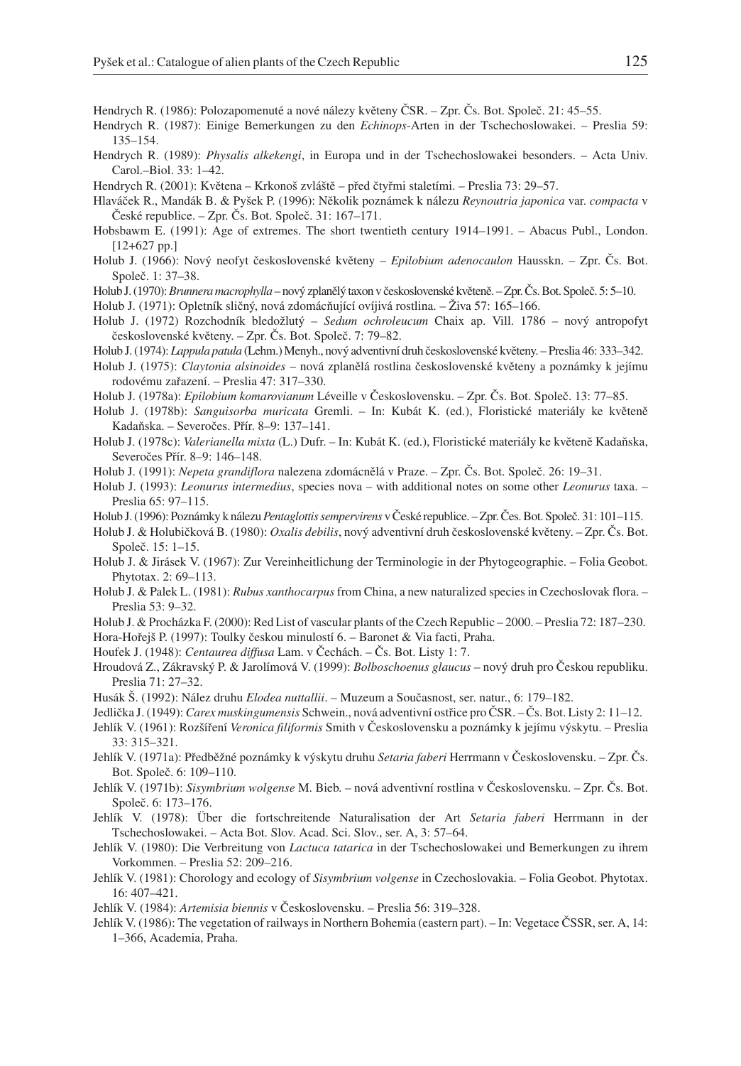Hendrych R. (1986): Polozapomenuté a nové nálezy květeny ČSR. – Zpr. Čs. Bot. Společ. 21: 45–55.

Hendrych R. (1987): Einige Bemerkungen zu den *Echinops*-Arten in der Tschechoslowakei. – Preslia 59: 135–154.

Hendrych R. (1989): *Physalis alkekengi*, in Europa und in der Tschechoslowakei besonders. – Acta Univ. Carol.–Biol. 33: 1–42.

Hendrych R. (2001): Květena – Krkonoš zvláště – před čtyřmi staletími. – Preslia 73: 29–57.

Hlaváček R., Mandák B. & Pyšek P. (1996): Několik poznámek k nálezu *Reynoutria japonica* var. *compacta* v České republice. – Zpr. Čs. Bot. Společ. 31: 167–171.

Hobsbawm E. (1991): Age of extremes. The short twentieth century 1914–1991. – Abacus Publ., London. [12+627 pp.]

Holub J. (1966): Nový neofyt československé květeny – *Epilobium adenocaulon* Hausskn. – Zpr. Čs. Bot. Společ. 1: 37–38.

Holub J. (1970): *Brunnera macrophylla* – nový zplanělý taxon v československé květeně. – Zpr. Čs. Bot. Společ. 5: 5–10.

Holub J. (1971): Opletník sličný, nová zdomácňující ovíjivá rostlina. – Živa 57: 165–166.

Holub J. (1972) Rozchodník bledožlutý – *Sedum ochroleucum* Chaix ap. Vill. 1786 – nový antropofyt československé květeny. – Zpr. Čs. Bot. Společ. 7: 79–82.

Holub J. (1974): *Lappula patula* (Lehm.) Menyh., nový adventivní druh československé květeny. – Preslia 46: 333–342.

Holub J. (1975): *Claytonia alsinoides* – nová zplanělá rostlina československé květeny a poznámky k jejímu rodovému zařazení. – Preslia 47: 317–330.

Holub J. (1978a): *Epilobium komarovianum* Léveille v Československu. – Zpr. Čs. Bot. Společ. 13: 77–85.

Holub J. (1978b): *Sanguisorba muricata* Gremli. – In: Kubát K. (ed.), Floristické materiály ke květeně Kadaňska. – Severočes. Přír. 8–9: 137–141.

Holub J. (1978c): *Valerianella mixta* (L.) Dufr. – In: Kubát K. (ed.), Floristické materiály ke květeně Kadaňska, Severočes Přír. 8–9: 146–148.

Holub J. (1991): *Nepeta grandiflora* nalezena zdomácnělá v Praze. – Zpr. Čs. Bot. Společ. 26: 19–31.

Holub J. (1993): *Leonurus intermedius*, species nova – with additional notes on some other *Leonurus* taxa. – Preslia 65: 97–115.

Holub J. (1996): Poznámky k nálezu *Pentaglottis sempervirens* v České republice. – Zpr. Čes. Bot. Společ. 31: 101–115.

Holub J. & Holubičková B. (1980): *Oxalis debilis*, nový adventivní druh československé květeny. – Zpr. Čs. Bot. Společ. 15: 1–15.

Holub J. & Jirásek V. (1967): Zur Vereinheitlichung der Terminologie in der Phytogeographie. – Folia Geobot. Phytotax. 2: 69–113.

Holub J. & Palek L. (1981): *Rubus xanthocarpus* from China, a new naturalized species in Czechoslovak flora. – Preslia 53: 9–32.

Holub J. & Procházka F. (2000): Red List of vascular plants of the Czech Republic – 2000. – Preslia 72: 187–230.

Hora-Hořejš P. (1997): Toulky českou minulostí 6. – Baronet & Via facti, Praha.

Houfek J. (1948): *Centaurea diffusa* Lam. v Čechách. – Čs. Bot. Listy 1: 7.

Hroudová Z., Zákravský P. & Jarolímová V. (1999): *Bolboschoenus glaucus* – nový druh pro Českou republiku. Preslia 71: 27–32.

Husák Š. (1992): Nález druhu *Elodea nuttallii*. – Muzeum a Současnost, ser. natur., 6: 179–182.

Jedlička J. (1949): *Carex muskingumensis* Schwein., nová adventivní ostřice pro ČSR. – Čs. Bot. Listy 2: 11–12.

Jehlík V. (1961): Rozšíření *Veronica filiformis* Smith v Československu a poznámky k jejímu výskytu. – Preslia 33: 315–321.

Jehlík V. (1971a): Předběžné poznámky k výskytu druhu *Setaria faberi* Herrmann v Československu. – Zpr. Čs. Bot. Společ. 6: 109–110.

Jehlík V. (1971b): *Sisymbrium wolgense* M. Bieb. – nová adventivní rostlina v Československu. – Zpr. Čs. Bot. Společ. 6: 173–176.

Jehlík V. (1978): Über die fortschreitende Naturalisation der Art *Setaria faberi* Herrmann in der Tschechoslowakei. – Acta Bot. Slov. Acad. Sci. Slov., ser. A, 3: 57–64.

Jehlík V. (1980): Die Verbreitung von *Lactuca tatarica* in der Tschechoslowakei und Bemerkungen zu ihrem Vorkommen. – Preslia 52: 209–216.

Jehlík V. (1981): Chorology and ecology of *Sisymbrium volgense* in Czechoslovakia. – Folia Geobot. Phytotax. 16: 407–421.

Jehlík V. (1984): *Artemisia biennis* v Československu. – Preslia 56: 319–328.

Jehlík V. (1986): The vegetation of railways in Northern Bohemia (eastern part). – In: Vegetace ČSSR, ser. A, 14: 1–366, Academia, Praha.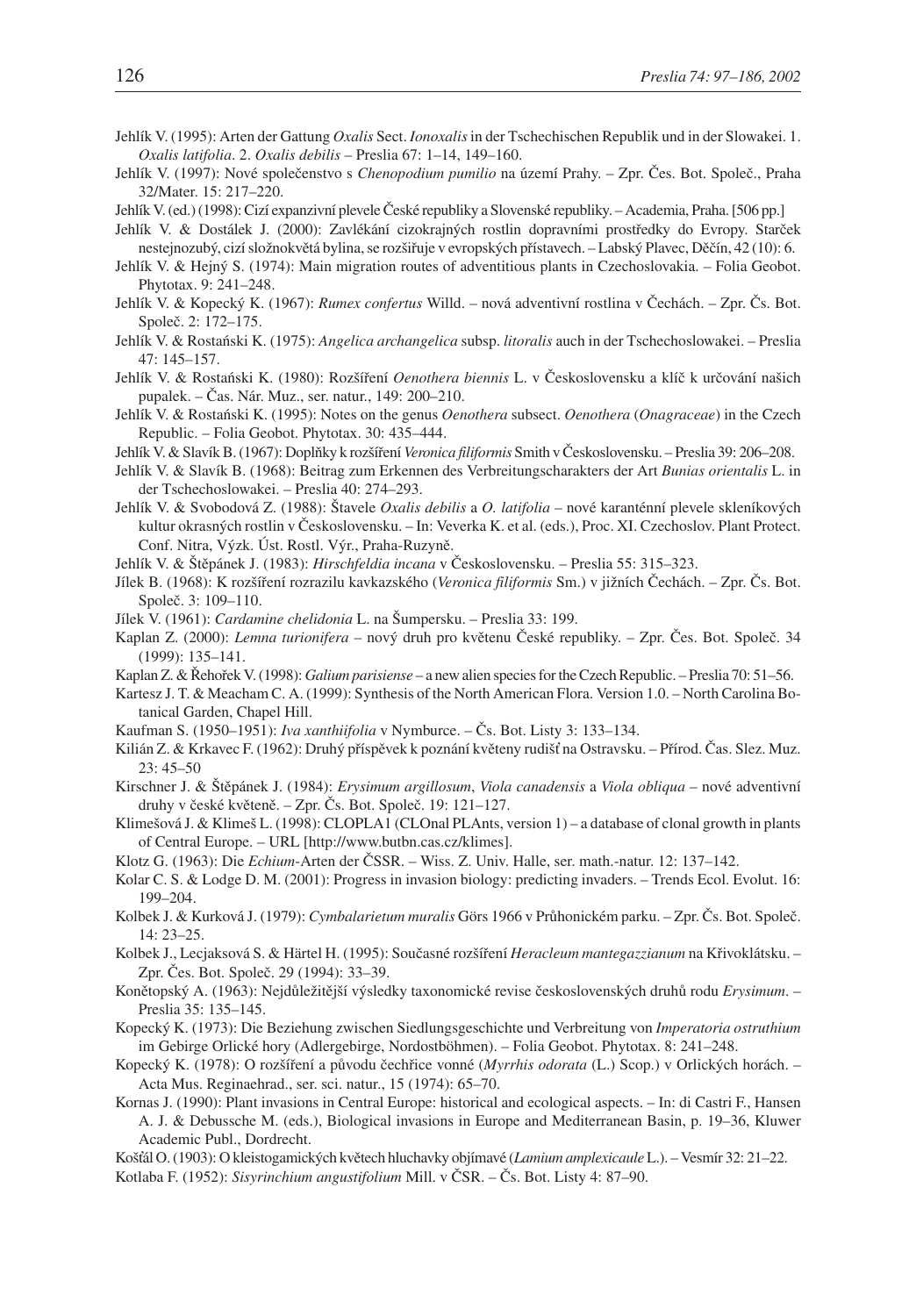Jehlík V. (1995): Arten der Gattung *Oxalis* Sect. *Ionoxalis* in der Tschechischen Republik und in der Slowakei. 1. *Oxalis latifolia*. 2. *Oxalis debilis* – Preslia 67: 1–14, 149–160.

Jehlík V. (1997): Nové společenstvo s *Chenopodium pumilio* na území Prahy. – Zpr. Čes. Bot. Společ., Praha 32/Mater. 15: 217–220.

Jehlík V. (ed.) (1998): Cizí expanzivní plevele České republiky a Slovenské republiky. – Academia, Praha. [506 pp.]

Jehlík V. & Dostálek J. (2000): Zavlékání cizokrajných rostlin dopravními prostředky do Evropy. Starček nestejnozubý, cizí složnokvětá bylina, se rozšiřuje v evropských přístavech. – Labský Plavec, Děčín, 42 (10): 6.

Jehlík V. & Hejný S. (1974): Main migration routes of adventitious plants in Czechoslovakia. – Folia Geobot. Phytotax. 9: 241–248.

Jehlík V. & Kopecký K. (1967): *Rumex confertus* Willd. – nová adventivní rostlina v Čechách. – Zpr. Čs. Bot. Společ. 2: 172–175.

Jehlík V. & Rostański K. (1975): *Angelica archangelica* subsp. *litoralis* auch in der Tschechoslowakei. – Preslia 47: 145–157.

Jehlík V. & Rostański K. (1980): Rozšíření *Oenothera biennis* L. v Československu a klíč k určování našich pupalek. – Čas. Nár. Muz., ser. natur., 149: 200–210.

Jehlík V. & Rostański K. (1995): Notes on the genus *Oenothera* subsect. *Oenothera* (*Onagraceae*) in the Czech Republic. – Folia Geobot. Phytotax. 30: 435–444.

Jehlík V. & Slavík B. (1967): Doplňky k rozšíření *Veronica filiformis* Smith v Československu. – Preslia 39: 206–208.

Jehlík V. & Slavík B. (1968): Beitrag zum Erkennen des Verbreitungscharakters der Art *Bunias orientalis* L. in der Tschechoslowakei. – Preslia 40: 274–293.

Jehlík V. & Svobodová Z. (1988): Štavele *Oxalis debilis* a *O. latifolia* – nové karanténní plevele skleníkových kultur okrasných rostlin v Československu. – In: Veverka K. et al. (eds.), Proc. XI. Czechoslov. Plant Protect. Conf. Nitra, Výzk. Úst. Rostl. Výr., Praha-Ruzyně.

Jehlík V. & Štěpánek J. (1983): *Hirschfeldia incana* v Československu. – Preslia 55: 315–323.

Jílek B. (1968): K rozšíření rozrazilu kavkazského (*Veronica filiformis* Sm.) v jižních Čechách. – Zpr. Čs. Bot. Společ. 3: 109–110.

Jílek V. (1961): *Cardamine chelidonia* L. na Šumpersku. – Preslia 33: 199.

Kaplan Z. (2000): *Lemna turionifera* – nový druh pro květenu České republiky. – Zpr. Čes. Bot. Společ. 34 (1999): 135–141.

Kaplan Z. & Řehořek V. (1998): *Galium parisiense* – a new alien species for the Czech Republic. – Preslia 70: 51–56.

Kartesz J. T. & Meacham C. A. (1999): Synthesis of the North American Flora. Version 1.0. – North Carolina Botanical Garden, Chapel Hill.

Kaufman S. (1950–1951): *Iva xanthiifolia* v Nymburce. – Čs. Bot. Listy 3: 133–134.

Kilián Z. & Krkavec F. (1962): Druhý příspěvek k poznání květeny rudišť na Ostravsku. – Přírod. Čas. Slez. Muz. 23: 45–50

Kirschner J. & Štěpánek J. (1984): *Erysimum argillosum*, *Viola canadensis* a *Viola obliqua* – nové adventivní druhy v české květeně. – Zpr. Čs. Bot. Společ. 19: 121–127.

Klimešová J. & Klimeš L. (1998): CLOPLA1 (CLOnal PLAnts, version 1) – a database of clonal growth in plants of Central Europe. – URL [http://www.butbn.cas.cz/klimes].

Klotz G. (1963): Die *Echium*-Arten der ČSSR. – Wiss. Z. Univ. Halle, ser. math.-natur. 12: 137–142.

Kolar C. S. & Lodge D. M. (2001): Progress in invasion biology: predicting invaders. – Trends Ecol. Evolut. 16: 199–204.

Kolbek J. & Kurková J. (1979): *Cymbalarietum muralis* Görs 1966 v Průhonickém parku. – Zpr. Čs. Bot. Společ. 14: 23–25.

Kolbek J., Lecjaksová S. & Härtel H. (1995): Současné rozšíření *Heracleum mantegazzianum* na Křivoklátsku. – Zpr. Čes. Bot. Společ. 29 (1994): 33–39.

Konětopský A. (1963): Nejdůležitější výsledky taxonomické revise československých druhů rodu *Erysimum*. – Preslia 35: 135–145.

Kopecký K. (1973): Die Beziehung zwischen Siedlungsgeschichte und Verbreitung von *Imperatoria ostruthium* im Gebirge Orlické hory (Adlergebirge, Nordostböhmen). – Folia Geobot. Phytotax. 8: 241–248.

Kopecký K. (1978): O rozšíření a původu čechřice vonné (*Myrrhis odorata* (L.) Scop.) v Orlických horách. – Acta Mus. Reginaehrad., ser. sci. natur., 15 (1974): 65–70.

Kornas J. (1990): Plant invasions in Central Europe: historical and ecological aspects. – In: di Castri F., Hansen A. J. & Debussche M. (eds.), Biological invasions in Europe and Mediterranean Basin, p. 19–36, Kluwer Academic Publ., Dordrecht.

Košťál O. (1903): O kleistogamických květech hluchavky objímavé (*Lamium amplexicaule* L.). – Vesmír 32: 21–22.

Kotlaba F. (1952): *Sisyrinchium angustifolium* Mill. v ČSR. – Čs. Bot. Listy 4: 87–90.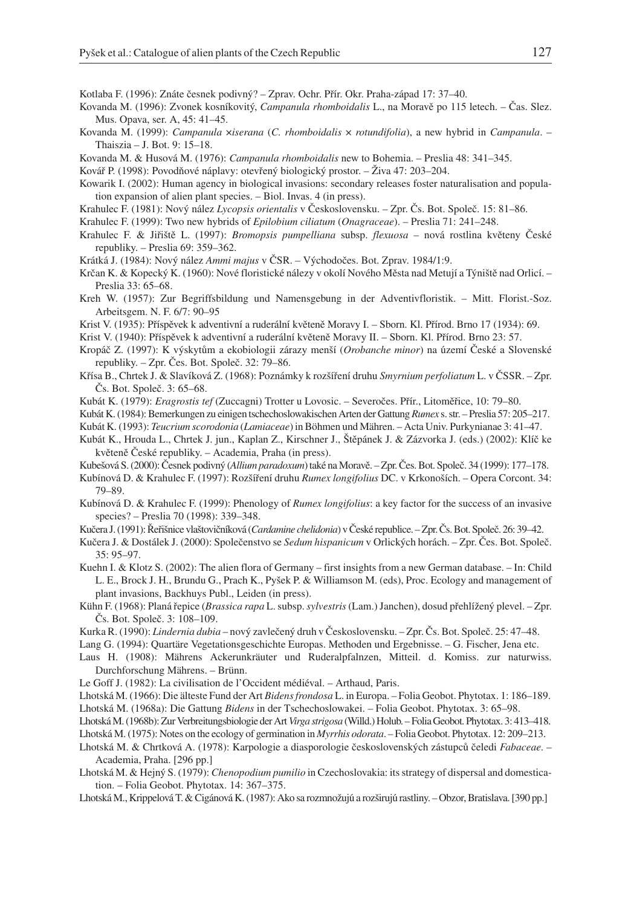Kotlaba F. (1996): Znáte česnek podivný? – Zprav. Ochr. Přír. Okr. Praha-západ 17: 37–40.

Kovanda M. (1996): Zvonek kosníkovitý, *Campanula rhomboidalis* L., na Moravě po 115 letech. – Čas. Slez. Mus. Opava, ser. A, 45: 41–45.

Kovanda M. (1999): *Campanula ×iserana* (*C. rhomboidalis × rotundifolia*), a new hybrid in *Campanula*. – Thaiszia – J. Bot. 9: 15–18.

Kovanda M. & Husová M. (1976): *Campanula rhomboidalis* new to Bohemia. – Preslia 48: 341–345.

Kovář P. (1998): Povodňové náplavy: otevřený biologický prostor. – Živa 47: 203–204.

Kowarik I. (2002): Human agency in biological invasions: secondary releases foster naturalisation and population expansion of alien plant species. – Biol. Invas. 4 (in press).

Krahulec F. (1981): Nový nález *Lycopsis orientalis* v Československu. – Zpr. Čs. Bot. Společ. 15: 81–86.

Krahulec F. (1999): Two new hybrids of *Epilobium ciliatum* (*Onagraceae*). – Preslia 71: 241–248.

Krahulec F. & Jiřiště L. (1997): *Bromopsis pumpelliana* subsp. *flexuosa* – nová rostlina květeny České republiky. – Preslia 69: 359–362.

Krátká J. (1984): Nový nález *Ammi majus* v ČSR. – Východočes. Bot. Zprav. 1984/1:9.

Krčan K. & Kopecký K. (1960): Nové floristické nálezy v okolí Nového Města nad Metují a Týniště nad Orlicí. – Preslia 33: 65–68.

Kreh W. (1957): Zur Begriffsbildung und Namensgebung in der Adventivfloristik. – Mitt. Florist.-Soz. Arbeitsgem. N. F. 6/7: 90–95

Krist V. (1935): Příspěvek k adventivní a ruderální květeně Moravy I. – Sborn. Kl. Přírod. Brno 17 (1934): 69.

Krist V. (1940): Příspěvek k adventivní a ruderální květeně Moravy II. – Sborn. Kl. Přírod. Brno 23: 57.

Kropáč Z. (1997): K výskytům a ekobiologii zárazy menší (*Orobanche minor*) na území České a Slovenské republiky. – Zpr. Čes. Bot. Společ. 32: 79–86.

Křísa B., Chrtek J. & Slavíková Z. (1968): Poznámky k rozšíření druhu *Smyrnium perfoliatum* L. v ČSSR. – Zpr. Čs. Bot. Společ. 3: 65–68.

Kubát K. (1979): *Eragrostis tef* (Zuccagni) Trotter u Lovosic. – Severočes. Přír., Litoměřice, 10: 79–80.

Kubát K. (1984): Bemerkungen zu einigen tschechoslowakischen Arten der Gattung *Rumex* s. str. – Preslia 57: 205–217.

Kubát K. (1993): *Teucrium scorodonia* (*Lamiaceae*) in Böhmen und Mähren. – Acta Univ. Purkynianae 3: 41–47.

Kubát K., Hrouda L., Chrtek J. jun., Kaplan Z., Kirschner J., Štěpánek J. & Zázvorka J. (eds.) (2002): Klíč ke květeně České republiky. – Academia, Praha (in press).

Kubešová S. (2000): Česnek podivný (*Allium paradoxum*) také na Moravě. – Zpr. Čes. Bot. Společ. 34 (1999): 177–178.

Kubínová D. & Krahulec F. (1997): Rozšíření druhu *Rumex longifolius* DC. v Krkonoších. – Opera Corcont. 34: 79–89.

Kubínová D. & Krahulec F. (1999): Phenology of *Rumex longifolius*: a key factor for the success of an invasive species? – Preslia 70 (1998): 339–348.

Kučera J. (1991): Řeřišnice vlaštovičníková (*Cardamine chelidonia*) v České republice. – Zpr. Čs. Bot. Společ. 26: 39–42.

Kučera J. & Dostálek J. (2000): Společenstvo se *Sedum hispanicum* v Orlických horách. – Zpr. Čes. Bot. Společ. 35: 95–97.

Kuehn I. & Klotz S. (2002): The alien flora of Germany – first insights from a new German database. – In: Child L. E., Brock J. H., Brundu G., Prach K., Pyšek P. & Williamson M. (eds), Proc. Ecology and management of plant invasions, Backhuys Publ., Leiden (in press).

Kühn F. (1968): Planá řepice (*Brassica rapa* L. subsp. *sylvestris* (Lam.) Janchen), dosud přehlížený plevel. – Zpr. Čs. Bot. Společ. 3: 108–109.

Kurka R. (1990): *Lindernia dubia* – nový zavlečený druh v Československu. – Zpr. Čs. Bot. Společ. 25: 47–48.

Lang G. (1994): Quartäre Vegetationsgeschichte Europas. Methoden und Ergebnisse. – G. Fischer, Jena etc.

Laus H. (1908): Mährens Ackerunkräuter und Ruderalpfalnzen, Mitteil. d. Komiss. zur naturwiss. Durchforschung Mährens. – Brünn.

Le Goff J. (1982): La civilisation de l'Occident médiéval. – Arthaud, Paris.

Lhotská M. (1966): Die älteste Fund der Art *Bidens frondosa* L. in Europa. – Folia Geobot. Phytotax. 1: 186–189.

Lhotská M. (1968a): Die Gattung *Bidens* in der Tschechoslowakei. – Folia Geobot. Phytotax. 3: 65–98.

Lhotská M. (1968b): Zur Verbreitungsbiologie der Art *Virga strigosa* (Willd.) Holub. – Folia Geobot. Phytotax. 3: 413–418.

Lhotská M. (1975): Notes on the ecology of germination in *Myrrhis odorata*. – Folia Geobot. Phytotax. 12: 209–213.

Lhotská M. & Chrtková A. (1978): Karpologie a diasporologie československých zástupců čeledi *Fabaceae*. – Academia, Praha. [296 pp.]

Lhotská M. & Hejný S. (1979): *Chenopodium pumilio* in Czechoslovakia: its strategy of dispersal and domestication. – Folia Geobot. Phytotax. 14: 367–375.

Lhotská M., Krippelová T. & Cigánová K. (1987): Ako sa rozmnožujú a rozširujú rastliny. – Obzor, Bratislava. [390 pp.]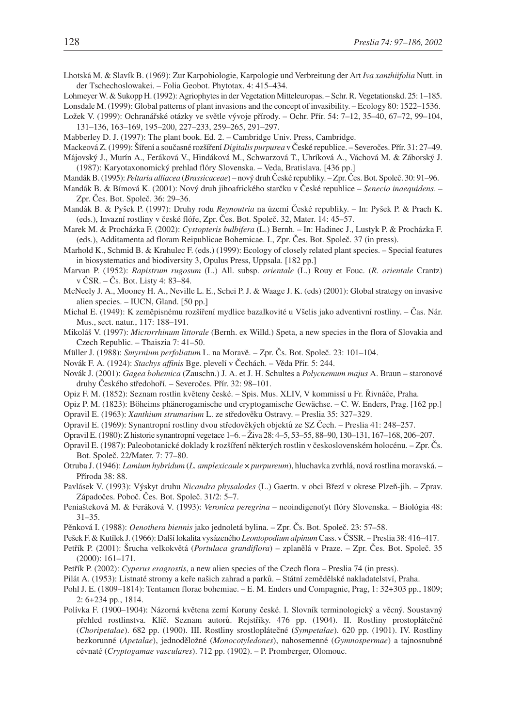Lhotská M. & Slavík B. (1969): Zur Karpobiologie, Karpologie und Verbreitung der Art *Iva xanthiifolia* Nutt. in der Tschechoslowakei. – Folia Geobot. Phytotax. 4: 415–434.

Lohmeyer W. & Sukopp H. (1992): Agriophytes in der Vegetation Mitteleuropas. – Schr. R. Vegetationskd. 25: 1–185.

Lonsdale M. (1999): Global patterns of plant invasions and the concept of invasibility. – Ecology 80: 1522–1536.

Ložek V. (1999): Ochranářské otázky ve světle vývoje přírody. – Ochr. Přír. 54: 7–12, 35–40, 67–72, 99–104, 131–136, 163–169, 195–200, 227–233, 259–265, 291–297.

Mabberley D. J. (1997): The plant book. Ed. 2. – Cambridge Univ. Press, Cambridge.

Mackeová Z. (1999): Šíření a současné rozšíření *Digitalis purpurea* v České republice. – Severočes. Přír. 31: 27–49.

Májovský J., Murín A., Feráková V., Hindáková M., Schwarzová T., Uhríková A., Váchová M. & Záborský J. (1987): Karyotaxonomický prehlad flóry Slovenska. – Veda, Bratislava. [436 pp.]

Mandák B. (1995): *Peltaria alliacea* (*Brassicaceae*) – nový druh České republiky. – Zpr. Čes. Bot. Společ. 30: 91–96.

Mandák B. & Bímová K. (2001): Nový druh jihoafrického starčku v České republice – *Senecio inaequidens*. – Zpr. Čes. Bot. Společ. 36: 29–36.

Mandák B. & Pyšek P. (1997): Druhy rodu *Reynoutria* na území České republiky. – In: Pyšek P. & Prach K. (eds.), Invazní rostliny v české flóře, Zpr. Čes. Bot. Společ. 32, Mater. 14: 45–57.

Marek M. & Procházka F. (2002): *Cystopteris bulbifera* (L.) Bernh. – In: Hadinec J., Lustyk P. & Procházka F. (eds.), Additamenta ad floram Reipublicae Bohemicae. I., Zpr. Čes. Bot. Společ. 37 (in press).

Marhold K., Schmid B. & Krahulec F. (eds.) (1999): Ecology of closely related plant species. – Special features in biosystematics and biodiversity 3, Opulus Press, Uppsala. [182 pp.]

Marvan P. (1952): *Rapistrum rugosum* (L.) All. subsp. *orientale* (L.) Rouy et Fouc. (*R. orientale* Crantz) v ČSR. – Čs. Bot. Listy 4: 83–84.

McNeely J. A., Mooney H. A., Neville L. E., Schei P. J. & Waage J. K. (eds) (2001): Global strategy on invasive alien species. – IUCN, Gland. [50 pp.]

Michal E. (1949): K zeměpisnému rozšíření mydlice bazalkovité u Všelis jako adventivní rostliny. – Čas. Nár. Mus., sect. natur., 117: 188–191.

Mikoláš V. (1997): *Microrrhinum littorale* (Bernh. ex Willd.) Speta, a new species in the flora of Slovakia and Czech Republic. – Thaiszia 7: 41–50.

Müller J. (1988): *Smyrnium perfoliatum* L. na Moravě. – Zpr. Čs. Bot. Společ. 23: 101–104.

Novák F. A. (1924): *Stachys affinis* Bge. plevelí v Čechách. – Věda Přír. 5: 244.

Novák J. (2001): *Gagea bohemica* (Zauschn.) J. A. et J. H. Schultes a *Polycnemum majus* A. Braun – staronové druhy Českého středohoří. – Severočes. Přír. 32: 98–101.

Opiz F. M. (1852): Seznam rostlin květeny české. – Spis. Mus. XLIV, V kommissí u Fr. Řivnáče, Praha.

Opiz P. M. (1823): Böheims phänerogamische und cryptogamische Gewächse. – C. W. Enders, Prag. [162 pp.]

Opravil E. (1963): *Xanthium strumarium* L. ze středověku Ostravy. – Preslia 35: 327–329.

Opravil E. (1969): Synantropní rostliny dvou středověkých objektů ze SZ Čech. – Preslia 41: 248–257.

Opravil E. (1980): Z historie synantropní vegetace 1–6. – Živa 28: 4–5, 53–55, 88–90, 130–131, 167–168, 206–207.

Opravil E. (1987): Paleobotanické doklady k rozšíření některých rostlin v československém holocénu. – Zpr. Čs. Bot. Společ. 22/Mater. 7: 77–80.

Otruba J. (1946): *Lamium hybridum* (*L. amplexicaule* × *purpureum*), hluchavka zvrhlá, nová rostlina moravská. – Příroda 38: 88.

Pavlásek V. (1993): Výskyt druhu *Nicandra physalodes* (L.) Gaertn. v obci Březí v okrese Plzeň-jih. – Zprav. Západočes. Poboč. Čes. Bot. Společ. 31/2: 5–7.

Peniašteková M. & Feráková V. (1993): *Veronica peregrina* – neoindigenofyt flóry Slovenska. – Biológia 48: 31–35.

Pěnková I. (1988): *Oenothera biennis* jako jednoletá bylina. – Zpr. Čs. Bot. Společ. 23: 57–58.

Pešek F. & Kutílek J. (1966): Další lokalita vysázeného *Leontopodium alpinum* Cass. v ČSSR. – Preslia 38: 416–417.

Petřík P. (2001): Šrucha velkokvětá (*Portulaca grandiflora*) – zplanělá v Praze. – Zpr. Čes. Bot. Společ. 35 (2000): 161–171.

Petřík P. (2002): *Cyperus eragrostis*, a new alien species of the Czech flora – Preslia 74 (in press).

Pilát A. (1953): Listnaté stromy a keře našich zahrad a parků. – Státní zemědělské nakladatelství, Praha.

Pohl J. E. (1809–1814): Tentamen florae bohemiae. – E. M. Enders und Compagnie, Prag, 1: 32+303 pp., 1809; 2: 6+234 pp., 1814.

Polívka F. (1900–1904): Názorná květena zemí Koruny české. I. Slovník terminologický a věcný. Soustavný přehled rostlinstva. Klíč. Seznam autorů. Rejstříky. 476 pp. (1904). II. Rostliny prostoplátečné (*Choripetalae*). 682 pp. (1900). III. Rostliny srostloplátečné (*Sympetalae*). 620 pp. (1901). IV. Rostliny bezkorunné (*Apetalae*), jednoděložné (*Monocotyledones*), nahosemenné (*Gymnospermae*) a tajnosnubné cévnaté (*Cryptogamae vasculares*). 712 pp. (1902). – P. Promberger, Olomouc.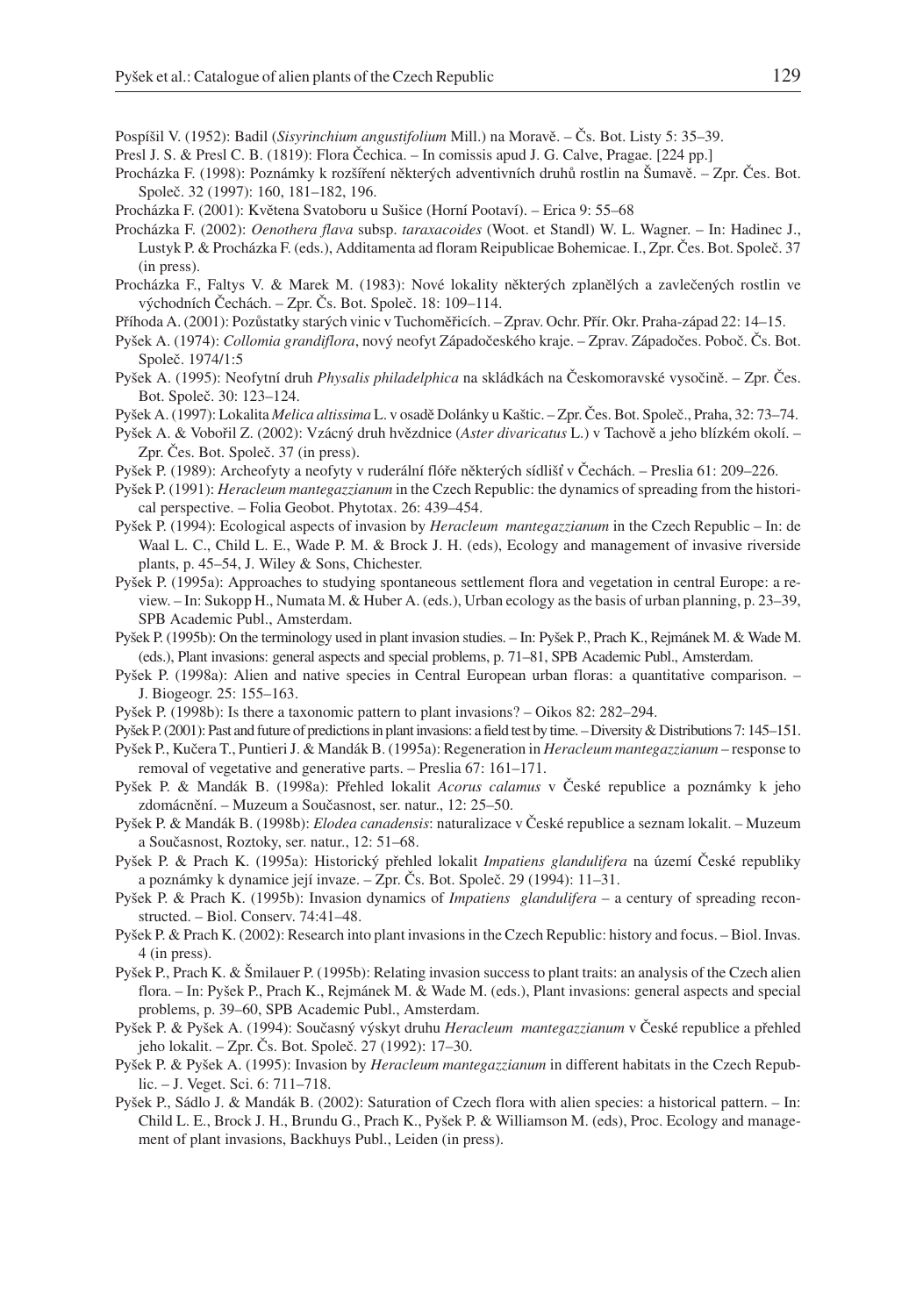Pospíšil V. (1952): Badil (*Sisyrinchium angustifolium* Mill.) na Moravě. – Čs. Bot. Listy 5: 35–39.

Presl J. S. & Presl C. B. (1819): Flora Čechica. – In comissis apud J. G. Calve, Pragae. [224 pp.]

Procházka F. (1998): Poznámky k rozšíření některých adventivních druhů rostlin na Šumavě. – Zpr. Čes. Bot. Společ. 32 (1997): 160, 181–182, 196.

Procházka F. (2001): Květena Svatoboru u Sušice (Horní Pootaví). – Erica 9: 55–68

Procházka F. (2002): *Oenothera flava* subsp. *taraxacoides* (Woot. et Standl) W. L. Wagner. – In: Hadinec J., Lustyk P. & Procházka F. (eds.), Additamenta ad floram Reipublicae Bohemicae. I., Zpr. Čes. Bot. Společ. 37 (in press).

Procházka F., Faltys V. & Marek M. (1983): Nové lokality některých zplanělých a zavlečených rostlin ve východních Čechách. – Zpr. Čs. Bot. Společ. 18: 109–114.

Příhoda A. (2001): Pozůstatky starých vinic v Tuchoměřicích. – Zprav. Ochr. Přír. Okr. Praha-západ 22: 14–15.

Pyšek A. (1974): *Collomia grandiflora*, nový neofyt Západočeského kraje. – Zprav. Západočes. Pobočk. Čs. Bot. Společ. 1974/1:5

Pyšek A. (1995): Neofytní druh *Physalis philadelphica* na skládkách na Českomoravské vysočině. – Zpr. Čes. Bot. Společ. 30: 123–124.

Pyšek A. (1997): Lokalita *Melica altissima* L. v osadě Dolánky u Kaštic. – Zpr. Čes. Bot. Společ., Praha, 32: 73–74.

Pyšek A. & Vobořil Z. (2002): Vzácný druh hvězdnice (*Aster divaricatus* L.) v Tachově a jeho blízkém okolí. – Zpr. Čes. Bot. Společ. 37 (in press).

Pyšek P. (1989): Archeofyty a neofyty v ruderální flóře některých sídlišť v Čechách. – Preslia 61: 209–226.

Pyšek P. (1991): *Heracleum mantegazzianum* in the Czech Republic: the dynamics of spreading from the historical perspective. – Folia Geobot. Phytotax. 26: 439–454.

Pyšek P. (1994): Ecological aspects of invasion by *Heracleum mantegazzianum* in the Czech Republic – In: de Waal L. C., Child L. E., Wade P. M. & Brock J. H. (eds), Ecology and management of invasive riverside plants, p. 45–54, J. Wiley & Sons, Chichester.

Pyšek P. (1995a): Approaches to studying spontaneous settlement flora and vegetation in central Europe: a review. – In: Sukopp H., Numata M. & Huber A. (eds.), Urban ecology as the basis of urban planning, p. 23–39, SPB Academic Publ., Amsterdam.

Pyšek P. (1995b): On the terminology used in plant invasion studies. – In: Pyšek P., Prach K., Rejmánek M. & Wade M. (eds.), Plant invasions: general aspects and special problems, p. 71–81, SPB Academic Publ., Amsterdam.

Pyšek P. (1998a): Alien and native species in Central European urban floras: a quantitative comparison. – J. Biogeogr. 25: 155–163.

Pyšek P. (1998b): Is there a taxonomic pattern to plant invasions? – Oikos 82: 282–294.

Pyšek P. (2001): Past and future of predictions in plant invasions: a field test by time. – Diversity & Distributions 7: 145–151.

Pyšek P., Kučera T., Puntieri J. & Mandák B. (1995a): Regeneration in *Heracleum mantegazzianum* – response to removal of vegetative and generative parts. – Preslia 67: 161–171.

Pyšek P. & Mandák B. (1998a): Přehled lokalit *Acorus calamus* v České republice a poznámky k jeho zdomácnění. – Muzeum a Současnost, ser. natur., 12: 25–50.

Pyšek P. & Mandák B. (1998b): *Elodea canadensis*: naturalizace v České republice a seznam lokalit. – Muzeum a Současnost, Roztoky, ser. natur., 12: 51–68.

Pyšek P. & Prach K. (1995a): Historický přehled lokalit *Impatiens glandulifera* na území České republiky a poznámky k dynamice její invaze. – Zpr. Čs. Bot. Společ. 29 (1994): 11–31.

Pyšek P. & Prach K. (1995b): Invasion dynamics of *Impatiens glandulifera* – a century of spreading reconstructed. – Biol. Conserv. 74:41–48.

Pyšek P. & Prach K. (2002): Research into plant invasions in the Czech Republic: history and focus. – Biol. Invas. 4 (in press).

Pyšek P., Prach K. & Šmilauer P. (1995b): Relating invasion success to plant traits: an analysis of the Czech alien flora. – In: Pyšek P., Prach K., Rejmánek M. & Wade M. (eds.), Plant invasions: general aspects and special problems, p. 39–60, SPB Academic Publ., Amsterdam.

Pyšek P. & Pyšek A. (1994): Současný výskyt druhu *Heracleum mantegazzianum* v České republice a přehled jeho lokalit. – Zpr. Čs. Bot. Společ. 27 (1992): 17–30.

Pyšek P. & Pyšek A. (1995): Invasion by *Heracleum mantegazzianum* in different habitats in the Czech Republic. – J. Veget. Sci. 6: 711–718.

Pyšek P., Sádlo J. & Mandák B. (2002): Saturation of Czech flora with alien species: a historical pattern. – In: Child L. E., Brock J. H., Brundu G., Prach K., Pyšek P. & Williamson M. (eds), Proc. Ecology and management of plant invasions, Backhuys Publ., Leiden (in press).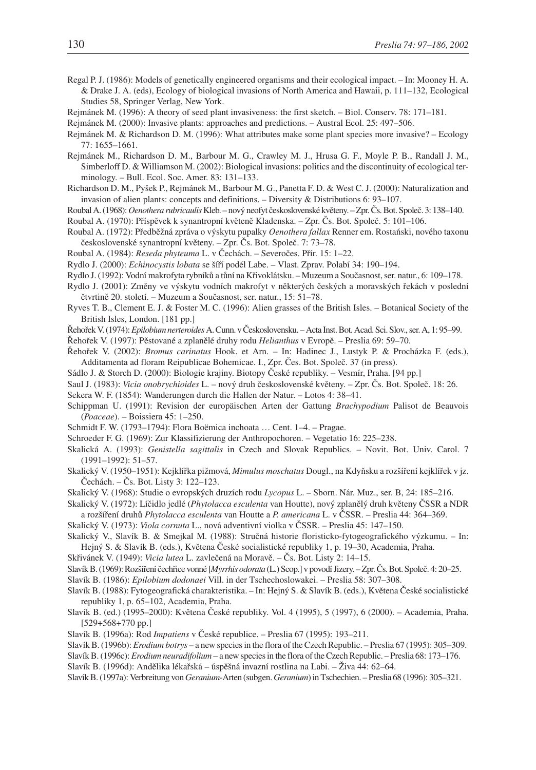Regal P. J. (1986): Models of genetically engineered organisms and their ecological impact. – In: Mooney H. A. & Drake J. A. (eds), Ecology of biological invasions of North America and Hawaii, p. 111–132, Ecological Studies 58, Springer Verlag, New York.

Rejmánek M. (1996): A theory of seed plant invasiveness: the first sketch. – Biol. Conserv. 78: 171–181.

Rejmánek M. (2000): Invasive plants: approaches and predictions. – Austral Ecol. 25: 497–506.

Rejmánek M. & Richardson D. M. (1996): What attributes make some plant species more invasive? – Ecology 77: 1655–1661.

Rejmánek M., Richardson D. M., Barbour M. G., Crawley M. J., Hrusa G. F., Moyle P. B., Randall J. M., Simberloff D. & Williamson M. (2002): Biological invasions: politics and the discontinuity of ecological terminology. – Bull. Ecol. Soc. Amer. 83: 131–133.

Richardson D. M., Pyšek P., Rejmánek M., Barbour M. G., Panetta F. D. & West C. J. (2000): Naturalization and invasion of alien plants: concepts and definitions. – Diversity & Distributions 6: 93–107.

Roubal A. (1968): *Oenothera rubricaulis* Kleb. – nový neofyt československé květeny. – Zpr. Čs. Bot. Společ. 3: 138–140.

Roubal A. (1970): Příspěvek k synantropní květeně Kladenska. – Zpr. Čs. Bot. Společ. 5: 101–106.

Roubal A. (1972): Předběžná zpráva o výskytu pupalky *Oenothera fallax* Renner em. Rostański, nového taxonu československé synantropní květeny. – Zpr. Čs. Bot. Společ. 7: 73–78.

Roubal A. (1984): *Reseda phyteuma* L. v Čechách. – Severočes. Přír. 15: 1–22.

Rydlo J. (2000): *Echinocystis lobata* se šíří podél Labe. – Vlast. Zprav. Polabí 34: 190–194.

Rydlo J. (1992): Vodní makrofyta rybníků a tůní na Křivoklátsku. – Muzeum a Současnost, ser. natur., 6: 109–178.

Rydlo J. (2001): Změny ve výskytu vodních makrofyt v některých českých a moravských řekách v poslední čtvrtině 20. století. – Muzeum a Současnost, ser. natur., 15: 51–78.

Ryves T. B., Clement E. J. & Foster M. C. (1996): Alien grasses of the British Isles. – Botanical Society of the British Isles, London. [181 pp.]

Řehořek V. (1974): *Epilobium nerteroides* A. Cunn. v Československu. – Acta Inst. Bot. Acad. Sci. Slov., ser. A, 1: 95–99.

Řehořek V. (1997): Pěstované a zplanělé druhy rodu *Helianthus* v Evropě. – Preslia 69: 59–70.

Řehořek V. (2002): *Bromus carinatus* Hook. et Arn. – In: Hadinec J., Lustyk P. & Procházka F. (eds.), Additamenta ad floram Reipublicae Bohemicae. I., Zpr. Čes. Bot. Společ. 37 (in press).

Sádlo J. & Storch D. (2000): Biologie krajiny. Biotopy České republiky. – Vesmír, Praha. [94 pp.]

Saul J. (1983): *Vicia onobrychioides* L. – nový druh československé květeny. – Zpr. Čs. Bot. Společ. 18: 26.

Sekera W. F. (1854): Wanderungen durch die Hallen der Natur. – Lotos 4: 38–41.

Schippman U. (1991): Revision der europäischen Arten der Gattung *Brachypodium* Palisot de Beauvois (*Poaceae*). – Boissiera 45: 1–250.

Schmidt F. W. (1793–1794): Flora Boëmica inchoata … Cent. 1–4. – Pragae.

Schroeder F. G. (1969): Zur Klassifizierung der Anthropochoren. – Vegetatio 16: 225–238.

Skalická A. (1993): *Genistella sagittalis* in Czech and Slovak Republics. – Novit. Bot. Univ. Carol. 7 (1991–1992): 51–57.

Skalický V. (1950–1951): Kejklířka pižmová, *Mimulus moschatus* Dougl., na Kdyňsku a rozšíření kejklířek v jz. Čechách. – Čs. Bot. Listy 3: 122–123.

Skalický V. (1968): Studie o evropských druzích rodu *Lycopus* L. – Sborn. Nár. Muz., ser. B, 24: 185–216.

Skalický V. (1972): Líčidlo jedlé (*Phytolacca esculenta* van Houtte), nový zplanělý druh květeny ČSSR a NDR a rozšíření druhů *Phytolacca esculenta* van Houtte a *P. americana* L. v ČSSR. – Preslia 44: 364–369.

Skalický V. (1973): *Viola cornuta* L., nová adventivní violka v ČSSR. – Preslia 45: 147–150.

Skalický V., Slavík B. & Smejkal M. (1988): Stručná historie floristicko-fytogeografického výzkumu. – In: Hejný S. & Slavík B. (eds.), Květena České socialistické republiky 1, p. 19–30, Academia, Praha.

Skřivánek V. (1949): *Vicia lutea* L. zavlečená na Moravě. – Čs. Bot. Listy 2: 14–15.

Slavík B. (1969): Rozšíření čechřice vonné [*Myrrhis odorata* (L.) Scop.] v povodí Jizery. – Zpr. Čs. Bot. Společ. 4: 20–25.

Slavík B. (1986): *Epilobium dodonaei* Vill. in der Tschechoslowakei. – Preslia 58: 307–308.

Slavík B. (1988): Fytogeografická charakteristika. – In: Hejný S. & Slavík B. (eds.), Květena České socialistické republiky 1, p. 65–102, Academia, Praha.

Slavík B. (ed.) (1995–2000): Květena České republiky. Vol. 4 (1995), 5 (1997), 6 (2000). – Academia, Praha. [529+568+770 pp.]

Slavík B. (1996a): Rod *Impatiens* v České republice. – Preslia 67 (1995): 193–211.

Slavík B. (1996b): *Erodium botrys* – a new species in the flora of the Czech Republic. – Preslia 67 (1995): 305–309.

Slavík B. (1996c): *Erodium neuradifolium* – a new species in the flora of the Czech Republic. – Preslia 68: 173–176.

Slavík B. (1996d): Andělika lékařská – úspěšná invazní rostlina na Labi. – Živa 44: 62–64.

Slavík B. (1997a): Verbreitung von *Geranium*-Arten (subgen. *Geranium*) in Tschechien. – Preslia 68 (1996): 305–321.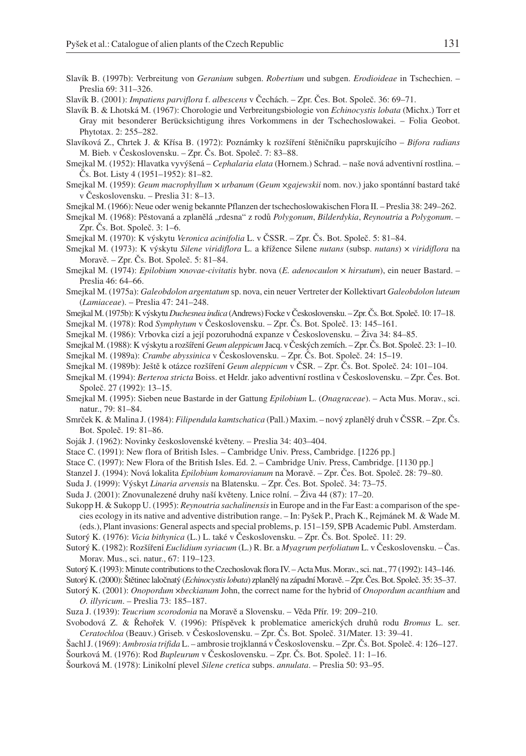Slavík B. (1997b): Verbreitung von *Geranium* subgen. *Robertium* und subgen. *Erodioideae* in Tschechien. – Preslia 69: 311–326.

Slavík B. (2001): *Impatiens parviflora* f. *albescens* v Čechách. – Zpr. Čes. Bot. Společ. 36: 69–71.

Slavík B. & Lhotská M. (1967): Chorologie und Verbreitungsbiologie von *Echinocystis lobata* (Michx.) Torr et Gray mit besonderer Berücksichtigung ihres Vorkommens in der Tschechoslowakei. – Folia Geobot. Phytotax. 2: 255–282.

Slavíková Z., Chrtek J. & Křísa B. (1972): Poznámky k rozšíření štěničníku paprskujícího – *Bifora radians* M. Bieb. v Československu. – Zpr. Čs. Bot. Společ. 7: 83–88.

Smejkal M. (1952): Hlavatka vyvýšená – *Cephalaria elata* (Hornem.) Schrad. – naše nová adventivní rostlina. – Čs. Bot. Listy 4 (1951–1952): 81–82.

Smejkal M. (1959): *Geum macrophyllum* × *urbanum* (*Geum* ×*gajewskii* nom. nov.) jako spontánní bastard také v Československu. – Preslia 31: 8–13.

Smejkal M. (1966): Neue oder wenig bekannte Pflanzen der tschechoslowakischen Flora II. – Preslia 38: 249–262.

Smejkal M. (1968): Pěstovaná a zplanělá „rdesna" z rodů *Polygonum*, *Bilderdykia*, *Reynoutria* a *Polygonum*. – Zpr. Čs. Bot. Společ. 3: 1–6.

Smejkal M. (1970): K výskytu *Veronica acinifolia* L. v ČSSR. – Zpr. Čs. Bot. Společ. 5: 81–84.

Smejkal M. (1973): K výskytu *Silene viridiflora* L. a křížence Silene *nutans* (subsp. *nutans*) × *viridiflora* na Moravě. – Zpr. Čs. Bot. Společ. 5: 81–84.

Smejkal M. (1974): *Epilobium* ×*novae-civitatis* hybr. nova (*E. adenocaulon* × *hirsutum*), ein neuer Bastard. – Preslia 46: 64–66.

Smejkal M. (1975a): *Galeobdolon argentatum* sp. nova, ein neuer Vertreter der Kollektivart *Galeobdolon luteum* (*Lamiaceae*). – Preslia 47: 241–248.

Smejkal M. (1975b): K výskytu *Duchesnea indica* (Andrews) Focke v Československu. – Zpr. Čs. Bot. Společ. 10: 17–18.

Smejkal M. (1978): Rod *Symphytum* v Československu. – Zpr. Čs. Bot. Společ. 13: 145–161.

Smejkal M. (1986): Vrbovka cizí a její pozoruhodná expanze v Československu. – Živa 34: 84–85.

Smejkal M. (1988): K výskytu a rozšíření *Geum aleppicum* Jacq. v Českých zemích. – Zpr. Čs. Bot. Společ. 23: 1–10.

Smejkal M. (1989a): *Crambe abyssinica* v Československu. – Zpr. Čs. Bot. Společ. 24: 15–19.

Smejkal M. (1989b): Ještě k otázce rozšíření *Geum aleppicum* v ČSR. – Zpr. Čs. Bot. Společ. 24: 101–104.

Smejkal M. (1994): *Berteroa stricta* Boiss. et Heldr. jako adventivní rostlina v Československu. – Zpr. Čes. Bot. Společ. 27 (1992): 13–15.

Smejkal M. (1995): Sieben neue Bastarde in der Gattung *Epilobium* L. (*Onagraceae*). – Acta Mus. Morav., sci. natur., 79: 81–84.

Smrček K. & Malina J. (1984): *Filipendula kamtschatica* (Pall.) Maxim. – nový zplanělý druh v ČSSR. – Zpr. Čs. Bot. Společ. 19: 81–86.

Soják J. (1962): Novinky československé květeny. – Preslia 34: 403–404.

Stace C. (1991): New flora of British Isles. – Cambridge Univ. Press, Cambridge. [1226 pp.]

Stace C. (1997): New Flora of the British Isles. Ed. 2. – Cambridge Univ. Press, Cambridge. [1130 pp.]

Stanzel J. (1994): Nová lokalita *Epilobium komarovianum* na Moravě. – Zpr. Čes. Bot. Společ. 28: 79–80.

Suda J. (1999): Výskyt *Linaria arvensis* na Blatensku. – Zpr. Čes. Bot. Společ. 34: 73–75.

Suda J. (2001): Znovunalezené druhy naší květeny. Lnice rolní. – Živa 44 (87): 17–20.

Sukopp H. & Sukopp U. (1995): *Reynoutria sachalinensis* in Europe and in the Far East: a comparison of the species ecology in its native and adventive distribution range. – In: Pyšek P., Prach K., Rejmánek M. & Wade M. (eds.), Plant invasions: General aspects and special problems, p. 151–159, SPB Academic Publ. Amsterdam.

Sutorý K. (1976): *Vicia bithynica* (L.) L. také v Československu. – Zpr. Čs. Bot. Společ. 11: 29.

Sutorý K. (1982): Rozšíření *Euclidium syriacum* (L.) R. Br. a *Myagrum perfoliatum* L. v Československu. – Čas. Morav. Mus., sci. natur., 67: 119–123.

Sutorý K. (1993): Minute contributions to the Czechoslovak flora IV. – Acta Mus. Morav., sci. nat., 77 (1992): 143–146.

Sutorý K. (2000): Štětinec laločnatý (*Echinocystis lobata*) zplanělý na západní Moravě. – Zpr. Čes. Bot. Společ. 35: 35–37.

Sutorý K. (2001): *Onopordum* ×*beckianum* John, the correct name for the hybrid of *Onopordum acanthium* and *O. illyricum*. – Preslia 73: 185–187.

Suza J. (1939): *Teucrium scorodonia* na Moravě a Slovensku. – Věda Přír. 19: 209–210.

Svobodová Z. & Řehořek V. (1996): Příspěvek k problematice amerických druhů rodu *Bromus* L. ser. *Ceratochloa* (Beauv.) Griseb. v Československu. – Zpr. Čs. Bot. Společ. 31/Mater. 13: 39–41.

Šachl J. (1969): *Ambrosia trifida* L. – ambrosie trojklanná v Československu. – Zpr. Čs. Bot. Společ. 4: 126–127.

Šourková M. (1976): Rod *Bupleurum* v Československu. – Zpr. Čs. Bot. Společ. 11: 1–16.

Šourková M. (1978): Linikolní plevel *Silene cretica* subps. *annulata*. – Preslia 50: 93–95.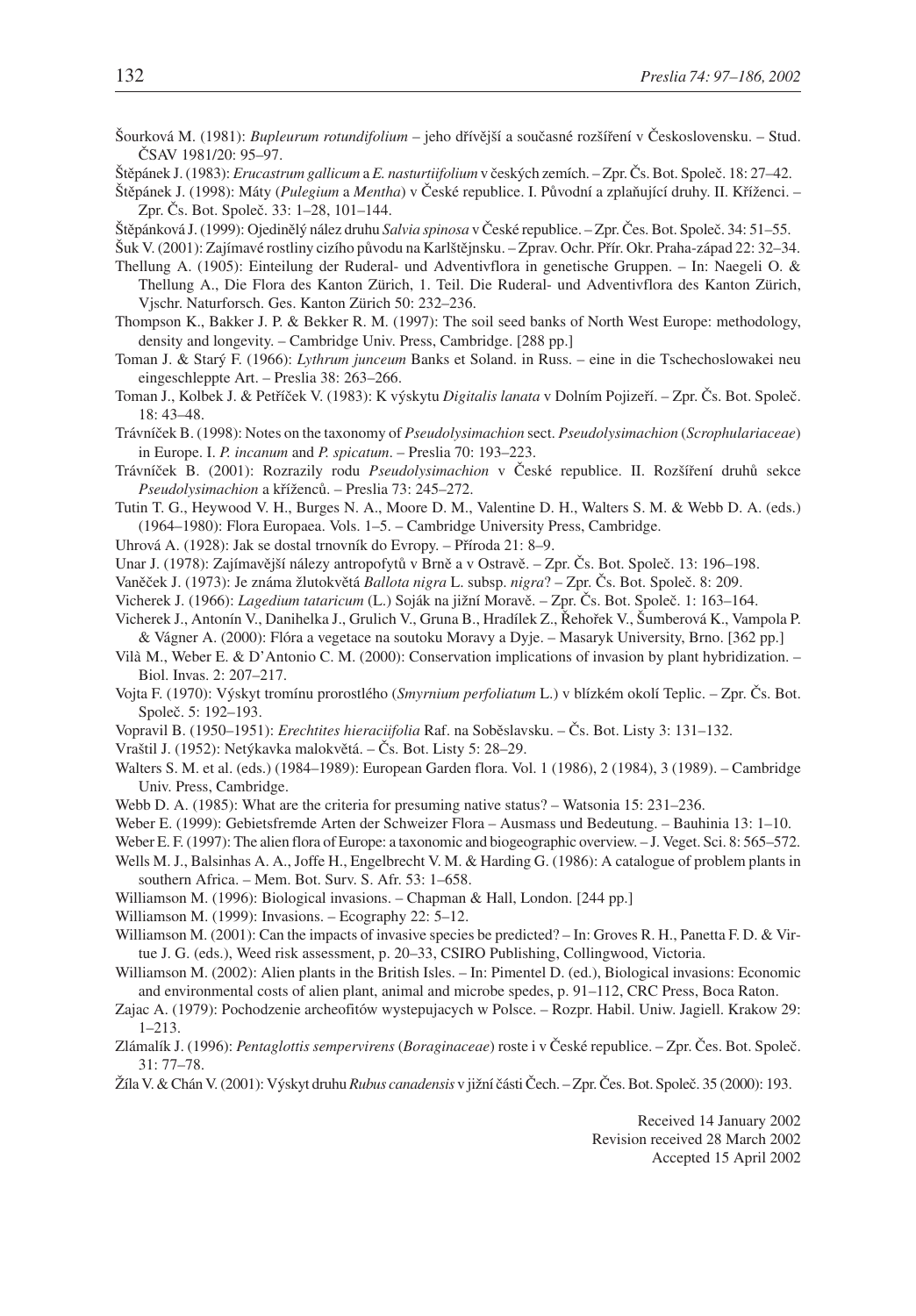Šourková M. (1981): *Bupleurum rotundifolium* – jeho dřívější a současné rozšíření v Československu. – Stud. ČSAV 1981/20: 95–97.

Štěpánek J. (1983): *Erucastrum gallicum* a *E. nasturtiifolium* v českých zemích. – Zpr. Čs. Bot. Společ. 18: 27–42.

Štěpánek J. (1998): Máty (*Pulegium* a *Mentha*) v České republice. I. Původní a zplaňující druhy. II. Kříženci. – Zpr. Čs. Bot. Společ. 33: 1–28, 101–144.

Štěpánková J. (1999): Ojedinělý nález druhu *Salvia spinosa* v České republice. – Zpr. Čes. Bot. Společ. 34: 51–55.

Šuk V. (2001): Zajímavé rostliny cizího původu na Karlštějnsku. – Zprav. Ochr. Přír. Okr. Praha-západ 22: 32–34.

Thellung A. (1905): Einteilung der Ruderal- und Adventivflora in genetische Gruppen. – In: Naegeli O. & Thellung A., Die Flora des Kanton Zürich, 1. Teil. Die Ruderal- und Adventivflora des Kanton Zürich, Vjschr. Naturforsch. Ges. Kanton Zürich 50: 232–236.

Thompson K., Bakker J. P. & Bekker R. M. (1997): The soil seed banks of North West Europe: methodology, density and longevity. – Cambridge Univ. Press, Cambridge. [288 pp.]

Toman J. & Starý F. (1966): *Lythrum junceum* Banks et Soland. in Russ. – eine in die Tschechoslowakei neu eingeschleppte Art. – Preslia 38: 263–266.

Toman J., Kolbek J. & Petříček V. (1983): K výskytu *Digitalis lanata* v Dolním Pojizeří. – Zpr. Čs. Bot. Společ. 18: 43–48.

Trávníček B. (1998): Notes on the taxonomy of *Pseudolysimachion* sect. *Pseudolysimachion* (*Scrophulariaceae*) in Europe. I. *P. incanum* and *P. spicatum*. – Preslia 70: 193–223.

Trávníček B. (2001): Rozrazily rodu *Pseudolysimachion* v České republice. II. Rozšíření druhů sekce *Pseudolysimachion* a kříženců. – Preslia 73: 245–272.

Tutin T. G., Heywood V. H., Burges N. A., Moore D. M., Valentine D. H., Walters S. M. & Webb D. A. (eds.) (1964–1980): Flora Europaea. Vols. 1–5. – Cambridge University Press, Cambridge.

Uhrová A. (1928): Jak se dostal trnovník do Evropy. – Příroda 21: 8–9.

Unar J. (1978): Zajímavější nálezy antropofytů v Brně a v Ostravě. – Zpr. Čs. Bot. Společ. 13: 196–198.

Vaněček J. (1973): Je známa žlutokvětá *Ballota nigra* L. subsp. *nigra*? – Zpr. Čs. Bot. Společ. 8: 209.

Vicherek J. (1966): *Lagedium tataricum* (L.) Soják na jižní Moravě. – Zpr. Čs. Bot. Společ. 1: 163–164.

Vicherek J., Antonín V., Danihelka J., Grulich V., Gruna B., Hradílek Z., Řehořek V., Šumberová K., Vampola P. & Vágner A. (2000): Flóra a vegetace na soutoku Moravy a Dyje. – Masaryk University, Brno. [362 pp.]

Vilà M., Weber E. & D'Antonio C. M. (2000): Conservation implications of invasion by plant hybridization. – Biol. Invas. 2: 207–217.

Vojta F. (1970): Výskyt tromínu prorostlého (*Smyrnium perfoliatum* L.) v blízkém okolí Teplic. – Zpr. Čs. Bot. Společ. 5: 192–193.

Vopravil B. (1950–1951): *Erechtites hieraciifolia* Raf. na Soběslavsku. – Čs. Bot. Listy 3: 131–132.

Vraštil J. (1952): Netýkavka malokvětá. – Čs. Bot. Listy 5: 28–29.

Walters S. M. et al. (eds.) (1984–1989): European Garden flora. Vol. 1 (1986), 2 (1984), 3 (1989). – Cambridge Univ. Press, Cambridge.

Webb D. A. (1985): What are the criteria for presuming native status? – Watsonia 15: 231–236.

Weber E. (1999): Gebietsfremde Arten der Schweizer Flora – Ausmass und Bedeutung. – Bauhinia 13: 1–10.

Weber E. F. (1997): The alien flora of Europe: a taxonomic and biogeographic overview. – J. Veget. Sci. 8: 565–572.

Wells M. J., Balsinhas A. A., Joffe H., Engelbrecht V. M. & Harding G. (1986): A catalogue of problem plants in southern Africa. – Mem. Bot. Surv. S. Afr. 53: 1–658.

Williamson M. (1996): Biological invasions. – Chapman & Hall, London. [244 pp.]

Williamson M. (1999): Invasions. – Ecography 22: 5–12.

Williamson M. (2001): Can the impacts of invasive species be predicted? – In: Groves R. H., Panetta F. D. & Virtue J. G. (eds.), Weed risk assessment, p. 20–33, CSIRO Publishing, Collingwood, Victoria.

Williamson M. (2002): Alien plants in the British Isles. – In: Pimentel D. (ed.), Biological invasions: Economic and environmental costs of alien plant, animal and microbe spedes, p. 91–112, CRC Press, Boca Raton.

Zajac A. (1979): Pochodzenie archeofitów wystepujacych w Polsce. – Rozpr. Habil. Uniw. Jagiell. Krakow 29: 1–213.

Zlámalík J. (1996): *Pentaglottis sempervirens* (*Boraginaceae*) roste i v České republice. – Zpr. Čes. Bot. Společ. 31: 77–78.

Žíla V. & Chán V. (2001): Výskyt druhu *Rubus canadensis* v jižní části Čech. – Zpr. Čes. Bot. Společ. 35 (2000): 193.

Received 14 January 2002
Revision received 28 March 2002
Accepted 15 April 2002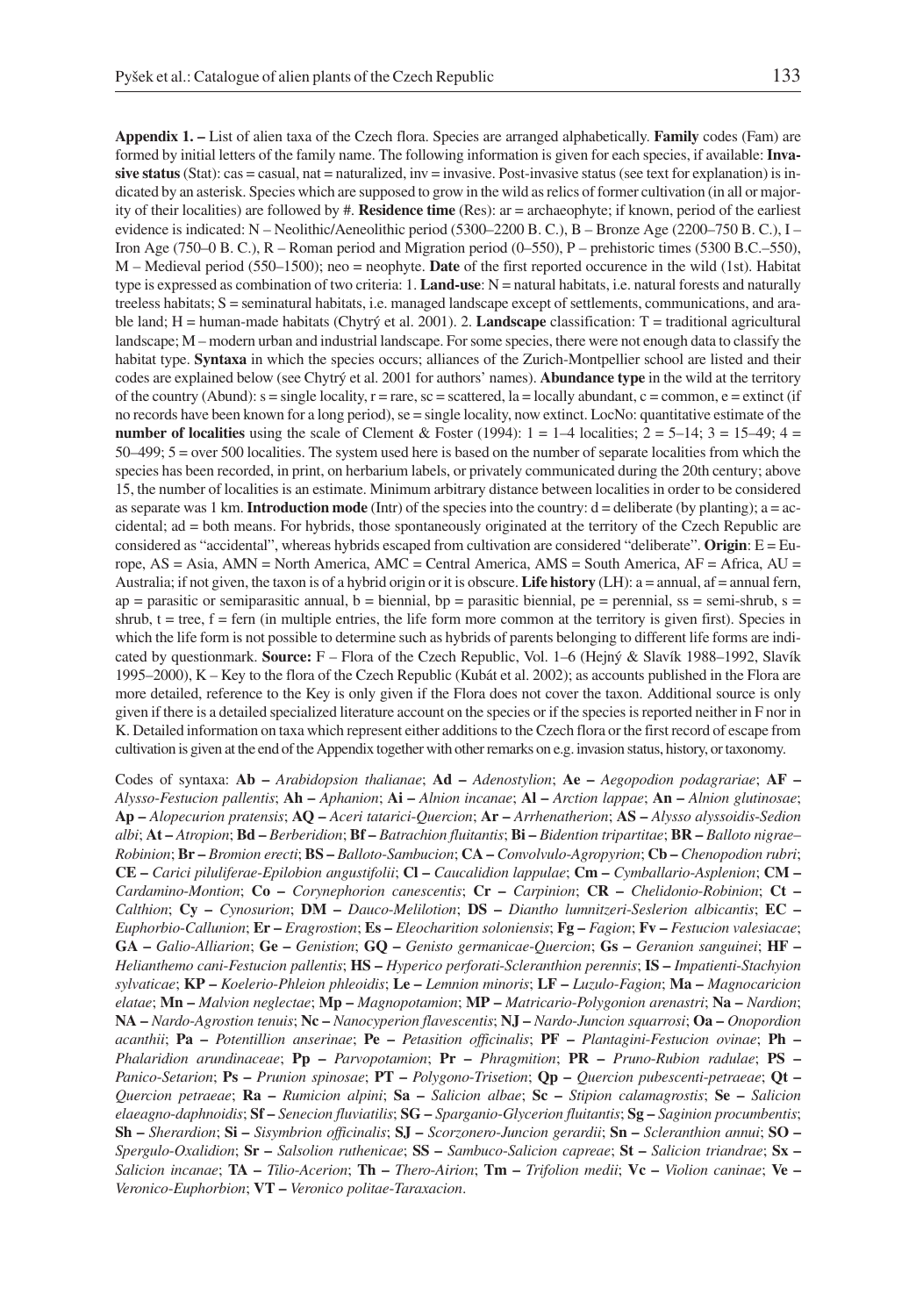**Appendix 1. –** List of alien taxa of the Czech flora. Species are arranged alphabetically. **Family** codes (Fam) are formed by initial letters of the family name. The following information is given for each species, if available: **Invasive status** (Stat): cas = casual, nat = naturalized, inv = invasive. Post-invasive status (see text for explanation) is indicated by an asterisk. Species which are supposed to grow in the wild as relics of former cultivation (in all or majority of their localities) are followed by #. **Residence time** (Res): ar = archaeophyte; if known, period of the earliest evidence is indicated: N – Neolithic/Aeneolithic period (5300–2200 B. C.), B – Bronze Age (2200–750 B. C.), I – Iron Age (750–0 B. C.), R – Roman period and Migration period (0–550), P – prehistoric times (5300 B.C.–550), M – Medieval period (550–1500); neo = neophyte. **Date** of the first reported occurence in the wild (1st). Habitat type is expressed as combination of two criteria: 1. **Land-use**: N = natural habitats, i.e. natural forests and naturally treeless habitats; S = seminatural habitats, i.e. managed landscape except of settlements, communications, and arable land; H = human-made habitats (Chytrý et al. 2001). 2. **Landscape** classification: T = traditional agricultural landscape; M – modern urban and industrial landscape. For some species, there were not enough data to classify the habitat type. **Syntaxa** in which the species occurs; alliances of the Zurich-Montpellier school are listed and their codes are explained below (see Chytrý et al. 2001 for authors' names). **Abundance type** in the wild at the territory of the country (Abund): s = single locality, r = rare, sc = scattered, la = locally abundant, c = common, e = extinct (if no records have been known for a long period), se = single locality, now extinct. LocNo: quantitative estimate of the **number of localities** using the scale of Clement & Foster (1994): 1 = 1–4 localities; 2 = 5–14; 3 = 15–49; 4 = 50–499; 5 = over 500 localities. The system used here is based on the number of separate localities from which the species has been recorded, in print, on herbarium labels, or privately communicated during the 20th century; above 15, the number of localities is an estimate. Minimum arbitrary distance between localities in order to be considered as separate was 1 km. **Introduction mode** (Intr) of the species into the country: d = deliberate (by planting); a = accidental; ad = both means. For hybrids, those spontaneously originated at the territory of the Czech Republic are considered as "accidental", whereas hybrids escaped from cultivation are considered "deliberate". **Origin**: E = Europe, AS = Asia, AMN = North America, AMC = Central America, AMS = South America, AF = Africa, AU = Australia; if not given, the taxon is of a hybrid origin or it is obscure. **Life history** (LH): a = annual, af = annual fern, ap = parasitic or semiparasitic annual, b = biennial, bp = parasitic biennial, pe = perennial, ss = semi-shrub, s = shrub, t = tree, f = fern (in multiple entries, the life form more common at the territory is given first). Species in which the life form is not possible to determine such as hybrids of parents belonging to different life forms are indicated by questionmark. **Source:** F – Flora of the Czech Republic, Vol. 1–6 (Hejný & Slavík 1988–1992, Slavík 1995–2000), K – Key to the flora of the Czech Republic (Kubát et al. 2002); as accounts published in the Flora are more detailed, reference to the Key is only given if the Flora does not cover the taxon. Additional source is only given if there is a detailed specialized literature account on the species or if the species is reported neither in F nor in K. Detailed information on taxa which represent either additions to the Czech flora or the first record of escape from cultivation is given at the end of the Appendix together with other remarks on e.g. invasion status, history, or taxonomy.

Codes of syntaxa: **Ab –** *Arabidopsion thalianae*; **Ad –** *Adenostylion*; **Ae –** *Aegopodion podagrariae*; **AF –** *Alysso-Festucion pallentis*; **Ah –** *Aphanion*; **Ai –** *Alnion incanae*; **Al –** *Arction lappae*; **An –** *Alnion glutinosae*; **Ap –** *Alopecurion pratensis*; **AQ –** *Aceri tatarici-Quercion*; **Ar –** *Arrhenatherion*; **AS –** *Alysso alyssoidis-Sedion albi*; **At –** *Atropion*; **Bd –** *Berberidion*; **Bf –** *Batrachion fluitantis*; **Bi –** *Bidention tripartitae*; **BR –** *Balloto nigrae–Robinion*; **Br –** *Bromion erecti*; **BS –** *Balloto-Sambucion*; **CA –** *Convolvulo-Agropyrion*; **Cb –** *Chenopodion rubri*; **CE –** *Carici piluliferae-Epilobion angustifolii*; **Cl –** *Caucalidion lappulae*; **Cm –** *Cymballario-Asplenion*; **CM –** *Cardamino-Montion*; **Co –** *Corynephorion canescentis*; **Cr –** *Carpinion*; **CR –** *Chelidonio-Robinion*; **Ct –** *Calthion*; **Cy –** *Cynosurion*; **DM –** *Dauco-Melilotion*; **DS –** *Diantho lumnitzeri-Seslerion albicantis*; **EC –** *Euphorbio-Callunion*; **Er –** *Eragrostion*; **Es –** *Eleocharition soloniensis*; **Fg –** *Fagion*; **Fv –** *Festucion valesiacae*; **GA –** *Galio-Alliarion*; **Ge –** *Genistion*; **GQ –** *Genisto germanicae-Quercion*; **Gs –** *Geranion sanguinei*; **HF –** *Helianthemo cani-Festucion pallentis*; **HS –** *Hyperico perforati-Scleranthion perennis*; **IS –** *Impatienti-Stachyion sylvaticae*; **KP –** *Koelerio-Phleion phleoidis*; **Le –** *Lemnion minoris*; **LF –** *Luzulo-Fagion*; **Ma –** *Magnocaricion elatae*; **Mn –** *Malvion neglectae*; **Mp –** *Magnopotamion*; **MP –** *Matricario-Polygonion arenastri*; **Na –** *Nardion*; **NA –** *Nardo-Agrostion tenuis*; **Nc –** *Nanocyperion flavescentis*; **NJ –** *Nardo-Juncion squarrosi*; **Oa –** *Onopordion acanthii*; **Pa –** *Potentillion anserinae*; **Pe –** *Petasition officinalis*; **PF –** *Plantagini-Festucion ovinae*; **Ph –** *Phalaridion arundinaceae*; **Pp –** *Parvopotamion*; **Pr –** *Phragmition*; **PR –** *Pruno-Rubion radulae*; **PS –** *Panico-Setarion*; **Ps –** *Prunion spinosae*; **PT –** *Polygono-Trisetion*; **Qp –** *Quercion pubescenti-petraeae*; **Qt –** *Quercion petraeae*; **Ra –** *Rumicion alpini*; **Sa –** *Salicion albae*; **Sc –** *Stipion calamagrostis*; **Se –** *Salicion elaeagno-daphnoidis*; **Sf –** *Senecion fluviatilis*; **SG –** *Spargano-Glycerion fluitantis*; **Sg –** *Saginion procumbentis*; **Sh –** *Sherardion*; **Si –** *Sisymbrion officinalis*; **SJ –** *Scorzonero-Juncion gerardii*; **Sn –** *Scleranthion annui*; **SO –** *Spergulo-Oxalidion*; **Sr –** *Salsolion ruthenicae*; **SS –** *Sambuco-Salicion capreae*; **St –** *Salicion triandrae*; **Sx –** *Salicion incanae*; **TA –** *Tilio-Acerion*; **Th –** *Thero-Airion*; **Tm –** *Trifolion medii*; **Vc –** *Violion caninae*; **Ve –** *Veronico-Euphorbion*; **VT –** *Veronico politae-Taraxacion*.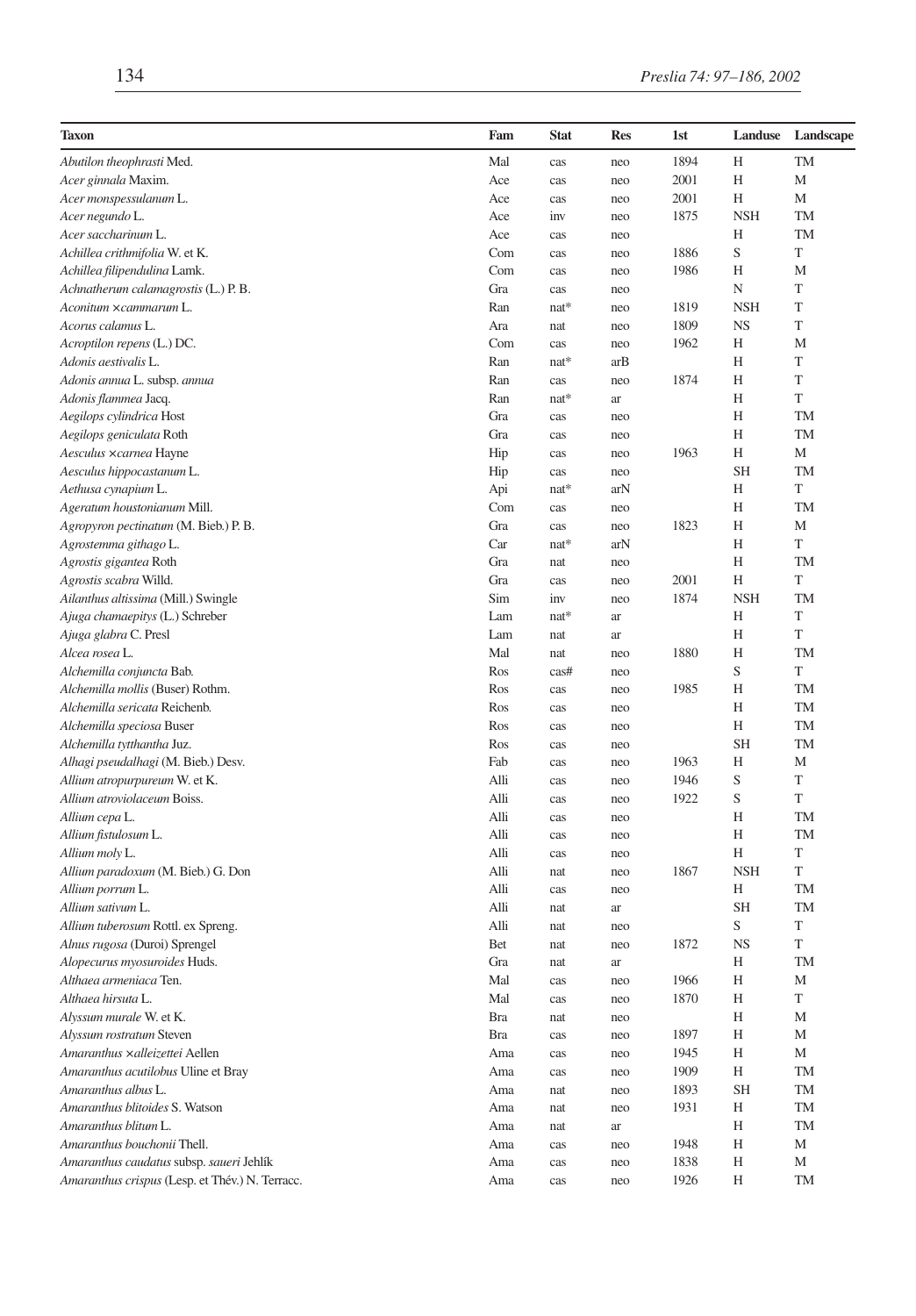| Taxon | Fam | Stat | Res | 1st | Landuse | Landscape |
|---|---|---|---|---|---|---|
| *Abutilon theophrasti* Med. | Mal | cas | neo | 1894 | H | TM |
| *Acer ginnala* Maxim. | Ace | cas | neo | 2001 | H | M |
| *Acer monspessulanum* L. | Ace | cas | neo | 2001 | H | M |
| *Acer negundo* L. | Ace | inv | neo | 1875 | NSH | TM |
| *Acer saccharinum* L. | Ace | cas | neo | | H | TM |
| *Achillea crithmifolia* W. et K. | Com | cas | neo | 1886 | S | T |
| *Achillea filipendulina* Lamk. | Com | cas | neo | 1986 | H | M |
| *Achnatherum calamagrostis* (L.) P. B. | Gra | cas | neo | | N | T |
| *Aconitum ×cammarum* L. | Ran | nat* | neo | 1819 | NSH | T |
| *Acorus calamus* L. | Ara | nat | neo | 1809 | NS | T |
| *Acroptilon repens* (L.) DC. | Com | cas | neo | 1962 | H | M |
| *Adonis aestivalis* L. | Ran | nat* | arB | | H | T |
| *Adonis annua* L. subsp. *annua* | Ran | cas | neo | 1874 | H | T |
| *Adonis flammea* Jacq. | Ran | nat* | ar | | H | T |
| *Aegilops cylindrica* Host | Gra | cas | neo | | H | TM |
| *Aegilops geniculata* Roth | Gra | cas | neo | | H | TM |
| *Aesculus ×carnea* Hayne | Hip | cas | neo | 1963 | H | M |
| *Aesculus hippocastanum* L. | Hip | cas | neo | | SH | TM |
| *Aethusa cynapium* L. | Api | nat* | arN | | H | T |
| *Ageratum houstonianum* Mill. | Com | cas | neo | | H | TM |
| *Agropyron pectinatum* (M. Bieb.) P. B. | Gra | cas | neo | 1823 | H | M |
| *Agrostemma githago* L. | Car | nat* | arN | | H | T |
| *Agrostis gigantea* Roth | Gra | nat | neo | | H | TM |
| *Agrostis scabra* Willd. | Gra | cas | neo | 2001 | H | T |
| *Ailanthus altissima* (Mill.) Swingle | Sim | inv | neo | 1874 | NSH | TM |
| *Ajuga chamaepitys* (L.) Schreber | Lam | nat* | ar | | H | T |
| *Ajuga glabra* C. Presl | Lam | nat | ar | | H | T |
| *Alcea rosea* L. | Mal | nat | neo | 1880 | H | TM |
| *Alchemilla conjuncta* Bab. | Ros | cas# | neo | | S | T |
| *Alchemilla mollis* (Buser) Rothm. | Ros | cas | neo | 1985 | H | TM |
| *Alchemilla sericata* Reichenb. | Ros | cas | neo | | H | TM |
| *Alchemilla speciosa* Buser | Ros | cas | neo | | H | TM |
| *Alchemilla tytthantha* Juz. | Ros | cas | neo | | SH | TM |
| *Alhagi pseudalhagi* (M. Bieb.) Desv. | Fab | cas | neo | 1963 | H | M |
| *Allium atropurpureum* W. et K. | Alli | cas | neo | 1946 | S | T |
| *Allium atroviolaceum* Boiss. | Alli | cas | neo | 1922 | S | T |
| *Allium cepa* L. | Alli | cas | neo | | H | TM |
| *Allium fistulosum* L. | Alli | cas | neo | | H | TM |
| *Allium moly* L. | Alli | cas | neo | | H | T |
| *Allium paradoxum* (M. Bieb.) G. Don | Alli | nat | neo | 1867 | NSH | T |
| *Allium porrum* L. | Alli | cas | neo | | H | TM |
| *Allium sativum* L. | Alli | nat | ar | | SH | TM |
| *Allium tuberosum* Rottl. ex Spreng. | Alli | nat | neo | | S | T |
| *Alnus rugosa* (Duroi) Sprengel | Bet | nat | neo | 1872 | NS | T |
| *Alopecurus myosuroides* Huds. | Gra | nat | ar | | H | TM |
| *Althaea armeniaca* Ten. | Mal | cas | neo | 1966 | H | M |
| *Althaea hirsuta* L. | Mal | cas | neo | 1870 | H | T |
| *Alyssum murale* W. et K. | Bra | nat | neo | | H | M |
| *Alyssum rostratum* Steven | Bra | cas | neo | 1897 | H | M |
| *Amaranthus ×alleizettei* Aellen | Ama | cas | neo | 1945 | H | M |
| *Amaranthus acutilobus* Uline et Bray | Ama | cas | neo | 1909 | H | TM |
| *Amaranthus albus* L. | Ama | nat | neo | 1893 | SH | TM |
| *Amaranthus blitoides* S. Watson | Ama | nat | neo | 1931 | H | TM |
| *Amaranthus blitum* L. | Ama | nat | ar | | H | TM |
| *Amaranthus bouchonii* Thell. | Ama | cas | neo | 1948 | H | M |
| *Amaranthus caudatus* subsp. *saueri* Jehlík | Ama | cas | neo | 1838 | H | M |
| *Amaranthus crispus* (Lesp. et Thév.) N. Terracc. | Ama | cas | neo | 1926 | H | TM |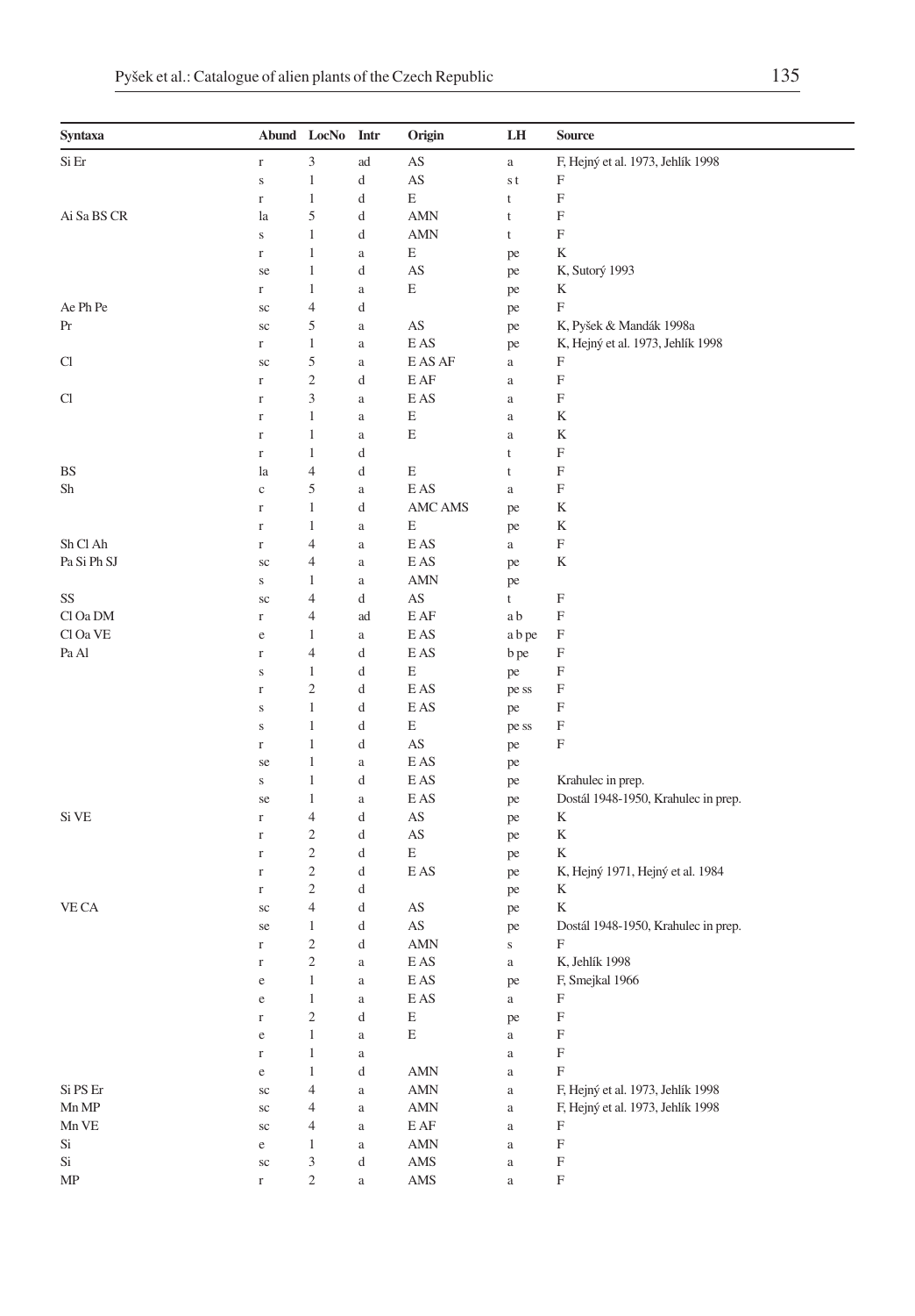| Syntaxa | Abund | LocNo | Intr | Origin | LH | Source |
|---|---|---|---|---|---|---|
| Si Er | r | 3 | ad | AS | a | F, Hejný et al. 1973, Jehlík 1998 |
| | s | 1 | d | AS | s t | F |
| | r | 1 | d | E | t | F |
| Ai Sa BS CR | la | 5 | d | AMN | t | F |
| | s | 1 | d | AMN | t | F |
| | r | 1 | a | E | pe | K |
| | se | 1 | d | AS | pe | K, Sutorý 1993 |
| | r | 1 | a | E | pe | K |
| Ae Ph Pe | sc | 4 | d | | pe | F |
| Pr | sc | 5 | a | AS | pe | K, Pyšek & Mandák 1998a |
| | r | 1 | a | E AS | pe | K, Hejný et al. 1973, Jehlík 1998 |
| Cl | sc | 5 | a | E AS AF | a | F |
| | r | 2 | d | E AF | a | F |
| Cl | r | 3 | a | E AS | a | F |
| | r | 1 | a | E | a | K |
| | r | 1 | a | E | a | K |
| | r | 1 | d | | t | F |
| BS | la | 4 | d | E | t | F |
| Sh | c | 5 | a | E AS | a | F |
| | r | 1 | d | AMC AMS | pe | K |
| | r | 1 | a | E | pe | K |
| Sh Cl Ah | r | 4 | a | E AS | a | F |
| Pa Si Ph SJ | sc | 4 | a | E AS | pe | K |
| | s | 1 | a | AMN | pe | |
| SS | sc | 4 | d | AS | t | F |
| Cl Oa DM | r | 4 | ad | E AF | a b | F |
| Cl Oa VE | e | 1 | a | E AS | a b pe | F |
| Pa Al | r | 4 | d | E AS | b pe | F |
| | s | 1 | d | E | pe | F |
| | r | 2 | d | E AS | pe ss | F |
| | s | 1 | d | E AS | pe | F |
| | s | 1 | d | E | pe ss | F |
| | r | 1 | d | AS | pe | F |
| | se | 1 | a | E AS | pe | |
| | s | 1 | d | E AS | pe | Krahulec in prep. |
| | se | 1 | a | E AS | pe | Dostál 1948-1950, Krahulec in prep. |
| Si VE | r | 4 | d | AS | pe | K |
| | r | 2 | d | AS | pe | K |
| | r | 2 | d | E | pe | K |
| | r | 2 | d | E AS | pe | K, Hejný 1971, Hejný et al. 1984 |
| | r | 2 | d | | pe | K |
| VE CA | sc | 4 | d | AS | pe | K |
| | se | 1 | d | AS | pe | Dostál 1948-1950, Krahulec in prep. |
| | r | 2 | d | AMN | s | F |
| | r | 2 | a | E AS | a | K, Jehlík 1998 |
| | e | 1 | a | E AS | pe | F, Smejkal 1966 |
| | e | 1 | a | E AS | a | F |
| | r | 2 | d | E | pe | F |
| | e | 1 | a | E | a | F |
| | r | 1 | a | | a | F |
| | e | 1 | d | AMN | a | F |
| Si PS Er | sc | 4 | a | AMN | a | F, Hejný et al. 1973, Jehlík 1998 |
| Mn MP | sc | 4 | a | AMN | a | F, Hejný et al. 1973, Jehlík 1998 |
| Mn VE | sc | 4 | a | E AF | a | F |
| Si | e | 1 | a | AMN | a | F |
| Si | sc | 3 | d | AMS | a | F |
| MP | r | 2 | a | AMS | a | F |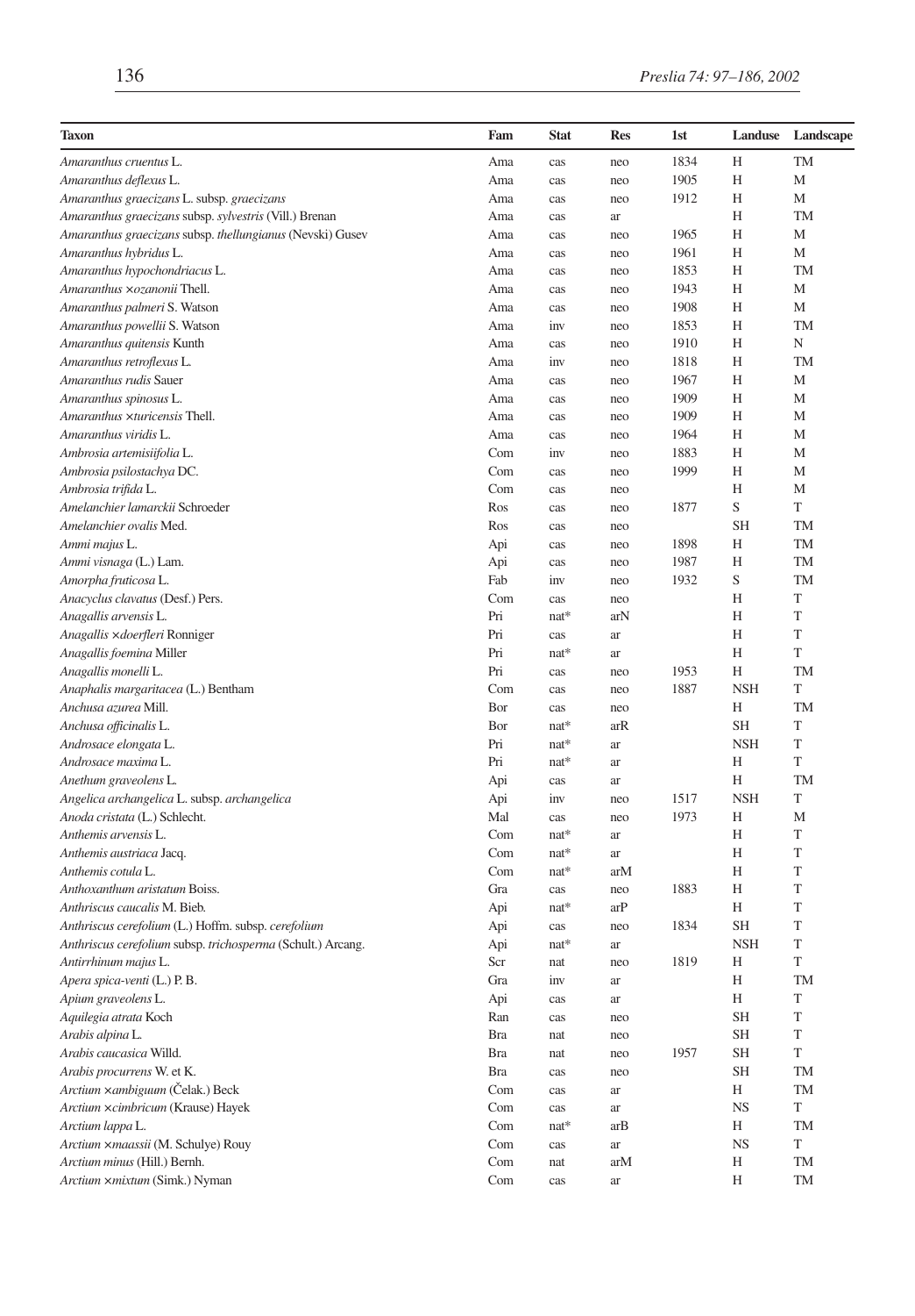| Taxon | Fam | Stat | Res | 1st | Landuse | Landscape |
|---|---|---|---|---|---|---|
| *Amaranthus cruentus* L. | Ama | cas | neo | 1834 | H | TM |
| *Amaranthus deflexus* L. | Ama | cas | neo | 1905 | H | M |
| *Amaranthus graecizans* L. subsp. *graecizans* | Ama | cas | neo | 1912 | H | M |
| *Amaranthus graecizans* subsp. *sylvestris* (Vill.) Brenan | Ama | cas | ar | | H | TM |
| *Amaranthus graecizans* subsp. *thellungianus* (Nevski) Gusev | Ama | cas | neo | 1965 | H | M |
| *Amaranthus hybridus* L. | Ama | cas | neo | 1961 | H | M |
| *Amaranthus hypochondriacus* L. | Ama | cas | neo | 1853 | H | TM |
| *Amaranthus ×ozanonii* Thell. | Ama | cas | neo | 1943 | H | M |
| *Amaranthus palmeri* S. Watson | Ama | cas | neo | 1908 | H | M |
| *Amaranthus powellii* S. Watson | Ama | inv | neo | 1853 | H | TM |
| *Amaranthus quitensis* Kunth | Ama | cas | neo | 1910 | H | N |
| *Amaranthus retroflexus* L. | Ama | inv | neo | 1818 | H | TM |
| *Amaranthus rudis* Sauer | Ama | cas | neo | 1967 | H | M |
| *Amaranthus spinosus* L. | Ama | cas | neo | 1909 | H | M |
| *Amaranthus ×turicensis* Thell. | Ama | cas | neo | 1909 | H | M |
| *Amaranthus viridis* L. | Ama | cas | neo | 1964 | H | M |
| *Ambrosia artemisiifolia* L. | Com | inv | neo | 1883 | H | M |
| *Ambrosia psilostachya* DC. | Com | cas | neo | 1999 | H | M |
| *Ambrosia trifida* L. | Com | cas | neo | | H | M |
| *Amelanchier lamarckii* Schroeder | Ros | cas | neo | 1877 | S | T |
| *Amelanchier ovalis* Med. | Ros | cas | neo | | SH | TM |
| *Ammi majus* L. | Api | cas | neo | 1898 | H | TM |
| *Ammi visnaga* (L.) Lam. | Api | cas | neo | 1987 | H | TM |
| *Amorpha fruticosa* L. | Fab | inv | neo | 1932 | S | TM |
| *Anacyclus clavatus* (Desf.) Pers. | Com | cas | neo | | H | T |
| *Anagallis arvensis* L. | Pri | nat* | arN | | H | T |
| *Anagallis ×doerfleri* Ronniger | Pri | cas | ar | | H | T |
| *Anagallis foemina* Miller | Pri | nat* | ar | | H | T |
| *Anagallis monelli* L. | Pri | cas | neo | 1953 | H | TM |
| *Anaphalis margaritacea* (L.) Bentham | Com | cas | neo | 1887 | NSH | T |
| *Anchusa azurea* Mill. | Bor | cas | neo | | H | TM |
| *Anchusa officinalis* L. | Bor | nat* | arR | | SH | T |
| *Androsace elongata* L. | Pri | nat* | ar | | NSH | T |
| *Androsace maxima* L. | Pri | nat* | ar | | H | T |
| *Anethum graveolens* L. | Api | cas | ar | | H | TM |
| *Angelica archangelica* L. subsp. *archangelica* | Api | inv | neo | 1517 | NSH | T |
| *Anoda cristata* (L.) Schlecht. | Mal | cas | neo | 1973 | H | M |
| *Anthemis arvensis* L. | Com | nat* | ar | | H | T |
| *Anthemis austriaca* Jacq. | Com | nat* | ar | | H | T |
| *Anthemis cotula* L. | Com | nat* | arM | | H | T |
| *Anthoxanthum aristatum* Boiss. | Gra | cas | neo | 1883 | H | T |
| *Anthriscus caucalis* M. Bieb. | Api | nat* | arP | | H | T |
| *Anthriscus cerefolium* (L.) Hoffm. subsp. *cerefolium* | Api | cas | neo | 1834 | SH | T |
| *Anthriscus cerefolium* subsp. *trichosperma* (Schult.) Arcang. | Api | nat* | ar | | NSH | T |
| *Antirrhinum majus* L. | Scr | nat | neo | 1819 | H | T |
| *Apera spica-venti* (L.) P. B. | Gra | inv | ar | | H | TM |
| *Apium graveolens* L. | Api | cas | ar | | H | T |
| *Aquilegia atrata* Koch | Ran | cas | neo | | SH | T |
| *Arabis alpina* L. | Bra | nat | neo | | SH | T |
| *Arabis caucasica* Willd. | Bra | nat | neo | 1957 | SH | T |
| *Arabis procurrens* W. et K. | Bra | cas | neo | | SH | TM |
| *Arctium ×ambiguum* (Čelak.) Beck | Com | cas | ar | | H | TM |
| *Arctium ×cimbricum* (Krause) Hayek | Com | cas | ar | | NS | T |
| *Arctium lappa* L. | Com | nat* | arB | | H | TM |
| *Arctium ×maassii* (M. Schulye) Rouy | Com | cas | ar | | NS | T |
| *Arctium minus* (Hill.) Bernh. | Com | nat | arM | | H | TM |
| *Arctium ×mixtum* (Simk.) Nyman | Com | cas | ar | | H | TM |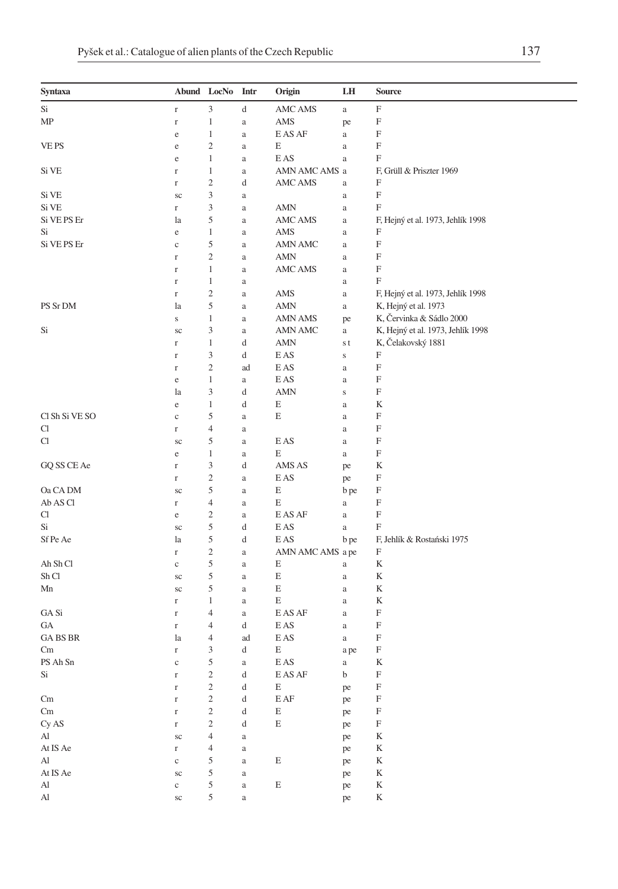| Syntaxa | Abund | LocNo | Intr | Origin | LH | Source |
|---|---|---|---|---|---|---|
| Si | r | 3 | d | AMC AMS | a | F |
| MP | r | 1 | a | AMS | pe | F |
| | e | 1 | a | E AS AF | a | F |
| VE PS | e | 2 | a | E | a | F |
| | e | 1 | a | E AS | a | F |
| Si VE | r | 1 | a | AMN AMC AMS | a | F, Grüll & Priszter 1969 |
| | r | 2 | d | AMC AMS | a | F |
| Si VE | sc | 3 | a | | a | F |
| Si VE | r | 3 | a | AMN | a | F |
| Si VE PS Er | la | 5 | a | AMC AMS | a | F, Hejný et al. 1973, Jehlík 1998 |
| Si | e | 1 | a | AMS | a | F |
| Si VE PS Er | c | 5 | a | AMN AMC | a | F |
| | r | 2 | a | AMN | a | F |
| | r | 1 | a | AMC AMS | a | F |
| | r | 1 | a | | a | F |
| | r | 2 | a | AMS | a | F, Hejný et al. 1973, Jehlík 1998 |
| PS Sr DM | la | 5 | a | AMN | a | K, Hejný et al. 1973 |
| | s | 1 | a | AMN AMS | pe | K, Červinka & Sádlo 2000 |
| Si | sc | 3 | a | AMN AMC | a | K, Hejný et al. 1973, Jehlík 1998 |
| | r | 1 | d | AMN | s t | K, Čelakovský 1881 |
| | r | 3 | d | E AS | s | F |
| | r | 2 | ad | E AS | a | F |
| | e | 1 | a | E AS | a | F |
| | la | 3 | d | AMN | s | F |
| | e | 1 | d | E | a | K |
| Cl Sh Si VE SO | c | 5 | a | E | a | F |
| Cl | r | 4 | a | | a | F |
| Cl | sc | 5 | a | E AS | a | F |
| | e | 1 | a | E | a | F |
| GQ SS CE Ae | r | 3 | d | AMS AS | pe | K |
| | r | 2 | a | E AS | pe | F |
| Oa CA DM | sc | 5 | a | E | b pe | F |
| Ab AS Cl | r | 4 | a | E | a | F |
| Cl | e | 2 | a | E AS AF | a | F |
| Si | sc | 5 | d | E AS | a | F |
| Sf Pe Ae | la | 5 | d | E AS | b pe | F, Jehlík & Rostański 1975 |
| | r | 2 | a | AMN AMC AMS | a pe | F |
| Ah Sh Cl | c | 5 | a | E | a | K |
| Sh Cl | sc | 5 | a | E | a | K |
| Mn | sc | 5 | a | E | a | K |
| | r | 1 | a | E | a | K |
| GA Si | r | 4 | a | E AS AF | a | F |
| GA | r | 4 | d | E AS | a | F |
| GA BS BR | la | 4 | ad | E AS | a | F |
| Cm | r | 3 | d | E | a pe | F |
| PS Ah Sn | c | 5 | a | E AS | a | K |
| Si | r | 2 | d | E AS AF | b | F |
| | r | 2 | d | E | pe | F |
| Cm | r | 2 | d | E AF | pe | F |
| Cm | r | 2 | d | E | pe | F |
| Cy AS | r | 2 | d | E | pe | F |
| Al | sc | 4 | a | | pe | K |
| At IS Ae | r | 4 | a | | pe | K |
| Al | c | 5 | a | E | pe | K |
| At IS Ae | sc | 5 | a | | pe | K |
| Al | c | 5 | a | E | pe | K |
| Al | sc | 5 | a | | pe | K |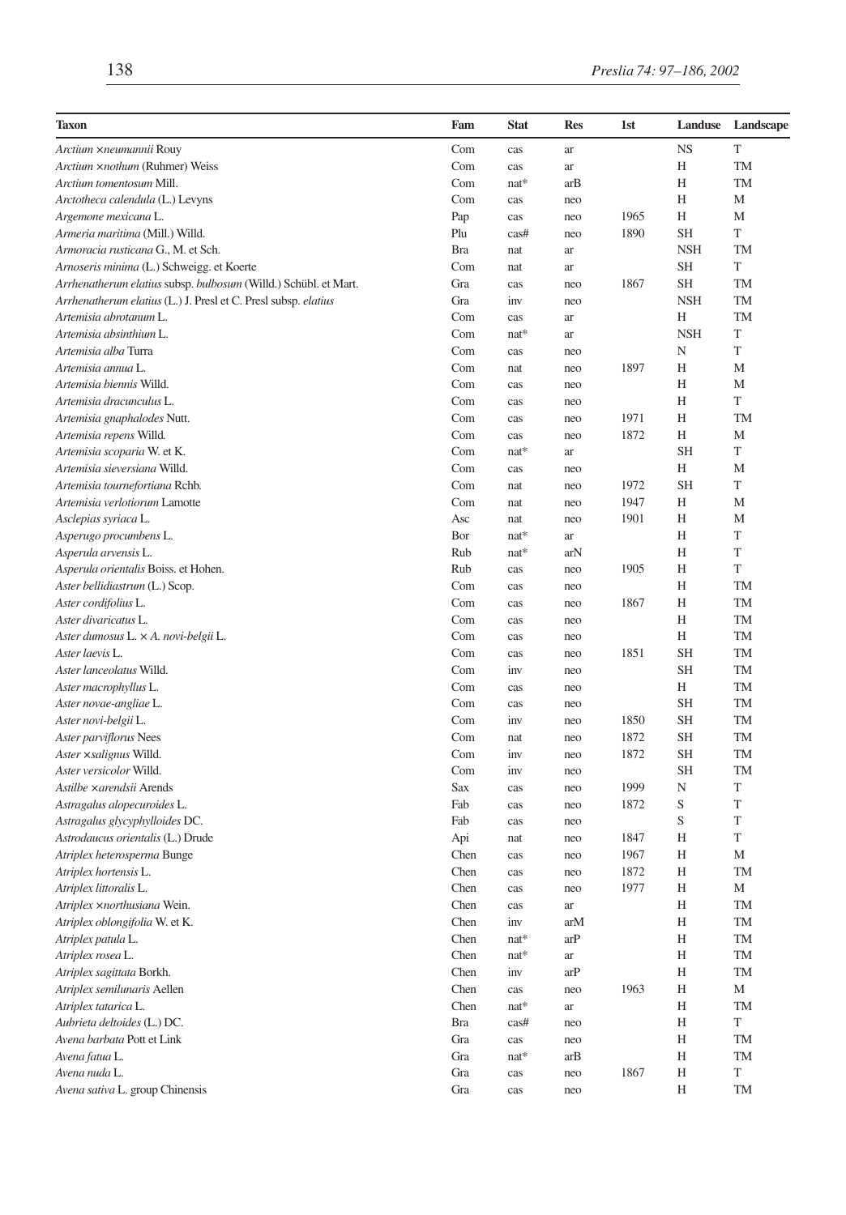| Taxon | Fam | Stat | Res | 1st | Landuse | Landscape |
|---|---|---|---|---|---|---|
| *Arctium ×neumannii* Rouy | Com | cas | ar | | NS | T |
| *Arctium ×nothum* (Ruhmer) Weiss | Com | cas | ar | | H | TM |
| *Arctium tomentosum* Mill. | Com | nat* | arB | | H | TM |
| *Arctotheca calendula* (L.) Levyns | Com | cas | neo | | H | M |
| *Argemone mexicana* L. | Pap | cas | neo | 1965 | H | M |
| *Armeria maritima* (Mill.) Willd. | Plu | cas# | neo | 1890 | SH | T |
| *Armoracia rusticana* G., M. et Sch. | Bra | nat | ar | | NSH | TM |
| *Arnoseris minima* (L.) Schweigg. et Koerte | Com | nat | ar | | SH | T |
| *Arrhenatherum elatius* subsp. *bulbosum* (Willd.) Schübl. et Mart. | Gra | cas | neo | 1867 | SH | TM |
| *Arrhenatherum elatius* (L.) J. Presl et C. Presl subsp. *elatius* | Gra | inv | neo | | NSH | TM |
| *Artemisia abrotanum* L. | Com | cas | ar | | H | TM |
| *Artemisia absinthium* L. | Com | nat* | ar | | NSH | T |
| *Artemisia alba* Turra | Com | cas | neo | | N | T |
| *Artemisia annua* L. | Com | nat | neo | 1897 | H | M |
| *Artemisia biennis* Willd. | Com | cas | neo | | H | M |
| *Artemisia dracunculus* L. | Com | cas | neo | | H | T |
| *Artemisia gnaphalodes* Nutt. | Com | cas | neo | 1971 | H | TM |
| *Artemisia repens* Willd. | Com | cas | neo | 1872 | H | M |
| *Artemisia scoparia* W. et K. | Com | nat* | ar | | SH | T |
| *Artemisia sieversiana* Willd. | Com | cas | neo | | H | M |
| *Artemisia tournefortiana* Rchb. | Com | nat | neo | 1972 | SH | T |
| *Artemisia verlotiorum* Lamotte | Com | nat | neo | 1947 | H | M |
| *Asclepias syriaca* L. | Asc | nat | neo | 1901 | H | M |
| *Asperugo procumbens* L. | Bor | nat* | ar | | H | T |
| *Asperula arvensis* L. | Rub | nat* | arN | | H | T |
| *Asperula orientalis* Boiss. et Hohen. | Rub | cas | neo | 1905 | H | T |
| *Aster bellidiastrum* (L.) Scop. | Com | cas | neo | | H | TM |
| *Aster cordifolius* L. | Com | cas | neo | 1867 | H | TM |
| *Aster divaricatus* L. | Com | cas | neo | | H | TM |
| *Aster dumosus* L. × *A. novi-belgii* L. | Com | cas | neo | | H | TM |
| *Aster laevis* L. | Com | cas | neo | 1851 | SH | TM |
| *Aster lanceolatus* Willd. | Com | inv | neo | | SH | TM |
| *Aster macrophyllus* L. | Com | cas | neo | | H | TM |
| *Aster novae-angliae* L. | Com | cas | neo | | SH | TM |
| *Aster novi-belgii* L. | Com | inv | neo | 1850 | SH | TM |
| *Aster parviflorus* Nees | Com | nat | neo | 1872 | SH | TM |
| *Aster ×salignus* Willd. | Com | inv | neo | 1872 | SH | TM |
| *Aster versicolor* Willd. | Com | inv | neo | | SH | TM |
| *Astilbe ×arendsii* Arends | Sax | cas | neo | 1999 | N | T |
| *Astragalus alopecuroides* L. | Fab | cas | neo | 1872 | S | T |
| *Astragalus glycyphylloides* DC. | Fab | cas | neo | | S | T |
| *Astrodaucus orientalis* (L.) Drude | Api | nat | neo | 1847 | H | T |
| *Atriplex heterosperma* Bunge | Chen | cas | neo | 1967 | H | M |
| *Atriplex hortensis* L. | Chen | cas | neo | 1872 | H | TM |
| *Atriplex littoralis* L. | Chen | cas | neo | 1977 | H | M |
| *Atriplex ×northusiana* Wein. | Chen | cas | ar | | H | TM |
| *Atriplex oblongifolia* W. et K. | Chen | inv | arM | | H | TM |
| *Atriplex patula* L. | Chen | nat* | arP | | H | TM |
| *Atriplex rosea* L. | Chen | nat* | ar | | H | TM |
| *Atriplex sagittata* Borkh. | Chen | inv | arP | | H | TM |
| *Atriplex semilunaris* Aellen | Chen | cas | neo | 1963 | H | M |
| *Atriplex tatarica* L. | Chen | nat* | ar | | H | TM |
| *Aubrieta deltoides* (L.) DC. | Bra | cas# | neo | | H | T |
| *Avena barbata* Pott et Link | Gra | cas | neo | | H | TM |
| *Avena fatua* L. | Gra | nat* | arB | | H | TM |
| *Avena nuda* L. | Gra | cas | neo | 1867 | H | T |
| *Avena sativa* L. group Chinensis | Gra | cas | neo | | H | TM |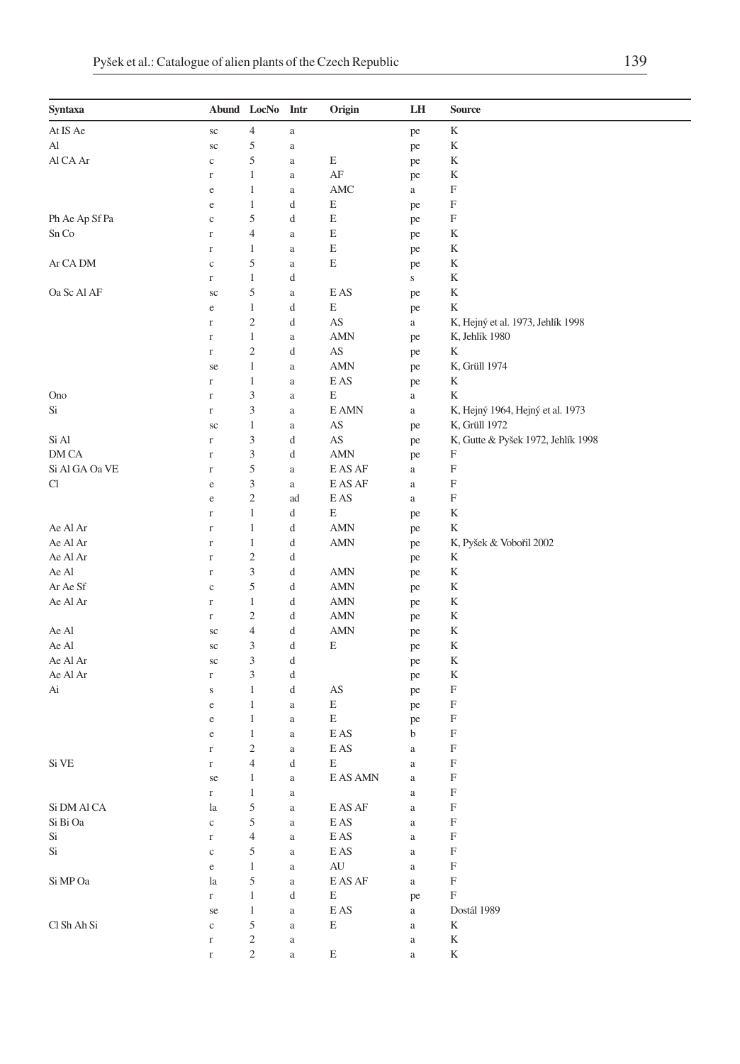| Syntaxa | Abund | LocNo | Intr | Origin | LH | Source |
|---|---|---|---|---|---|---|
| At IS Ae | sc | 4 | a | | pe | K |
| Al | sc | 5 | a | | pe | K |
| Al CA Ar | c | 5 | a | E | pe | K |
| | r | 1 | a | AF | pe | K |
| | e | 1 | a | AMC | a | F |
| | e | 1 | d | E | pe | F |
| Ph Ae Ap Sf Pa | c | 5 | d | E | pe | F |
| Sn Co | r | 4 | a | E | pe | K |
| | r | 1 | a | E | pe | K |
| Ar CA DM | c | 5 | a | E | pe | K |
| | r | 1 | d | | s | K |
| Oa Sc Al AF | sc | 5 | a | E AS | pe | K |
| | e | 1 | d | E | pe | K |
| | r | 2 | d | AS | a | K, Hejný et al. 1973, Jehlík 1998 |
| | r | 1 | a | AMN | pe | K, Jehlík 1980 |
| | r | 2 | d | AS | pe | K |
| | se | 1 | a | AMN | pe | K, Grüll 1974 |
| | r | 1 | a | E AS | pe | K |
| Ono | r | 3 | a | E | a | K |
| Si | r | 3 | a | E AMN | a | K, Hejný 1964, Hejný et al. 1973 |
| | sc | 1 | a | AS | pe | K, Grüll 1972 |
| Si Al | r | 3 | d | AS | pe | K, Gutte & Pyšek 1972, Jehlík 1998 |
| DM CA | r | 3 | d | AMN | pe | F |
| Si Al GA Oa VE | r | 5 | a | E AS AF | a | F |
| Cl | e | 3 | a | E AS AF | a | F |
| | e | 2 | ad | E AS | a | F |
| | r | 1 | d | E | pe | K |
| Ae Al Ar | r | 1 | d | AMN | pe | K |
| Ae Al Ar | r | 1 | d | AMN | pe | K, Pyšek & Vobořil 2002 |
| Ae Al Ar | r | 2 | d | | pe | K |
| Ae Al | r | 3 | d | AMN | pe | K |
| Ar Ae Sf | c | 5 | d | AMN | pe | K |
| Ae Al Ar | r | 1 | d | AMN | pe | K |
| | r | 2 | d | AMN | pe | K |
| Ae Al | sc | 4 | d | AMN | pe | K |
| Ae Al | sc | 3 | d | E | pe | K |
| Ae Al Ar | sc | 3 | d | | pe | K |
| Ae Al Ar | r | 3 | d | | pe | K |
| Ai | s | 1 | d | AS | pe | F |
| | e | 1 | a | E | pe | F |
| | e | 1 | a | E | pe | F |
| | e | 1 | a | E AS | b | F |
| | r | 2 | a | E AS | a | F |
| Si VE | r | 4 | d | E | a | F |
| | se | 1 | a | E AS AMN | a | F |
| | r | 1 | a | | a | F |
| Si DM Al CA | la | 5 | a | E AS AF | a | F |
| Si Bi Oa | c | 5 | a | E AS | a | F |
| Si | r | 4 | a | E AS | a | F |
| Si | c | 5 | a | E AS | a | F |
| | e | 1 | a | AU | a | F |
| Si MP Oa | la | 5 | a | E AS AF | a | F |
| | r | 1 | d | E | pe | F |
| | se | 1 | a | E AS | a | Dostál 1989 |
| Cl Sh Ah Si | c | 5 | a | E | a | K |
| | r | 2 | a | | a | K |
| | r | 2 | a | E | a | K |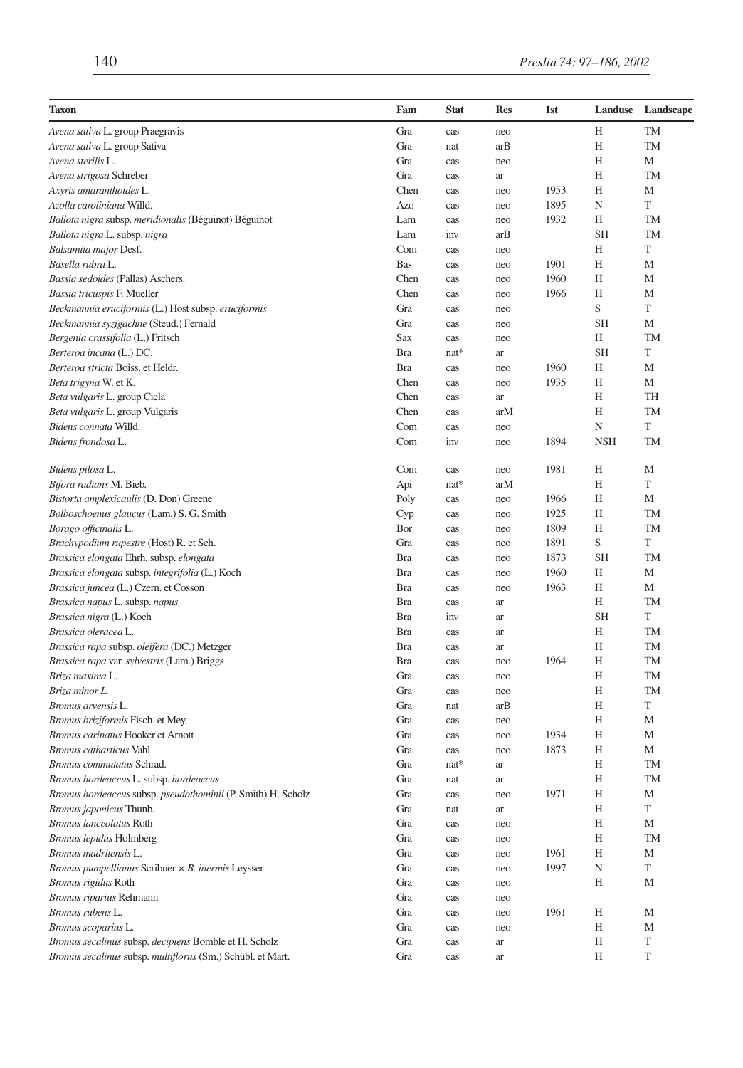| Taxon | Fam | Stat | Res | 1st | Landuse | Landscape |
|---|---|---|---|---|---|---|
| *Avena sativa* L. group Praegravis | Gra | cas | neo | | H | TM |
| *Avena sativa* L. group Sativa | Gra | nat | arB | | H | TM |
| *Avena sterilis* L. | Gra | cas | neo | | H | M |
| *Avena strigosa* Schreber | Gra | cas | ar | | H | TM |
| *Axyris amaranthoides* L. | Chen | cas | neo | 1953 | H | M |
| *Azolla caroliniana* Willd. | Azo | cas | neo | 1895 | N | T |
| *Ballota nigra* subsp. *meridionalis* (Béguinot) Béguinot | Lam | cas | neo | 1932 | H | TM |
| *Ballota nigra* L. subsp. *nigra* | Lam | inv | arB | | SH | TM |
| *Balsamita major* Desf. | Com | cas | neo | | H | T |
| *Basella rubra* L. | Bas | cas | neo | 1901 | H | M |
| *Bassia sedoides* (Pallas) Aschers. | Chen | cas | neo | 1960 | H | M |
| *Bassia tricuspis* F. Mueller | Chen | cas | neo | 1966 | H | M |
| *Beckmannia eruciformis* (L.) Host subsp. *eruciformis* | Gra | cas | neo | | S | T |
| *Beckmannia syzigachne* (Steud.) Fernald | Gra | cas | neo | | SH | M |
| *Bergenia crassifolia* (L.) Fritsch | Sax | cas | neo | | H | TM |
| *Berteroa incana* (L.) DC. | Bra | nat* | ar | | SH | T |
| *Berteroa stricta* Boiss. et Heldr. | Bra | cas | neo | 1960 | H | M |
| *Beta trigyna* W. et K. | Chen | cas | neo | 1935 | H | M |
| *Beta vulgaris* L. group Cicla | Chen | cas | ar | | H | TH |
| *Beta vulgaris* L. group Vulgaris | Chen | cas | arM | | H | TM |
| *Bidens connata* Willd. | Com | cas | neo | | N | T |
| *Bidens frondosa* L. | Com | inv | neo | 1894 | NSH | TM |
| *Bidens pilosa* L. | Com | cas | neo | 1981 | H | M |
| *Bifora radians* M. Bieb. | Api | nat* | arM | | H | T |
| *Bistorta amplexicaulis* (D. Don) Greene | Poly | cas | neo | 1966 | H | M |
| *Bolboschoenus glaucus* (Lam.) S. G. Smith | Cyp | cas | neo | 1925 | H | TM |
| *Borago officinalis* L. | Bor | cas | neo | 1809 | H | TM |
| *Brachypodium rupestre* (Host) R. et Sch. | Gra | cas | neo | 1891 | S | T |
| *Brassica elongata* Ehrh. subsp. *elongata* | Bra | cas | neo | 1873 | SH | TM |
| *Brassica elongata* subsp. *integrifolia* (L.) Koch | Bra | cas | neo | 1960 | H | M |
| *Brassica juncea* (L.) Czern. et Cosson | Bra | cas | neo | 1963 | H | M |
| *Brassica napus* L. subsp. *napus* | Bra | cas | ar | | H | TM |
| *Brassica nigra* (L.) Koch | Bra | inv | ar | | SH | T |
| *Brassica oleracea* L. | Bra | cas | ar | | H | TM |
| *Brassica rapa* subsp. *oleifera* (DC.) Metzger | Bra | cas | ar | | H | TM |
| *Brassica rapa* var. *sylvestris* (Lam.) Briggs | Bra | cas | neo | 1964 | H | TM |
| *Briza maxima* L. | Gra | cas | neo | | H | TM |
| *Briza minor* L. | Gra | cas | neo | | H | TM |
| *Bromus arvensis* L. | Gra | nat | arB | | H | T |
| *Bromus briziformis* Fisch. et Mey. | Gra | cas | neo | | H | M |
| *Bromus carinatus* Hooker et Arnott | Gra | cas | neo | 1934 | H | M |
| *Bromus catharticus* Vahl | Gra | cas | neo | 1873 | H | M |
| *Bromus commutatus* Schrad. | Gra | nat* | ar | | H | TM |
| *Bromus hordeaceus* L. subsp. *hordeaceus* | Gra | nat | ar | | H | TM |
| *Bromus hordeaceus* subsp. *pseudothominii* (P. Smith) H. Scholz | Gra | cas | neo | 1971 | H | M |
| *Bromus japonicus* Thunb. | Gra | nat | ar | | H | T |
| *Bromus lanceolatus* Roth | Gra | cas | neo | | H | M |
| *Bromus lepidus* Holmberg | Gra | cas | neo | | H | TM |
| *Bromus madritensis* L. | Gra | cas | neo | 1961 | H | M |
| *Bromus pumpellianus* Scribner × *B. inermis* Leysser | Gra | cas | neo | 1997 | N | T |
| *Bromus rigidus* Roth | Gra | cas | neo | | H | M |
| *Bromus riparius* Rehmann | Gra | cas | neo | | | |
| *Bromus rubens* L. | Gra | cas | neo | 1961 | H | M |
| *Bromus scoparius* L. | Gra | cas | neo | | H | M |
| *Bromus secalinus* subsp. *decipiens* Bomble et H. Scholz | Gra | cas | ar | | H | T |
| *Bromus secalinus* subsp. *multiflorus* (Sm.) Schübl. et Mart. | Gra | cas | ar | | H | T |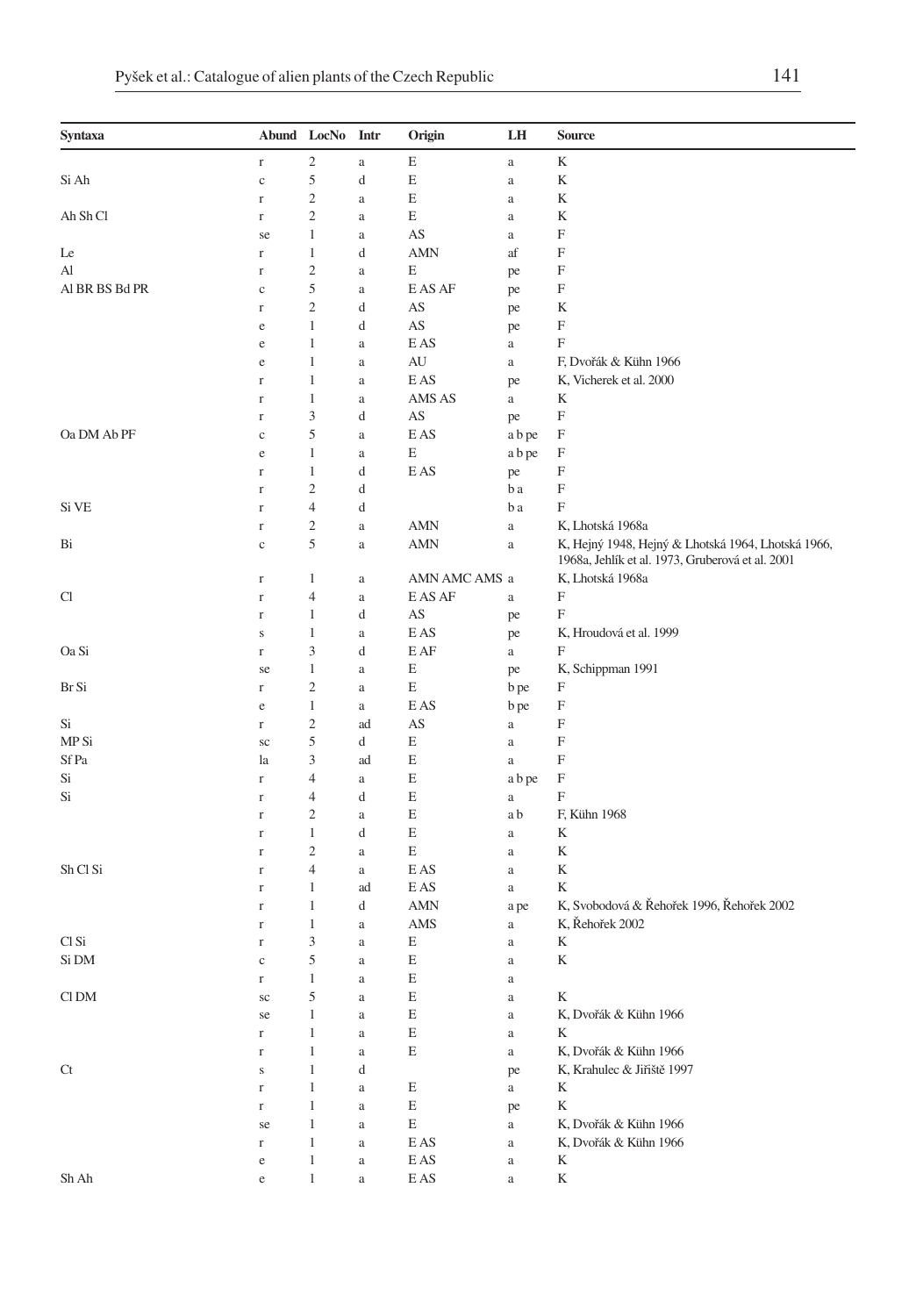| Syntaxa | Abund | LocNo | Intr | Origin | LH | Source |
|---|---|---|---|---|---|---|
| | r | 2 | a | E | a | K |
| Si Ah | c | 5 | d | E | a | K |
| | r | 2 | a | E | a | K |
| Ah Sh Cl | r | 2 | a | E | a | K |
| | se | 1 | a | AS | a | F |
| Le | r | 1 | d | AMN | af | F |
| Al | r | 2 | a | E | pe | F |
| Al BR BS Bd PR | c | 5 | a | E AS AF | pe | F |
| | r | 2 | d | AS | pe | K |
| | e | 1 | d | AS | pe | F |
| | e | 1 | a | E AS | a | F |
| | e | 1 | a | AU | a | F, Dvořák & Kühn 1966 |
| | r | 1 | a | E AS | pe | K, Vicherek et al. 2000 |
| | r | 1 | a | AMS AS | a | K |
| | r | 3 | d | AS | pe | F |
| Oa DM Ab PF | c | 5 | a | E AS | a b pe | F |
| | e | 1 | a | E | a b pe | F |
| | r | 1 | d | E AS | pe | F |
| | r | 2 | d | | b a | F |
| Si VE | r | 4 | d | | b a | F |
| | r | 2 | a | AMN | a | K, Lhotská 1968a |
| Bi | c | 5 | a | AMN | a | K, Hejný 1948, Hejný & Lhotská 1964, Lhotská 1966, 1968a, Jehlík et al. 1973, Gruberová et al. 2001 |
| | r | 1 | a | AMN AMC AMS | a | K, Lhotská 1968a |
| Cl | r | 4 | a | E AS AF | a | F |
| | r | 1 | d | AS | pe | F |
| | s | 1 | a | E AS | pe | K, Hroudová et al. 1999 |
| Oa Si | r | 3 | d | E AF | a | F |
| | se | 1 | a | E | pe | K, Schippman 1991 |
| Br Si | r | 2 | a | E | b pe | F |
| | e | 1 | a | E AS | b pe | F |
| Si | r | 2 | ad | AS | a | F |
| MP Si | sc | 5 | d | E | a | F |
| Sf Pa | la | 3 | ad | E | a | F |
| Si | r | 4 | a | E | a b pe | F |
| Si | r | 4 | d | E | a | F |
| | r | 2 | a | E | a b | F, Kühn 1968 |
| | r | 1 | d | E | a | K |
| | r | 2 | a | E | a | K |
| Sh Cl Si | r | 4 | a | E AS | a | K |
| | r | 1 | ad | E AS | a | K |
| | r | 1 | d | AMN | a pe | K, Svobodová & Řehořek 1996, Řehořek 2002 |
| | r | 1 | a | AMS | a | K, Řehořek 2002 |
| Cl Si | r | 3 | a | E | a | K |
| Si DM | c | 5 | a | E | a | K |
| | r | 1 | a | E | a | |
| Cl DM | sc | 5 | a | E | a | K |
| | se | 1 | a | E | a | K, Dvořák & Kühn 1966 |
| | r | 1 | a | E | a | K |
| | r | 1 | a | E | a | K, Dvořák & Kühn 1966 |
| Ct | s | 1 | d | | pe | K, Krahulec & Jiřiště 1997 |
| | r | 1 | a | E | a | K |
| | r | 1 | a | E | pe | K |
| | se | 1 | a | E | a | K, Dvořák & Kühn 1966 |
| | r | 1 | a | E AS | a | K, Dvořák & Kühn 1966 |
| | e | 1 | a | E AS | a | K |
| Sh Ah | e | 1 | a | E AS | a | K |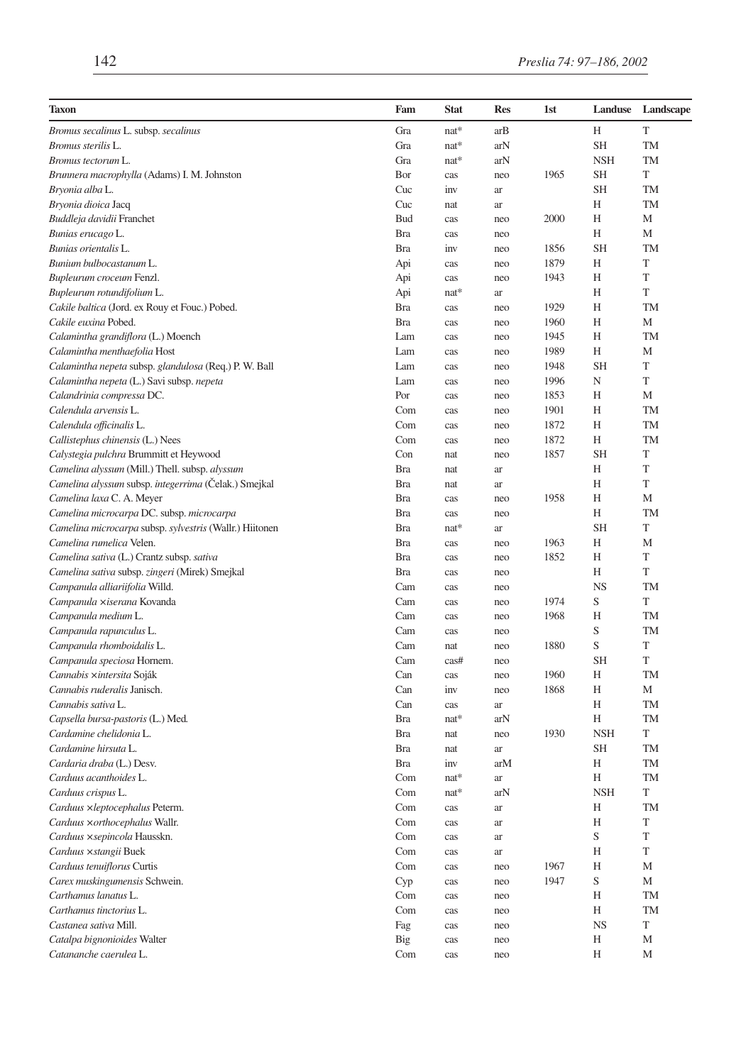| Taxon | Fam | Stat | Res | 1st | Landuse | Landscape |
|---|---|---|---|---|---|---|
| *Bromus secalinus* L. subsp. *secalinus* | Gra | nat* | arB | | H | T |
| *Bromus sterilis* L. | Gra | nat* | arN | | SH | TM |
| *Bromus tectorum* L. | Gra | nat* | arN | | NSH | TM |
| *Brunnera macrophylla* (Adams) I. M. Johnston | Bor | cas | neo | 1965 | SH | T |
| *Bryonia alba* L. | Cuc | inv | ar | | SH | TM |
| *Bryonia dioica* Jacq | Cuc | nat | ar | | H | TM |
| *Buddleja davidii* Franchet | Bud | cas | neo | 2000 | H | M |
| *Bunias erucago* L. | Bra | cas | neo | | H | M |
| *Bunias orientalis* L. | Bra | inv | neo | 1856 | SH | TM |
| *Bunium bulbocastanum* L. | Api | cas | neo | 1879 | H | T |
| *Bupleurum croceum* Fenzl. | Api | cas | neo | 1943 | H | T |
| *Bupleurum rotundifolium* L. | Api | nat* | ar | | H | T |
| *Cakile baltica* (Jord. ex Rouy et Fouc.) Pobed. | Bra | cas | neo | 1929 | H | TM |
| *Cakile euxina* Pobed. | Bra | cas | neo | 1960 | H | M |
| *Calamintha grandiflora* (L.) Moench | Lam | cas | neo | 1945 | H | TM |
| *Calamintha menthaefolia* Host | Lam | cas | neo | 1989 | H | M |
| *Calamintha nepeta* subsp. *glandulosa* (Req.) P. W. Ball | Lam | cas | neo | 1948 | SH | T |
| *Calamintha nepeta* (L.) Savi subsp. *nepeta* | Lam | cas | neo | 1996 | N | T |
| *Calandrinia compressa* DC. | Por | cas | neo | 1853 | H | M |
| *Calendula arvensis* L. | Com | cas | neo | 1901 | H | TM |
| *Calendula officinalis* L. | Com | cas | neo | 1872 | H | TM |
| *Callistephus chinensis* (L.) Nees | Com | cas | neo | 1872 | H | TM |
| *Calystegia pulchra* Brummitt et Heywood | Con | nat | neo | 1857 | SH | T |
| *Camelina alyssum* (Mill.) Thell. subsp. *alyssum* | Bra | nat | ar | | H | T |
| *Camelina alyssum* subsp. *integerrima* (Čelak.) Smejkal | Bra | nat | ar | | H | T |
| *Camelina laxa* C. A. Meyer | Bra | cas | neo | 1958 | H | M |
| *Camelina microcarpa* DC. subsp. *microcarpa* | Bra | cas | neo | | H | TM |
| *Camelina microcarpa* subsp. *sylvestris* (Wallr.) Hiitonen | Bra | nat* | ar | | SH | T |
| *Camelina rumelica* Velen. | Bra | cas | neo | 1963 | H | M |
| *Camelina sativa* (L.) Crantz subsp. *sativa* | Bra | cas | neo | 1852 | H | T |
| *Camelina sativa* subsp. *zingeri* (Mirek) Smejkal | Bra | cas | neo | | H | T |
| *Campanula alliariifolia* Willd. | Cam | cas | neo | | NS | TM |
| *Campanula ×iserana* Kovanda | Cam | cas | neo | 1974 | S | T |
| *Campanula medium* L. | Cam | cas | neo | 1968 | H | TM |
| *Campanula rapunculus* L. | Cam | cas | neo | | S | TM |
| *Campanula rhomboidalis* L. | Cam | nat | neo | 1880 | S | T |
| *Campanula speciosa* Hornem. | Cam | cas# | neo | | SH | T |
| *Cannabis ×intersita* Soják | Can | cas | neo | 1960 | H | TM |
| *Cannabis ruderalis* Janisch. | Can | inv | neo | 1868 | H | M |
| *Cannabis sativa* L. | Can | cas | ar | | H | TM |
| *Capsella bursa-pastoris* (L.) Med. | Bra | nat* | arN | | H | TM |
| *Cardamine chelidonia* L. | Bra | nat | neo | 1930 | NSH | T |
| *Cardamine hirsuta* L. | Bra | nat | ar | | SH | TM |
| *Cardaria draba* (L.) Desv. | Bra | inv | arM | | H | TM |
| *Carduus acanthoides* L. | Com | nat* | ar | | H | TM |
| *Carduus crispus* L. | Com | nat* | arN | | NSH | T |
| *Carduus ×leptocephalus* Peterm. | Com | cas | ar | | H | TM |
| *Carduus ×orthocephalus* Wallr. | Com | cas | ar | | H | T |
| *Carduus ×sepincola* Hausskn. | Com | cas | ar | | S | T |
| *Carduus ×stangii* Buek | Com | cas | ar | | H | T |
| *Carduus tenuiflorus* Curtis | Com | cas | neo | 1967 | H | M |
| *Carex muskingumensis* Schwein. | Cyp | cas | neo | 1947 | S | M |
| *Carthamus lanatus* L. | Com | cas | neo | | H | TM |
| *Carthamus tinctorius* L. | Com | cas | neo | | H | TM |
| *Castanea sativa* Mill. | Fag | cas | neo | | NS | T |
| *Catalpa bignonioides* Walter | Big | cas | neo | | H | M |
| *Catananche caerulea* L. | Com | cas | neo | | H | M |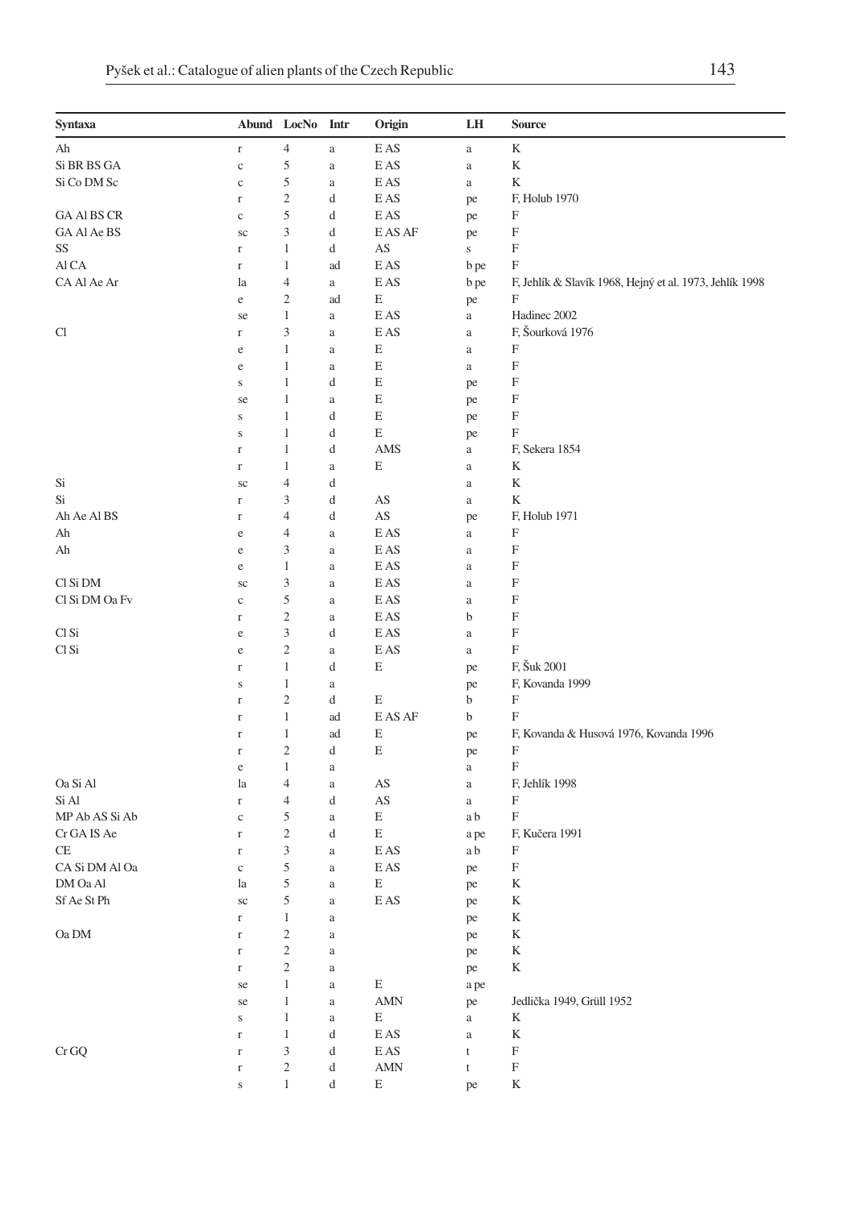| Syntaxa | Abund | LocNo | Intr | Origin | LH | Source |
|---|---|---|---|---|---|---|
| Ah | r | 4 | a | E AS | a | K |
| Si BR BS GA | c | 5 | a | E AS | a | K |
| Si Co DM Sc | c | 5 | a | E AS | a | K |
| | r | 2 | d | E AS | pe | F, Holub 1970 |
| GA Al BS CR | c | 5 | d | E AS | pe | F |
| GA Al Ae BS | sc | 3 | d | E AS AF | pe | F |
| SS | r | 1 | d | AS | s | F |
| Al CA | r | 1 | ad | E AS | b pe | F |
| CA Al Ae Ar | la | 4 | a | E AS | b pe | F, Jehlík & Slavík 1968, Hejný et al. 1973, Jehlík 1998 |
| | e | 2 | ad | E | pe | F |
| | se | 1 | a | E AS | a | Hadinec 2002 |
| Cl | r | 3 | a | E AS | a | F, Šourková 1976 |
| | e | 1 | a | E | a | F |
| | e | 1 | a | E | a | F |
| | s | 1 | d | E | pe | F |
| | se | 1 | a | E | pe | F |
| | s | 1 | d | E | pe | F |
| | s | 1 | d | E | pe | F |
| | r | 1 | d | AMS | a | F, Sekera 1854 |
| | r | 1 | a | E | a | K |
| Si | sc | 4 | d | | a | K |
| Si | r | 3 | d | AS | a | K |
| Ah Ae Al BS | r | 4 | d | AS | pe | F, Holub 1971 |
| Ah | e | 4 | a | E AS | a | F |
| Ah | e | 3 | a | E AS | a | F |
| | e | 1 | a | E AS | a | F |
| Cl Si DM | sc | 3 | a | E AS | a | F |
| Cl Si DM Oa Fv | c | 5 | a | E AS | a | F |
| | r | 2 | a | E AS | b | F |
| Cl Si | e | 3 | d | E AS | a | F |
| Cl Si | e | 2 | a | E AS | a | F |
| | r | 1 | d | E | pe | F, Šuk 2001 |
| | s | 1 | a | | pe | F, Kovanda 1999 |
| | r | 2 | d | E | b | F |
| | r | 1 | ad | E AS AF | b | F |
| | r | 1 | ad | E | pe | F, Kovanda & Husová 1976, Kovanda 1996 |
| | r | 2 | d | E | pe | F |
| | e | 1 | a | | a | F |
| Oa Si Al | la | 4 | a | AS | a | F, Jehlík 1998 |
| Si Al | r | 4 | d | AS | a | F |
| MP Ab AS Si Ab | c | 5 | a | E | a b | F |
| Cr GA IS Ae | r | 2 | d | E | a pe | F, Kučera 1991 |
| CE | r | 3 | a | E AS | a b | F |
| CA Si DM Al Oa | c | 5 | a | E AS | pe | F |
| DM Oa Al | la | 5 | a | E | pe | K |
| Sf Ae St Ph | sc | 5 | a | E AS | pe | K |
| | r | 1 | a | | pe | K |
| Oa DM | r | 2 | a | | pe | K |
| | r | 2 | a | | pe | K |
| | r | 2 | a | | pe | K |
| | se | 1 | a | E | a pe | |
| | se | 1 | a | AMN | pe | Jedlička 1949, Grüll 1952 |
| | s | 1 | a | E | a | K |
| | r | 1 | d | E AS | a | K |
| Cr GQ | r | 3 | d | E AS | t | F |
| | r | 2 | d | AMN | t | F |
| | s | 1 | d | E | pe | K |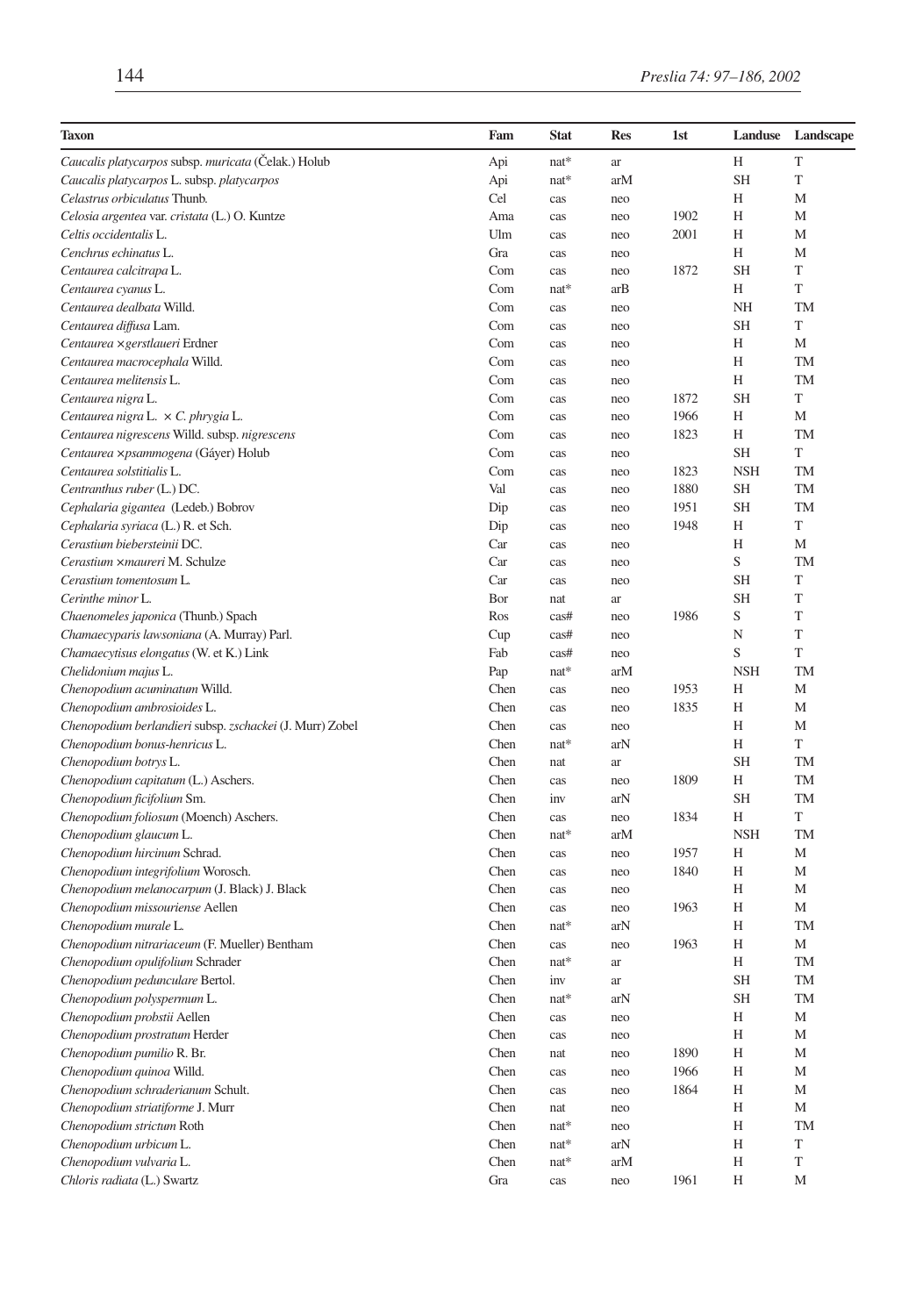| Taxon | Fam | Stat | Res | 1st | Landuse | Landscape |
|---|---|---|---|---|---|---|
| *Caucalis platycarpos* subsp. *muricata* (Čelak.) Holub | Api | nat* | ar | | H | T |
| *Caucalis platycarpos* L. subsp. *platycarpos* | Api | nat* | arM | | SH | T |
| *Celastrus orbiculatus* Thunb. | Cel | cas | neo | | H | M |
| *Celosia argentea* var. *cristata* (L.) O. Kuntze | Ama | cas | neo | 1902 | H | M |
| *Celtis occidentalis* L. | Ulm | cas | neo | 2001 | H | M |
| *Cenchrus echinatus* L. | Gra | cas | neo | | H | M |
| *Centaurea calcitrapa* L. | Com | cas | neo | 1872 | SH | T |
| *Centaurea cyanus* L. | Com | nat* | arB | | H | T |
| *Centaurea dealbata* Willd. | Com | cas | neo | | NH | TM |
| *Centaurea diffusa* Lam. | Com | cas | neo | | SH | T |
| *Centaurea ×gerstlaueri* Erdner | Com | cas | neo | | H | M |
| *Centaurea macrocephala* Willd. | Com | cas | neo | | H | TM |
| *Centaurea melitensis* L. | Com | cas | neo | | H | TM |
| *Centaurea nigra* L. | Com | cas | neo | 1872 | SH | T |
| *Centaurea nigra* L. × *C. phrygia* L. | Com | cas | neo | 1966 | H | M |
| *Centaurea nigrescens* Willd. subsp. *nigrescens* | Com | cas | neo | 1823 | H | TM |
| *Centaurea ×psammogena* (Gáyer) Holub | Com | cas | neo | | SH | T |
| *Centaurea solstitialis* L. | Com | cas | neo | 1823 | NSH | TM |
| *Centranthus ruber* (L.) DC. | Val | cas | neo | 1880 | SH | TM |
| *Cephalaria gigantea* (Ledeb.) Bobrov | Dip | cas | neo | 1951 | SH | TM |
| *Cephalaria syriaca* (L.) R. et Sch. | Dip | cas | neo | 1948 | H | T |
| *Cerastium biebersteinii* DC. | Car | cas | neo | | H | M |
| *Cerastium ×maureri* M. Schulze | Car | cas | neo | | S | TM |
| *Cerastium tomentosum* L. | Car | cas | neo | | SH | T |
| *Cerinthe minor* L. | Bor | nat | ar | | SH | T |
| *Chaenomeles japonica* (Thunb.) Spach | Ros | cas# | neo | 1986 | S | T |
| *Chamaecyparis lawsoniana* (A. Murray) Parl. | Cup | cas# | neo | | N | T |
| *Chamaecytisus elongatus* (W. et K.) Link | Fab | cas# | neo | | S | T |
| *Chelidonium majus* L. | Pap | nat* | arM | | NSH | TM |
| *Chenopodium acuminatum* Willd. | Chen | cas | neo | 1953 | H | M |
| *Chenopodium ambrosioides* L. | Chen | cas | neo | 1835 | H | M |
| *Chenopodium berlandieri* subsp. *zschackei* (J. Murr) Zobel | Chen | cas | neo | | H | M |
| *Chenopodium bonus-henricus* L. | Chen | nat* | arN | | H | T |
| *Chenopodium botrys* L. | Chen | nat | ar | | SH | TM |
| *Chenopodium capitatum* (L.) Aschers. | Chen | cas | neo | 1809 | H | TM |
| *Chenopodium ficifolium* Sm. | Chen | inv | arN | | SH | TM |
| *Chenopodium foliosum* (Moench) Aschers. | Chen | cas | neo | 1834 | H | T |
| *Chenopodium glaucum* L. | Chen | nat* | arM | | NSH | TM |
| *Chenopodium hircinum* Schrad. | Chen | cas | neo | 1957 | H | M |
| *Chenopodium integrifolium* Worosch. | Chen | cas | neo | 1840 | H | M |
| *Chenopodium melanocarpum* (J. Black) J. Black | Chen | cas | neo | | H | M |
| *Chenopodium missouriense* Aellen | Chen | cas | neo | 1963 | H | M |
| *Chenopodium murale* L. | Chen | nat* | arN | | H | TM |
| *Chenopodium nitrariaceum* (F. Mueller) Bentham | Chen | cas | neo | 1963 | H | M |
| *Chenopodium opulifolium* Schrader | Chen | nat* | ar | | H | TM |
| *Chenopodium pedunculare* Bertol. | Chen | inv | ar | | SH | TM |
| *Chenopodium polyspermum* L. | Chen | nat* | arN | | SH | TM |
| *Chenopodium probstii* Aellen | Chen | cas | neo | | H | M |
| *Chenopodium prostratum* Herder | Chen | cas | neo | | H | M |
| *Chenopodium pumilio* R. Br. | Chen | nat | neo | 1890 | H | M |
| *Chenopodium quinoa* Willd. | Chen | cas | neo | 1966 | H | M |
| *Chenopodium schraderianum* Schult. | Chen | cas | neo | 1864 | H | M |
| *Chenopodium striatiforme* J. Murr | Chen | nat | neo | | H | M |
| *Chenopodium strictum* Roth | Chen | nat* | neo | | H | TM |
| *Chenopodium urbicum* L. | Chen | nat* | arN | | H | T |
| *Chenopodium vulvaria* L. | Chen | nat* | arM | | H | T |
| *Chloris radiata* (L.) Swartz | Gra | cas | neo | 1961 | H | M |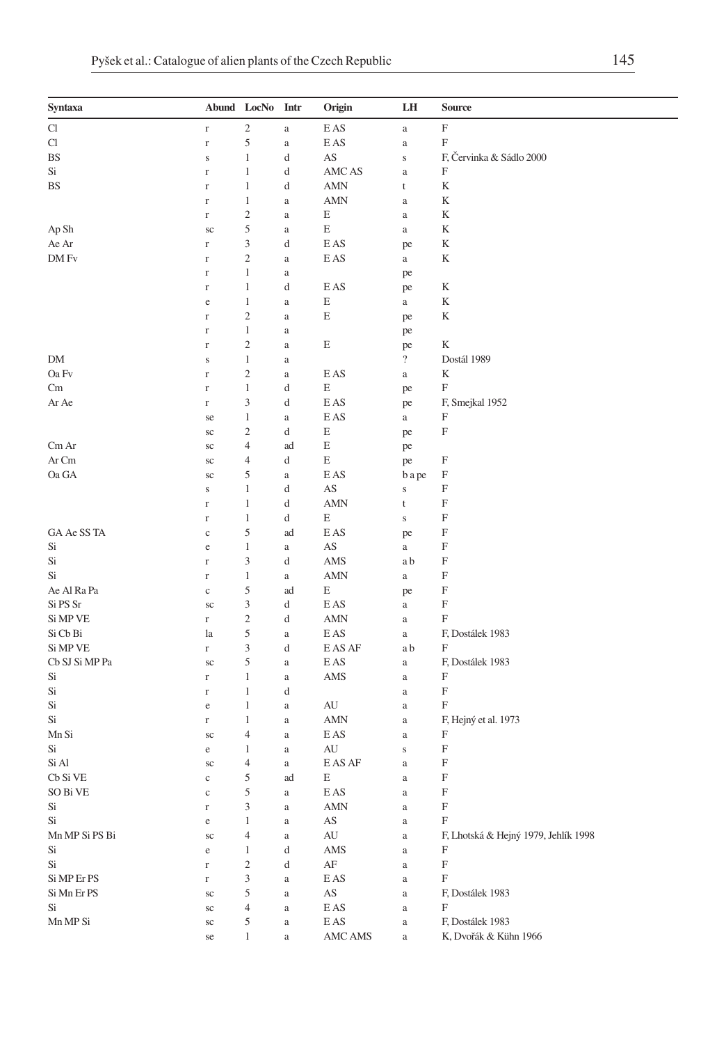| Syntaxa | Abund | LocNo | Intr | Origin | LH | Source |
|---|---|---|---|---|---|---|
| Cl | r | 2 | a | E AS | a | F |
| Cl | r | 5 | a | E AS | a | F |
| BS | s | 1 | d | AS | s | F, Červinka & Sádlo 2000 |
| Si | r | 1 | d | AMC AS | a | F |
| BS | r | 1 | d | AMN | t | K |
| | r | 1 | a | AMN | a | K |
| | r | 2 | a | E | a | K |
| Ap Sh | sc | 5 | a | E | a | K |
| Ae Ar | r | 3 | d | E AS | pe | K |
| DM Fv | r | 2 | a | E AS | a | K |
| | r | 1 | a | | pe | |
| | r | 1 | d | E AS | pe | K |
| | e | 1 | a | E | a | K |
| | r | 2 | a | E | pe | K |
| | r | 1 | a | | pe | |
| | r | 2 | a | E | pe | K |
| DM | s | 1 | a | | ? | Dostál 1989 |
| Oa Fv | r | 2 | a | E AS | a | K |
| Cm | r | 1 | d | E | pe | F |
| Ar Ae | r | 3 | d | E AS | pe | F, Smejkal 1952 |
| | se | 1 | a | E AS | a | F |
| | sc | 2 | d | E | pe | F |
| Cm Ar | sc | 4 | ad | E | pe | |
| Ar Cm | sc | 4 | d | E | pe | F |
| Oa GA | sc | 5 | a | E AS | b a pe | F |
| | s | 1 | d | AS | s | F |
| | r | 1 | d | AMN | t | F |
| | r | 1 | d | E | s | F |
| GA Ae SS TA | c | 5 | ad | E AS | pe | F |
| Si | e | 1 | a | AS | a | F |
| Si | r | 3 | d | AMS | a b | F |
| Si | r | 1 | a | AMN | a | F |
| Ae Al Ra Pa | c | 5 | ad | E | pe | F |
| Si PS Sr | sc | 3 | d | E AS | a | F |
| Si MP VE | r | 2 | d | AMN | a | F |
| Si Cb Bi | la | 5 | a | E AS | a | F, Dostálek 1983 |
| Si MP VE | r | 3 | d | E AS AF | a b | F |
| Cb SJ Si MP Pa | sc | 5 | a | E AS | a | F, Dostálek 1983 |
| Si | r | 1 | a | AMS | a | F |
| Si | r | 1 | d | | a | F |
| Si | e | 1 | a | AU | a | F |
| Si | r | 1 | a | AMN | a | F, Hejný et al. 1973 |
| Mn Si | sc | 4 | a | E AS | a | F |
| Si | e | 1 | a | AU | s | F |
| Si Al | sc | 4 | a | E AS AF | a | F |
| Cb Si VE | c | 5 | ad | E | a | F |
| SO Bi VE | c | 5 | a | E AS | a | F |
| Si | r | 3 | a | AMN | a | F |
| Si | e | 1 | a | AS | a | F |
| Mn MP Si PS Bi | sc | 4 | a | AU | a | F, Lhotská & Hejný 1979, Jehlík 1998 |
| Si | e | 1 | d | AMS | a | F |
| Si | r | 2 | d | AF | a | F |
| Si MP Er PS | r | 3 | a | E AS | a | F |
| Si Mn Er PS | sc | 5 | a | AS | a | F, Dostálek 1983 |
| Si | sc | 4 | a | E AS | a | F |
| Mn MP Si | sc | 5 | a | E AS | a | F, Dostálek 1983 |
| | se | 1 | a | AMC AMS | a | K, Dvořák & Kühn 1966 |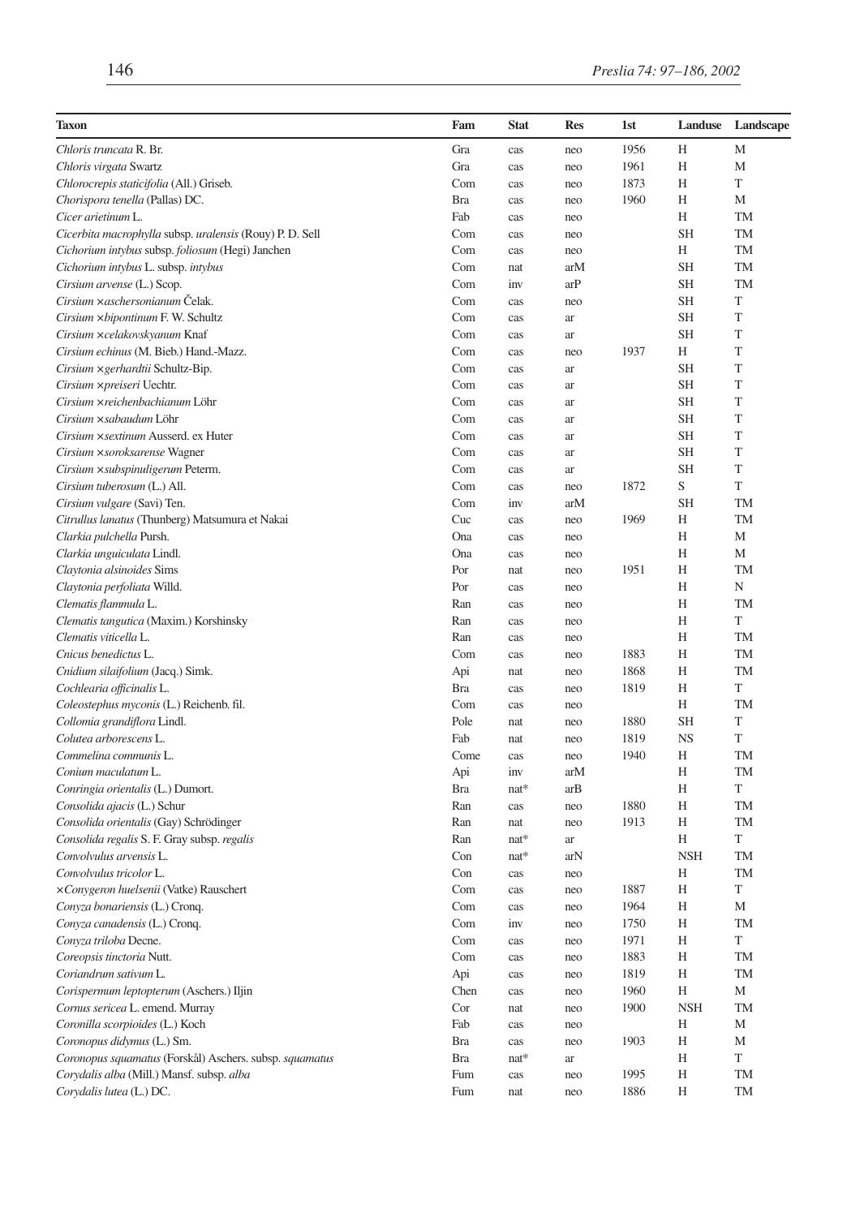| Taxon | Fam | Stat | Res | 1st | Landuse | Landscape |
|---|---|---|---|---|---|---|
| *Chloris truncata* R. Br. | Gra | cas | neo | 1956 | H | M |
| *Chloris virgata* Swartz | Gra | cas | neo | 1961 | H | M |
| *Chlorocrepis staticifolia* (All.) Griseb. | Com | cas | neo | 1873 | H | T |
| *Chorispora tenella* (Pallas) DC. | Bra | cas | neo | 1960 | H | M |
| *Cicer arietinum* L. | Fab | cas | neo | | H | TM |
| *Cicerbita macrophylla* subsp. *uralensis* (Rouy) P. D. Sell | Com | cas | neo | | SH | TM |
| *Cichorium intybus* subsp. *foliosum* (Hegi) Janchen | Com | cas | neo | | H | TM |
| *Cichorium intybus* L. subsp. *intybus* | Com | nat | arM | | SH | TM |
| *Cirsium arvense* (L.) Scop. | Com | inv | arP | | SH | TM |
| *Cirsium ×aschersonianum* Čelak. | Com | cas | neo | | SH | T |
| *Cirsium ×bipontinum* F. W. Schultz | Com | cas | ar | | SH | T |
| *Cirsium ×celakovskyanum* Knaf | Com | cas | ar | | SH | T |
| *Cirsium echinus* (M. Bieb.) Hand.-Mazz. | Com | cas | neo | 1937 | H | T |
| *Cirsium ×gerhardtii* Schultz-Bip. | Com | cas | ar | | SH | T |
| *Cirsium ×preiseri* Uechtr. | Com | cas | ar | | SH | T |
| *Cirsium ×reichenbachianum* Löhr | Com | cas | ar | | SH | T |
| *Cirsium ×sabaudum* Löhr | Com | cas | ar | | SH | T |
| *Cirsium ×sextinum* Ausserd. ex Huter | Com | cas | ar | | SH | T |
| *Cirsium ×soroksarense* Wagner | Com | cas | ar | | SH | T |
| *Cirsium ×subspinuligerum* Peterm. | Com | cas | ar | | SH | T |
| *Cirsium tuberosum* (L.) All. | Com | cas | neo | 1872 | S | T |
| *Cirsium vulgare* (Savi) Ten. | Com | inv | arM | | SH | TM |
| *Citrullus lanatus* (Thunberg) Matsumura et Nakai | Cuc | cas | neo | 1969 | H | TM |
| *Clarkia pulchella* Pursh. | Ona | cas | neo | | H | M |
| *Clarkia unguiculata* Lindl. | Ona | cas | neo | | H | M |
| *Claytonia alsinoides* Sims | Por | nat | neo | 1951 | H | TM |
| *Claytonia perfoliata* Willd. | Por | cas | neo | | H | N |
| *Clematis flammula* L. | Ran | cas | neo | | H | TM |
| *Clematis tangutica* (Maxim.) Korshinsky | Ran | cas | neo | | H | T |
| *Clematis viticella* L. | Ran | cas | neo | | H | TM |
| *Cnicus benedictus* L. | Com | cas | neo | 1883 | H | TM |
| *Cnidium silaifolium* (Jacq.) Simk. | Api | nat | neo | 1868 | H | TM |
| *Cochlearia officinalis* L. | Bra | cas | neo | 1819 | H | T |
| *Coleostephus myconis* (L.) Reichenb. fil. | Com | cas | neo | | H | TM |
| *Collomia grandiflora* Lindl. | Pole | nat | neo | 1880 | SH | T |
| *Colutea arborescens* L. | Fab | nat | neo | 1819 | NS | T |
| *Commelina communis* L. | Come | cas | neo | 1940 | H | TM |
| *Conium maculatum* L. | Api | inv | arM | | H | TM |
| *Conringia orientalis* (L.) Dumort. | Bra | nat* | arB | | H | T |
| *Consolida ajacis* (L.) Schur | Ran | cas | neo | 1880 | H | TM |
| *Consolida orientalis* (Gay) Schrödinger | Ran | nat | neo | 1913 | H | TM |
| *Consolida regalis* S. F. Gray subsp. *regalis* | Ran | nat* | ar | | H | T |
| *Convolvulus arvensis* L. | Con | nat* | arN | | NSH | TM |
| *Convolvulus tricolor* L. | Con | cas | neo | | H | TM |
| *×Conygeron huelsenii* (Vatke) Rauschert | Com | cas | neo | 1887 | H | T |
| *Conyza bonariensis* (L.) Cronq. | Com | cas | neo | 1964 | H | M |
| *Conyza canadensis* (L.) Cronq. | Com | inv | neo | 1750 | H | TM |
| *Conyza triloba* Decne. | Com | cas | neo | 1971 | H | T |
| *Coreopsis tinctoria* Nutt. | Com | cas | neo | 1883 | H | TM |
| *Coriandrum sativum* L. | Api | cas | neo | 1819 | H | TM |
| *Corispermum leptopterum* (Aschers.) Iljin | Chen | cas | neo | 1960 | H | M |
| *Cornus sericea* L. emend. Murray | Cor | nat | neo | 1900 | NSH | TM |
| *Coronilla scorpioides* (L.) Koch | Fab | cas | neo | | H | M |
| *Coronopus didymus* (L.) Sm. | Bra | cas | neo | 1903 | H | M |
| *Coronopus squamatus* (Forskål) Aschers. subsp. *squamatus* | Bra | nat* | ar | | H | T |
| *Corydalis alba* (Mill.) Mansf. subsp. *alba* | Fum | cas | neo | 1995 | H | TM |
| *Corydalis lutea* (L.) DC. | Fum | nat | neo | 1886 | H | TM |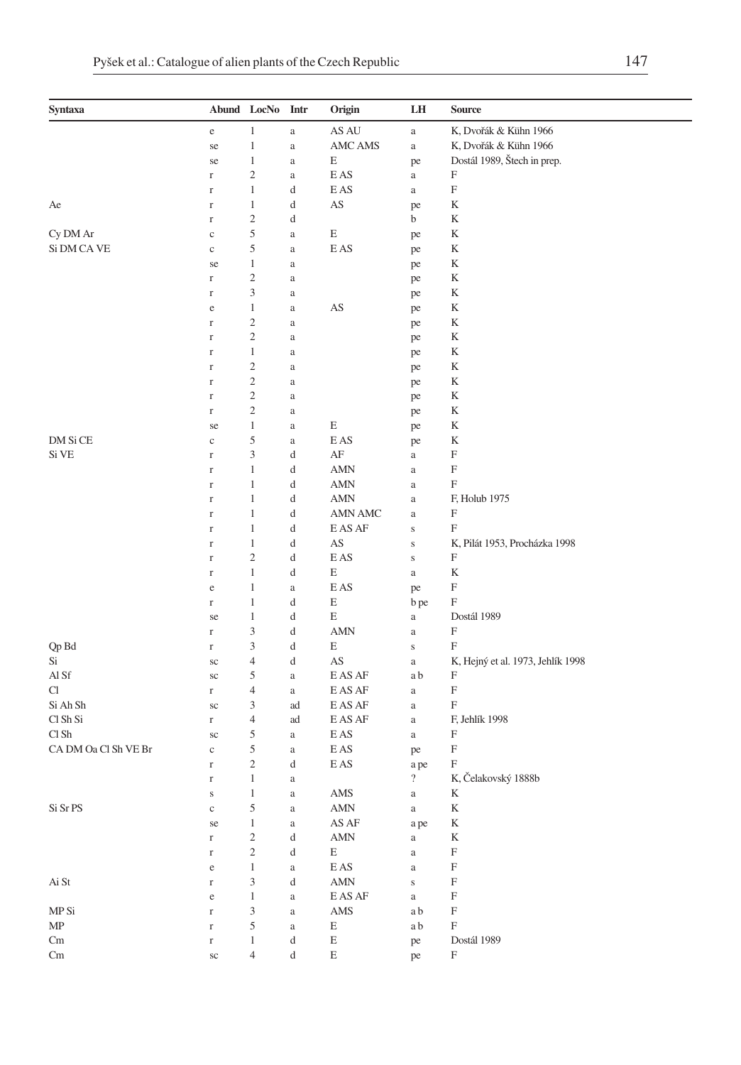| Syntaxa | Abund | LocNo | Intr | Origin | LH | Source |
|---|---|---|---|---|---|---|
| | e | 1 | a | AS AU | a | K, Dvořák & Kühn 1966 |
| | se | 1 | a | AMC AMS | a | K, Dvořák & Kühn 1966 |
| | se | 1 | a | E | pe | Dostál 1989, Štech in prep. |
| | r | 2 | a | E AS | a | F |
| | r | 1 | d | E AS | a | F |
| Ae | r | 1 | d | AS | pe | K |
| | r | 2 | d | | b | K |
| Cy DM Ar | c | 5 | a | E | pe | K |
| Si DM CA VE | c | 5 | a | E AS | pe | K |
| | se | 1 | a | | pe | K |
| | r | 2 | a | | pe | K |
| | r | 3 | a | | pe | K |
| | e | 1 | a | AS | pe | K |
| | r | 2 | a | | pe | K |
| | r | 2 | a | | pe | K |
| | r | 1 | a | | pe | K |
| | r | 2 | a | | pe | K |
| | r | 2 | a | | pe | K |
| | r | 2 | a | | pe | K |
| | r | 2 | a | | pe | K |
| | se | 1 | a | E | pe | K |
| DM Si CE | c | 5 | a | E AS | pe | K |
| Si VE | r | 3 | d | AF | a | F |
| | r | 1 | d | AMN | a | F |
| | r | 1 | d | AMN | a | F |
| | r | 1 | d | AMN | a | F, Holub 1975 |
| | r | 1 | d | AMN AMC | a | F |
| | r | 1 | d | E AS AF | s | F |
| | r | 1 | d | AS | s | K, Pilát 1953, Procházka 1998 |
| | r | 2 | d | E AS | s | F |
| | r | 1 | d | E | a | K |
| | e | 1 | a | E AS | pe | F |
| | r | 1 | d | E | b pe | F |
| | se | 1 | d | E | a | Dostál 1989 |
| | r | 3 | d | AMN | a | F |
| Qp Bd | r | 3 | d | E | s | F |
| Si | sc | 4 | d | AS | a | K, Hejný et al. 1973, Jehlík 1998 |
| Al Sf | sc | 5 | a | E AS AF | a b | F |
| Cl | r | 4 | a | E AS AF | a | F |
| Si Ah Sh | sc | 3 | ad | E AS AF | a | F |
| Cl Sh Si | r | 4 | ad | E AS AF | a | F, Jehlík 1998 |
| Cl Sh | sc | 5 | a | E AS | a | F |
| CA DM Oa Cl Sh VE Br | c | 5 | a | E AS | pe | F |
| | r | 2 | d | E AS | a pe | F |
| | r | 1 | a | | ? | K, Čelakovský 1888b |
| | s | 1 | a | AMS | a | K |
| Si Sr PS | c | 5 | a | AMN | a | K |
| | se | 1 | a | AS AF | a pe | K |
| | r | 2 | d | AMN | a | K |
| | r | 2 | d | E | a | F |
| | e | 1 | a | E AS | a | F |
| Ai St | r | 3 | d | AMN | s | F |
| | e | 1 | a | E AS AF | a | F |
| MP Si | r | 3 | a | AMS | a b | F |
| MP | r | 5 | a | E | a b | F |
| Cm | r | 1 | d | E | pe | Dostál 1989 |
| Cm | sc | 4 | d | E | pe | F |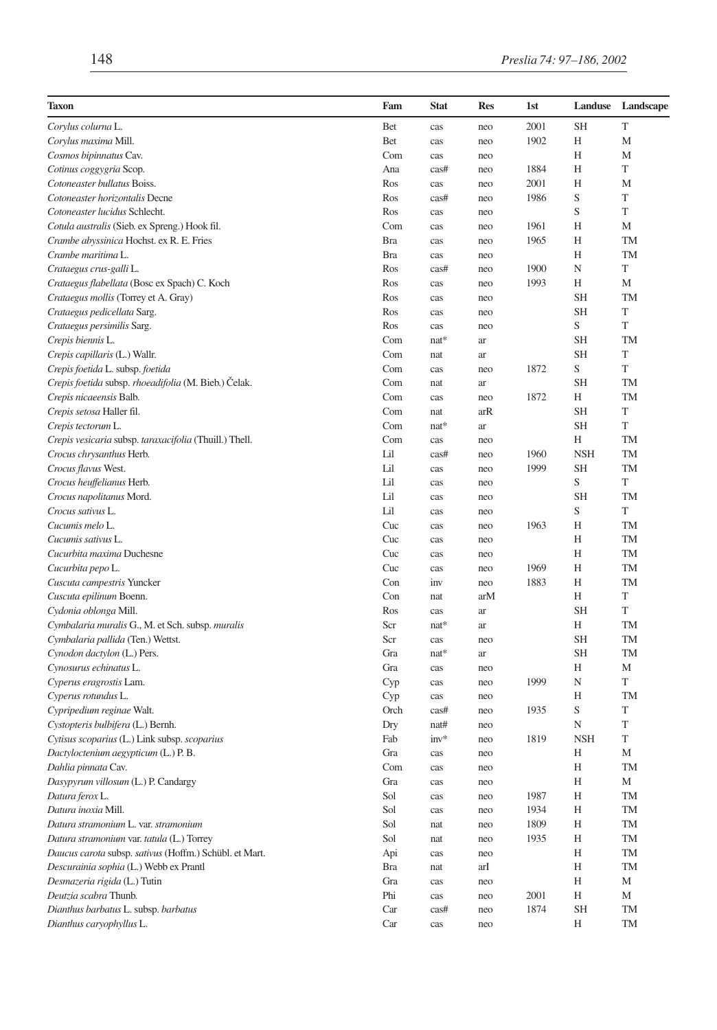| Taxon | Fam | Stat | Res | 1st | Landuse | Landscape |
|---|---|---|---|---|---|---|
| *Corylus colurna* L. | Bet | cas | neo | 2001 | SH | T |
| *Corylus maxima* Mill. | Bet | cas | neo | 1902 | H | M |
| *Cosmos bipinnatus* Cav. | Com | cas | neo | | H | M |
| *Cotinus coggygria* Scop. | Ana | cas# | neo | 1884 | H | T |
| *Cotoneaster bullatus* Boiss. | Ros | cas | neo | 2001 | H | M |
| *Cotoneaster horizontalis* Decne | Ros | cas# | neo | 1986 | S | T |
| *Cotoneaster lucidus* Schlecht. | Ros | cas | neo | | S | T |
| *Cotula australis* (Sieb. ex Spreng.) Hook fil. | Com | cas | neo | 1961 | H | M |
| *Crambe abyssinica* Hochst. ex R. E. Fries | Bra | cas | neo | 1965 | H | TM |
| *Crambe maritima* L. | Bra | cas | neo | | H | TM |
| *Crataegus crus-galli* L. | Ros | cas# | neo | 1900 | N | T |
| *Crataegus flabellata* (Bosc ex Spach) C. Koch | Ros | cas | neo | 1993 | H | M |
| *Crataegus mollis* (Torrey et A. Gray) | Ros | cas | neo | | SH | TM |
| *Crataegus pedicellata* Sarg. | Ros | cas | neo | | SH | T |
| *Crataegus persimilis* Sarg. | Ros | cas | neo | | S | T |
| *Crepis biennis* L. | Com | nat* | ar | | SH | TM |
| *Crepis capillaris* (L.) Wallr. | Com | nat | ar | | SH | T |
| *Crepis foetida* L. subsp. *foetida* | Com | cas | neo | 1872 | S | T |
| *Crepis foetida* subsp. *rhoeadifolia* (M. Bieb.) Čelak. | Com | nat | ar | | SH | TM |
| *Crepis nicaeensis* Balb. | Com | cas | neo | 1872 | H | TM |
| *Crepis setosa* Haller fil. | Com | nat | arR | | SH | T |
| *Crepis tectorum* L. | Com | nat* | ar | | SH | T |
| *Crepis vesicaria* subsp. *taraxacifolia* (Thuill.) Thell. | Com | cas | neo | | H | TM |
| *Crocus chrysanthus* Herb. | Lil | cas# | neo | 1960 | NSH | TM |
| *Crocus flavus* West. | Lil | cas | neo | 1999 | SH | TM |
| *Crocus heuffelianus* Herb. | Lil | cas | neo | | S | T |
| *Crocus napolitanus* Mord. | Lil | cas | neo | | SH | TM |
| *Crocus sativus* L. | Lil | cas | neo | | S | T |
| *Cucumis melo* L. | Cuc | cas | neo | 1963 | H | TM |
| *Cucumis sativus* L. | Cuc | cas | neo | | H | TM |
| *Cucurbita maxima* Duchesne | Cuc | cas | neo | | H | TM |
| *Cucurbita pepo* L. | Cuc | cas | neo | 1969 | H | TM |
| *Cuscuta campestris* Yuncker | Con | inv | neo | 1883 | H | TM |
| *Cuscuta epilinum* Boenn. | Con | nat | arM | | H | T |
| *Cydonia oblonga* Mill. | Ros | cas | ar | | SH | T |
| *Cymbalaria muralis* G., M. et Sch. subsp. *muralis* | Scr | nat* | ar | | H | TM |
| *Cymbalaria pallida* (Ten.) Wettst. | Scr | cas | neo | | SH | TM |
| *Cynodon dactylon* (L.) Pers. | Gra | nat* | ar | | SH | TM |
| *Cynosurus echinatus* L. | Gra | cas | neo | | H | M |
| *Cyperus eragrostis* Lam. | Cyp | cas | neo | 1999 | N | T |
| *Cyperus rotundus* L. | Cyp | cas | neo | | H | TM |
| *Cypripedium reginae* Walt. | Orch | cas# | neo | 1935 | S | T |
| *Cystopteris bulbifera* (L.) Bernh. | Dry | nat# | neo | | N | T |
| *Cytisus scoparius* (L.) Link subsp. *scoparius* | Fab | inv* | neo | 1819 | NSH | T |
| *Dactyloctenium aegypticum* (L.) P. B. | Gra | cas | neo | | H | M |
| *Dahlia pinnata* Cav. | Com | cas | neo | | H | TM |
| *Dasypyrum villosum* (L.) P. Candargy | Gra | cas | neo | | H | M |
| *Datura ferox* L. | Sol | cas | neo | 1987 | H | TM |
| *Datura inoxia* Mill. | Sol | cas | neo | 1934 | H | TM |
| *Datura stramonium* L. var. *stramonium* | Sol | nat | neo | 1809 | H | TM |
| *Datura stramonium* var. *tatula* (L.) Torrey | Sol | nat | neo | 1935 | H | TM |
| *Daucus carota* subsp. *sativus* (Hoffm.) Schübl. et Mart. | Api | cas | neo | | H | TM |
| *Descurainia sophia* (L.) Webb ex Prantl | Bra | nat | arI | | H | TM |
| *Desmazeria rigida* (L.) Tutin | Gra | cas | neo | | H | M |
| *Deutzia scabra* Thunb. | Phi | cas | neo | 2001 | H | M |
| *Dianthus barbatus* L. subsp. *barbatus* | Car | cas# | neo | 1874 | SH | TM |
| *Dianthus caryophyllus* L. | Car | cas | neo | | H | TM |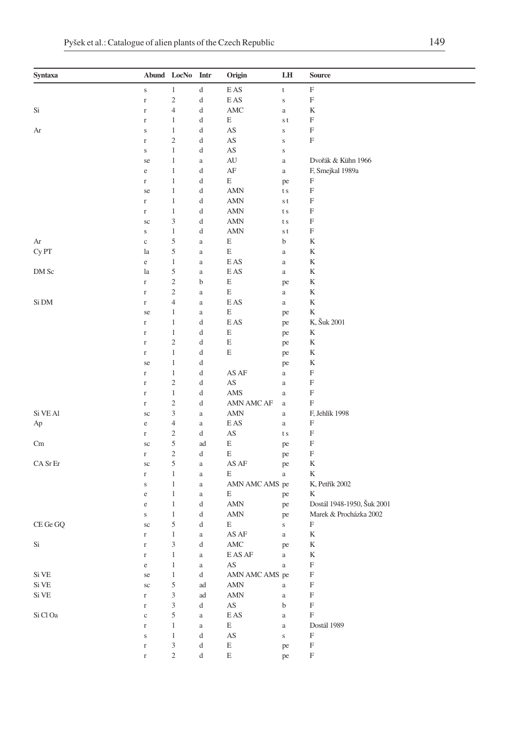| Syntaxa | Abund | LocNo | Intr | Origin | LH | Source |
|---|---|---|---|---|---|---|
| | s | 1 | d | E AS | t | F |
| | r | 2 | d | E AS | s | F |
| Si | r | 4 | d | AMC | a | K |
| | r | 1 | d | E | s t | F |
| Ar | s | 1 | d | AS | s | F |
| | r | 2 | d | AS | s | F |
| | s | 1 | d | AS | s | |
| | se | 1 | a | AU | a | Dvořák & Kühn 1966 |
| | e | 1 | d | AF | a | F, Smejkal 1989a |
| | r | 1 | d | E | pe | F |
| | se | 1 | d | AMN | t s | F |
| | r | 1 | d | AMN | s t | F |
| | r | 1 | d | AMN | t s | F |
| | sc | 3 | d | AMN | t s | F |
| | s | 1 | d | AMN | s t | F |
| Ar | c | 5 | a | E | b | K |
| Cy PT | la | 5 | a | E | a | K |
| | e | 1 | a | E AS | a | K |
| DM Sc | la | 5 | a | E AS | a | K |
| | r | 2 | b | E | pe | K |
| | r | 2 | a | E | a | K |
| Si DM | r | 4 | a | E AS | a | K |
| | se | 1 | a | E | pe | K |
| | r | 1 | d | E AS | pe | K, Šuk 2001 |
| | r | 1 | d | E | pe | K |
| | r | 2 | d | E | pe | K |
| | r | 1 | d | E | pe | K |
| | se | 1 | d | | pe | K |
| | r | 1 | d | AS AF | a | F |
| | r | 2 | d | AS | a | F |
| | r | 1 | d | AMS | a | F |
| | r | 2 | d | AMN AMC AF | a | F |
| Si VE Al | sc | 3 | a | AMN | a | F, Jehlík 1998 |
| Ap | e | 4 | a | E AS | a | F |
| | r | 2 | d | AS | t s | F |
| Cm | sc | 5 | ad | E | pe | F |
| | r | 2 | d | E | pe | F |
| CA Sr Er | sc | 5 | a | AS AF | pe | K |
| | r | 1 | a | E | a | K |
| | s | 1 | a | AMN AMC AMS | pe | K, Petřík 2002 |
| | e | 1 | a | E | pe | K |
| | e | 1 | d | AMN | pe | Dostál 1948-1950, Šuk 2001 |
| | s | 1 | d | AMN | pe | Marek & Procházka 2002 |
| CE Ge GQ | sc | 5 | d | E | s | F |
| | r | 1 | a | AS AF | a | K |
| Si | r | 3 | d | AMC | pe | K |
| | r | 1 | a | E AS AF | a | K |
| | e | 1 | a | AS | a | F |
| Si VE | se | 1 | d | AMN AMC AMS | pe | F |
| Si VE | sc | 5 | ad | AMN | a | F |
| Si VE | r | 3 | ad | AMN | a | F |
| | r | 3 | d | AS | b | F |
| Si Cl Oa | c | 5 | a | E AS | a | F |
| | r | 1 | a | E | a | Dostál 1989 |
| | s | 1 | d | AS | s | F |
| | r | 3 | d | E | pe | F |
| | r | 2 | d | E | pe | F |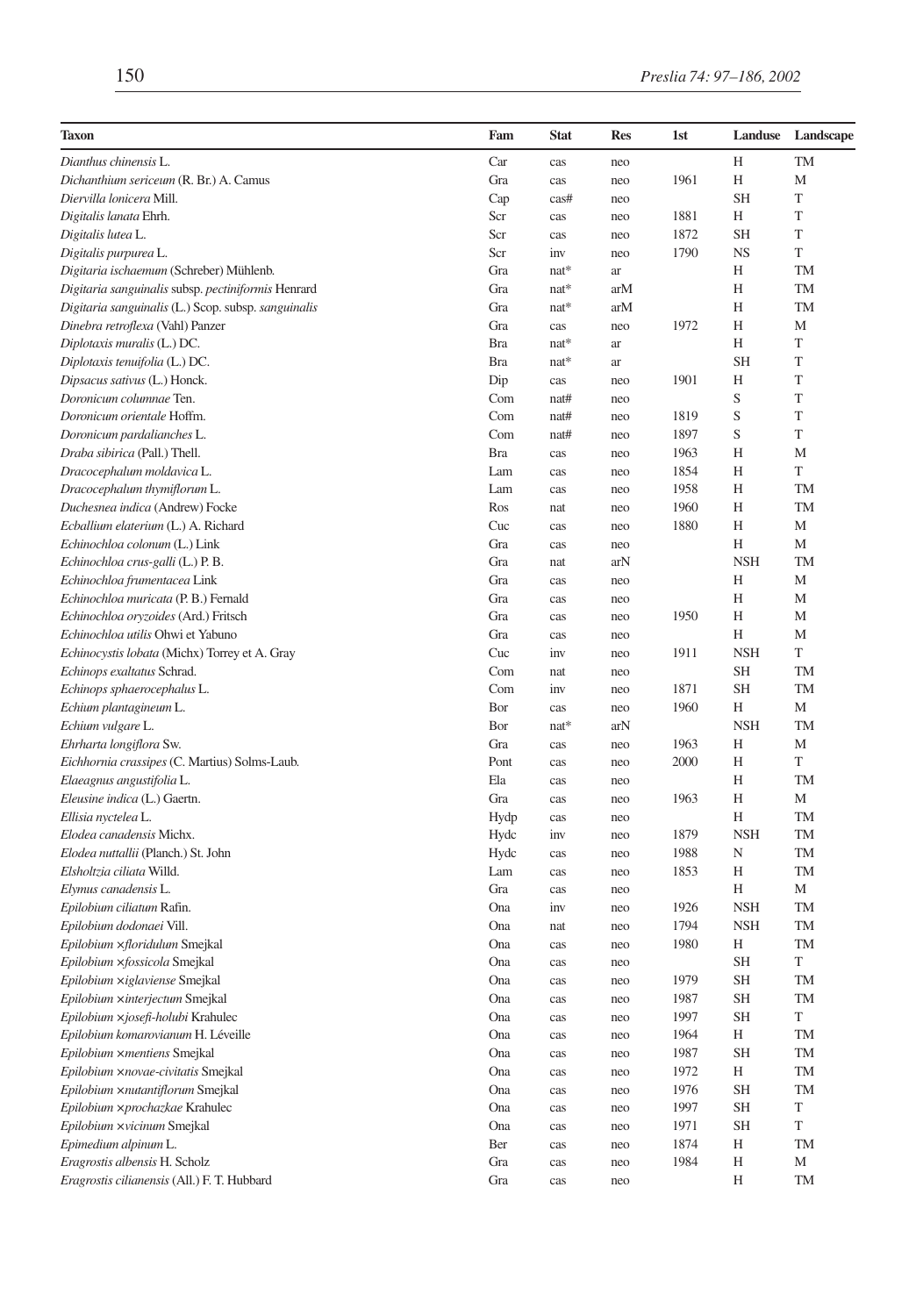| Taxon | Fam | Stat | Res | 1st | Landuse | Landscape |
|---|---|---|---|---|---|---|
| *Dianthus chinensis* L. | Car | cas | neo | | H | TM |
| *Dichanthium sericeum* (R. Br.) A. Camus | Gra | cas | neo | 1961 | H | M |
| *Diervilla lonicera* Mill. | Cap | cas# | neo | | SH | T |
| *Digitalis lanata* Ehrh. | Scr | cas | neo | 1881 | H | T |
| *Digitalis lutea* L. | Scr | cas | neo | 1872 | SH | T |
| *Digitalis purpurea* L. | Scr | inv | neo | 1790 | NS | T |
| *Digitaria ischaemum* (Schreber) Mühlenb. | Gra | nat* | ar | | H | TM |
| *Digitaria sanguinalis* subsp. *pectiniformis* Henrard | Gra | nat* | arM | | H | TM |
| *Digitaria sanguinalis* (L.) Scop. subsp. *sanguinalis* | Gra | nat* | arM | | H | TM |
| *Dinebra retroflexa* (Vahl) Panzer | Gra | cas | neo | 1972 | H | M |
| *Diplotaxis muralis* (L.) DC. | Bra | nat* | ar | | H | T |
| *Diplotaxis tenuifolia* (L.) DC. | Bra | nat* | ar | | SH | T |
| *Dipsacus sativus* (L.) Honck. | Dip | cas | neo | 1901 | H | T |
| *Doronicum columnae* Ten. | Com | nat# | neo | | S | T |
| *Doronicum orientale* Hoffm. | Com | nat# | neo | 1819 | S | T |
| *Doronicum pardalianches* L. | Com | nat# | neo | 1897 | S | T |
| *Draba sibirica* (Pall.) Thell. | Bra | cas | neo | 1963 | H | M |
| *Dracocephalum moldavica* L. | Lam | cas | neo | 1854 | H | T |
| *Dracocephalum thymiflorum* L. | Lam | cas | neo | 1958 | H | TM |
| *Duchesnea indica* (Andrew) Focke | Ros | nat | neo | 1960 | H | TM |
| *Ecballium elaterium* (L.) A. Richard | Cuc | cas | neo | 1880 | H | M |
| *Echinochloa colonum* (L.) Link | Gra | cas | neo | | H | M |
| *Echinochloa crus-galli* (L.) P. B. | Gra | nat | arN | | NSH | TM |
| *Echinochloa frumentacea* Link | Gra | cas | neo | | H | M |
| *Echinochloa muricata* (P. B.) Fernald | Gra | cas | neo | | H | M |
| *Echinochloa oryzoides* (Ard.) Fritsch | Gra | cas | neo | 1950 | H | M |
| *Echinochloa utilis* Ohwi et Yabuno | Gra | cas | neo | | H | M |
| *Echinocystis lobata* (Michx) Torrey et A. Gray | Cuc | inv | neo | 1911 | NSH | T |
| *Echinops exaltatus* Schrad. | Com | nat | neo | | SH | TM |
| *Echinops sphaerocephalus* L. | Com | inv | neo | 1871 | SH | TM |
| *Echium plantagineum* L. | Bor | cas | neo | 1960 | H | M |
| *Echium vulgare* L. | Bor | nat* | arN | | NSH | TM |
| *Ehrharta longiflora* Sw. | Gra | cas | neo | 1963 | H | M |
| *Eichhornia crassipes* (C. Martius) Solms-Laub. | Pont | cas | neo | 2000 | H | T |
| *Elaeagnus angustifolia* L. | Ela | cas | neo | | H | TM |
| *Eleusine indica* (L.) Gaertn. | Gra | cas | neo | 1963 | H | M |
| *Ellisia nyctelea* L. | Hydp | cas | neo | | H | TM |
| *Elodea canadensis* Michx. | Hydc | inv | neo | 1879 | NSH | TM |
| *Elodea nuttallii* (Planch.) St. John | Hydc | cas | neo | 1988 | N | TM |
| *Elsholtzia ciliata* Willd. | Lam | cas | neo | 1853 | H | TM |
| *Elymus canadensis* L. | Gra | cas | neo | | H | M |
| *Epilobium ciliatum* Rafin. | Ona | inv | neo | 1926 | NSH | TM |
| *Epilobium dodonaei* Vill. | Ona | nat | neo | 1794 | NSH | TM |
| *Epilobium ×floridulum* Smejkal | Ona | cas | neo | 1980 | H | TM |
| *Epilobium ×fossicola* Smejkal | Ona | cas | neo | | SH | T |
| *Epilobium ×iglaviense* Smejkal | Ona | cas | neo | 1979 | SH | TM |
| *Epilobium ×interjectum* Smejkal | Ona | cas | neo | 1987 | SH | TM |
| *Epilobium ×josefi-holubi* Krahulec | Ona | cas | neo | 1997 | SH | T |
| *Epilobium komarovianum* H. Léveille | Ona | cas | neo | 1964 | H | TM |
| *Epilobium ×mentiens* Smejkal | Ona | cas | neo | 1987 | SH | TM |
| *Epilobium ×novae-civitatis* Smejkal | Ona | cas | neo | 1972 | H | TM |
| *Epilobium ×nutantiflorum* Smejkal | Ona | cas | neo | 1976 | SH | TM |
| *Epilobium ×prochazkae* Krahulec | Ona | cas | neo | 1997 | SH | T |
| *Epilobium ×vicinum* Smejkal | Ona | cas | neo | 1971 | SH | T |
| *Epimedium alpinum* L. | Ber | cas | neo | 1874 | H | TM |
| *Eragrostis albensis* H. Scholz | Gra | cas | neo | 1984 | H | M |
| *Eragrostis cilianensis* (All.) F. T. Hubbard | Gra | cas | neo | | H | TM |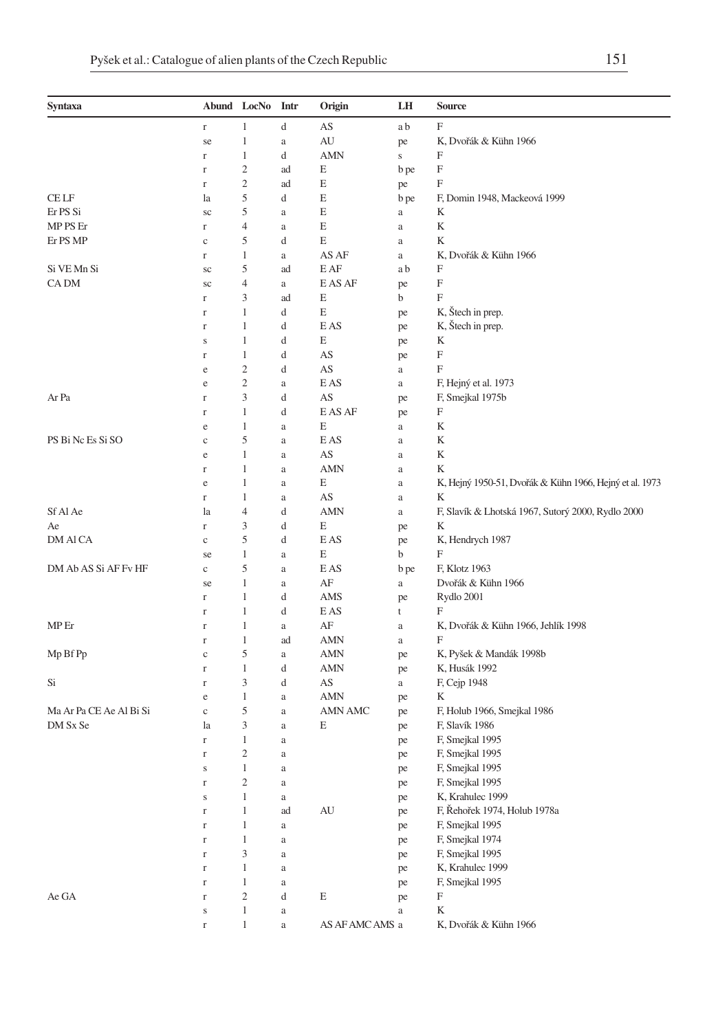| Syntaxa | Abund | LocNo | Intr | Origin | LH | Source |
|---|---|---|---|---|---|---|
| | r | 1 | d | AS | a b | F |
| | se | 1 | a | AU | pe | K, Dvořák & Kühn 1966 |
| | r | 1 | d | AMN | s | F |
| | r | 2 | ad | E | b pe | F |
| | r | 2 | ad | E | pe | F |
| CE LF | la | 5 | d | E | b pe | F, Domin 1948, Mackeová 1999 |
| Er PS Si | sc | 5 | a | E | a | K |
| MP PS Er | r | 4 | a | E | a | K |
| Er PS MP | c | 5 | d | E | a | K |
| | r | 1 | a | AS AF | a | K, Dvořák & Kühn 1966 |
| Si VE Mn Si | sc | 5 | ad | E AF | a b | F |
| CA DM | sc | 4 | a | E AS AF | pe | F |
| | r | 3 | ad | E | b | F |
| | r | 1 | d | E | pe | K, Štech in prep. |
| | r | 1 | d | E AS | pe | K, Štech in prep. |
| | s | 1 | d | E | pe | K |
| | r | 1 | d | AS | pe | F |
| | e | 2 | d | AS | a | F |
| | e | 2 | a | E AS | a | F, Hejný et al. 1973 |
| Ar Pa | r | 3 | d | AS | pe | F, Smejkal 1975b |
| | r | 1 | d | E AS AF | pe | F |
| | e | 1 | a | E | a | K |
| PS Bi Nc Es Si SO | c | 5 | a | E AS | a | K |
| | e | 1 | a | AS | a | K |
| | r | 1 | a | AMN | a | K |
| | e | 1 | a | E | a | K, Hejný 1950-51, Dvořák & Kühn 1966, Hejný et al. 1973 |
| | r | 1 | a | AS | a | K |
| Sf Al Ae | la | 4 | d | AMN | a | F, Slavík & Lhotská 1967, Sutorý 2000, Rydlo 2000 |
| Ae | r | 3 | d | E | pe | K |
| DM Al CA | c | 5 | d | E AS | pe | K, Hendrych 1987 |
| | se | 1 | a | E | b | F |
| DM Ab AS Si AF Fv HF | c | 5 | a | E AS | b pe | F, Klotz 1963 |
| | se | 1 | a | AF | a | Dvořák & Kühn 1966 |
| | r | 1 | d | AMS | pe | Rydlo 2001 |
| | r | 1 | d | E AS | t | F |
| MP Er | r | 1 | a | AF | a | K, Dvořák & Kühn 1966, Jehlík 1998 |
| | r | 1 | ad | AMN | a | F |
| Mp Bf Pp | c | 5 | a | AMN | pe | K, Pyšek & Mandák 1998b |
| | r | 1 | d | AMN | pe | K, Husák 1992 |
| Si | r | 3 | d | AS | a | F, Cejp 1948 |
| | e | 1 | a | AMN | pe | K |
| Ma Ar Pa CE Ae Al Bi Si | c | 5 | a | AMN AMC | pe | F, Holub 1966, Smejkal 1986 |
| DM Sx Se | la | 3 | a | E | pe | F, Slavík 1986 |
| | r | 1 | a | | pe | F, Smejkal 1995 |
| | r | 2 | a | | pe | F, Smejkal 1995 |
| | s | 1 | a | | pe | F, Smejkal 1995 |
| | r | 2 | a | | pe | F, Smejkal 1995 |
| | s | 1 | a | | pe | K, Krahulec 1999 |
| | r | 1 | ad | AU | pe | F, Řehořek 1974, Holub 1978a |
| | r | 1 | a | | pe | F, Smejkal 1995 |
| | r | 1 | a | | pe | F, Smejkal 1974 |
| | r | 3 | a | | pe | F, Smejkal 1995 |
| | r | 1 | a | | pe | K, Krahulec 1999 |
| | r | 1 | a | | pe | F, Smejkal 1995 |
| Ae GA | r | 2 | d | E | pe | F |
| | s | 1 | a | | a | K |
| | r | 1 | a | AS AF AMC AMS | a | K, Dvořák & Kühn 1966 |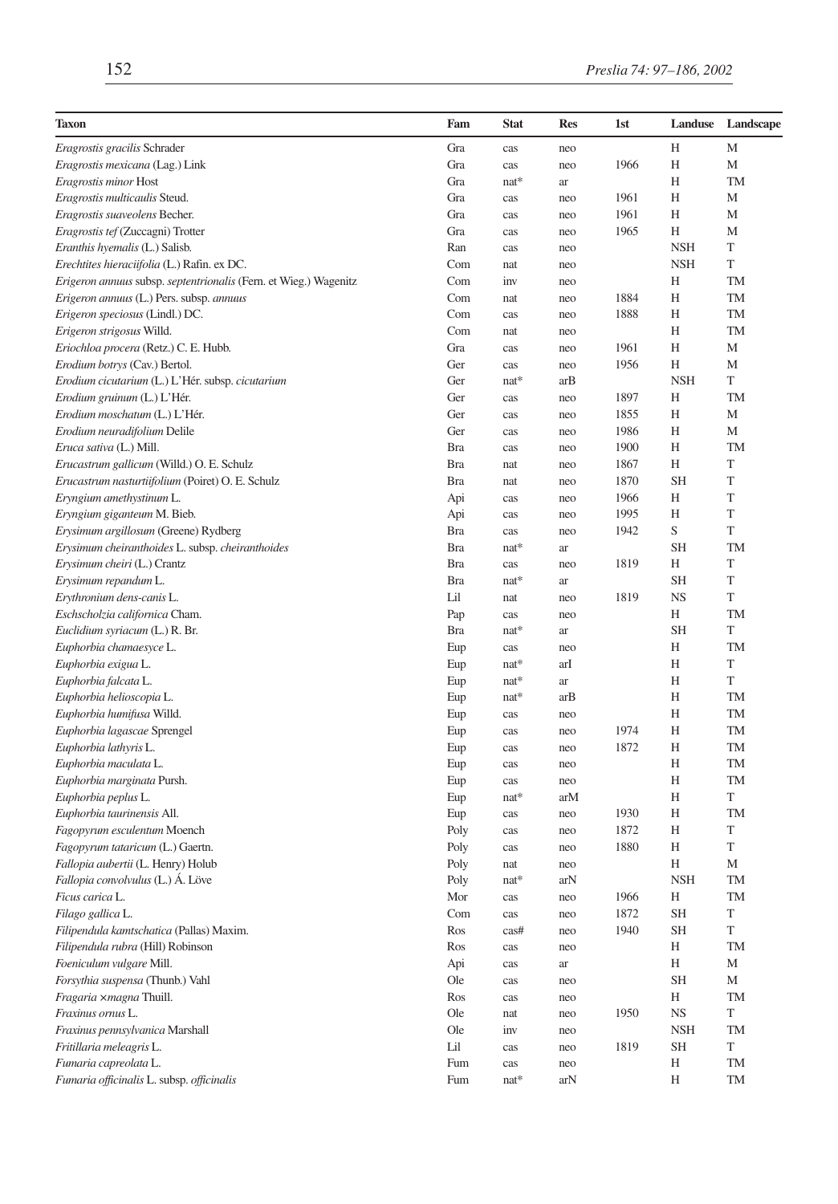| Taxon | Fam | Stat | Res | 1st | Landuse | Landscape |
|---|---|---|---|---|---|---|
| *Eragrostis gracilis* Schrader | Gra | cas | neo | | H | M |
| *Eragrostis mexicana* (Lag.) Link | Gra | cas | neo | 1966 | H | M |
| *Eragrostis minor* Host | Gra | nat* | ar | | H | TM |
| *Eragrostis multicaulis* Steud. | Gra | cas | neo | 1961 | H | M |
| *Eragrostis suaveolens* Becher. | Gra | cas | neo | 1961 | H | M |
| *Eragrostis tef* (Zuccagni) Trotter | Gra | cas | neo | 1965 | H | M |
| *Eranthis hyemalis* (L.) Salisb. | Ran | cas | neo | | NSH | T |
| *Erechtites hieraciifolia* (L.) Rafin. ex DC. | Com | nat | neo | | NSH | T |
| *Erigeron annuus* subsp. *septentrionalis* (Fern. et Wieg.) Wagenitz | Com | inv | neo | | H | TM |
| *Erigeron annuus* (L.) Pers. subsp. *annuus* | Com | nat | neo | 1884 | H | TM |
| *Erigeron speciosus* (Lindl.) DC. | Com | cas | neo | 1888 | H | TM |
| *Erigeron strigosus* Willd. | Com | nat | neo | | H | TM |
| *Eriochloa procera* (Retz.) C. E. Hubb. | Gra | cas | neo | 1961 | H | M |
| *Erodium botrys* (Cav.) Bertol. | Ger | cas | neo | 1956 | H | M |
| *Erodium cicutarium* (L.) L'Hér. subsp. *cicutarium* | Ger | nat* | arB | | NSH | T |
| *Erodium gruinum* (L.) L'Hér. | Ger | cas | neo | 1897 | H | TM |
| *Erodium moschatum* (L.) L'Hér. | Ger | cas | neo | 1855 | H | M |
| *Erodium neuradifolium* Delile | Ger | cas | neo | 1986 | H | M |
| *Eruca sativa* (L.) Mill. | Bra | cas | neo | 1900 | H | TM |
| *Erucastrum gallicum* (Willd.) O. E. Schulz | Bra | nat | neo | 1867 | H | T |
| *Erucastrum nasturtiifolium* (Poiret) O. E. Schulz | Bra | nat | neo | 1870 | SH | T |
| *Eryngium amethystinum* L. | Api | cas | neo | 1966 | H | T |
| *Eryngium giganteum* M. Bieb. | Api | cas | neo | 1995 | H | T |
| *Erysimum argillosum* (Greene) Rydberg | Bra | cas | neo | 1942 | S | T |
| *Erysimum cheiranthoides* L. subsp. *cheiranthoides* | Bra | nat* | ar | | SH | TM |
| *Erysimum cheiri* (L.) Crantz | Bra | cas | neo | 1819 | H | T |
| *Erysimum repandum* L. | Bra | nat* | ar | | SH | T |
| *Erythronium dens-canis* L. | Lil | nat | neo | 1819 | NS | T |
| *Eschscholzia californica* Cham. | Pap | cas | neo | | H | TM |
| *Euclidium syriacum* (L.) R. Br. | Bra | nat* | ar | | SH | T |
| *Euphorbia chamaesyce* L. | Eup | cas | neo | | H | TM |
| *Euphorbia exigua* L. | Eup | nat* | arI | | H | T |
| *Euphorbia falcata* L. | Eup | nat* | ar | | H | T |
| *Euphorbia helioscopia* L. | Eup | nat* | arB | | H | TM |
| *Euphorbia humifusa* Willd. | Eup | cas | neo | | H | TM |
| *Euphorbia lagascae* Sprengel | Eup | cas | neo | 1974 | H | TM |
| *Euphorbia lathyris* L. | Eup | cas | neo | 1872 | H | TM |
| *Euphorbia maculata* L. | Eup | cas | neo | | H | TM |
| *Euphorbia marginata* Pursh. | Eup | cas | neo | | H | TM |
| *Euphorbia peplus* L. | Eup | nat* | arM | | H | T |
| *Euphorbia taurinensis* All. | Eup | cas | neo | 1930 | H | TM |
| *Fagopyrum esculentum* Moench | Poly | cas | neo | 1872 | H | T |
| *Fagopyrum tataricum* (L.) Gaertn. | Poly | cas | neo | 1880 | H | T |
| *Fallopia aubertii* (L. Henry) Holub | Poly | nat | neo | | H | M |
| *Fallopia convolvulus* (L.) Á. Löve | Poly | nat* | arN | | NSH | TM |
| *Ficus carica* L. | Mor | cas | neo | 1966 | H | TM |
| *Filago gallica* L. | Com | cas | neo | 1872 | SH | T |
| *Filipendula kamtschatica* (Pallas) Maxim. | Ros | cas# | neo | 1940 | SH | T |
| *Filipendula rubra* (Hill) Robinson | Ros | cas | neo | | H | TM |
| *Foeniculum vulgare* Mill. | Api | cas | ar | | H | M |
| *Forsythia suspensa* (Thunb.) Vahl | Ole | cas | neo | | SH | M |
| *Fragaria ×magna* Thuill. | Ros | cas | neo | | H | TM |
| *Fraxinus ornus* L. | Ole | nat | neo | 1950 | NS | T |
| *Fraxinus pennsylvanica* Marshall | Ole | inv | neo | | NSH | TM |
| *Fritillaria meleagris* L. | Lil | cas | neo | 1819 | SH | T |
| *Fumaria capreolata* L. | Fum | cas | neo | | H | TM |
| *Fumaria officinalis* L. subsp. *officinalis* | Fum | nat* | arN | | H | TM |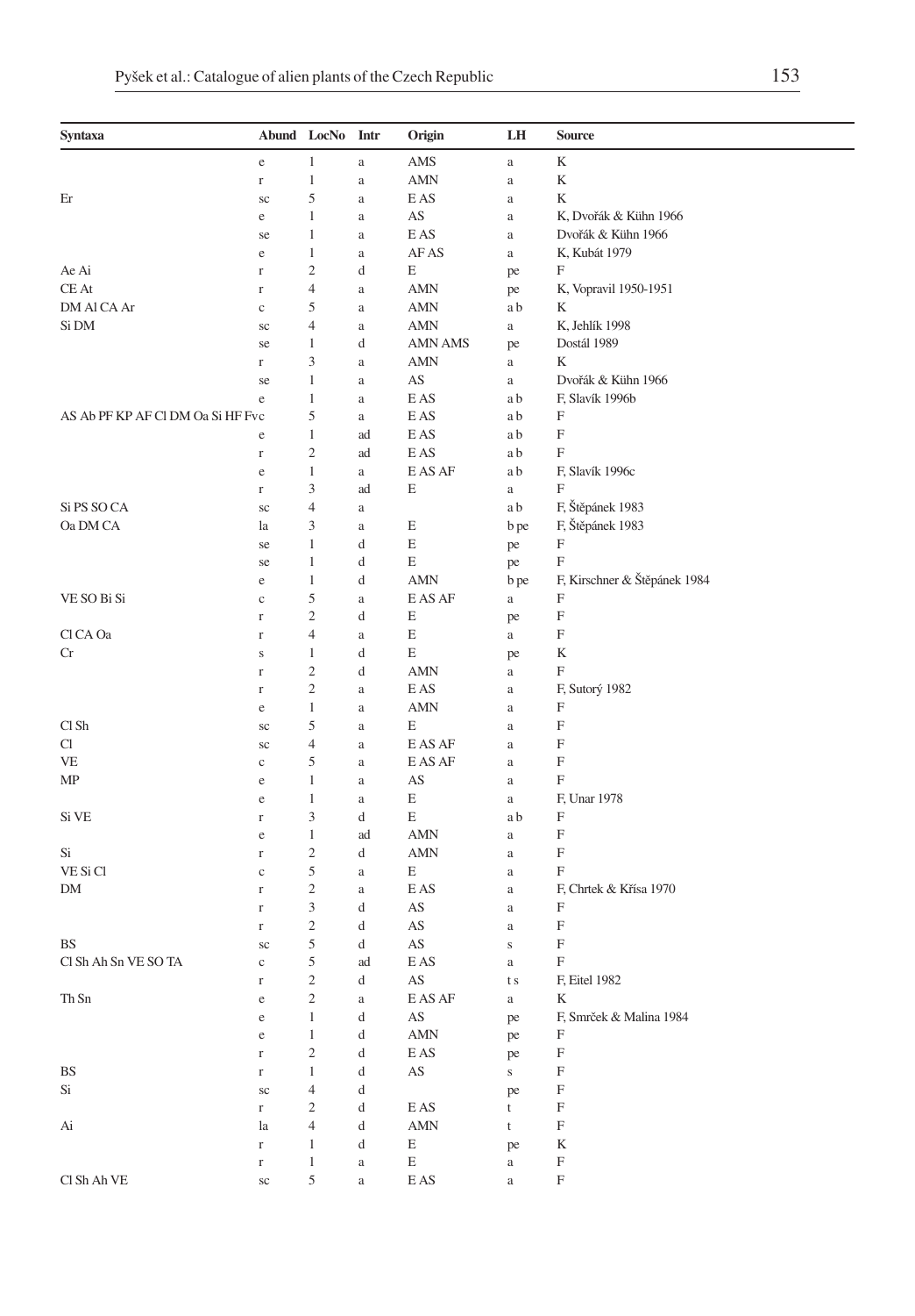| Syntaxa | Abund | LocNo | Intr | Origin | LH | Source |
|---|---|---|---|---|---|---|
| | e | 1 | a | AMS | a | K |
| | r | 1 | a | AMN | a | K |
| Er | sc | 5 | a | E AS | a | K |
| | e | 1 | a | AS | a | K, Dvořák & Kühn 1966 |
| | se | 1 | a | E AS | a | Dvořák & Kühn 1966 |
| | e | 1 | a | AF AS | a | K, Kubát 1979 |
| Ae Ai | r | 2 | d | E | pe | F |
| CE At | r | 4 | a | AMN | pe | K, Vopravil 1950-1951 |
| DM Al CA Ar | c | 5 | a | AMN | a b | K |
| Si DM | sc | 4 | a | AMN | a | K, Jehlík 1998 |
| | se | 1 | d | AMN AMS | pe | Dostál 1989 |
| | r | 3 | a | AMN | a | K |
| | se | 1 | a | AS | a | Dvořák & Kühn 1966 |
| | e | 1 | a | E AS | a b | F, Slavík 1996b |
| AS Ab PF KP AF Cl DM Oa Si HF Fv | c | 5 | a | E AS | a b | F |
| | e | 1 | ad | E AS | a b | F |
| | r | 2 | ad | E AS | a b | F |
| | e | 1 | a | E AS AF | a b | F, Slavík 1996c |
| | r | 3 | ad | E | a | F |
| Si PS SO CA | sc | 4 | a | | a b | F, Štěpánek 1983 |
| Oa DM CA | la | 3 | a | E | b pe | F, Štěpánek 1983 |
| | se | 1 | d | E | pe | F |
| | se | 1 | d | E | pe | F |
| | e | 1 | d | AMN | b pe | F, Kirschner & Štěpánek 1984 |
| VE SO Bi Si | c | 5 | a | E AS AF | a | F |
| | r | 2 | d | E | pe | F |
| Cl CA Oa | r | 4 | a | E | a | F |
| Cr | s | 1 | d | E | pe | K |
| | r | 2 | d | AMN | a | F |
| | r | 2 | a | E AS | a | F, Sutorý 1982 |
| | e | 1 | a | AMN | a | F |
| Cl Sh | sc | 5 | a | E | a | F |
| Cl | sc | 4 | a | E AS AF | a | F |
| VE | c | 5 | a | E AS AF | a | F |
| MP | e | 1 | a | AS | a | F |
| | e | 1 | a | E | a | F, Unar 1978 |
| Si VE | r | 3 | d | E | a b | F |
| | e | 1 | ad | AMN | a | F |
| Si | r | 2 | d | AMN | a | F |
| VE Si Cl | c | 5 | a | E | a | F |
| DM | r | 2 | a | E AS | a | F, Chrtek & Křísa 1970 |
| | r | 3 | d | AS | a | F |
| | r | 2 | d | AS | a | F |
| BS | sc | 5 | d | AS | s | F |
| Cl Sh Ah Sn VE SO TA | c | 5 | ad | E AS | a | F |
| | r | 2 | d | AS | t s | F, Eitel 1982 |
| Th Sn | e | 2 | a | E AS AF | a | K |
| | e | 1 | d | AS | pe | F, Smrček & Malina 1984 |
| | e | 1 | d | AMN | pe | F |
| | r | 2 | d | E AS | pe | F |
| BS | r | 1 | d | AS | s | F |
| Si | sc | 4 | d | | pe | F |
| | r | 2 | d | E AS | t | F |
| Ai | la | 4 | d | AMN | t | F |
| | r | 1 | d | E | pe | K |
| | r | 1 | a | E | a | F |
| Cl Sh Ah VE | sc | 5 | a | E AS | a | F |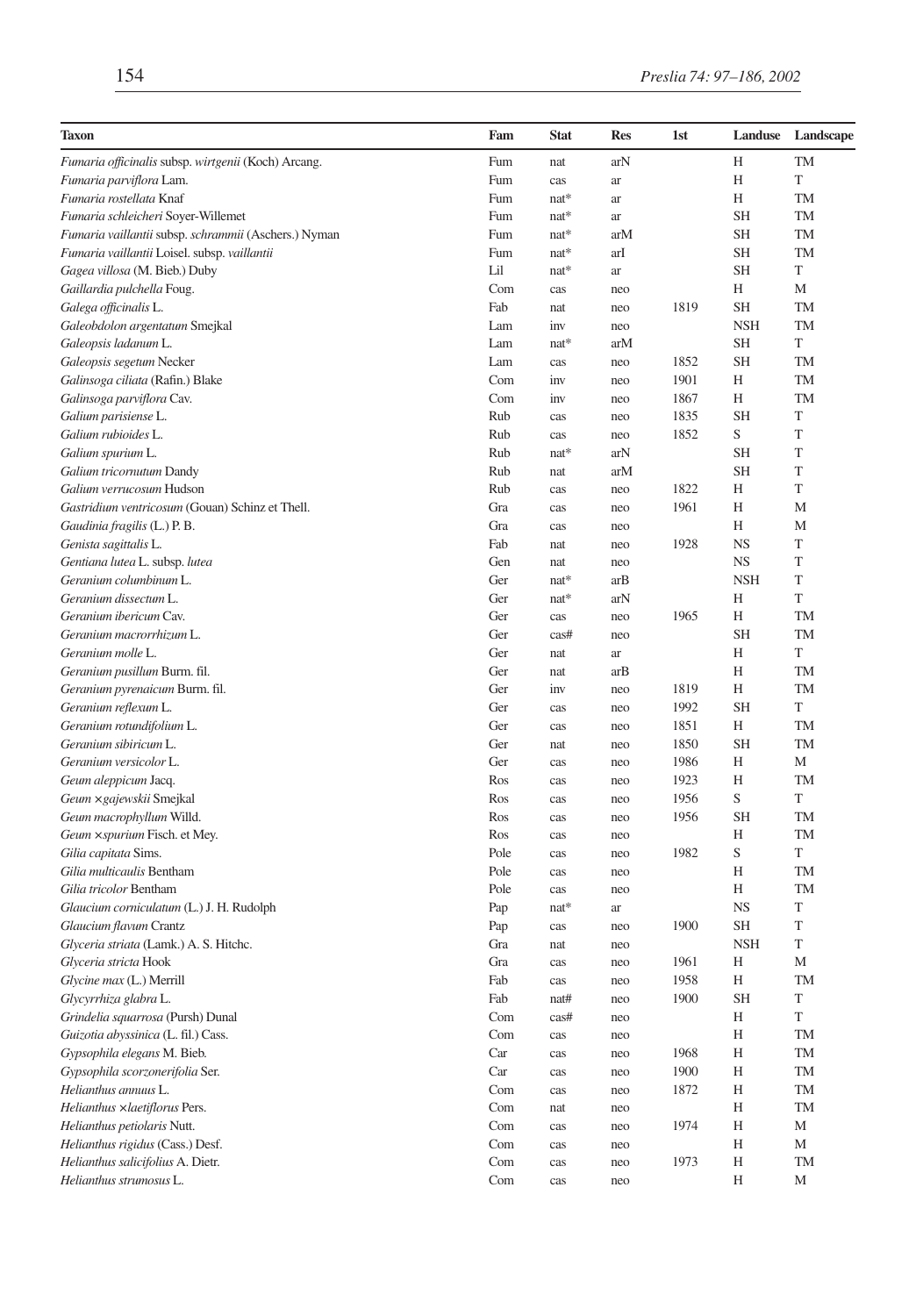| Taxon | Fam | Stat | Res | 1st | Landuse | Landscape |
|---|---|---|---|---|---|---|
| *Fumaria officinalis* subsp. *wirtgenii* (Koch) Arcang. | Fum | nat | arN | | H | TM |
| *Fumaria parviflora* Lam. | Fum | cas | ar | | H | T |
| *Fumaria rostellata* Knaf | Fum | nat* | ar | | H | TM |
| *Fumaria schleicheri* Soyer-Willemet | Fum | nat* | ar | | SH | TM |
| *Fumaria vaillantii* subsp. *schrammii* (Aschers.) Nyman | Fum | nat* | arM | | SH | TM |
| *Fumaria vaillantii* Loisel. subsp. *vaillantii* | Fum | nat* | arI | | SH | TM |
| *Gagea villosa* (M. Bieb.) Duby | Lil | nat* | ar | | SH | T |
| *Gaillardia pulchella* Foug. | Com | cas | neo | | H | M |
| *Galega officinalis* L. | Fab | nat | neo | 1819 | SH | TM |
| *Galeobdolon argentatum* Smejkal | Lam | inv | neo | | NSH | TM |
| *Galeopsis ladanum* L. | Lam | nat* | arM | | SH | T |
| *Galeopsis segetum* Necker | Lam | cas | neo | 1852 | SH | TM |
| *Galinsoga ciliata* (Rafin.) Blake | Com | inv | neo | 1901 | H | TM |
| *Galinsoga parviflora* Cav. | Com | inv | neo | 1867 | H | TM |
| *Galium parisiense* L. | Rub | cas | neo | 1835 | SH | T |
| *Galium rubioides* L. | Rub | cas | neo | 1852 | S | T |
| *Galium spurium* L. | Rub | nat* | arN | | SH | T |
| *Galium tricornutum* Dandy | Rub | nat | arM | | SH | T |
| *Galium verrucosum* Hudson | Rub | cas | neo | 1822 | H | T |
| *Gastridium ventricosum* (Gouan) Schinz et Thell. | Gra | cas | neo | 1961 | H | M |
| *Gaudinia fragilis* (L.) P. B. | Gra | cas | neo | | H | M |
| *Genista sagittalis* L. | Fab | nat | neo | 1928 | NS | T |
| *Gentiana lutea* L. subsp. *lutea* | Gen | nat | neo | | NS | T |
| *Geranium columbinum* L. | Ger | nat* | arB | | NSH | T |
| *Geranium dissectum* L. | Ger | nat* | arN | | H | T |
| *Geranium ibericum* Cav. | Ger | cas | neo | 1965 | H | TM |
| *Geranium macrorrhizum* L. | Ger | cas# | neo | | SH | TM |
| *Geranium molle* L. | Ger | nat | ar | | H | T |
| *Geranium pusillum* Burm. fil. | Ger | nat | arB | | H | TM |
| *Geranium pyrenaicum* Burm. fil. | Ger | inv | neo | 1819 | H | TM |
| *Geranium reflexum* L. | Ger | cas | neo | 1992 | SH | T |
| *Geranium rotundifolium* L. | Ger | cas | neo | 1851 | H | TM |
| *Geranium sibiricum* L. | Ger | nat | neo | 1850 | SH | TM |
| *Geranium versicolor* L. | Ger | cas | neo | 1986 | H | M |
| *Geum aleppicum* Jacq. | Ros | cas | neo | 1923 | H | TM |
| *Geum ×gajewskii* Smejkal | Ros | cas | neo | 1956 | S | T |
| *Geum macrophyllum* Willd. | Ros | cas | neo | 1956 | SH | TM |
| *Geum ×spurium* Fisch. et Mey. | Ros | cas | neo | | H | TM |
| *Gilia capitata* Sims. | Pole | cas | neo | 1982 | S | T |
| *Gilia multicaulis* Bentham | Pole | cas | neo | | H | TM |
| *Gilia tricolor* Bentham | Pole | cas | neo | | H | TM |
| *Glaucium corniculatum* (L.) J. H. Rudolph | Pap | nat* | ar | | NS | T |
| *Glaucium flavum* Crantz | Pap | cas | neo | 1900 | SH | T |
| *Glyceria striata* (Lamk.) A. S. Hitchc. | Gra | nat | neo | | NSH | T |
| *Glyceria stricta* Hook | Gra | cas | neo | 1961 | H | M |
| *Glycine max* (L.) Merrill | Fab | cas | neo | 1958 | H | TM |
| *Glycyrrhiza glabra* L. | Fab | nat# | neo | 1900 | SH | T |
| *Grindelia squarrosa* (Pursh) Dunal | Com | cas# | neo | | H | T |
| *Guizotia abyssinica* (L. fil.) Cass. | Com | cas | neo | | H | TM |
| *Gypsophila elegans* M. Bieb. | Car | cas | neo | 1968 | H | TM |
| *Gypsophila scorzonerifolia* Ser. | Car | cas | neo | 1900 | H | TM |
| *Helianthus annuus* L. | Com | cas | neo | 1872 | H | TM |
| *Helianthus ×laetiflorus* Pers. | Com | nat | neo | | H | TM |
| *Helianthus petiolaris* Nutt. | Com | cas | neo | 1974 | H | M |
| *Helianthus rigidus* (Cass.) Desf. | Com | cas | neo | | H | M |
| *Helianthus salicifolius* A. Dietr. | Com | cas | neo | 1973 | H | TM |
| *Helianthus strumosus* L. | Com | cas | neo | | H | M |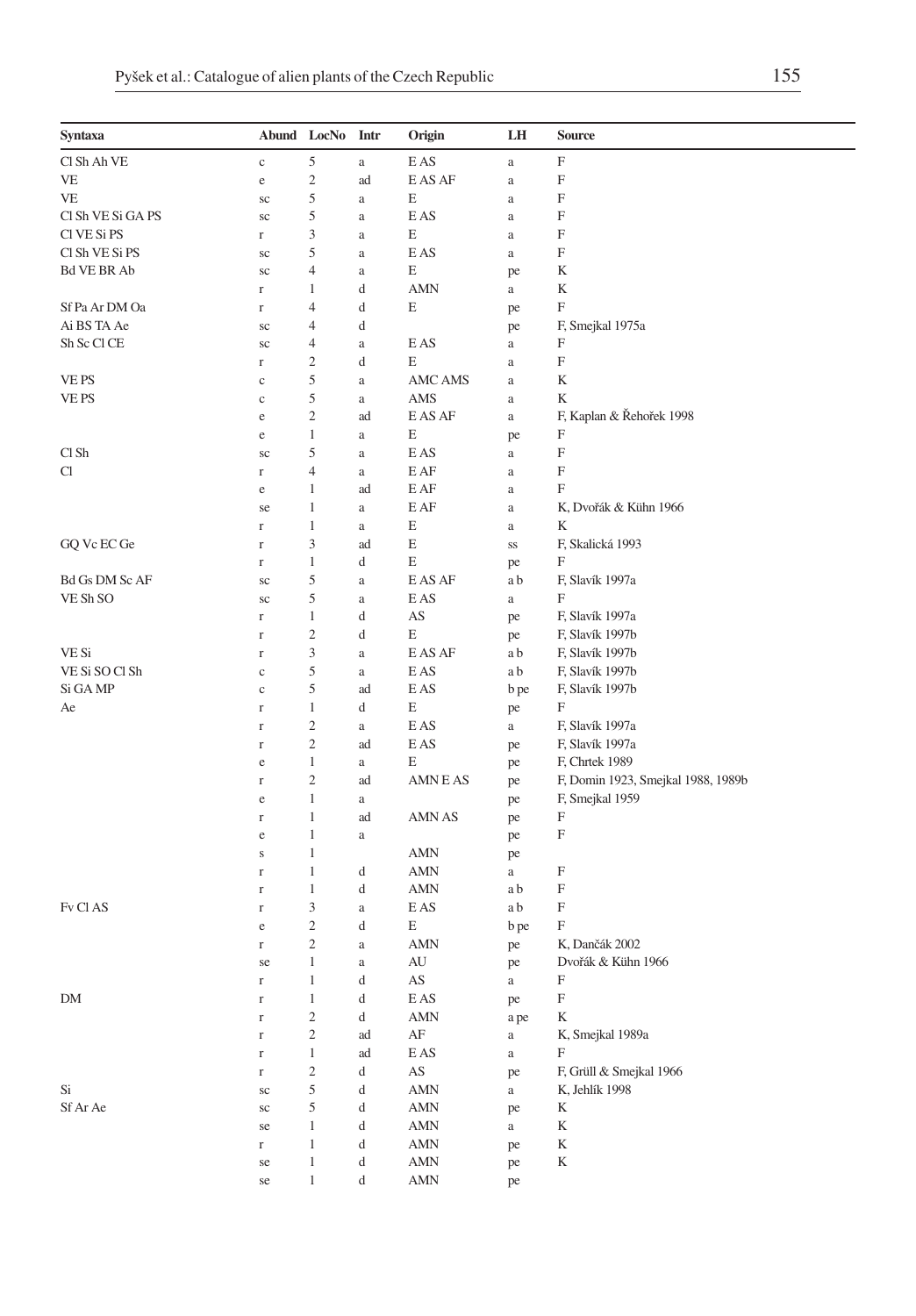| Syntaxa | Abund | LocNo | Intr | Origin | LH | Source |
|---|---|---|---|---|---|---|
| Cl Sh Ah VE | c | 5 | a | E AS | a | F |
| VE | e | 2 | ad | E AS AF | a | F |
| VE | sc | 5 | a | E | a | F |
| Cl Sh VE Si GA PS | sc | 5 | a | E AS | a | F |
| Cl VE Si PS | r | 3 | a | E | a | F |
| Cl Sh VE Si PS | sc | 5 | a | E AS | a | F |
| Bd VE BR Ab | sc | 4 | a | E | pe | K |
| | r | 1 | d | AMN | a | K |
| Sf Pa Ar DM Oa | r | 4 | d | E | pe | F |
| Ai BS TA Ae | sc | 4 | d | | pe | F, Smejkal 1975a |
| Sh Sc Cl CE | sc | 4 | a | E AS | a | F |
| | r | 2 | d | E | a | F |
| VE PS | c | 5 | a | AMC AMS | a | K |
| VE PS | c | 5 | a | AMS | a | K |
| | e | 2 | ad | E AS AF | a | F, Kaplan & Řehořek 1998 |
| | e | 1 | a | E | pe | F |
| Cl Sh | sc | 5 | a | E AS | a | F |
| Cl | r | 4 | a | E AF | a | F |
| | e | 1 | ad | E AF | a | F |
| | se | 1 | a | E AF | a | K, Dvořák & Kühn 1966 |
| | r | 1 | a | E | a | K |
| GQ Vc EC Ge | r | 3 | ad | E | ss | F, Skalická 1993 |
| | r | 1 | d | E | pe | F |
| Bd Gs DM Sc AF | sc | 5 | a | E AS AF | a b | F, Slavík 1997a |
| VE Sh SO | sc | 5 | a | E AS | a | F |
| | r | 1 | d | AS | pe | F, Slavík 1997a |
| | r | 2 | d | E | pe | F, Slavík 1997b |
| VE Si | r | 3 | a | E AS AF | a b | F, Slavík 1997b |
| VE Si SO Cl Sh | c | 5 | a | E AS | a b | F, Slavík 1997b |
| Si GA MP | c | 5 | ad | E AS | b pe | F, Slavík 1997b |
| Ae | r | 1 | d | E | pe | F |
| | r | 2 | a | E AS | a | F, Slavík 1997a |
| | r | 2 | ad | E AS | pe | F, Slavík 1997a |
| | e | 1 | a | E | pe | F, Chrtek 1989 |
| | r | 2 | ad | AMN E AS | pe | F, Domin 1923, Smejkal 1988, 1989b |
| | e | 1 | a | | pe | F, Smejkal 1959 |
| | r | 1 | ad | AMN AS | pe | F |
| | e | 1 | a | | pe | F |
| | s | 1 | | AMN | pe | |
| | r | 1 | d | AMN | a | F |
| | r | 1 | d | AMN | a b | F |
| Fv Cl AS | r | 3 | a | E AS | a b | F |
| | e | 2 | d | E | b pe | F |
| | r | 2 | a | AMN | pe | K, Dančák 2002 |
| | se | 1 | a | AU | pe | Dvořák & Kühn 1966 |
| | r | 1 | d | AS | a | F |
| DM | r | 1 | d | E AS | pe | F |
| | r | 2 | d | AMN | a pe | K |
| | r | 2 | ad | AF | a | K, Smejkal 1989a |
| | r | 1 | ad | E AS | a | F |
| | r | 2 | d | AS | pe | F, Grüll & Smejkal 1966 |
| Si | sc | 5 | d | AMN | a | K, Jehlík 1998 |
| Sf Ar Ae | sc | 5 | d | AMN | pe | K |
| | se | 1 | d | AMN | a | K |
| | r | 1 | d | AMN | pe | K |
| | se | 1 | d | AMN | pe | K |
| | se | 1 | d | AMN | pe | |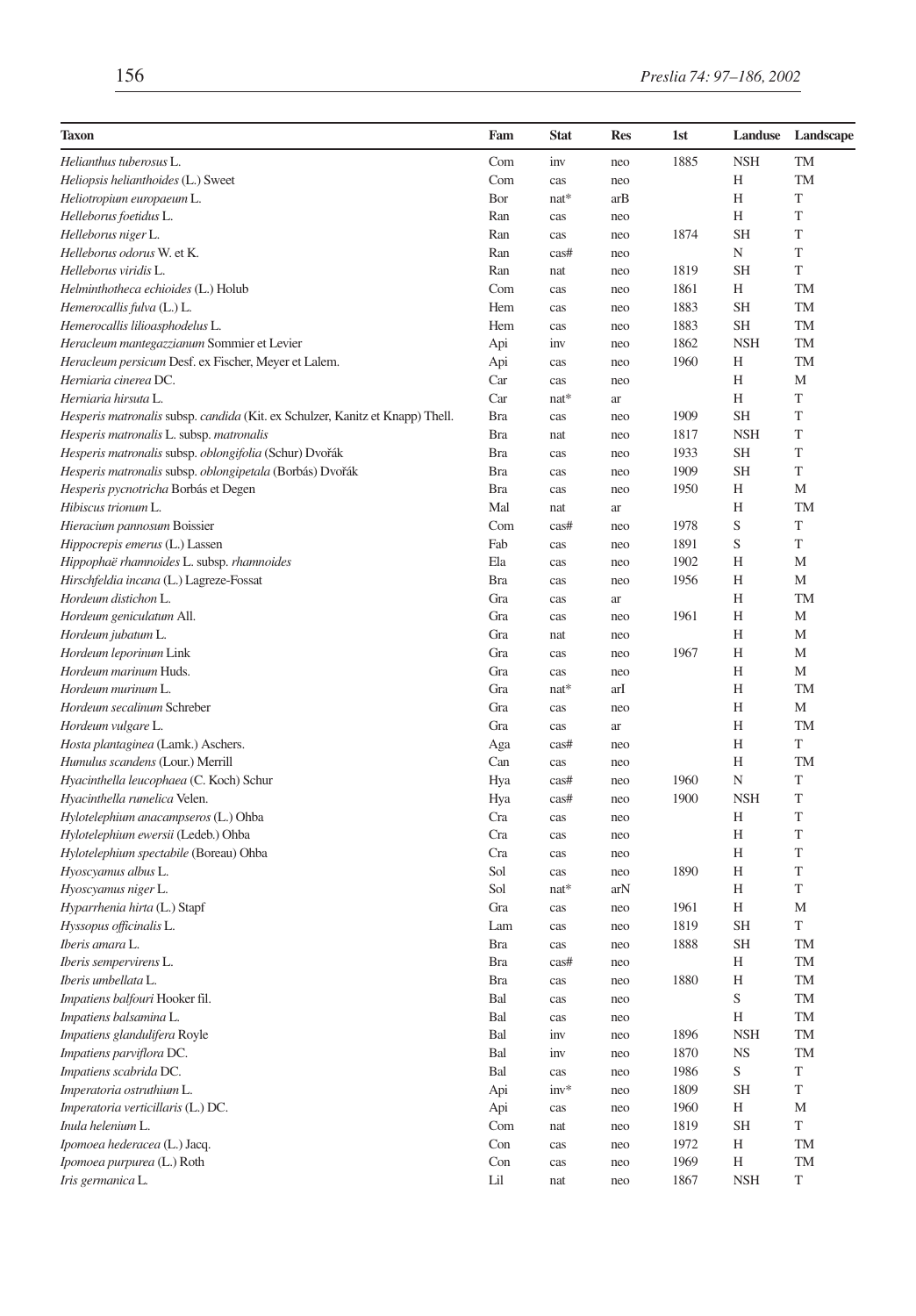| Taxon | Fam | Stat | Res | 1st | Landuse | Landscape |
|---|---|---|---|---|---|---|
| *Helianthus tuberosus* L. | Com | inv | neo | 1885 | NSH | TM |
| *Heliopsis helianthoides* (L.) Sweet | Com | cas | neo | | H | TM |
| *Heliotropium europaeum* L. | Bor | nat* | arB | | H | T |
| *Helleborus foetidus* L. | Ran | cas | neo | | H | T |
| *Helleborus niger* L. | Ran | cas | neo | 1874 | SH | T |
| *Helleborus odorus* W. et K. | Ran | cas# | neo | | N | T |
| *Helleborus viridis* L. | Ran | nat | neo | 1819 | SH | T |
| *Helminthotheca echioides* (L.) Holub | Com | cas | neo | 1861 | H | TM |
| *Hemerocallis fulva* (L.) L. | Hem | cas | neo | 1883 | SH | TM |
| *Hemerocallis lilioasphodelus* L. | Hem | cas | neo | 1883 | SH | TM |
| *Heracleum mantegazzianum* Sommier et Levier | Api | inv | neo | 1862 | NSH | TM |
| *Heracleum persicum* Desf. ex Fischer, Meyer et Lalem. | Api | cas | neo | 1960 | H | TM |
| *Herniaria cinerea* DC. | Car | cas | neo | | H | M |
| *Herniaria hirsuta* L. | Car | nat* | ar | | H | T |
| *Hesperis matronalis* subsp. *candida* (Kit. ex Schulzer, Kanitz et Knapp) Thell. | Bra | cas | neo | 1909 | SH | T |
| *Hesperis matronalis* L. subsp. *matronalis* | Bra | nat | neo | 1817 | NSH | T |
| *Hesperis matronalis* subsp. *oblongifolia* (Schur) Dvořák | Bra | cas | neo | 1933 | SH | T |
| *Hesperis matronalis* subsp. *oblongipetala* (Borbás) Dvořák | Bra | cas | neo | 1909 | SH | T |
| *Hesperis pycnotricha* Borbás et Degen | Bra | cas | neo | 1950 | H | M |
| *Hibiscus trionum* L. | Mal | nat | ar | | H | TM |
| *Hieracium pannosum* Boissier | Com | cas# | neo | 1978 | S | T |
| *Hippocrepis emerus* (L.) Lassen | Fab | cas | neo | 1891 | S | T |
| *Hippophaë rhamnoides* L. subsp. *rhamnoides* | Ela | cas | neo | 1902 | H | M |
| *Hirschfeldia incana* (L.) Lagreze-Fossat | Bra | cas | neo | 1956 | H | M |
| *Hordeum distichon* L. | Gra | cas | ar | | H | TM |
| *Hordeum geniculatum* All. | Gra | cas | neo | 1961 | H | M |
| *Hordeum jubatum* L. | Gra | nat | neo | | H | M |
| *Hordeum leporinum* Link | Gra | cas | neo | 1967 | H | M |
| *Hordeum marinum* Huds. | Gra | cas | neo | | H | M |
| *Hordeum murinum* L. | Gra | nat* | arI | | H | TM |
| *Hordeum secalinum* Schreber | Gra | cas | neo | | H | M |
| *Hordeum vulgare* L. | Gra | cas | ar | | H | TM |
| *Hosta plantaginea* (Lamk.) Aschers. | Aga | cas# | neo | | H | T |
| *Humulus scandens* (Lour.) Merrill | Can | cas | neo | | H | TM |
| *Hyacinthella leucophaea* (C. Koch) Schur | Hya | cas# | neo | 1960 | N | T |
| *Hyacinthella rumelica* Velen. | Hya | cas# | neo | 1900 | NSH | T |
| *Hylotelephium anacampseros* (L.) Ohba | Cra | cas | neo | | H | T |
| *Hylotelephium ewersii* (Ledeb.) Ohba | Cra | cas | neo | | H | T |
| *Hylotelephium spectabile* (Boreau) Ohba | Cra | cas | neo | | H | T |
| *Hyoscyamus albus* L. | Sol | cas | neo | 1890 | H | T |
| *Hyoscyamus niger* L. | Sol | nat* | arN | | H | T |
| *Hyparrhenia hirta* (L.) Stapf | Gra | cas | neo | 1961 | H | M |
| *Hyssopus officinalis* L. | Lam | cas | neo | 1819 | SH | T |
| *Iberis amara* L. | Bra | cas | neo | 1888 | SH | TM |
| *Iberis sempervirens* L. | Bra | cas# | neo | | H | TM |
| *Iberis umbellata* L. | Bra | cas | neo | 1880 | H | TM |
| *Impatiens balfouri* Hooker fil. | Bal | cas | neo | | S | TM |
| *Impatiens balsamina* L. | Bal | cas | neo | | H | TM |
| *Impatiens glandulifera* Royle | Bal | inv | neo | 1896 | NSH | TM |
| *Impatiens parviflora* DC. | Bal | inv | neo | 1870 | NS | TM |
| *Impatiens scabrida* DC. | Bal | cas | neo | 1986 | S | T |
| *Imperatoria ostruthium* L. | Api | inv* | neo | 1809 | SH | T |
| *Imperatoria verticillaris* (L.) DC. | Api | cas | neo | 1960 | H | M |
| *Inula helenium* L. | Com | nat | neo | 1819 | SH | T |
| *Ipomoea hederacea* (L.) Jacq. | Con | cas | neo | 1972 | H | TM |
| *Ipomoea purpurea* (L.) Roth | Con | cas | neo | 1969 | H | TM |
| *Iris germanica* L. | Lil | nat | neo | 1867 | NSH | T |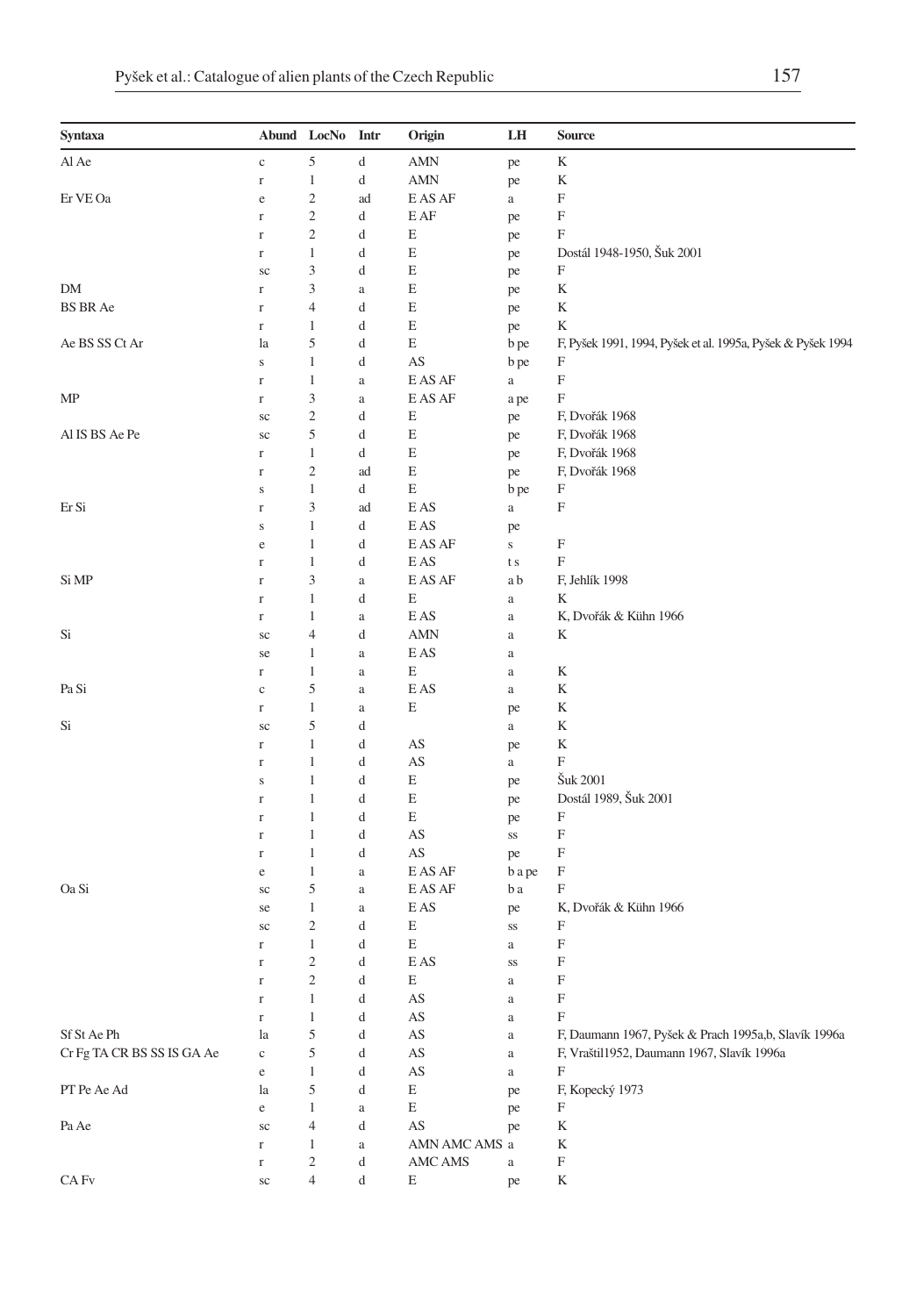| Syntaxa | Abund | LocNo | Intr | Origin | LH | Source |
|---|---|---|---|---|---|---|
| Al Ae | c | 5 | d | AMN | pe | K |
| | r | 1 | d | AMN | pe | K |
| Er VE Oa | e | 2 | ad | E AS AF | a | F |
| | r | 2 | d | E AF | pe | F |
| | r | 2 | d | E | pe | F |
| | r | 1 | d | E | pe | Dostál 1948-1950, Šuk 2001 |
| | sc | 3 | d | E | pe | F |
| DM | r | 3 | a | E | pe | K |
| BS BR Ae | r | 4 | d | E | pe | K |
| | r | 1 | d | E | pe | K |
| Ae BS SS Ct Ar | la | 5 | d | E | b pe | F, Pyšek 1991, 1994, Pyšek et al. 1995a, Pyšek & Pyšek 1994 |
| | s | 1 | d | AS | b pe | F |
| | r | 1 | a | E AS AF | a | F |
| MP | r | 3 | a | E AS AF | a pe | F |
| | sc | 2 | d | E | pe | F, Dvořák 1968 |
| Al IS BS Ae Pe | sc | 5 | d | E | pe | F, Dvořák 1968 |
| | r | 1 | d | E | pe | F, Dvořák 1968 |
| | r | 2 | ad | E | pe | F, Dvořák 1968 |
| | s | 1 | d | E | b pe | F |
| Er Si | r | 3 | ad | E AS | a | F |
| | s | 1 | d | E AS | pe | |
| | e | 1 | d | E AS AF | s | F |
| | r | 1 | d | E AS | t s | F |
| Si MP | r | 3 | a | E AS AF | a b | F, Jehlík 1998 |
| | r | 1 | d | E | a | K |
| | r | 1 | a | E AS | a | K, Dvořák & Kühn 1966 |
| Si | sc | 4 | d | AMN | a | K |
| | se | 1 | a | E AS | a | |
| | r | 1 | a | E | a | K |
| Pa Si | c | 5 | a | E AS | a | K |
| | r | 1 | a | E | pe | K |
| Si | sc | 5 | d | | a | K |
| | r | 1 | d | AS | pe | K |
| | r | 1 | d | AS | a | F |
| | s | 1 | d | E | pe | Šuk 2001 |
| | r | 1 | d | E | pe | Dostál 1989, Šuk 2001 |
| | r | 1 | d | E | pe | F |
| | r | 1 | d | AS | ss | F |
| | r | 1 | d | AS | pe | F |
| | e | 1 | a | E AS AF | b a pe | F |
| Oa Si | sc | 5 | a | E AS AF | b a | F |
| | se | 1 | a | E AS | pe | K, Dvořák & Kühn 1966 |
| | sc | 2 | d | E | ss | F |
| | r | 1 | d | E | a | F |
| | r | 2 | d | E AS | ss | F |
| | r | 2 | d | E | a | F |
| | r | 1 | d | AS | a | F |
| | r | 1 | d | AS | a | F |
| Sf St Ae Ph | la | 5 | d | AS | a | F, Daumann 1967, Pyšek & Prach 1995a,b, Slavík 1996a |
| Cr Fg TA CR BS SS IS GA Ae | c | 5 | d | AS | a | F, Vraštil1952, Daumann 1967, Slavík 1996a |
| | e | 1 | d | AS | a | F |
| PT Pe Ae Ad | la | 5 | d | E | pe | F, Kopecký 1973 |
| | e | 1 | a | E | pe | F |
| Pa Ae | sc | 4 | d | AS | pe | K |
| | r | 1 | a | AMN AMC AMS | a | K |
| | r | 2 | d | AMC AMS | a | F |
| CA Fv | sc | 4 | d | E | pe | K |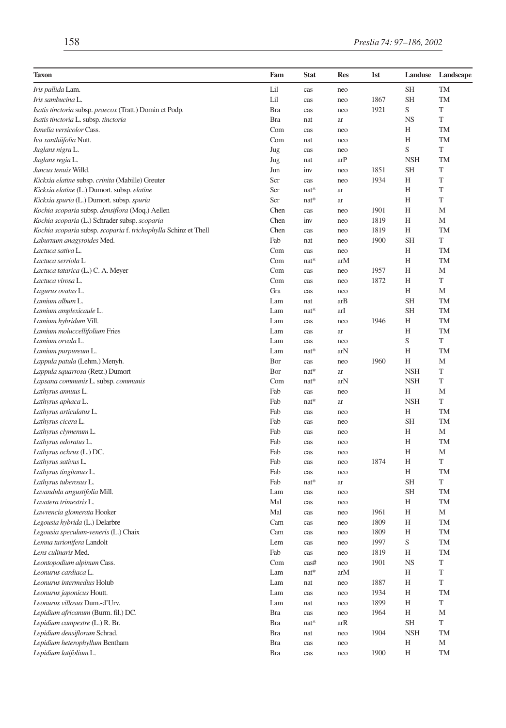| Taxon | Fam | Stat | Res | 1st | Landuse | Landscape |
|---|---|---|---|---|---|---|
| *Iris pallida* Lam. | Lil | cas | neo | | SH | TM |
| *Iris sambucina* L. | Lil | cas | neo | 1867 | SH | TM |
| *Isatis tinctoria* subsp. *praecox* (Tratt.) Domin et Podp. | Bra | cas | neo | 1921 | S | T |
| *Isatis tinctoria* L. subsp. *tinctoria* | Bra | nat | ar | | NS | T |
| *Ismelia versicolor* Cass. | Com | cas | neo | | H | TM |
| *Iva xanthiifolia* Nutt. | Com | nat | neo | | H | TM |
| *Juglans nigra* L. | Jug | cas | neo | | S | T |
| *Juglans regia* L. | Jug | nat | arP | | NSH | TM |
| *Juncus tenuis* Willd. | Jun | inv | neo | 1851 | SH | T |
| *Kickxia elatine* subsp. *crinita* (Mabille) Greuter | Scr | cas | neo | 1934 | H | T |
| *Kickxia elatine* (L.) Dumort. subsp. *elatine* | Scr | nat* | ar | | H | T |
| *Kickxia spuria* (L.) Dumort. subsp. *spuria* | Scr | nat* | ar | | H | T |
| *Kochia scoparia* subsp. *densiflora* (Moq.) Aellen | Chen | cas | neo | 1901 | H | M |
| *Kochia scoparia* (L.) Schrader subsp. *scoparia* | Chen | inv | neo | 1819 | H | M |
| *Kochia scoparia* subsp. *scoparia* f. *trichophylla* Schinz et Thell | Chen | cas | neo | 1819 | H | TM |
| *Laburnum anagyroides* Med. | Fab | nat | neo | 1900 | SH | T |
| *Lactuca sativa* L. | Com | cas | neo | | H | TM |
| *Lactuca serriola* L | Com | nat* | arM | | H | TM |
| *Lactuca tatarica* (L.) C. A. Meyer | Com | cas | neo | 1957 | H | M |
| *Lactuca virosa* L. | Com | cas | neo | 1872 | H | T |
| *Lagurus ovatus* L. | Gra | cas | neo | | H | M |
| *Lamium album* L. | Lam | nat | arB | | SH | TM |
| *Lamium amplexicaule* L. | Lam | nat* | arI | | SH | TM |
| *Lamium hybridum* Vill. | Lam | cas | neo | 1946 | H | TM |
| *Lamium moluccellifolium* Fries | Lam | cas | ar | | H | TM |
| *Lamium orvala* L. | Lam | cas | neo | | S | T |
| *Lamium purpureum* L. | Lam | nat* | arN | | H | TM |
| *Lappula patula* (Lehm.) Menyh. | Bor | cas | neo | 1960 | H | M |
| *Lappula squarrosa* (Retz.) Dumort | Bor | nat* | ar | | NSH | T |
| *Lapsana communis* L. subsp. *communis* | Com | nat* | arN | | NSH | T |
| *Lathyrus annuus* L. | Fab | cas | neo | | H | M |
| *Lathyrus aphaca* L. | Fab | nat* | ar | | NSH | T |
| *Lathyrus articulatus* L. | Fab | cas | neo | | H | TM |
| *Lathyrus cicera* L. | Fab | cas | neo | | SH | TM |
| *Lathyrus clymenum* L. | Fab | cas | neo | | H | M |
| *Lathyrus odoratus* L. | Fab | cas | neo | | H | TM |
| *Lathyrus ochrus* (L.) DC. | Fab | cas | neo | | H | M |
| *Lathyrus sativus* L. | Fab | cas | neo | 1874 | H | T |
| *Lathyrus tingitanus* L. | Fab | cas | neo | | H | TM |
| *Lathyrus tuberosus* L. | Fab | nat* | ar | | SH | T |
| *Lavandula angustifolia* Mill. | Lam | cas | neo | | SH | TM |
| *Lavatera trimestris* L. | Mal | cas | neo | | H | TM |
| *Lawrencia glomerata* Hooker | Mal | cas | neo | 1961 | H | M |
| *Legousia hybrida* (L.) Delarbre | Cam | cas | neo | 1809 | H | TM |
| *Legousia speculum-veneris* (L.) Chaix | Cam | cas | neo | 1809 | H | TM |
| *Lemna turionifera* Landolt | Lem | cas | neo | 1997 | S | TM |
| *Lens culinaris* Med. | Fab | cas | neo | 1819 | H | TM |
| *Leontopodium alpinum* Cass. | Com | cas# | neo | 1901 | NS | T |
| *Leonurus cardiaca* L. | Lam | nat* | arM | | H | T |
| *Leonurus intermedius* Holub | Lam | nat | neo | 1887 | H | T |
| *Leonurus japonicus* Houtt. | Lam | cas | neo | 1934 | H | TM |
| *Leonurus villosus* Dum.-d'Urv. | Lam | nat | neo | 1899 | H | T |
| *Lepidium africanum* (Burm. fil.) DC. | Bra | cas | neo | 1964 | H | M |
| *Lepidium campestre* (L.) R. Br. | Bra | nat* | arR | | SH | T |
| *Lepidium densiflorum* Schrad. | Bra | nat | neo | 1904 | NSH | TM |
| *Lepidium heterophyllum* Bentham | Bra | cas | neo | | H | M |
| *Lepidium latifolium* L. | Bra | cas | neo | 1900 | H | TM |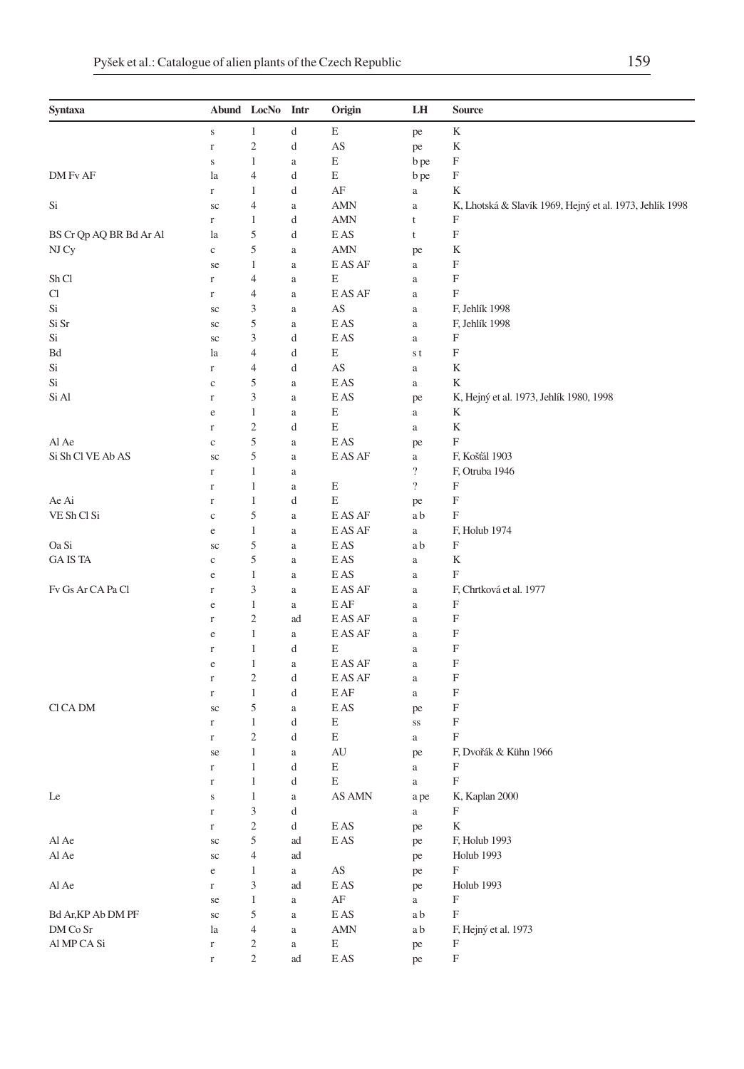| Syntaxa | Abund | LocNo | Intr | Origin | LH | Source |
|---|---|---|---|---|---|---|
| | s | 1 | d | E | pe | K |
| | r | 2 | d | AS | pe | K |
| | s | 1 | a | E | b pe | F |
| DM Fv AF | la | 4 | d | E | b pe | F |
| | r | 1 | d | AF | a | K |
| Si | sc | 4 | a | AMN | a | K, Lhotská & Slavík 1969, Hejný et al. 1973, Jehlík 1998 |
| | r | 1 | d | AMN | t | F |
| BS Cr Qp AQ BR Bd Ar Al | la | 5 | d | E AS | t | F |
| NJ Cy | c | 5 | a | AMN | pe | K |
| | se | 1 | a | E AS AF | a | F |
| Sh Cl | r | 4 | a | E | a | F |
| Cl | r | 4 | a | E AS AF | a | F |
| Si | sc | 3 | a | AS | a | F, Jehlík 1998 |
| Si Sr | sc | 5 | a | E AS | a | F, Jehlík 1998 |
| Si | sc | 3 | d | E AS | a | F |
| Bd | la | 4 | d | E | s t | F |
| Si | r | 4 | d | AS | a | K |
| Si | c | 5 | a | E AS | a | K |
| Si Al | r | 3 | a | E AS | pe | K, Hejný et al. 1973, Jehlík 1980, 1998 |
| | e | 1 | a | E | a | K |
| | r | 2 | d | E | a | K |
| Al Ae | c | 5 | a | E AS | pe | F |
| Si Sh Cl VE Ab AS | sc | 5 | a | E AS AF | a | F, Košťál 1903 |
| | r | 1 | a | | ? | F, Otruba 1946 |
| | r | 1 | a | E | ? | F |
| Ae Ai | r | 1 | d | E | pe | F |
| VE Sh Cl Si | c | 5 | a | E AS AF | a b | F |
| | e | 1 | a | E AS AF | a | F, Holub 1974 |
| Oa Si | sc | 5 | a | E AS | a b | F |
| GA IS TA | c | 5 | a | E AS | a | K |
| | e | 1 | a | E AS | a | F |
| Fv Gs Ar CA Pa Cl | r | 3 | a | E AS AF | a | F, Chrtková et al. 1977 |
| | e | 1 | a | E AF | a | F |
| | r | 2 | ad | E AS AF | a | F |
| | e | 1 | a | E AS AF | a | F |
| | r | 1 | d | E | a | F |
| | e | 1 | a | E AS AF | a | F |
| | r | 2 | d | E AS AF | a | F |
| | r | 1 | d | E AF | a | F |
| Cl CA DM | sc | 5 | a | E AS | pe | F |
| | r | 1 | d | E | ss | F |
| | r | 2 | d | E | a | F |
| | se | 1 | a | AU | pe | F, Dvořák & Kühn 1966 |
| | r | 1 | d | E | a | F |
| | r | 1 | d | E | a | F |
| Le | s | 1 | a | AS AMN | a pe | K, Kaplan 2000 |
| | r | 3 | d | | a | F |
| | r | 2 | d | E AS | pe | K |
| Al Ae | sc | 5 | ad | E AS | pe | F, Holub 1993 |
| Al Ae | sc | 4 | ad | | pe | Holub 1993 |
| | e | 1 | a | AS | pe | F |
| Al Ae | r | 3 | ad | E AS | pe | Holub 1993 |
| | se | 1 | a | AF | a | F |
| Bd Ar,KP Ab DM PF | sc | 5 | a | E AS | a b | F |
| DM Co Sr | la | 4 | a | AMN | a b | F, Hejný et al. 1973 |
| Al MP CA Si | r | 2 | a | E | pe | F |
| | r | 2 | ad | E AS | pe | F |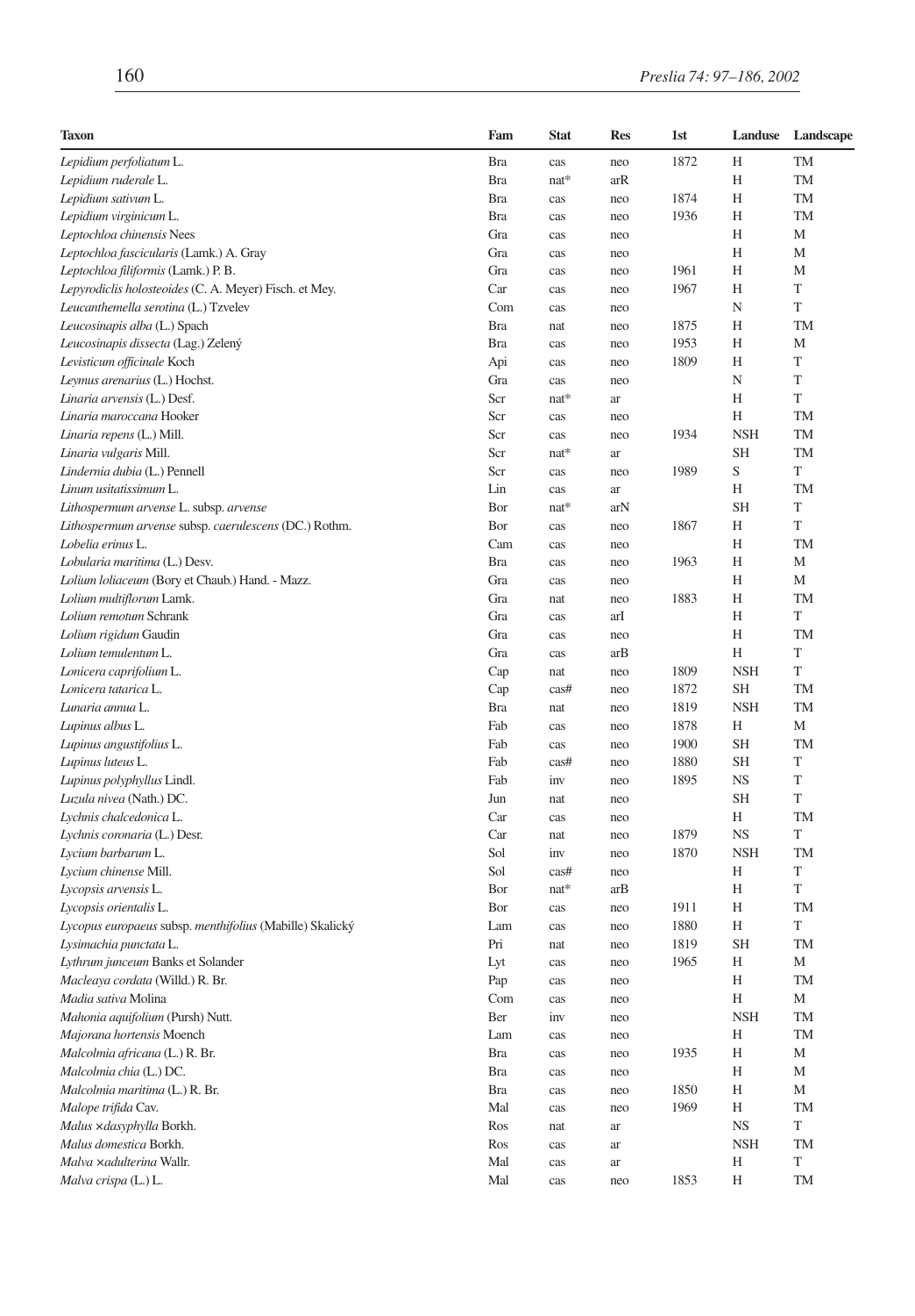| Taxon | Fam | Stat | Res | 1st | Landuse | Landscape |
|---|---|---|---|---|---|---|
| *Lepidium perfoliatum* L. | Bra | cas | neo | 1872 | H | TM |
| *Lepidium ruderale* L. | Bra | nat* | arR | | H | TM |
| *Lepidium sativum* L. | Bra | cas | neo | 1874 | H | TM |
| *Lepidium virginicum* L. | Bra | cas | neo | 1936 | H | TM |
| *Leptochloa chinensis* Nees | Gra | cas | neo | | H | M |
| *Leptochloa fascicularis* (Lamk.) A. Gray | Gra | cas | neo | | H | M |
| *Leptochloa filiformis* (Lamk.) P. B. | Gra | cas | neo | 1961 | H | M |
| *Lepyrodiclis holosteoides* (C. A. Meyer) Fisch. et Mey. | Car | cas | neo | 1967 | H | T |
| *Leucanthemella serotina* (L.) Tzvelev | Com | cas | neo | | N | T |
| *Leucosinapis alba* (L.) Spach | Bra | nat | neo | 1875 | H | TM |
| *Leucosinapis dissecta* (Lag.) Zelený | Bra | cas | neo | 1953 | H | M |
| *Levisticum officinale* Koch | Api | cas | neo | 1809 | H | T |
| *Leymus arenarius* (L.) Hochst. | Gra | cas | neo | | N | T |
| *Linaria arvensis* (L.) Desf. | Scr | nat* | ar | | H | T |
| *Linaria maroccana* Hooker | Scr | cas | neo | | H | TM |
| *Linaria repens* (L.) Mill. | Scr | cas | neo | 1934 | NSH | TM |
| *Linaria vulgaris* Mill. | Scr | nat* | ar | | SH | TM |
| *Lindernia dubia* (L.) Pennell | Scr | cas | neo | 1989 | S | T |
| *Linum usitatissimum* L. | Lin | cas | ar | | H | TM |
| *Lithospermum arvense* L. subsp. *arvense* | Bor | nat* | arN | | SH | T |
| *Lithospermum arvense* subsp. *caerulescens* (DC.) Rothm. | Bor | cas | neo | 1867 | H | T |
| *Lobelia erinus* L. | Cam | cas | neo | | H | TM |
| *Lobularia maritima* (L.) Desv. | Bra | cas | neo | 1963 | H | M |
| *Lolium loliaceum* (Bory et Chaub.) Hand. - Mazz. | Gra | cas | neo | | H | M |
| *Lolium multiflorum* Lamk. | Gra | nat | neo | 1883 | H | TM |
| *Lolium remotum* Schrank | Gra | cas | arI | | H | T |
| *Lolium rigidum* Gaudin | Gra | cas | neo | | H | TM |
| *Lolium temulentum* L. | Gra | cas | arB | | H | T |
| *Lonicera caprifolium* L. | Cap | nat | neo | 1809 | NSH | T |
| *Lonicera tatarica* L. | Cap | cas# | neo | 1872 | SH | TM |
| *Lunaria annua* L. | Bra | nat | neo | 1819 | NSH | TM |
| *Lupinus albus* L. | Fab | cas | neo | 1878 | H | M |
| *Lupinus angustifolius* L. | Fab | cas | neo | 1900 | SH | TM |
| *Lupinus luteus* L. | Fab | cas# | neo | 1880 | SH | T |
| *Lupinus polyphyllus* Lindl. | Fab | inv | neo | 1895 | NS | T |
| *Luzula nivea* (Nath.) DC. | Jun | nat | neo | | SH | T |
| *Lychnis chalcedonica* L. | Car | cas | neo | | H | TM |
| *Lychnis coronaria* (L.) Desr. | Car | nat | neo | 1879 | NS | T |
| *Lycium barbarum* L. | Sol | inv | neo | 1870 | NSH | TM |
| *Lycium chinense* Mill. | Sol | cas# | neo | | H | T |
| *Lycopsis arvensis* L. | Bor | nat* | arB | | H | T |
| *Lycopsis orientalis* L. | Bor | cas | neo | 1911 | H | TM |
| *Lycopus europaeus* subsp. *menthifolius* (Mabille) Skalický | Lam | cas | neo | 1880 | H | T |
| *Lysimachia punctata* L. | Pri | nat | neo | 1819 | SH | TM |
| *Lythrum junceum* Banks et Solander | Lyt | cas | neo | 1965 | H | M |
| *Macleaya cordata* (Willd.) R. Br. | Pap | cas | neo | | H | TM |
| *Madia sativa* Molina | Com | cas | neo | | H | M |
| *Mahonia aquifolium* (Pursh) Nutt. | Ber | inv | neo | | NSH | TM |
| *Majorana hortensis* Moench | Lam | cas | neo | | H | TM |
| *Malcolmia africana* (L.) R. Br. | Bra | cas | neo | 1935 | H | M |
| *Malcolmia chia* (L.) DC. | Bra | cas | neo | | H | M |
| *Malcolmia maritima* (L.) R. Br. | Bra | cas | neo | 1850 | H | M |
| *Malope trifida* Cav. | Mal | cas | neo | 1969 | H | TM |
| *Malus ×dasyphylla* Borkh. | Ros | nat | ar | | NS | T |
| *Malus domestica* Borkh. | Ros | cas | ar | | NSH | TM |
| *Malva ×adulterina* Wallr. | Mal | cas | ar | | H | T |
| *Malva crispa* (L.) L. | Mal | cas | neo | 1853 | H | TM |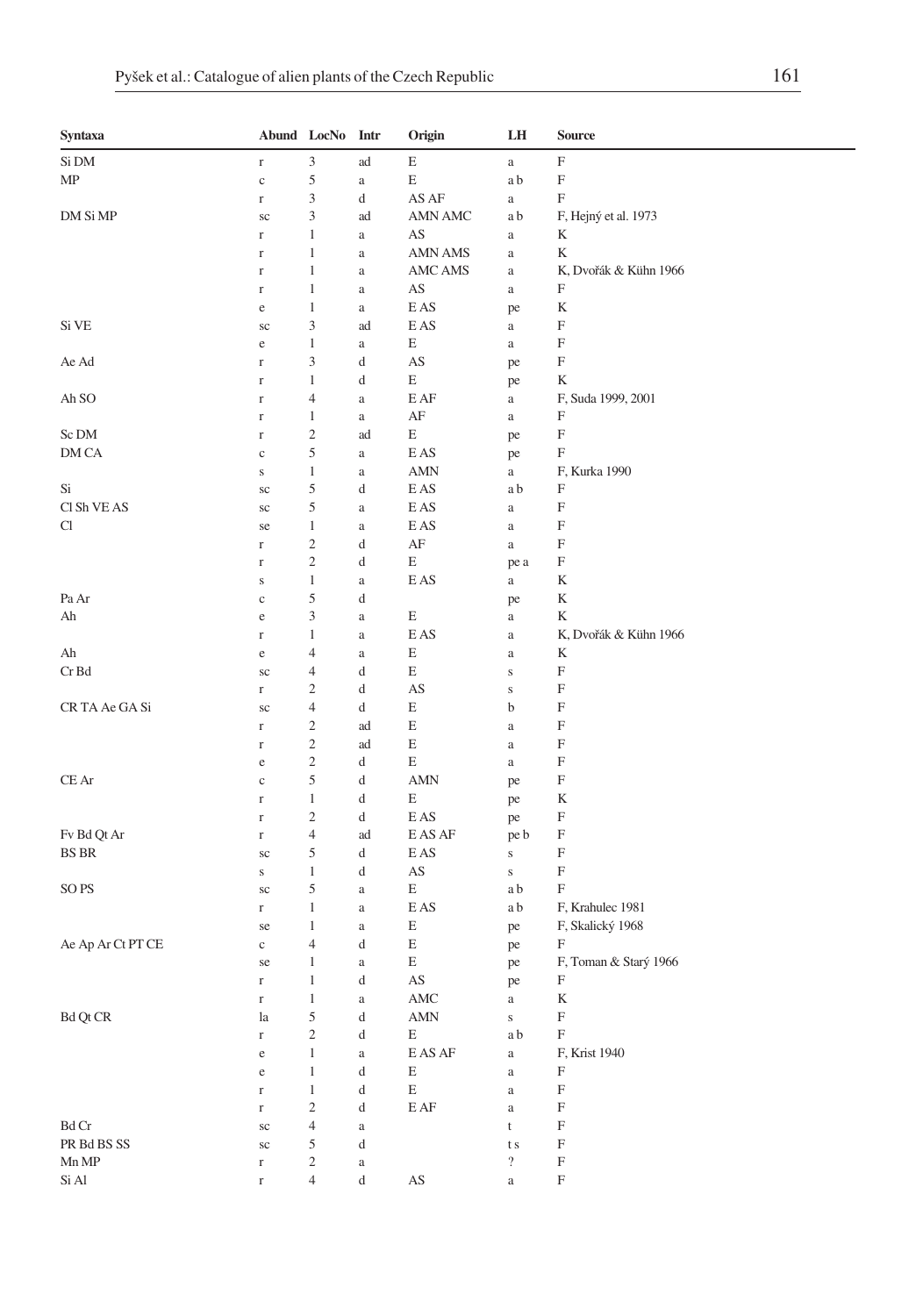| Syntaxa | Abund | LocNo | Intr | Origin | LH | Source |
|---|---|---|---|---|---|---|
| Si DM | r | 3 | ad | E | a | F |
| MP | c | 5 | a | E | a b | F |
| | r | 3 | d | AS AF | a | F |
| DM Si MP | sc | 3 | ad | AMN AMC | a b | F, Hejný et al. 1973 |
| | r | 1 | a | AS | a | K |
| | r | 1 | a | AMN AMS | a | K |
| | r | 1 | a | AMC AMS | a | K, Dvořák & Kühn 1966 |
| | r | 1 | a | AS | a | F |
| | e | 1 | a | E AS | pe | K |
| Si VE | sc | 3 | ad | E AS | a | F |
| | e | 1 | a | E | a | F |
| Ae Ad | r | 3 | d | AS | pe | F |
| | r | 1 | d | E | pe | K |
| Ah SO | r | 4 | a | E AF | a | F, Suda 1999, 2001 |
| | r | 1 | a | AF | a | F |
| Sc DM | r | 2 | ad | E | pe | F |
| DM CA | c | 5 | a | E AS | pe | F |
| | s | 1 | a | AMN | a | F, Kurka 1990 |
| Si | sc | 5 | d | E AS | a b | F |
| Cl Sh VE AS | sc | 5 | a | E AS | a | F |
| Cl | se | 1 | a | E AS | a | F |
| | r | 2 | d | AF | a | F |
| | r | 2 | d | E | pe a | F |
| | s | 1 | a | E AS | a | K |
| Pa Ar | c | 5 | d | | pe | K |
| Ah | e | 3 | a | E | a | K |
| | r | 1 | a | E AS | a | K, Dvořák & Kühn 1966 |
| Ah | e | 4 | a | E | a | K |
| Cr Bd | sc | 4 | d | E | s | F |
| | r | 2 | d | AS | s | F |
| CR TA Ae GA Si | sc | 4 | d | E | b | F |
| | r | 2 | ad | E | a | F |
| | r | 2 | ad | E | a | F |
| | e | 2 | d | E | a | F |
| CE Ar | c | 5 | d | AMN | pe | F |
| | r | 1 | d | E | pe | K |
| | r | 2 | d | E AS | pe | F |
| Fv Bd Qt Ar | r | 4 | ad | E AS AF | pe b | F |
| BS BR | sc | 5 | d | E AS | s | F |
| | s | 1 | d | AS | s | F |
| SO PS | sc | 5 | a | E | a b | F |
| | r | 1 | a | E AS | a b | F, Krahulec 1981 |
| | se | 1 | a | E | pe | F, Skalický 1968 |
| Ae Ap Ar Ct PT CE | c | 4 | d | E | pe | F |
| | se | 1 | a | E | pe | F, Toman & Starý 1966 |
| | r | 1 | d | AS | pe | F |
| | r | 1 | a | AMC | a | K |
| Bd Qt CR | la | 5 | d | AMN | s | F |
| | r | 2 | d | E | a b | F |
| | e | 1 | a | E AS AF | a | F, Krist 1940 |
| | e | 1 | d | E | a | F |
| | r | 1 | d | E | a | F |
| | r | 2 | d | E AF | a | F |
| Bd Cr | sc | 4 | a | | t | F |
| PR Bd BS SS | sc | 5 | d | | t s | F |
| Mn MP | r | 2 | a | | ? | F |
| Si Al | r | 4 | d | AS | a | F |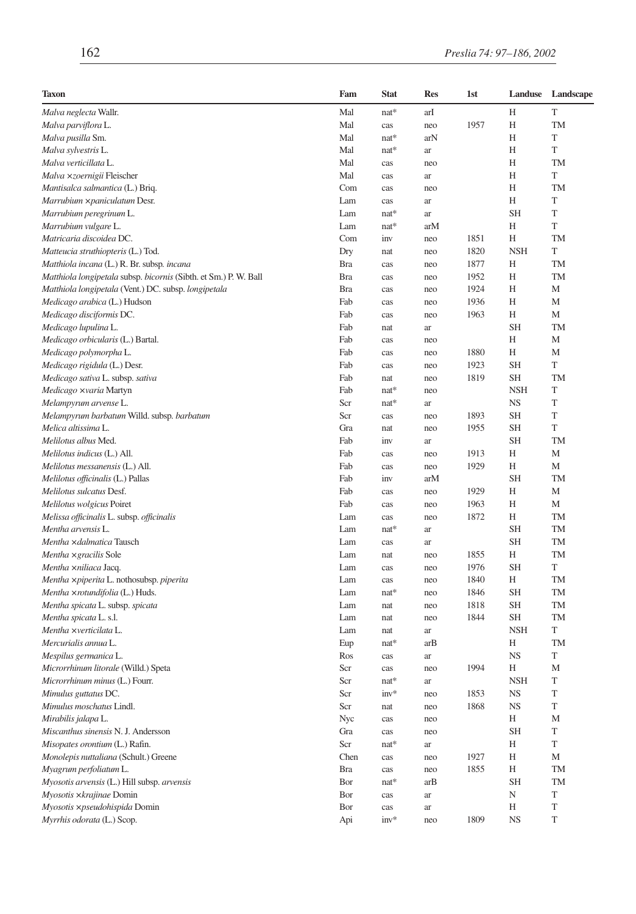| Taxon | Fam | Stat | Res | 1st | Landuse | Landscape |
|---|---|---|---|---|---|---|
| *Malva neglecta* Wallr. | Mal | nat* | arI | | H | T |
| *Malva parviflora* L. | Mal | cas | neo | 1957 | H | TM |
| *Malva pusilla* Sm. | Mal | nat* | arN | | H | T |
| *Malva sylvestris* L. | Mal | nat* | ar | | H | T |
| *Malva verticillata* L. | Mal | cas | neo | | H | TM |
| *Malva ×zoernigii* Fleischer | Mal | cas | ar | | H | T |
| *Mantisalca salmantica* (L.) Briq. | Com | cas | neo | | H | TM |
| *Marrubium ×paniculatum* Desr. | Lam | cas | ar | | H | T |
| *Marrubium peregrinum* L. | Lam | nat* | ar | | SH | T |
| *Marrubium vulgare* L. | Lam | nat* | arM | | H | T |
| *Matricaria discoidea* DC. | Com | inv | neo | 1851 | H | TM |
| *Matteucia struthiopteris* (L.) Tod. | Dry | nat | neo | 1820 | NSH | T |
| *Matthiola incana* (L.) R. Br. subsp. *incana* | Bra | cas | neo | 1877 | H | TM |
| *Matthiola longipetala* subsp. *bicornis* (Sibth. et Sm.) P. W. Ball | Bra | cas | neo | 1952 | H | TM |
| *Matthiola longipetala* (Vent.) DC. subsp. *longipetala* | Bra | cas | neo | 1924 | H | M |
| *Medicago arabica* (L.) Hudson | Fab | cas | neo | 1936 | H | M |
| *Medicago disciformis* DC. | Fab | cas | neo | 1963 | H | M |
| *Medicago lupulina* L. | Fab | nat | ar | | SH | TM |
| *Medicago orbicularis* (L.) Bartal. | Fab | cas | neo | | H | M |
| *Medicago polymorpha* L. | Fab | cas | neo | 1880 | H | M |
| *Medicago rigidula* (L.) Desr. | Fab | cas | neo | 1923 | SH | T |
| *Medicago sativa* L. subsp. *sativa* | Fab | nat | neo | 1819 | SH | TM |
| *Medicago ×varia* Martyn | Fab | nat* | neo | | NSH | T |
| *Melampyrum arvense* L. | Scr | nat* | ar | | NS | T |
| *Melampyrum barbatum* Willd. subsp. *barbatum* | Scr | cas | neo | 1893 | SH | T |
| *Melica altissima* L. | Gra | nat | neo | 1955 | SH | T |
| *Melilotus albus* Med. | Fab | inv | ar | | SH | TM |
| *Melilotus indicus* (L.) All. | Fab | cas | neo | 1913 | H | M |
| *Melilotus messanensis* (L.) All. | Fab | cas | neo | 1929 | H | M |
| *Melilotus officinalis* (L.) Pallas | Fab | inv | arM | | SH | TM |
| *Melilotus sulcatus* Desf. | Fab | cas | neo | 1929 | H | M |
| *Melilotus wolgicus* Poiret | Fab | cas | neo | 1963 | H | M |
| *Melissa officinalis* L. subsp. *officinalis* | Lam | cas | neo | 1872 | H | TM |
| *Mentha arvensis* L. | Lam | nat* | ar | | SH | TM |
| *Mentha ×dalmatica* Tausch | Lam | cas | ar | | SH | TM |
| *Mentha ×gracilis* Sole | Lam | nat | neo | 1855 | H | TM |
| *Mentha ×niliaca* Jacq. | Lam | cas | neo | 1976 | SH | T |
| *Mentha ×piperita* L. nothosubsp. *piperita* | Lam | cas | neo | 1840 | H | TM |
| *Mentha ×rotundifolia* (L.) Huds. | Lam | nat* | neo | 1846 | SH | TM |
| *Mentha spicata* L. subsp. *spicata* | Lam | nat | neo | 1818 | SH | TM |
| *Mentha spicata* L. s.l. | Lam | nat | neo | 1844 | SH | TM |
| *Mentha ×verticilata* L. | Lam | nat | ar | | NSH | T |
| *Mercurialis annua* L. | Eup | nat* | arB | | H | TM |
| *Mespilus germanica* L. | Ros | cas | ar | | NS | T |
| *Microrrhinum litorale* (Willd.) Speta | Scr | cas | neo | 1994 | H | M |
| *Microrrhinum minus* (L.) Fourr. | Scr | nat* | ar | | NSH | T |
| *Mimulus guttatus* DC. | Scr | inv* | neo | 1853 | NS | T |
| *Mimulus moschatus* Lindl. | Scr | nat | neo | 1868 | NS | T |
| *Mirabilis jalapa* L. | Nyc | cas | neo | | H | M |
| *Miscanthus sinensis* N. J. Andersson | Gra | cas | neo | | SH | T |
| *Misopates orontium* (L.) Rafin. | Scr | nat* | ar | | H | T |
| *Monolepis nuttaliana* (Schult.) Greene | Chen | cas | neo | 1927 | H | M |
| *Myagrum perfoliatum* L. | Bra | cas | neo | 1855 | H | TM |
| *Myosotis arvensis* (L.) Hill subsp. *arvensis* | Bor | nat* | arB | | SH | TM |
| *Myosotis ×krajinae* Domin | Bor | cas | ar | | N | T |
| *Myosotis ×pseudohispida* Domin | Bor | cas | ar | | H | T |
| *Myrrhis odorata* (L.) Scop. | Api | inv* | neo | 1809 | NS | T |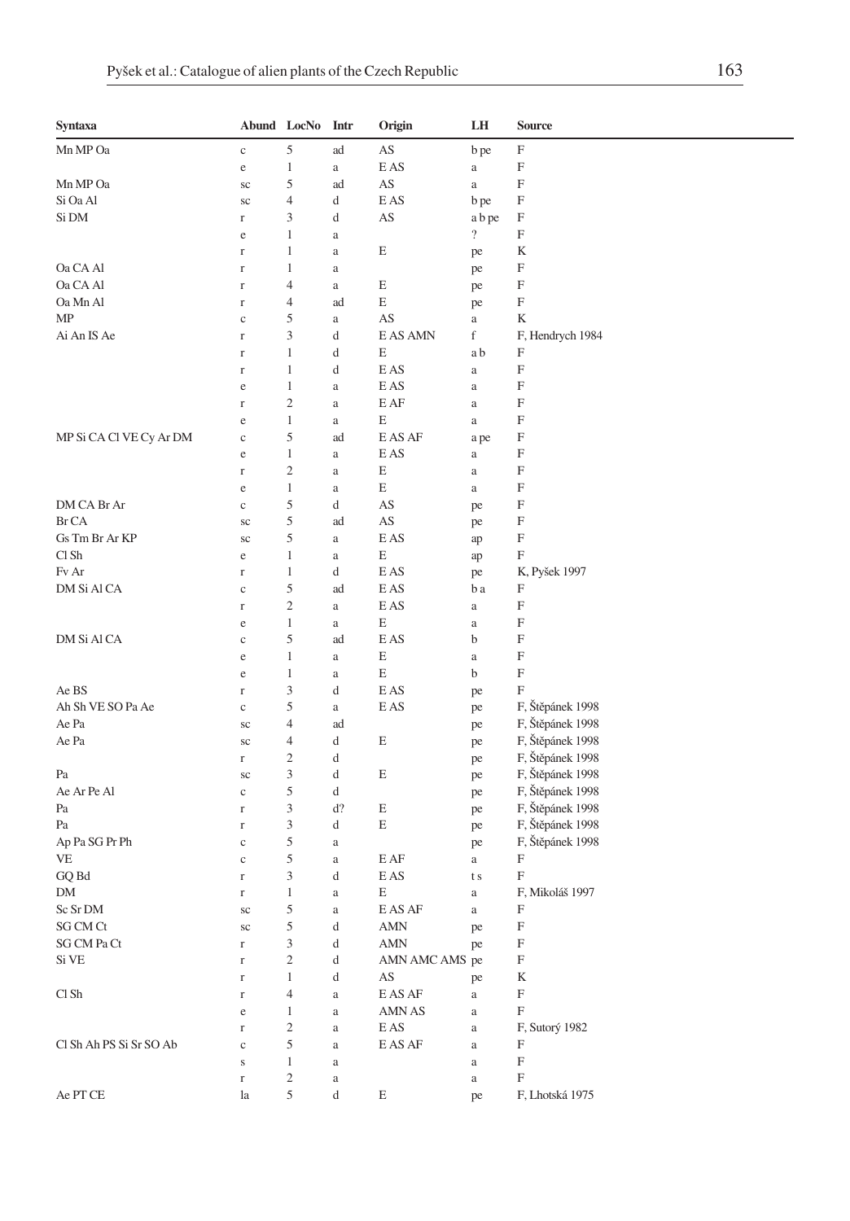| Syntaxa | Abund | LocNo | Intr | Origin | LH | Source |
|---|---|---|---|---|---|---|
| Mn MP Oa | c | 5 | ad | AS | b pe | F |
| | e | 1 | a | E AS | a | F |
| Mn MP Oa | sc | 5 | ad | AS | a | F |
| Si Oa Al | sc | 4 | d | E AS | b pe | F |
| Si DM | r | 3 | d | AS | a b pe | F |
| | e | 1 | a | | ? | F |
| | r | 1 | a | E | pe | K |
| Oa CA Al | r | 1 | a | | pe | F |
| Oa CA Al | r | 4 | a | E | pe | F |
| Oa Mn Al | r | 4 | ad | E | pe | F |
| MP | c | 5 | a | AS | a | K |
| Ai An IS Ae | r | 3 | d | E AS AMN | f | F, Hendrych 1984 |
| | r | 1 | d | E | a b | F |
| | r | 1 | d | E AS | a | F |
| | e | 1 | a | E AS | a | F |
| | r | 2 | a | E AF | a | F |
| | e | 1 | a | E | a | F |
| MP Si CA Cl VE Cy Ar DM | c | 5 | ad | E AS AF | a pe | F |
| | e | 1 | a | E AS | a | F |
| | r | 2 | a | E | a | F |
| | e | 1 | a | E | a | F |
| DM CA Br Ar | c | 5 | d | AS | pe | F |
| Br CA | sc | 5 | ad | AS | pe | F |
| Gs Tm Br Ar KP | sc | 5 | a | E AS | ap | F |
| Cl Sh | e | 1 | a | E | ap | F |
| Fv Ar | r | 1 | d | E AS | pe | K, Pyšek 1997 |
| DM Si Al CA | c | 5 | ad | E AS | b a | F |
| | r | 2 | a | E AS | a | F |
| | e | 1 | a | E | a | F |
| DM Si Al CA | c | 5 | ad | E AS | b | F |
| | e | 1 | a | E | a | F |
| | e | 1 | a | E | b | F |
| Ae BS | r | 3 | d | E AS | pe | F |
| Ah Sh VE SO Pa Ae | c | 5 | a | E AS | pe | F, Štěpánek 1998 |
| Ae Pa | sc | 4 | ad | | pe | F, Štěpánek 1998 |
| Ae Pa | sc | 4 | d | E | pe | F, Štěpánek 1998 |
| | r | 2 | d | | pe | F, Štěpánek 1998 |
| Pa | sc | 3 | d | E | pe | F, Štěpánek 1998 |
| Ae Ar Pe Al | c | 5 | d | | pe | F, Štěpánek 1998 |
| Pa | r | 3 | d? | E | pe | F, Štěpánek 1998 |
| Pa | r | 3 | d | E | pe | F, Štěpánek 1998 |
| Ap Pa SG Pr Ph | c | 5 | a | | pe | F, Štěpánek 1998 |
| VE | c | 5 | a | E AF | a | F |
| GQ Bd | r | 3 | d | E AS | t s | F |
| DM | r | 1 | a | E | a | F, Mikoláš 1997 |
| Sc Sr DM | sc | 5 | a | E AS AF | a | F |
| SG CM Ct | sc | 5 | d | AMN | pe | F |
| SG CM Pa Ct | r | 3 | d | AMN | pe | F |
| Si VE | r | 2 | d | AMN AMC AMS | pe | F |
| | r | 1 | d | AS | pe | K |
| Cl Sh | r | 4 | a | E AS AF | a | F |
| | e | 1 | a | AMN AS | a | F |
| | r | 2 | a | E AS | a | F, Sutorý 1982 |
| Cl Sh Ah PS Si Sr SO Ab | c | 5 | a | E AS AF | a | F |
| | s | 1 | a | | a | F |
| | r | 2 | a | | a | F |
| Ae PT CE | la | 5 | d | E | pe | F, Lhotská 1975 |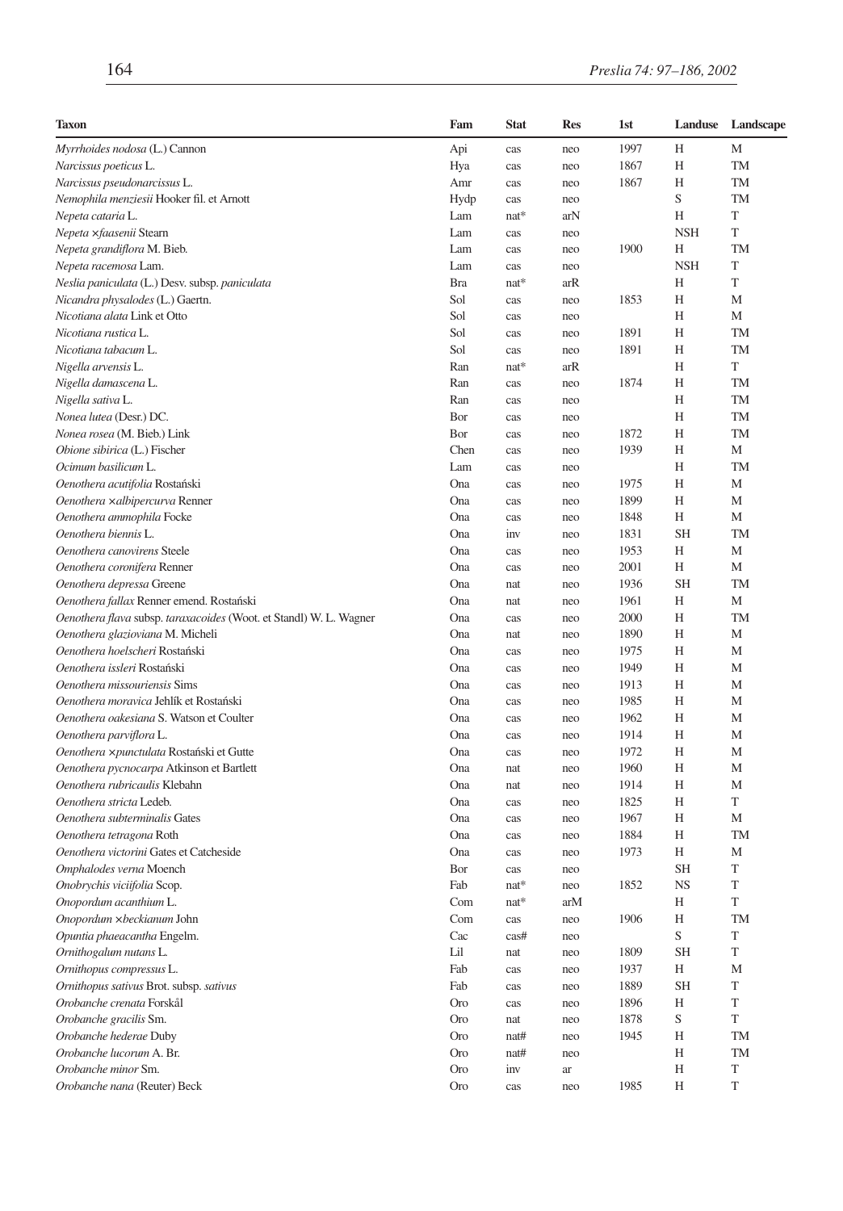| Taxon | Fam | Stat | Res | 1st | Landuse | Landscape |
|---|---|---|---|---|---|---|
| *Myrrhoides nodosa* (L.) Cannon | Api | cas | neo | 1997 | H | M |
| *Narcissus poeticus* L. | Hya | cas | neo | 1867 | H | TM |
| *Narcissus pseudonarcissus* L. | Amr | cas | neo | 1867 | H | TM |
| *Nemophila menziesii* Hooker fil. et Arnott | Hydp | cas | neo | | S | TM |
| *Nepeta cataria* L. | Lam | nat* | arN | | H | T |
| *Nepeta* ×*faasenii* Stearn | Lam | cas | neo | | NSH | T |
| *Nepeta grandiflora* M. Bieb. | Lam | cas | neo | 1900 | H | TM |
| *Nepeta racemosa* Lam. | Lam | cas | neo | | NSH | T |
| *Neslia paniculata* (L.) Desv. subsp. *paniculata* | Bra | nat* | arR | | H | T |
| *Nicandra physalodes* (L.) Gaertn. | Sol | cas | neo | 1853 | H | M |
| *Nicotiana alata* Link et Otto | Sol | cas | neo | | H | M |
| *Nicotiana rustica* L. | Sol | cas | neo | 1891 | H | TM |
| *Nicotiana tabacum* L. | Sol | cas | neo | 1891 | H | TM |
| *Nigella arvensis* L. | Ran | nat* | arR | | H | T |
| *Nigella damascena* L. | Ran | cas | neo | 1874 | H | TM |
| *Nigella sativa* L. | Ran | cas | neo | | H | TM |
| *Nonea lutea* (Desr.) DC. | Bor | cas | neo | | H | TM |
| *Nonea rosea* (M. Bieb.) Link | Bor | cas | neo | 1872 | H | TM |
| *Obione sibirica* (L.) Fischer | Chen | cas | neo | 1939 | H | M |
| *Ocimum basilicum* L. | Lam | cas | neo | | H | TM |
| *Oenothera acutifolia* Rostański | Ona | cas | neo | 1975 | H | M |
| *Oenothera* ×*albipercurva* Renner | Ona | cas | neo | 1899 | H | M |
| *Oenothera ammophila* Focke | Ona | cas | neo | 1848 | H | M |
| *Oenothera biennis* L. | Ona | inv | neo | 1831 | SH | TM |
| *Oenothera canovirens* Steele | Ona | cas | neo | 1953 | H | M |
| *Oenothera coronifera* Renner | Ona | cas | neo | 2001 | H | M |
| *Oenothera depressa* Greene | Ona | nat | neo | 1936 | SH | TM |
| *Oenothera fallax* Renner emend. Rostański | Ona | nat | neo | 1961 | H | M |
| *Oenothera flava* subsp. *taraxacoides* (Woot. et Standl) W. L. Wagner | Ona | cas | neo | 2000 | H | TM |
| *Oenothera glazioviana* M. Micheli | Ona | nat | neo | 1890 | H | M |
| *Oenothera hoelscheri* Rostański | Ona | cas | neo | 1975 | H | M |
| *Oenothera issleri* Rostański | Ona | cas | neo | 1949 | H | M |
| *Oenothera missouriensis* Sims | Ona | cas | neo | 1913 | H | M |
| *Oenothera moravica* Jehlík et Rostański | Ona | cas | neo | 1985 | H | M |
| *Oenothera oakesiana* S. Watson et Coulter | Ona | cas | neo | 1962 | H | M |
| *Oenothera parviflora* L. | Ona | cas | neo | 1914 | H | M |
| *Oenothera* ×*punctulata* Rostański et Gutte | Ona | cas | neo | 1972 | H | M |
| *Oenothera pycnocarpa* Atkinson et Bartlett | Ona | nat | neo | 1960 | H | M |
| *Oenothera rubricaulis* Klebahn | Ona | nat | neo | 1914 | H | M |
| *Oenothera stricta* Ledeb. | Ona | cas | neo | 1825 | H | T |
| *Oenothera subterminalis* Gates | Ona | cas | neo | 1967 | H | M |
| *Oenothera tetragona* Roth | Ona | cas | neo | 1884 | H | TM |
| *Oenothera victorini* Gates et Catcheside | Ona | cas | neo | 1973 | H | M |
| *Omphalodes verna* Moench | Bor | cas | neo | | SH | T |
| *Onobrychis viciifolia* Scop. | Fab | nat* | neo | 1852 | NS | T |
| *Onopordum acanthium* L. | Com | nat* | arM | | H | T |
| *Onopordum* ×*beckianum* John | Com | cas | neo | 1906 | H | TM |
| *Opuntia phaeacantha* Engelm. | Cac | cas# | neo | | S | T |
| *Ornithogalum nutans* L. | Lil | nat | neo | 1809 | SH | T |
| *Ornithopus compressus* L. | Fab | cas | neo | 1937 | H | M |
| *Ornithopus sativus* Brot. subsp. *sativus* | Fab | cas | neo | 1889 | SH | T |
| *Orobanche crenata* Forskål | Oro | cas | neo | 1896 | H | T |
| *Orobanche gracilis* Sm. | Oro | nat | neo | 1878 | S | T |
| *Orobanche hederae* Duby | Oro | nat# | neo | 1945 | H | TM |
| *Orobanche lucorum* A. Br. | Oro | nat# | neo | | H | TM |
| *Orobanche minor* Sm. | Oro | inv | ar | | H | T |
| *Orobanche nana* (Reuter) Beck | Oro | cas | neo | 1985 | H | T |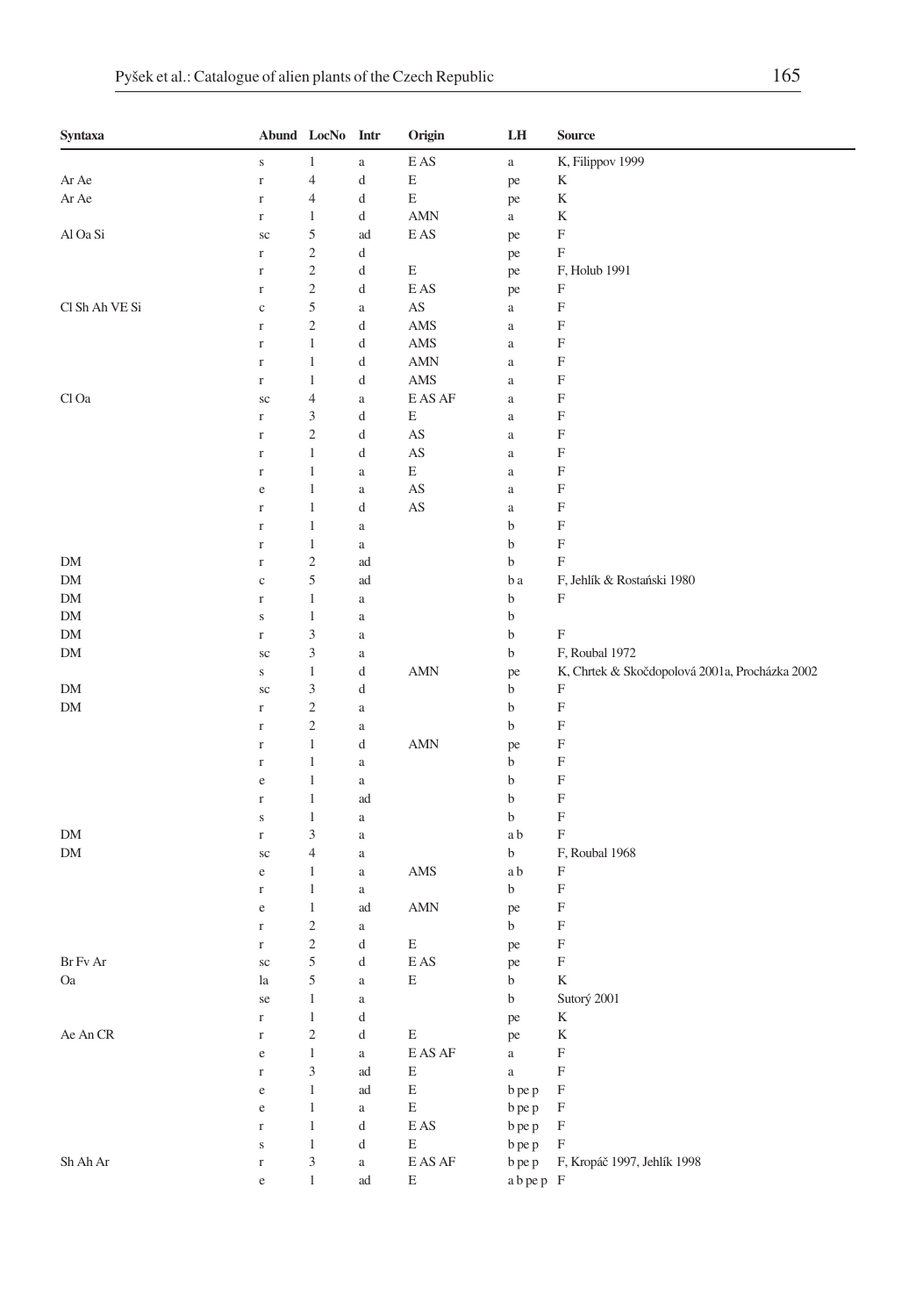| Syntaxa | Abund | LocNo | Intr | Origin | LH | Source |
|---|---|---|---|---|---|---|
| | s | 1 | a | E AS | a | K, Filippov 1999 |
| Ar Ae | r | 4 | d | E | pe | K |
| Ar Ae | r | 4 | d | E | pe | K |
| | r | 1 | d | AMN | a | K |
| Al Oa Si | sc | 5 | ad | E AS | pe | F |
| | r | 2 | d | | pe | F |
| | r | 2 | d | E | pe | F, Holub 1991 |
| | r | 2 | d | E AS | pe | F |
| Cl Sh Ah VE Si | c | 5 | a | AS | a | F |
| | r | 2 | d | AMS | a | F |
| | r | 1 | d | AMS | a | F |
| | r | 1 | d | AMN | a | F |
| | r | 1 | d | AMS | a | F |
| Cl Oa | sc | 4 | a | E AS AF | a | F |
| | r | 3 | d | E | a | F |
| | r | 2 | d | AS | a | F |
| | r | 1 | d | AS | a | F |
| | r | 1 | a | E | a | F |
| | e | 1 | a | AS | a | F |
| | r | 1 | d | AS | a | F |
| | r | 1 | a | | b | F |
| | r | 1 | a | | b | F |
| DM | r | 2 | ad | | b | F |
| DM | c | 5 | ad | | b a | F, Jehlík & Rostański 1980 |
| DM | r | 1 | a | | b | F |
| DM | s | 1 | a | | b | |
| DM | r | 3 | a | | b | F |
| DM | sc | 3 | a | | b | F, Roubal 1972 |
| | s | 1 | d | AMN | pe | K, Chrtek & Skočdopolová 2001a, Procházka 2002 |
| DM | sc | 3 | d | | b | F |
| DM | r | 2 | a | | b | F |
| | r | 2 | a | | b | F |
| | r | 1 | d | AMN | pe | F |
| | r | 1 | a | | b | F |
| | e | 1 | a | | b | F |
| | r | 1 | ad | | b | F |
| | s | 1 | a | | b | F |
| DM | r | 3 | a | | a b | F |
| DM | sc | 4 | a | | b | F, Roubal 1968 |
| | e | 1 | a | AMS | a b | F |
| | r | 1 | a | | b | F |
| | e | 1 | ad | AMN | pe | F |
| | r | 2 | a | | b | F |
| | r | 2 | d | E | pe | F |
| Br Fv Ar | sc | 5 | d | E AS | pe | F |
| Oa | la | 5 | a | E | b | K |
| | se | 1 | a | | b | Sutorý 2001 |
| | r | 1 | d | | pe | K |
| Ae An CR | r | 2 | d | E | pe | K |
| | e | 1 | a | E AS AF | a | F |
| | r | 3 | ad | E | a | F |
| | e | 1 | ad | E | b pe p | F |
| | e | 1 | a | E | b pe p | F |
| | r | 1 | d | E AS | b pe p | F |
| | s | 1 | d | E | b pe p | F |
| Sh Ah Ar | r | 3 | a | E AS AF | b pe p | F, Kropáč 1997, Jehlík 1998 |
| | e | 1 | ad | E | a b pe p | F |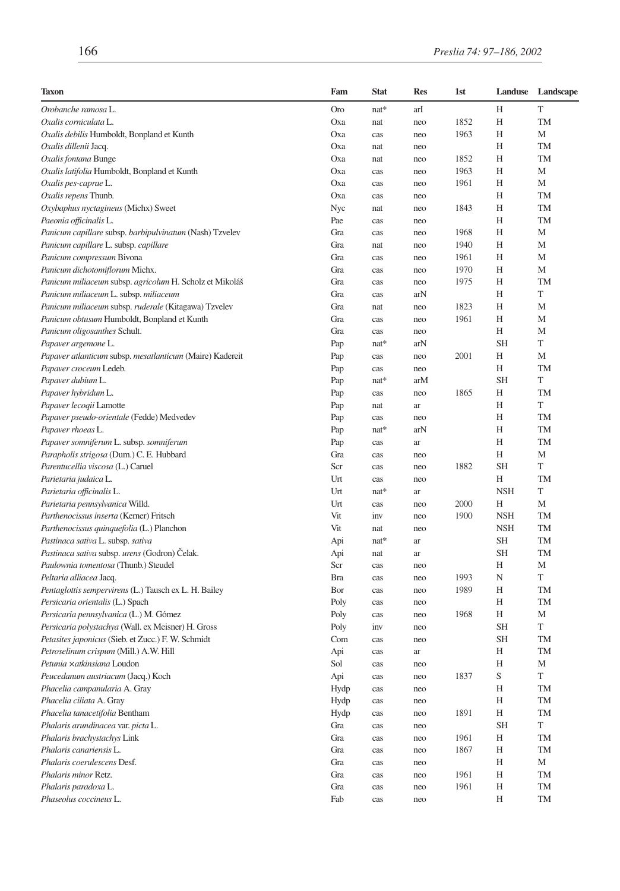| Taxon | Fam | Stat | Res | 1st | Landuse | Landscape |
|---|---|---|---|---|---|---|
| *Orobanche ramosa* L. | Oro | nat* | arI | | H | T |
| *Oxalis corniculata* L. | Oxa | nat | neo | 1852 | H | TM |
| *Oxalis debilis* Humboldt, Bonpland et Kunth | Oxa | cas | neo | 1963 | H | M |
| *Oxalis dillenii* Jacq. | Oxa | nat | neo | | H | TM |
| *Oxalis fontana* Bunge | Oxa | nat | neo | 1852 | H | TM |
| *Oxalis latifolia* Humboldt, Bonpland et Kunth | Oxa | cas | neo | 1963 | H | M |
| *Oxalis pes-caprae* L. | Oxa | cas | neo | 1961 | H | M |
| *Oxalis repens* Thunb. | Oxa | cas | neo | | H | TM |
| *Oxybaphus nyctagineus* (Michx) Sweet | Nyc | nat | neo | 1843 | H | TM |
| *Paeonia officinalis* L. | Pae | cas | neo | | H | TM |
| *Panicum capillare* subsp. *barbipulvinatum* (Nash) Tzvelev | Gra | cas | neo | 1968 | H | M |
| *Panicum capillare* L. subsp. *capillare* | Gra | nat | neo | 1940 | H | M |
| *Panicum compressum* Bivona | Gra | cas | neo | 1961 | H | M |
| *Panicum dichotomiflorum* Michx. | Gra | cas | neo | 1970 | H | M |
| *Panicum miliaceum* subsp. *agricolum* H. Scholz et Mikoláš | Gra | cas | neo | 1975 | H | TM |
| *Panicum miliaceum* L. subsp. *miliaceum* | Gra | cas | arN | | H | T |
| *Panicum miliaceum* subsp. *ruderale* (Kitagawa) Tzvelev | Gra | nat | neo | 1823 | H | M |
| *Panicum obtusum* Humboldt, Bonpland et Kunth | Gra | cas | neo | 1961 | H | M |
| *Panicum oligosanthes* Schult. | Gra | cas | neo | | H | M |
| *Papaver argemone* L. | Pap | nat* | arN | | SH | T |
| *Papaver atlanticum* subsp. *mesatlanticum* (Maire) Kadereit | Pap | cas | neo | 2001 | H | M |
| *Papaver croceum* Ledeb. | Pap | cas | neo | | H | TM |
| *Papaver dubium* L. | Pap | nat* | arM | | SH | T |
| *Papaver hybridum* L. | Pap | cas | neo | 1865 | H | TM |
| *Papaver lecoqii* Lamotte | Pap | nat | ar | | H | T |
| *Papaver pseudo-orientale* (Fedde) Medvedev | Pap | cas | neo | | H | TM |
| *Papaver rhoeas* L. | Pap | nat* | arN | | H | TM |
| *Papaver somniferum* L. subsp. *somniferum* | Pap | cas | ar | | H | TM |
| *Parapholis strigosa* (Dum.) C. E. Hubbard | Gra | cas | neo | | H | M |
| *Parentucellia viscosa* (L.) Caruel | Scr | cas | neo | 1882 | SH | T |
| *Parietaria judaica* L. | Urt | cas | neo | | H | TM |
| *Parietaria officinalis* L. | Urt | nat* | ar | | NSH | T |
| *Parietaria pennsylvanica* Willd. | Urt | cas | neo | 2000 | H | M |
| *Parthenocissus inserta* (Kerner) Fritsch | Vit | inv | neo | 1900 | NSH | TM |
| *Parthenocissus quinquefolia* (L.) Planchon | Vit | nat | neo | | NSH | TM |
| *Pastinaca sativa* L. subsp. *sativa* | Api | nat* | ar | | SH | TM |
| *Pastinaca sativa* subsp. *urens* (Godron) Čelak. | Api | nat | ar | | SH | TM |
| *Paulownia tomentosa* (Thunb.) Steudel | Scr | cas | neo | | H | M |
| *Peltaria alliacea* Jacq. | Bra | cas | neo | 1993 | N | T |
| *Pentaglottis sempervirens* (L.) Tausch ex L. H. Bailey | Bor | cas | neo | 1989 | H | TM |
| *Persicaria orientalis* (L.) Spach | Poly | cas | neo | | H | TM |
| *Persicaria pennsylvanica* (L.) M. Gómez | Poly | cas | neo | 1968 | H | M |
| *Persicaria polystachya* (Wall. ex Meisner) H. Gross | Poly | inv | neo | | SH | T |
| *Petasites japonicus* (Sieb. et Zucc.) F. W. Schmidt | Com | cas | neo | | SH | TM |
| *Petroselinum crispum* (Mill.) A.W. Hill | Api | cas | ar | | H | TM |
| *Petunia ×atkinsiana* Loudon | Sol | cas | neo | | H | M |
| *Peucedanum austriacum* (Jacq.) Koch | Api | cas | neo | 1837 | S | T |
| *Phacelia campanularia* A. Gray | Hydp | cas | neo | | H | TM |
| *Phacelia ciliata* A. Gray | Hydp | cas | neo | | H | TM |
| *Phacelia tanacetifolia* Bentham | Hydp | cas | neo | 1891 | H | TM |
| *Phalaris arundinacea* var. *picta* L. | Gra | cas | neo | | SH | T |
| *Phalaris brachystachys* Link | Gra | cas | neo | 1961 | H | TM |
| *Phalaris canariensis* L. | Gra | cas | neo | 1867 | H | TM |
| *Phalaris coerulescens* Desf. | Gra | cas | neo | | H | M |
| *Phalaris minor* Retz. | Gra | cas | neo | 1961 | H | TM |
| *Phalaris paradoxa* L. | Gra | cas | neo | 1961 | H | TM |
| *Phaseolus coccineus* L. | Fab | cas | neo | | H | TM |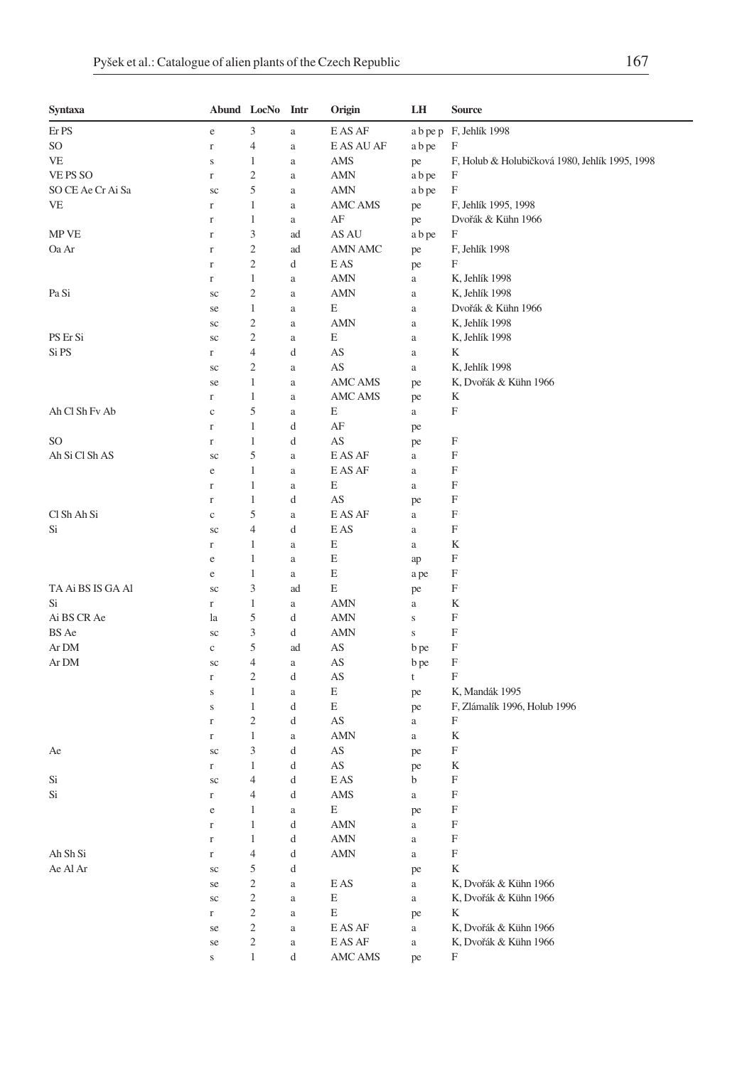| Syntaxa | Abund | LocNo | Intr | Origin | LH | Source |
|---|---|---|---|---|---|---|
| Er PS | e | 3 | a | E AS AF | a b pe p | F, Jehlík 1998 |
| SO | r | 4 | a | E AS AU AF | a b pe | F |
| VE | s | 1 | a | AMS | pe | F, Holub & Holubičková 1980, Jehlík 1995, 1998 |
| VE PS SO | r | 2 | a | AMN | a b pe | F |
| SO CE Ae Cr Ai Sa | sc | 5 | a | AMN | a b pe | F |
| VE | r | 1 | a | AMC AMS | pe | F, Jehlík 1995, 1998 |
| | r | 1 | a | AF | pe | Dvořák & Kühn 1966 |
| MP VE | r | 3 | ad | AS AU | a b pe | F |
| Oa Ar | r | 2 | ad | AMN AMC | pe | F, Jehlík 1998 |
| | r | 2 | d | E AS | pe | F |
| | r | 1 | a | AMN | a | K, Jehlík 1998 |
| Pa Si | sc | 2 | a | AMN | a | K, Jehlík 1998 |
| | se | 1 | a | E | a | Dvořák & Kühn 1966 |
| | sc | 2 | a | AMN | a | K, Jehlík 1998 |
| PS Er Si | sc | 2 | a | E | a | K, Jehlík 1998 |
| Si PS | r | 4 | d | AS | a | K |
| | sc | 2 | a | AS | a | K, Jehlík 1998 |
| | se | 1 | a | AMC AMS | pe | K, Dvořák & Kühn 1966 |
| | r | 1 | a | AMC AMS | pe | K |
| Ah Cl Sh Fv Ab | c | 5 | a | E | a | F |
| | r | 1 | d | AF | pe | |
| SO | r | 1 | d | AS | pe | F |
| Ah Si Cl Sh AS | sc | 5 | a | E AS AF | a | F |
| | e | 1 | a | E AS AF | a | F |
| | r | 1 | a | E | a | F |
| | r | 1 | d | AS | pe | F |
| Cl Sh Ah Si | c | 5 | a | E AS AF | a | F |
| Si | sc | 4 | d | E AS | a | F |
| | r | 1 | a | E | a | K |
| | e | 1 | a | E | ap | F |
| | e | 1 | a | E | a pe | F |
| TA Ai BS IS GA Al | sc | 3 | ad | E | pe | F |
| Si | r | 1 | a | AMN | a | K |
| Ai BS CR Ae | la | 5 | d | AMN | s | F |
| BS Ae | sc | 3 | d | AMN | s | F |
| Ar DM | c | 5 | ad | AS | b pe | F |
| Ar DM | sc | 4 | a | AS | b pe | F |
| | r | 2 | d | AS | t | F |
| | s | 1 | a | E | pe | K, Mandák 1995 |
| | s | 1 | d | E | pe | F, Zlámalík 1996, Holub 1996 |
| | r | 2 | d | AS | a | F |
| | r | 1 | a | AMN | a | K |
| Ae | sc | 3 | d | AS | pe | F |
| | r | 1 | d | AS | pe | K |
| Si | sc | 4 | d | E AS | b | F |
| Si | r | 4 | d | AMS | a | F |
| | e | 1 | a | E | pe | F |
| | r | 1 | d | AMN | a | F |
| | r | 1 | d | AMN | a | F |
| Ah Sh Si | r | 4 | d | AMN | a | F |
| Ae Al Ar | sc | 5 | d | | pe | K |
| | se | 2 | a | E AS | a | K, Dvořák & Kühn 1966 |
| | sc | 2 | a | E | a | K, Dvořák & Kühn 1966 |
| | r | 2 | a | E | pe | K |
| | se | 2 | a | E AS AF | a | K, Dvořák & Kühn 1966 |
| | se | 2 | a | E AS AF | a | K, Dvořák & Kühn 1966 |
| | s | 1 | d | AMC AMS | pe | F |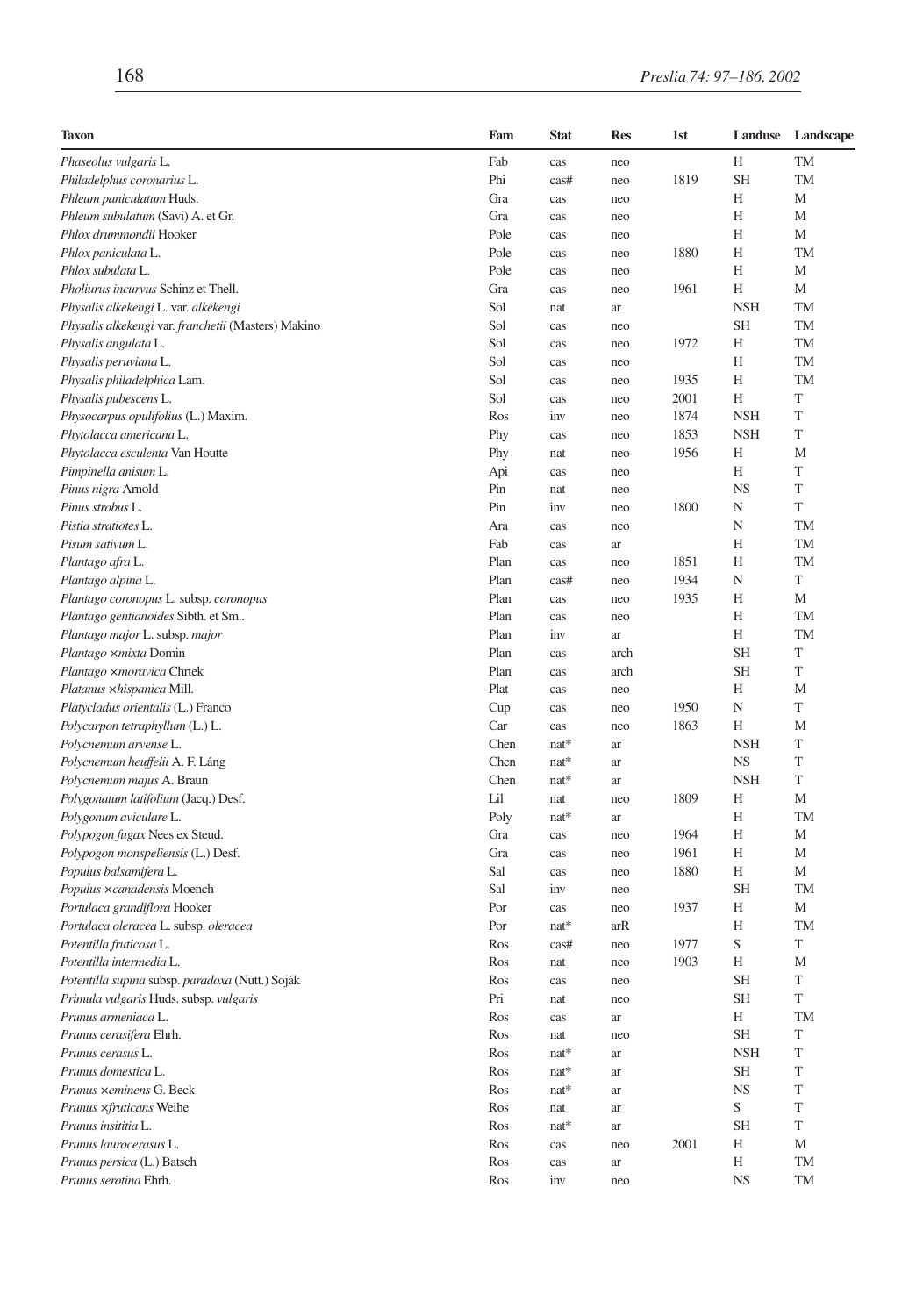| Taxon | Fam | Stat | Res | 1st | Landuse | Landscape |
|---|---|---|---|---|---|---|
| *Phaseolus vulgaris* L. | Fab | cas | neo | | H | TM |
| *Philadelphus coronarius* L. | Phi | cas# | neo | 1819 | SH | TM |
| *Phleum paniculatum* Huds. | Gra | cas | neo | | H | M |
| *Phleum subulatum* (Savi) A. et Gr. | Gra | cas | neo | | H | M |
| *Phlox drummondii* Hooker | Pole | cas | neo | | H | M |
| *Phlox paniculata* L. | Pole | cas | neo | 1880 | H | TM |
| *Phlox subulata* L. | Pole | cas | neo | | H | M |
| *Pholiurus incurvus* Schinz et Thell. | Gra | cas | neo | 1961 | H | M |
| *Physalis alkekengi* L. var. *alkekengi* | Sol | nat | ar | | NSH | TM |
| *Physalis alkekengi* var. *franchetii* (Masters) Makino | Sol | cas | neo | | SH | TM |
| *Physalis angulata* L. | Sol | cas | neo | 1972 | H | TM |
| *Physalis peruviana* L. | Sol | cas | neo | | H | TM |
| *Physalis philadelphica* Lam. | Sol | cas | neo | 1935 | H | TM |
| *Physalis pubescens* L. | Sol | cas | neo | 2001 | H | T |
| *Physocarpus opulifolius* (L.) Maxim. | Ros | inv | neo | 1874 | NSH | T |
| *Phytolacca americana* L. | Phy | cas | neo | 1853 | NSH | T |
| *Phytolacca esculenta* Van Houtte | Phy | nat | neo | 1956 | H | M |
| *Pimpinella anisum* L. | Api | cas | neo | | H | T |
| *Pinus nigra* Arnold | Pin | nat | neo | | NS | T |
| *Pinus strobus* L. | Pin | inv | neo | 1800 | N | T |
| *Pistia stratiotes* L. | Ara | cas | neo | | N | TM |
| *Pisum sativum* L. | Fab | cas | ar | | H | TM |
| *Plantago afra* L. | Plan | cas | neo | 1851 | H | TM |
| *Plantago alpina* L. | Plan | cas# | neo | 1934 | N | T |
| *Plantago coronopus* L. subsp. *coronopus* | Plan | cas | neo | 1935 | H | M |
| *Plantago gentianoides* Sibth. et Sm.. | Plan | cas | neo | | H | TM |
| *Plantago major* L. subsp. *major* | Plan | inv | ar | | H | TM |
| *Plantago ×mixta* Domin | Plan | cas | arch | | SH | T |
| *Plantago ×moravica* Chrtek | Plan | cas | arch | | SH | T |
| *Platanus ×hispanica* Mill. | Plat | cas | neo | | H | M |
| *Platycladus orientalis* (L.) Franco | Cup | cas | neo | 1950 | N | T |
| *Polycarpon tetraphyllum* (L.) L. | Car | cas | neo | 1863 | H | M |
| *Polycnemum arvense* L. | Chen | nat* | ar | | NSH | T |
| *Polycnemum heuffelii* A. F. Láng | Chen | nat* | ar | | NS | T |
| *Polycnemum majus* A. Braun | Chen | nat* | ar | | NSH | T |
| *Polygonatum latifolium* (Jacq.) Desf. | Lil | nat | neo | 1809 | H | M |
| *Polygonum aviculare* L. | Poly | nat* | ar | | H | TM |
| *Polypogon fugax* Nees ex Steud. | Gra | cas | neo | 1964 | H | M |
| *Polypogon monspeliensis* (L.) Desf. | Gra | cas | neo | 1961 | H | M |
| *Populus balsamifera* L. | Sal | cas | neo | 1880 | H | M |
| *Populus ×canadensis* Moench | Sal | inv | neo | | SH | TM |
| *Portulaca grandiflora* Hooker | Por | cas | neo | 1937 | H | M |
| *Portulaca oleracea* L. subsp. *oleracea* | Por | nat* | arR | | H | TM |
| *Potentilla fruticosa* L. | Ros | cas# | neo | 1977 | S | T |
| *Potentilla intermedia* L. | Ros | nat | neo | 1903 | H | M |
| *Potentilla supina* subsp. *paradoxa* (Nutt.) Soják | Ros | cas | neo | | SH | T |
| *Primula vulgaris* Huds. subsp. *vulgaris* | Pri | nat | neo | | SH | T |
| *Prunus armeniaca* L. | Ros | cas | ar | | H | TM |
| *Prunus cerasifera* Ehrh. | Ros | nat | neo | | SH | T |
| *Prunus cerasus* L. | Ros | nat* | ar | | NSH | T |
| *Prunus domestica* L. | Ros | nat* | ar | | SH | T |
| *Prunus ×eminens* G. Beck | Ros | nat* | ar | | NS | T |
| *Prunus ×fruticans* Weihe | Ros | nat | ar | | S | T |
| *Prunus insititia* L. | Ros | nat* | ar | | SH | T |
| *Prunus laurocerasus* L. | Ros | cas | neo | 2001 | H | M |
| *Prunus persica* (L.) Batsch | Ros | cas | ar | | H | TM |
| *Prunus serotina* Ehrh. | Ros | inv | neo | | NS | TM |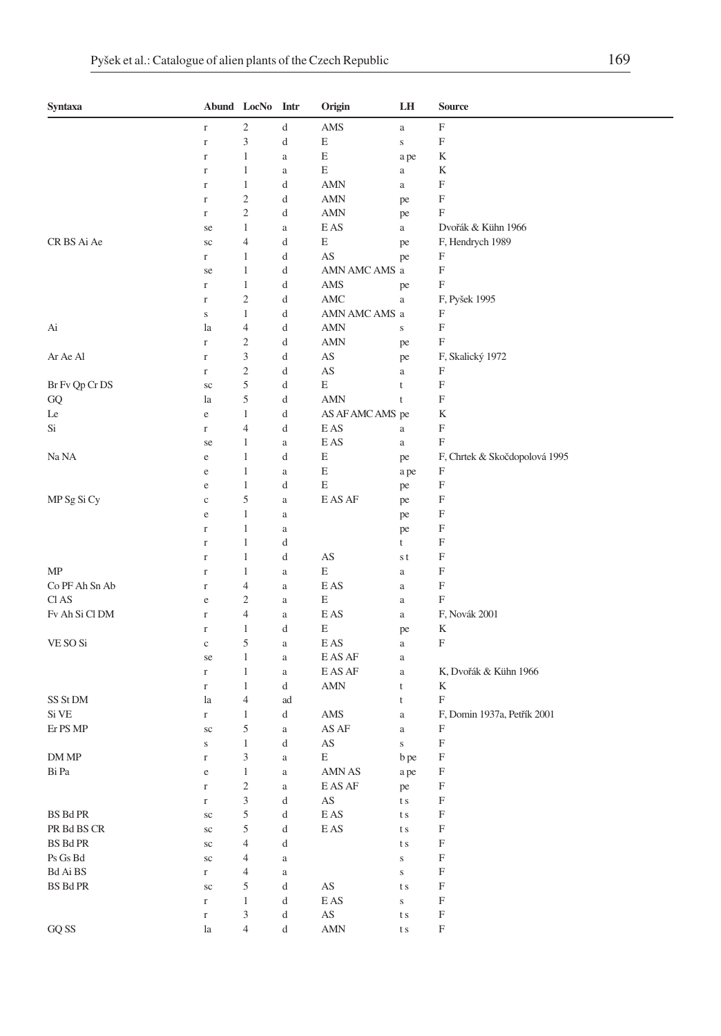| Syntaxa | Abund | LocNo | Intr | Origin | LH | Source |
|---|---|---|---|---|---|---|
| | r | 2 | d | AMS | a | F |
| | r | 3 | d | E | s | F |
| | r | 1 | a | E | a pe | K |
| | r | 1 | a | E | a | K |
| | r | 1 | d | AMN | a | F |
| | r | 2 | d | AMN | pe | F |
| | r | 2 | d | AMN | pe | F |
| | se | 1 | a | E AS | a | Dvořák & Kühn 1966 |
| CR BS Ai Ae | sc | 4 | d | E | pe | F, Hendrych 1989 |
| | r | 1 | d | AS | pe | F |
| | se | 1 | d | AMN AMC AMS | a | F |
| | r | 1 | d | AMS | pe | F |
| | r | 2 | d | AMC | a | F, Pyšek 1995 |
| | s | 1 | d | AMN AMC AMS | a | F |
| Ai | la | 4 | d | AMN | s | F |
| | r | 2 | d | AMN | pe | F |
| Ar Ae Al | r | 3 | d | AS | pe | F, Skalický 1972 |
| | r | 2 | d | AS | a | F |
| Br Fv Qp Cr DS | sc | 5 | d | E | t | F |
| GQ | la | 5 | d | AMN | t | F |
| Le | e | 1 | d | AS AF AMC AMS | pe | K |
| Si | r | 4 | d | E AS | a | F |
| | se | 1 | a | E AS | a | F |
| Na NA | e | 1 | d | E | pe | F, Chrtek & Skočdopolová 1995 |
| | e | 1 | a | E | a pe | F |
| | e | 1 | d | E | pe | F |
| MP Sg Si Cy | c | 5 | a | E AS AF | pe | F |
| | e | 1 | a | | pe | F |
| | r | 1 | a | | pe | F |
| | r | 1 | d | | t | F |
| | r | 1 | d | AS | s t | F |
| MP | r | 1 | a | E | a | F |
| Co PF Ah Sn Ab | r | 4 | a | E AS | a | F |
| Cl AS | e | 2 | a | E | a | F |
| Fv Ah Si Cl DM | r | 4 | a | E AS | a | F, Novák 2001 |
| | r | 1 | d | E | pe | K |
| VE SO Si | c | 5 | a | E AS | a | F |
| | se | 1 | a | E AS AF | a | |
| | r | 1 | a | E AS AF | a | K, Dvořák & Kühn 1966 |
| | r | 1 | d | AMN | t | K |
| SS St DM | la | 4 | ad | | t | F |
| Si VE | r | 1 | d | AMS | a | F, Domin 1937a, Petřík 2001 |
| Er PS MP | sc | 5 | a | AS AF | a | F |
| | s | 1 | d | AS | s | F |
| DM MP | r | 3 | a | E | b pe | F |
| Bi Pa | e | 1 | a | AMN AS | a pe | F |
| | r | 2 | a | E AS AF | pe | F |
| | r | 3 | d | AS | t s | F |
| BS Bd PR | sc | 5 | d | E AS | t s | F |
| PR Bd BS CR | sc | 5 | d | E AS | t s | F |
| BS Bd PR | sc | 4 | d | | t s | F |
| Ps Gs Bd | sc | 4 | a | | s | F |
| Bd Ai BS | r | 4 | a | | s | F |
| BS Bd PR | sc | 5 | d | AS | t s | F |
| | r | 1 | d | E AS | s | F |
| | r | 3 | d | AS | t s | F |
| GQ SS | la | 4 | d | AMN | t s | F |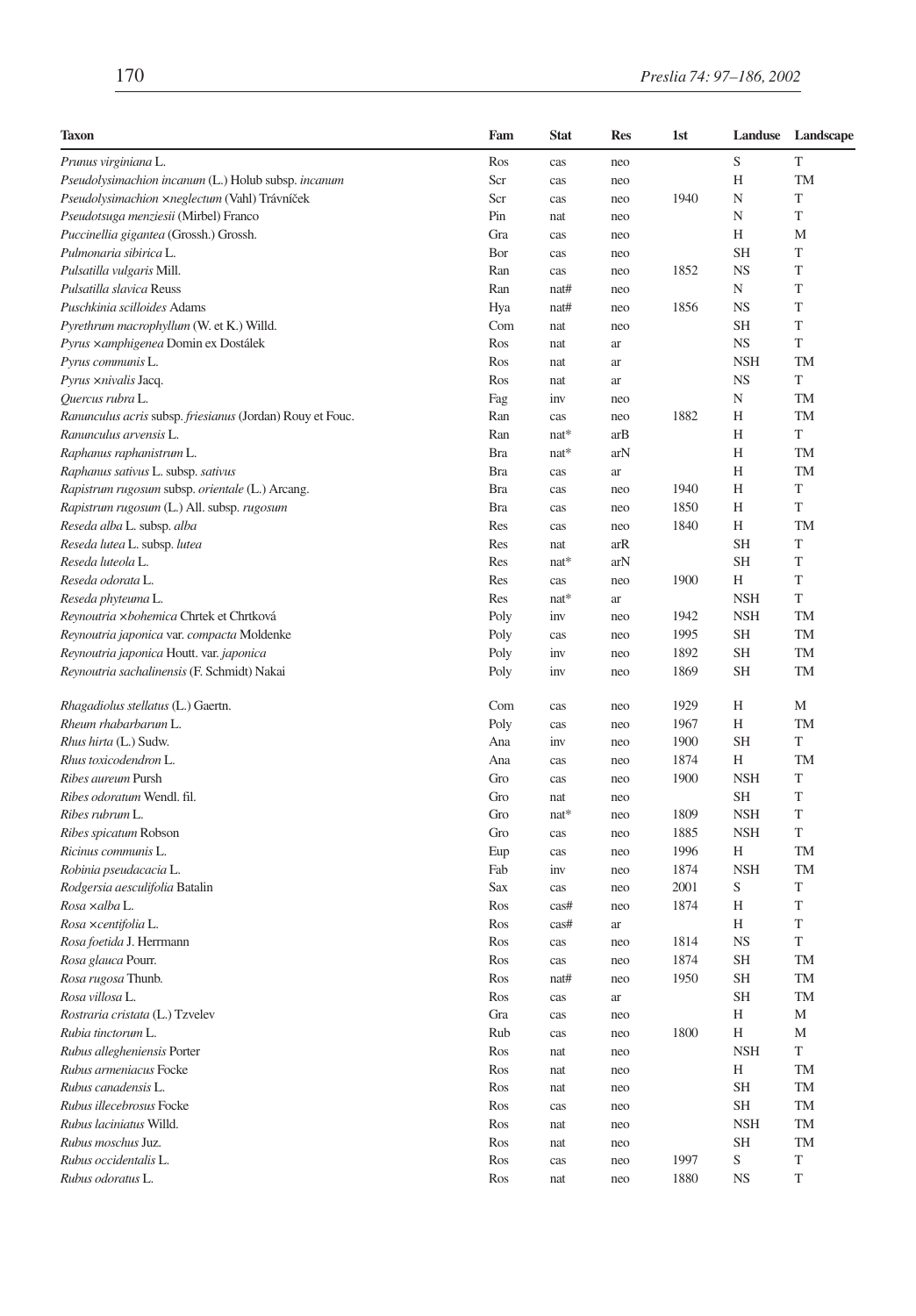| Taxon | Fam | Stat | Res | 1st | Landuse | Landscape |
|---|---|---|---|---|---|---|
| *Prunus virginiana* L. | Ros | cas | neo | | S | T |
| *Pseudolysimachion incanum* (L.) Holub subsp. *incanum* | Scr | cas | neo | | H | TM |
| *Pseudolysimachion ×neglectum* (Vahl) Trávníček | Scr | cas | neo | 1940 | N | T |
| *Pseudotsuga menziesii* (Mirbel) Franco | Pin | nat | neo | | N | T |
| *Puccinellia gigantea* (Grossh.) Grossh. | Gra | cas | neo | | H | M |
| *Pulmonaria sibirica* L. | Bor | cas | neo | | SH | T |
| *Pulsatilla vulgaris* Mill. | Ran | cas | neo | 1852 | NS | T |
| *Pulsatilla slavica* Reuss | Ran | nat# | neo | | N | T |
| *Puschkinia scilloides* Adams | Hya | nat# | neo | 1856 | NS | T |
| *Pyrethrum macrophyllum* (W. et K.) Willd. | Com | nat | neo | | SH | T |
| *Pyrus ×amphigenea* Domin ex Dostálek | Ros | nat | ar | | NS | T |
| *Pyrus communis* L. | Ros | nat | ar | | NSH | TM |
| *Pyrus ×nivalis* Jacq. | Ros | nat | ar | | NS | T |
| *Quercus rubra* L. | Fag | inv | neo | | N | TM |
| *Ranunculus acris* subsp. *friesianus* (Jordan) Rouy et Fouc. | Ran | cas | neo | 1882 | H | TM |
| *Ranunculus arvensis* L. | Ran | nat* | arB | | H | T |
| *Raphanus raphanistrum* L. | Bra | nat* | arN | | H | TM |
| *Raphanus sativus* L. subsp. *sativus* | Bra | cas | ar | | H | TM |
| *Rapistrum rugosum* subsp. *orientale* (L.) Arcang. | Bra | cas | neo | 1940 | H | T |
| *Rapistrum rugosum* (L.) All. subsp. *rugosum* | Bra | cas | neo | 1850 | H | T |
| *Reseda alba* L. subsp. *alba* | Res | cas | neo | 1840 | H | TM |
| *Reseda lutea* L. subsp. *lutea* | Res | nat | arR | | SH | T |
| *Reseda luteola* L. | Res | nat* | arN | | SH | T |
| *Reseda odorata* L. | Res | cas | neo | 1900 | H | T |
| *Reseda phyteuma* L. | Res | nat* | ar | | NSH | T |
| *Reynoutria ×bohemica* Chrtek et Chrtková | Poly | inv | neo | 1942 | NSH | TM |
| *Reynoutria japonica* var. *compacta* Moldenke | Poly | cas | neo | 1995 | SH | TM |
| *Reynoutria japonica* Houtt. var. *japonica* | Poly | inv | neo | 1892 | SH | TM |
| *Reynoutria sachalinensis* (F. Schmidt) Nakai | Poly | inv | neo | 1869 | SH | TM |
| *Rhagadiolus stellatus* (L.) Gaertn. | Com | cas | neo | 1929 | H | M |
| *Rheum rhabarbarum* L. | Poly | cas | neo | 1967 | H | TM |
| *Rhus hirta* (L.) Sudw. | Ana | inv | neo | 1900 | SH | T |
| *Rhus toxicodendron* L. | Ana | cas | neo | 1874 | H | TM |
| *Ribes aureum* Pursh | Gro | cas | neo | 1900 | NSH | T |
| *Ribes odoratum* Wendl. fil. | Gro | nat | neo | | SH | T |
| *Ribes rubrum* L. | Gro | nat* | neo | 1809 | NSH | T |
| *Ribes spicatum* Robson | Gro | cas | neo | 1885 | NSH | T |
| *Ricinus communis* L. | Eup | cas | neo | 1996 | H | TM |
| *Robinia pseudacacia* L. | Fab | inv | neo | 1874 | NSH | TM |
| *Rodgersia aesculifolia* Batalin | Sax | cas | neo | 2001 | S | T |
| *Rosa ×alba* L. | Ros | cas# | neo | 1874 | H | T |
| *Rosa ×centifolia* L. | Ros | cas# | ar | | H | T |
| *Rosa foetida* J. Herrmann | Ros | cas | neo | 1814 | NS | T |
| *Rosa glauca* Pourr. | Ros | cas | neo | 1874 | SH | TM |
| *Rosa rugosa* Thunb. | Ros | nat# | neo | 1950 | SH | TM |
| *Rosa villosa* L. | Ros | cas | ar | | SH | TM |
| *Rostraria cristata* (L.) Tzvelev | Gra | cas | neo | | H | M |
| *Rubia tinctorum* L. | Rub | cas | neo | 1800 | H | M |
| *Rubus allegheniensis* Porter | Ros | nat | neo | | NSH | T |
| *Rubus armeniacus* Focke | Ros | nat | neo | | H | TM |
| *Rubus canadensis* L. | Ros | nat | neo | | SH | TM |
| *Rubus illecebrosus* Focke | Ros | cas | neo | | SH | TM |
| *Rubus laciniatus* Willd. | Ros | nat | neo | | NSH | TM |
| *Rubus moschus* Juz. | Ros | nat | neo | | SH | TM |
| *Rubus occidentalis* L. | Ros | cas | neo | 1997 | S | T |
| *Rubus odoratus* L. | Ros | nat | neo | 1880 | NS | T |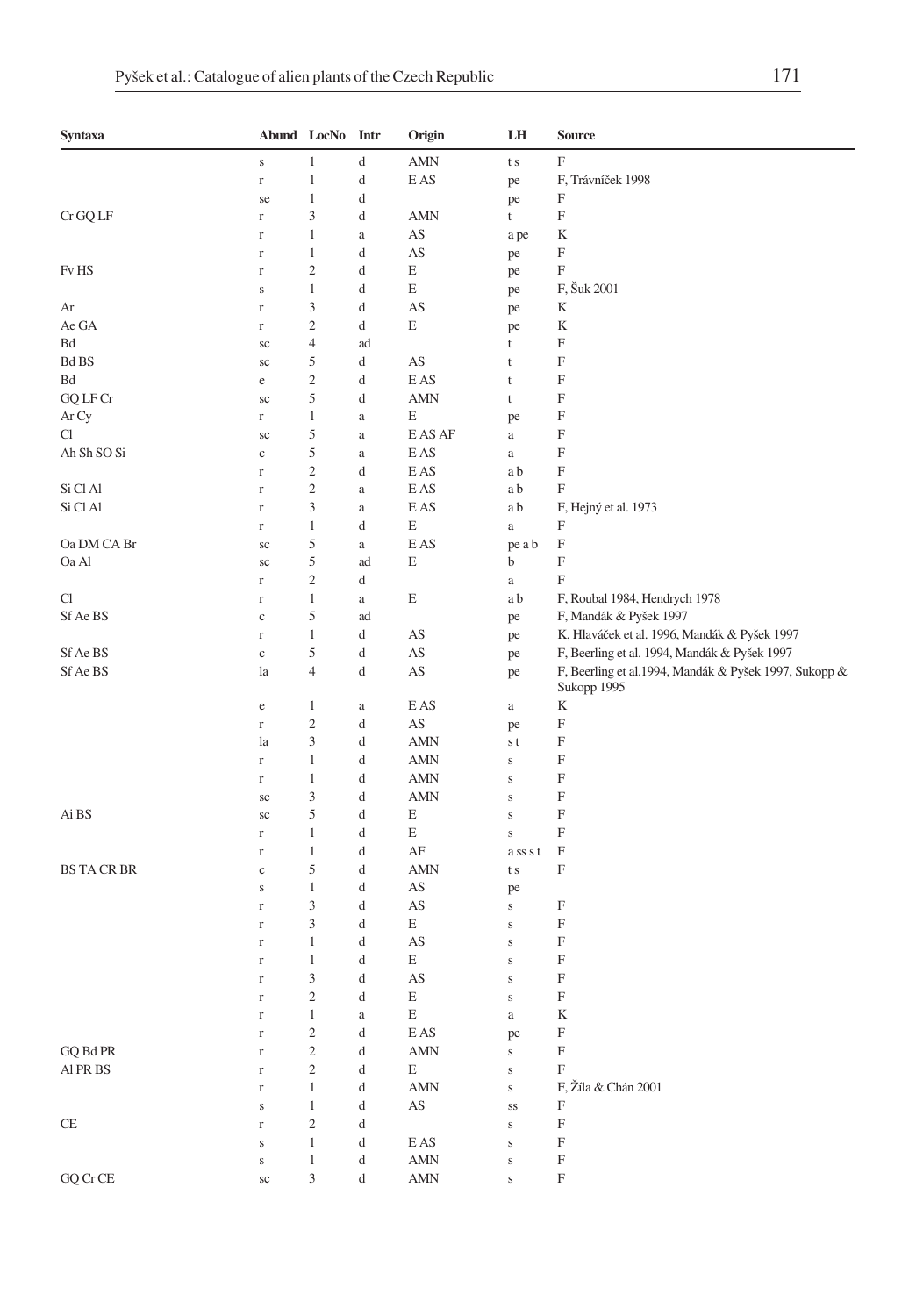| Syntaxa | Abund | LocNo | Intr | Origin | LH | Source |
|---|---|---|---|---|---|---|
| | s | 1 | d | AMN | t s | F |
| | r | 1 | d | E AS | pe | F, Trávníček 1998 |
| | se | 1 | d | | pe | F |
| Cr GQ LF | r | 3 | d | AMN | t | F |
| | r | 1 | a | AS | a pe | K |
| | r | 1 | d | AS | pe | F |
| Fv HS | r | 2 | d | E | pe | F |
| | s | 1 | d | E | pe | F, Šuk 2001 |
| Ar | r | 3 | d | AS | pe | K |
| Ae GA | r | 2 | d | E | pe | K |
| Bd | sc | 4 | ad | | t | F |
| Bd BS | sc | 5 | d | AS | t | F |
| Bd | e | 2 | d | E AS | t | F |
| GQ LF Cr | sc | 5 | d | AMN | t | F |
| Ar Cy | r | 1 | a | E | pe | F |
| Cl | sc | 5 | a | E AS AF | a | F |
| Ah Sh SO Si | c | 5 | a | E AS | a | F |
| | r | 2 | d | E AS | a b | F |
| Si Cl Al | r | 2 | a | E AS | a b | F |
| Si Cl Al | r | 3 | a | E AS | a b | F, Hejný et al. 1973 |
| | r | 1 | d | E | a | F |
| Oa DM CA Br | sc | 5 | a | E AS | pe a b | F |
| Oa Al | sc | 5 | ad | E | b | F |
| | r | 2 | d | | a | F |
| Cl | r | 1 | a | E | a b | F, Roubal 1984, Hendrych 1978 |
| Sf Ae BS | c | 5 | ad | | pe | F, Mandák & Pyšek 1997 |
| | r | 1 | d | AS | pe | K, Hlaváček et al. 1996, Mandák & Pyšek 1997 |
| Sf Ae BS | c | 5 | d | AS | pe | F, Beerling et al. 1994, Mandák & Pyšek 1997 |
| Sf Ae BS | la | 4 | d | AS | pe | F, Beerling et al.1994, Mandák & Pyšek 1997, Sukopp & Sukopp 1995 |
| | e | 1 | a | E AS | a | K |
| | r | 2 | d | AS | pe | F |
| | la | 3 | d | AMN | s t | F |
| | r | 1 | d | AMN | s | F |
| | r | 1 | d | AMN | s | F |
| | sc | 3 | d | AMN | s | F |
| Ai BS | sc | 5 | d | E | s | F |
| | r | 1 | d | E | s | F |
| | r | 1 | d | AF | a ss s t | F |
| BS TA CR BR | c | 5 | d | AMN | t s | F |
| | s | 1 | d | AS | pe | |
| | r | 3 | d | AS | s | F |
| | r | 3 | d | E | s | F |
| | r | 1 | d | AS | s | F |
| | r | 1 | d | E | s | F |
| | r | 3 | d | AS | s | F |
| | r | 2 | d | E | s | F |
| | r | 1 | a | E | a | K |
| | r | 2 | d | E AS | pe | F |
| GQ Bd PR | r | 2 | d | AMN | s | F |
| Al PR BS | r | 2 | d | E | s | F |
| | r | 1 | d | AMN | s | F, Žíla & Chán 2001 |
| | s | 1 | d | AS | ss | F |
| CE | r | 2 | d | | s | F |
| | s | 1 | d | E AS | s | F |
| | s | 1 | d | AMN | s | F |
| GQ Cr CE | sc | 3 | d | AMN | s | F |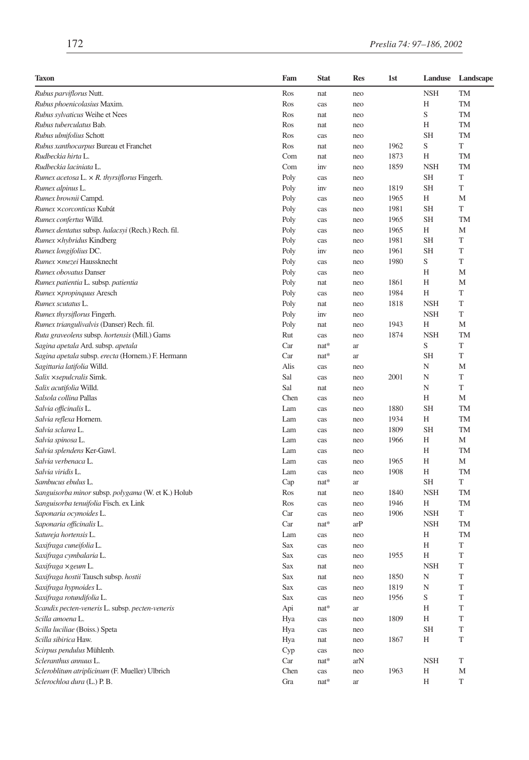| Taxon | Fam | Stat | Res | 1st | Landuse | Landscape |
|---|---|---|---|---|---|---|
| *Rubus parviflorus* Nutt. | Ros | nat | neo | | NSH | TM |
| *Rubus phoenicolasius* Maxim. | Ros | cas | neo | | H | TM |
| *Rubus sylvaticus* Weihe et Nees | Ros | nat | neo | | S | TM |
| *Rubus tuberculatus* Bab. | Ros | nat | neo | | H | TM |
| *Rubus ulmifolius* Schott | Ros | cas | neo | | SH | TM |
| *Rubus xanthocarpus* Bureau et Franchet | Ros | nat | neo | 1962 | S | T |
| *Rudbeckia hirta* L. | Com | nat | neo | 1873 | H | TM |
| *Rudbeckia laciniata* L. | Com | inv | neo | 1859 | NSH | TM |
| *Rumex acetosa* L. × *R. thyrsiflorus* Fingerh. | Poly | cas | neo | | SH | T |
| *Rumex alpinus* L. | Poly | inv | neo | 1819 | SH | T |
| *Rumex brownii* Campd. | Poly | cas | neo | 1965 | H | M |
| *Rumex* ×*corconticus* Kubát | Poly | cas | neo | 1981 | SH | T |
| *Rumex confertus* Willd. | Poly | cas | neo | 1965 | SH | TM |
| *Rumex dentatus* subsp. *halacsyi* (Rech.) Rech. fil. | Poly | cas | neo | 1965 | H | M |
| *Rumex* ×*hybridus* Kindberg | Poly | cas | neo | 1981 | SH | T |
| *Rumex longifolius* DC. | Poly | inv | neo | 1961 | SH | T |
| *Rumex* ×*mezei* Haussknecht | Poly | cas | neo | 1980 | S | T |
| *Rumex obovatus* Danser | Poly | cas | neo | | H | M |
| *Rumex patientia* L. subsp. *patientia* | Poly | nat | neo | 1861 | H | M |
| *Rumex* ×*propinquus* Aresch | Poly | cas | neo | 1984 | H | T |
| *Rumex scutatus* L. | Poly | nat | neo | 1818 | NSH | T |
| *Rumex thyrsiflorus* Fingerh. | Poly | inv | neo | | NSH | T |
| *Rumex triangulivalvis* (Danser) Rech. fil. | Poly | nat | neo | 1943 | H | M |
| *Ruta graveolens* subsp. *hortensis* (Mill.) Gams | Rut | cas | neo | 1874 | NSH | TM |
| *Sagina apetala* Ard. subsp. *apetala* | Car | nat* | ar | | S | T |
| *Sagina apetala* subsp. *erecta* (Hornem.) F. Hermann | Car | nat* | ar | | SH | T |
| *Sagittaria latifolia* Willd. | Alis | cas | neo | | N | M |
| *Salix* ×*sepulcralis* Simk. | Sal | cas | neo | 2001 | N | T |
| *Salix acutifolia* Willd. | Sal | nat | neo | | N | T |
| *Salsola collina* Pallas | Chen | cas | neo | | H | M |
| *Salvia officinalis* L. | Lam | cas | neo | 1880 | SH | TM |
| *Salvia reflexa* Hornem. | Lam | cas | neo | 1934 | H | TM |
| *Salvia sclarea* L. | Lam | cas | neo | 1809 | SH | TM |
| *Salvia spinosa* L. | Lam | cas | neo | 1966 | H | M |
| *Salvia splendens* Ker-Gawl. | Lam | cas | neo | | H | TM |
| *Salvia verbenaca* L. | Lam | cas | neo | 1965 | H | M |
| *Salvia viridis* L. | Lam | cas | neo | 1908 | H | TM |
| *Sambucus ebulus* L. | Cap | nat* | ar | | SH | T |
| *Sanguisorba minor* subsp. *polygama* (W. et K.) Holub | Ros | nat | neo | 1840 | NSH | TM |
| *Sanguisorba tenuifolia* Fisch. ex Link | Ros | cas | neo | 1946 | H | TM |
| *Saponaria ocymoides* L. | Car | cas | neo | 1906 | NSH | T |
| *Saponaria officinalis* L. | Car | nat* | arP | | NSH | TM |
| *Satureja hortensis* L. | Lam | cas | neo | | H | TM |
| *Saxifraga cuneifolia* L. | Sax | cas | neo | | H | T |
| *Saxifraga cymbalaria* L. | Sax | cas | neo | 1955 | H | T |
| *Saxifraga* ×*geum* L. | Sax | nat | neo | | NSH | T |
| *Saxifraga hostii* Tausch subsp. *hostii* | Sax | nat | neo | 1850 | N | T |
| *Saxifraga hypnoides* L. | Sax | cas | neo | 1819 | N | T |
| *Saxifraga rotundifolia* L. | Sax | cas | neo | 1956 | S | T |
| *Scandix pecten-veneris* L. subsp. *pecten-veneris* | Api | nat* | ar | | H | T |
| *Scilla amoena* L. | Hya | cas | neo | 1809 | H | T |
| *Scilla luciliae* (Boiss.) Speta | Hya | cas | neo | | SH | T |
| *Scilla sibirica* Haw. | Hya | nat | neo | 1867 | H | T |
| *Scirpus pendulus* Mühlenb. | Cyp | cas | neo | | | |
| *Scleranthus annuus* L. | Car | nat* | arN | | NSH | T |
| *Scleroblitum atriplicinum* (F. Mueller) Ulbrich | Chen | cas | neo | 1963 | H | M |
| *Sclerochloa dura* (L.) P. B. | Gra | nat* | ar | | H | T |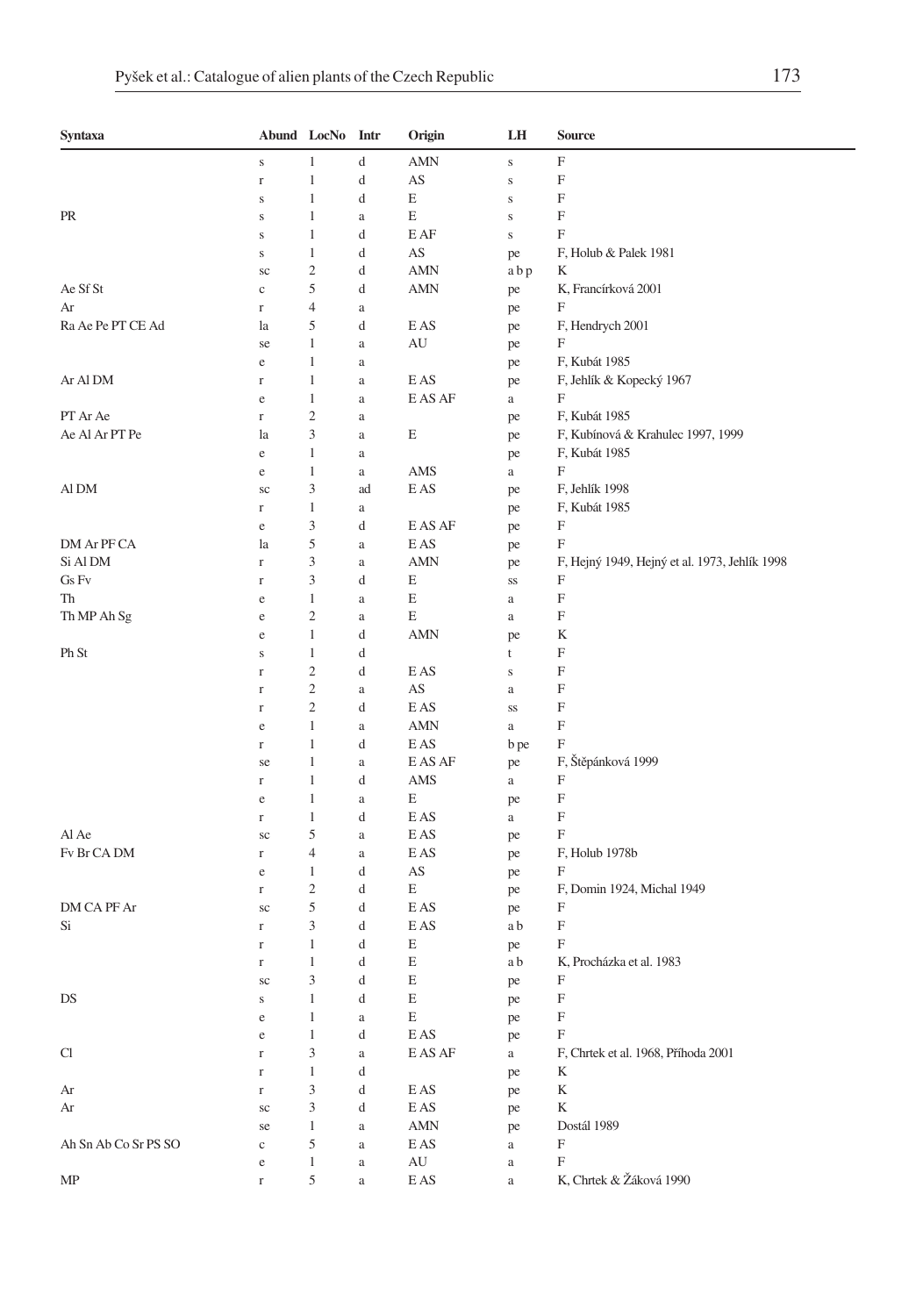| Syntaxa | Abund | LocNo | Intr | Origin | LH | Source |
|---|---|---|---|---|---|---|
| | s | 1 | d | AMN | s | F |
| | r | 1 | d | AS | s | F |
| | s | 1 | d | E | s | F |
| PR | s | 1 | a | E | s | F |
| | s | 1 | d | E AF | s | F |
| | s | 1 | d | AS | pe | F, Holub & Palek 1981 |
| | sc | 2 | d | AMN | a b p | K |
| Ae Sf St | c | 5 | d | AMN | pe | K, Francírková 2001 |
| Ar | r | 4 | a | | pe | F |
| Ra Ae Pe PT CE Ad | la | 5 | d | E AS | pe | F, Hendrych 2001 |
| | se | 1 | a | AU | pe | F |
| | e | 1 | a | | pe | F, Kubát 1985 |
| Ar Al DM | r | 1 | a | E AS | pe | F, Jehlík & Kopecký 1967 |
| | e | 1 | a | E AS AF | a | F |
| PT Ar Ae | r | 2 | a | | pe | F, Kubát 1985 |
| Ae Al Ar PT Pe | la | 3 | a | E | pe | F, Kubínová & Krahulec 1997, 1999 |
| | e | 1 | a | | pe | F, Kubát 1985 |
| | e | 1 | a | AMS | a | F |
| Al DM | sc | 3 | ad | E AS | pe | F, Jehlík 1998 |
| | r | 1 | a | | pe | F, Kubát 1985 |
| | e | 3 | d | E AS AF | pe | F |
| DM Ar PF CA | la | 5 | a | E AS | pe | F |
| Si Al DM | r | 3 | a | AMN | pe | F, Hejný 1949, Hejný et al. 1973, Jehlík 1998 |
| Gs Fv | r | 3 | d | E | ss | F |
| Th | e | 1 | a | E | a | F |
| Th MP Ah Sg | e | 2 | a | E | a | F |
| | e | 1 | d | AMN | pe | K |
| Ph St | s | 1 | d | | t | F |
| | r | 2 | d | E AS | s | F |
| | r | 2 | a | AS | a | F |
| | r | 2 | d | E AS | ss | F |
| | e | 1 | a | AMN | a | F |
| | r | 1 | d | E AS | b pe | F |
| | se | 1 | a | E AS AF | pe | F, Štěpánková 1999 |
| | r | 1 | d | AMS | a | F |
| | e | 1 | a | E | pe | F |
| | r | 1 | d | E AS | a | F |
| Al Ae | sc | 5 | a | E AS | pe | F |
| Fv Br CA DM | r | 4 | a | E AS | pe | F, Holub 1978b |
| | e | 1 | d | AS | pe | F |
| | r | 2 | d | E | pe | F, Domin 1924, Michal 1949 |
| DM CA PF Ar | sc | 5 | d | E AS | pe | F |
| Si | r | 3 | d | E AS | a b | F |
| | r | 1 | d | E | pe | F |
| | r | 1 | d | E | a b | K, Procházka et al. 1983 |
| | sc | 3 | d | E | pe | F |
| DS | s | 1 | d | E | pe | F |
| | e | 1 | a | E | pe | F |
| | e | 1 | d | E AS | pe | F |
| Cl | r | 3 | a | E AS AF | a | F, Chrtek et al. 1968, Příhoda 2001 |
| | r | 1 | d | | pe | K |
| Ar | r | 3 | d | E AS | pe | K |
| Ar | sc | 3 | d | E AS | pe | K |
| | se | 1 | a | AMN | pe | Dostál 1989 |
| Ah Sn Ab Co Sr PS SO | c | 5 | a | E AS | a | F |
| | e | 1 | a | AU | a | F |
| MP | r | 5 | a | E AS | a | K, Chrtek & Žáková 1990 |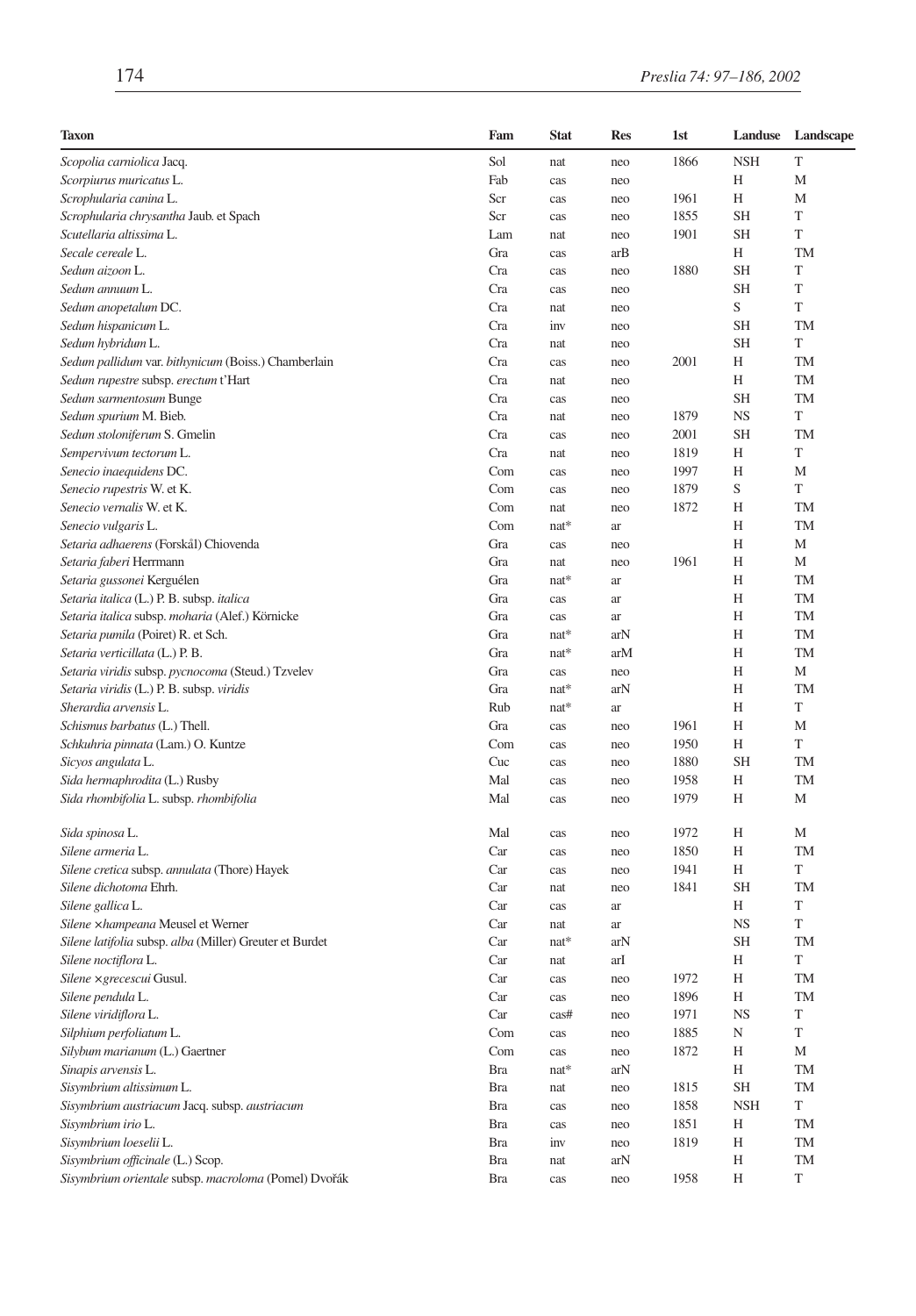| Taxon | Fam | Stat | Res | 1st | Landuse | Landscape |
|---|---|---|---|---|---|---|
| *Scopolia carniolica* Jacq. | Sol | nat | neo | 1866 | NSH | T |
| *Scorpiurus muricatus* L. | Fab | cas | neo | | H | M |
| *Scrophularia canina* L. | Scr | cas | neo | 1961 | H | M |
| *Scrophularia chrysantha* Jaub. et Spach | Scr | cas | neo | 1855 | SH | T |
| *Scutellaria altissima* L. | Lam | nat | neo | 1901 | SH | T |
| *Secale cereale* L. | Gra | cas | arB | | H | TM |
| *Sedum aizoon* L. | Cra | cas | neo | 1880 | SH | T |
| *Sedum annuum* L. | Cra | cas | neo | | SH | T |
| *Sedum anopetalum* DC. | Cra | nat | neo | | S | T |
| *Sedum hispanicum* L. | Cra | inv | neo | | SH | TM |
| *Sedum hybridum* L. | Cra | nat | neo | | SH | T |
| *Sedum pallidum* var. *bithynicum* (Boiss.) Chamberlain | Cra | cas | neo | 2001 | H | TM |
| *Sedum rupestre* subsp. *erectum* t'Hart | Cra | nat | neo | | H | TM |
| *Sedum sarmentosum* Bunge | Cra | cas | neo | | SH | TM |
| *Sedum spurium* M. Bieb. | Cra | nat | neo | 1879 | NS | T |
| *Sedum stoloniferum* S. Gmelin | Cra | cas | neo | 2001 | SH | TM |
| *Sempervivum tectorum* L. | Cra | nat | neo | 1819 | H | T |
| *Senecio inaequidens* DC. | Com | cas | neo | 1997 | H | M |
| *Senecio rupestris* W. et K. | Com | cas | neo | 1879 | S | T |
| *Senecio vernalis* W. et K. | Com | nat | neo | 1872 | H | TM |
| *Senecio vulgaris* L. | Com | nat* | ar | | H | TM |
| *Setaria adhaerens* (Forskål) Chiovenda | Gra | cas | neo | | H | M |
| *Setaria faberi* Herrmann | Gra | nat | neo | 1961 | H | M |
| *Setaria gussonei* Kerguélen | Gra | nat* | ar | | H | TM |
| *Setaria italica* (L.) P. B. subsp. *italica* | Gra | cas | ar | | H | TM |
| *Setaria italica* subsp. *moharia* (Alef.) Körnicke | Gra | cas | ar | | H | TM |
| *Setaria pumila* (Poiret) R. et Sch. | Gra | nat* | arN | | H | TM |
| *Setaria verticillata* (L.) P. B. | Gra | nat* | arM | | H | TM |
| *Setaria viridis* subsp. *pycnocoma* (Steud.) Tzvelev | Gra | cas | neo | | H | M |
| *Setaria viridis* (L.) P. B. subsp. *viridis* | Gra | nat* | arN | | H | TM |
| *Sherardia arvensis* L. | Rub | nat* | ar | | H | T |
| *Schismus barbatus* (L.) Thell. | Gra | cas | neo | 1961 | H | M |
| *Schkuhria pinnata* (Lam.) O. Kuntze | Com | cas | neo | 1950 | H | T |
| *Sicyos angulata* L. | Cuc | cas | neo | 1880 | SH | TM |
| *Sida hermaphrodita* (L.) Rusby | Mal | cas | neo | 1958 | H | TM |
| *Sida rhombifolia* L. subsp. *rhombifolia* | Mal | cas | neo | 1979 | H | M |
| *Sida spinosa* L. | Mal | cas | neo | 1972 | H | M |
| *Silene armeria* L. | Car | cas | neo | 1850 | H | TM |
| *Silene cretica* subsp. *annulata* (Thore) Hayek | Car | cas | neo | 1941 | H | T |
| *Silene dichotoma* Ehrh. | Car | nat | neo | 1841 | SH | TM |
| *Silene gallica* L. | Car | cas | ar | | H | T |
| *Silene ×hampeana* Meusel et Werner | Car | nat | ar | | NS | T |
| *Silene latifolia* subsp. *alba* (Miller) Greuter et Burdet | Car | nat* | arN | | SH | TM |
| *Silene noctiflora* L. | Car | nat | arI | | H | T |
| *Silene ×grecescui* Gusul. | Car | cas | neo | 1972 | H | TM |
| *Silene pendula* L. | Car | cas | neo | 1896 | H | TM |
| *Silene viridiflora* L. | Car | cas# | neo | 1971 | NS | T |
| *Silphium perfoliatum* L. | Com | cas | neo | 1885 | N | T |
| *Silybum marianum* (L.) Gaertner | Com | cas | neo | 1872 | H | M |
| *Sinapis arvensis* L. | Bra | nat* | arN | | H | TM |
| *Sisymbrium altissimum* L. | Bra | nat | neo | 1815 | SH | TM |
| *Sisymbrium austriacum* Jacq. subsp. *austriacum* | Bra | cas | neo | 1858 | NSH | T |
| *Sisymbrium irio* L. | Bra | cas | neo | 1851 | H | TM |
| *Sisymbrium loeselii* L. | Bra | inv | neo | 1819 | H | TM |
| *Sisymbrium officinale* (L.) Scop. | Bra | nat | arN | | H | TM |
| *Sisymbrium orientale* subsp. *macroloma* (Pomel) Dvořák | Bra | cas | neo | 1958 | H | T |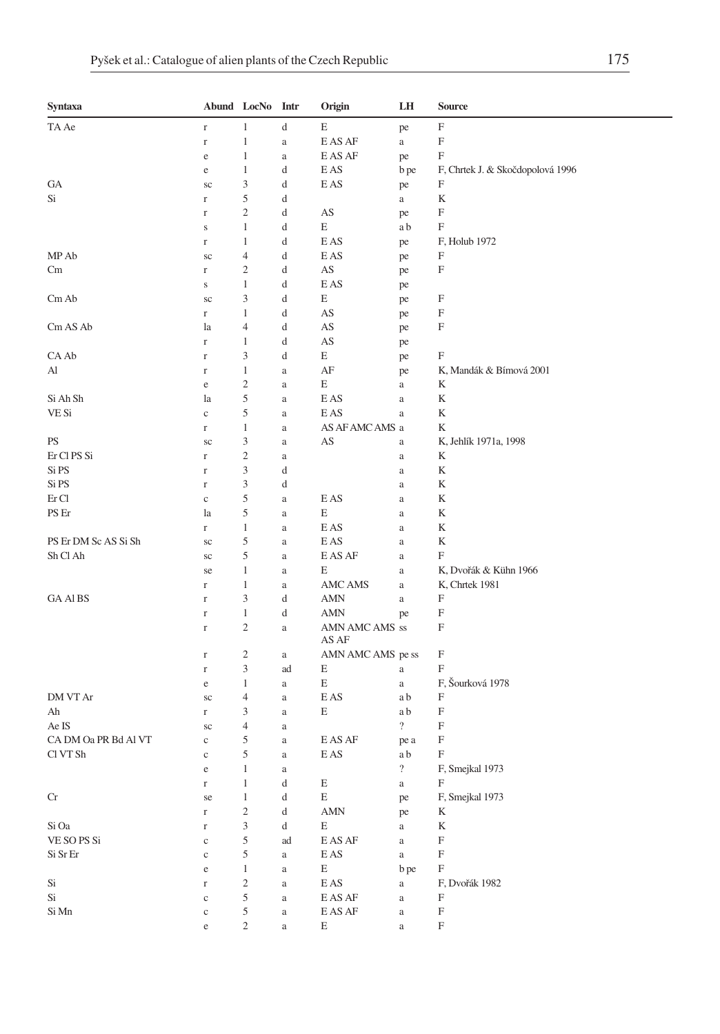| Syntaxa | Abund | LocNo | Intr | Origin | LH | Source |
|---|---|---|---|---|---|---|
| TA Ae | r | 1 | d | E | pe | F |
| | r | 1 | a | E AS AF | a | F |
| | e | 1 | a | E AS AF | pe | F |
| | e | 1 | d | E AS | b pe | F, Chrtek J. & Skočdopolová 1996 |
| GA | sc | 3 | d | E AS | pe | F |
| Si | r | 5 | d | | a | K |
| | r | 2 | d | AS | pe | F |
| | s | 1 | d | E | a b | F |
| | r | 1 | d | E AS | pe | F, Holub 1972 |
| MP Ab | sc | 4 | d | E AS | pe | F |
| Cm | r | 2 | d | AS | pe | F |
| | s | 1 | d | E AS | pe | |
| Cm Ab | sc | 3 | d | E | pe | F |
| | r | 1 | d | AS | pe | F |
| Cm AS Ab | la | 4 | d | AS | pe | F |
| | r | 1 | d | AS | pe | |
| CA Ab | r | 3 | d | E | pe | F |
| Al | r | 1 | a | AF | pe | K, Mandák & Bímová 2001 |
| | e | 2 | a | E | a | K |
| Si Ah Sh | la | 5 | a | E AS | a | K |
| VE Si | c | 5 | a | E AS | a | K |
| | r | 1 | a | AS AF AMC AMS | a | K |
| PS | sc | 3 | a | AS | a | K, Jehlík 1971a, 1998 |
| Er Cl PS Si | r | 2 | a | | a | K |
| Si PS | r | 3 | d | | a | K |
| Si PS | r | 3 | d | | a | K |
| Er Cl | c | 5 | a | E AS | a | K |
| PS Er | la | 5 | a | E | a | K |
| | r | 1 | a | E AS | a | K |
| PS Er DM Sc AS Si Sh | sc | 5 | a | E AS | a | K |
| Sh Cl Ah | sc | 5 | a | E AS AF | a | F |
| | se | 1 | a | E | a | K, Dvořák & Kühn 1966 |
| | r | 1 | a | AMC AMS | a | K, Chrtek 1981 |
| GA Al BS | r | 3 | d | AMN | a | F |
| | r | 1 | d | AMN | pe | F |
| | r | 2 | a | AMN AMC AMS AS AF | ss | F |
| | r | 2 | a | AMN AMC AMS | pe ss | F |
| | r | 3 | ad | E | a | F |
| | e | 1 | a | E | a | F, Šourková 1978 |
| DM VT Ar | sc | 4 | a | E AS | a b | F |
| Ah | r | 3 | a | E | a b | F |
| Ae IS | sc | 4 | a | | ? | F |
| CA DM Oa PR Bd Al VT | c | 5 | a | E AS AF | pe a | F |
| Cl VT Sh | c | 5 | a | E AS | a b | F |
| | e | 1 | a | | ? | F, Smejkal 1973 |
| | r | 1 | d | E | a | F |
| Cr | se | 1 | d | E | pe | F, Smejkal 1973 |
| | r | 2 | d | AMN | pe | K |
| Si Oa | r | 3 | d | E | a | K |
| VE SO PS Si | c | 5 | ad | E AS AF | a | F |
| Si Sr Er | c | 5 | a | E AS | a | F |
| | e | 1 | a | E | b pe | F |
| Si | r | 2 | a | E AS | a | F, Dvořák 1982 |
| Si | c | 5 | a | E AS AF | a | F |
| Si Mn | c | 5 | a | E AS AF | a | F |
| | e | 2 | a | E | a | F |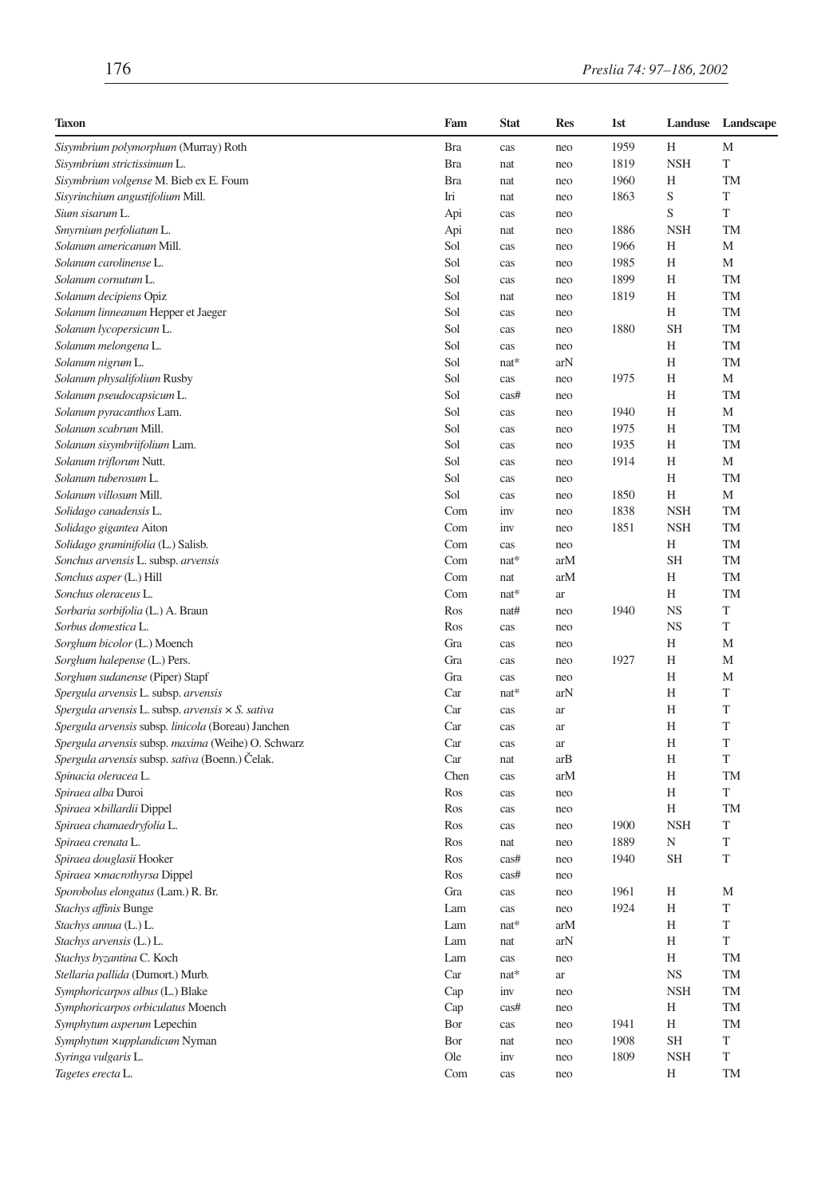| Taxon | Fam | Stat | Res | 1st | Landuse | Landscape |
|---|---|---|---|---|---|---|
| *Sisymbrium polymorphum* (Murray) Roth | Bra | cas | neo | 1959 | H | M |
| *Sisymbrium strictissimum* L. | Bra | nat | neo | 1819 | NSH | T |
| *Sisymbrium volgense* M. Bieb ex E. Foum | Bra | nat | neo | 1960 | H | TM |
| *Sisyrinchium angustifolium* Mill. | Iri | nat | neo | 1863 | S | T |
| *Sium sisarum* L. | Api | cas | neo | | S | T |
| *Smyrnium perfoliatum* L. | Api | nat | neo | 1886 | NSH | TM |
| *Solanum americanum* Mill. | Sol | cas | neo | 1966 | H | M |
| *Solanum carolinense* L. | Sol | cas | neo | 1985 | H | M |
| *Solanum cornutum* L. | Sol | cas | neo | 1899 | H | TM |
| *Solanum decipiens* Opiz | Sol | nat | neo | 1819 | H | TM |
| *Solanum linneanum* Hepper et Jaeger | Sol | cas | neo | | H | TM |
| *Solanum lycopersicum* L. | Sol | cas | neo | 1880 | SH | TM |
| *Solanum melongena* L. | Sol | cas | neo | | H | TM |
| *Solanum nigrum* L. | Sol | nat* | arN | | H | TM |
| *Solanum physalifolium* Rusby | Sol | cas | neo | 1975 | H | M |
| *Solanum pseudocapsicum* L. | Sol | cas# | neo | | H | TM |
| *Solanum pyracanthos* Lam. | Sol | cas | neo | 1940 | H | M |
| *Solanum scabrum* Mill. | Sol | cas | neo | 1975 | H | TM |
| *Solanum sisymbriifolium* Lam. | Sol | cas | neo | 1935 | H | TM |
| *Solanum triflorum* Nutt. | Sol | cas | neo | 1914 | H | M |
| *Solanum tuberosum* L. | Sol | cas | neo | | H | TM |
| *Solanum villosum* Mill. | Sol | cas | neo | 1850 | H | M |
| *Solidago canadensis* L. | Com | inv | neo | 1838 | NSH | TM |
| *Solidago gigantea* Aiton | Com | inv | neo | 1851 | NSH | TM |
| *Solidago graminifolia* (L.) Salisb. | Com | cas | neo | | H | TM |
| *Sonchus arvensis* L. subsp. *arvensis* | Com | nat* | arM | | SH | TM |
| *Sonchus asper* (L.) Hill | Com | nat | arM | | H | TM |
| *Sonchus oleraceus* L. | Com | nat* | ar | | H | TM |
| *Sorbaria sorbifolia* (L.) A. Braun | Ros | nat# | neo | 1940 | NS | T |
| *Sorbus domestica* L. | Ros | cas | neo | | NS | T |
| *Sorghum bicolor* (L.) Moench | Gra | cas | neo | | H | M |
| *Sorghum halepense* (L.) Pers. | Gra | cas | neo | 1927 | H | M |
| *Sorghum sudanense* (Piper) Stapf | Gra | cas | neo | | H | M |
| *Spergula arvensis* L. subsp. *arvensis* | Car | nat* | arN | | H | T |
| *Spergula arvensis* L. subsp. *arvensis* × *S. sativa* | Car | cas | ar | | H | T |
| *Spergula arvensis* subsp. *linicola* (Boreau) Janchen | Car | cas | ar | | H | T |
| *Spergula arvensis* subsp. *maxima* (Weihe) O. Schwarz | Car | cas | ar | | H | T |
| *Spergula arvensis* subsp. *sativa* (Boenn.) Čelak. | Car | nat | arB | | H | T |
| *Spinacia oleracea* L. | Chen | cas | arM | | H | TM |
| *Spiraea alba* Duroi | Ros | cas | neo | | H | T |
| *Spiraea ×billardii* Dippel | Ros | cas | neo | | H | TM |
| *Spiraea chamaedryfolia* L. | Ros | cas | neo | 1900 | NSH | T |
| *Spiraea crenata* L. | Ros | nat | neo | 1889 | N | T |
| *Spiraea douglasii* Hooker | Ros | cas# | neo | 1940 | SH | T |
| *Spiraea ×macrothyrsa* Dippel | Ros | cas# | neo | | | |
| *Sporobolus elongatus* (Lam.) R. Br. | Gra | cas | neo | 1961 | H | M |
| *Stachys affinis* Bunge | Lam | cas | neo | 1924 | H | T |
| *Stachys annua* (L.) L. | Lam | nat* | arM | | H | T |
| *Stachys arvensis* (L.) L. | Lam | nat | arN | | H | T |
| *Stachys byzantina* C. Koch | Lam | cas | neo | | H | TM |
| *Stellaria pallida* (Dumort.) Murb. | Car | nat* | ar | | NS | TM |
| *Symphoricarpos albus* (L.) Blake | Cap | inv | neo | | NSH | TM |
| *Symphoricarpos orbiculatus* Moench | Cap | cas# | neo | | H | TM |
| *Symphytum asperum* Lepechin | Bor | cas | neo | 1941 | H | TM |
| *Symphytum ×upplandicum* Nyman | Bor | nat | neo | 1908 | SH | T |
| *Syringa vulgaris* L. | Ole | inv | neo | 1809 | NSH | T |
| *Tagetes erecta* L. | Com | cas | neo | | H | TM |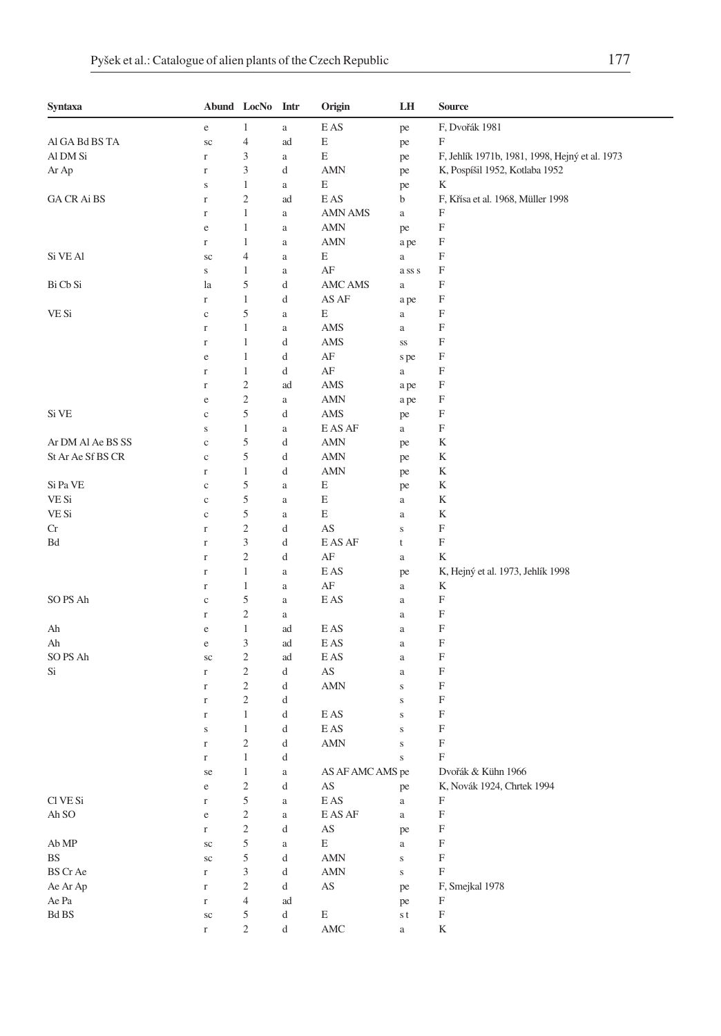| Syntaxa | Abund | LocNo | Intr | Origin | LH | Source |
|---|---|---|---|---|---|---|
| | e | 1 | a | E AS | pe | F, Dvořák 1981 |
| Al GA Bd BS TA | sc | 4 | ad | E | pe | F |
| Al DM Si | r | 3 | a | E | pe | F, Jehlík 1971b, 1981, 1998, Hejný et al. 1973 |
| Ar Ap | r | 3 | d | AMN | pe | K, Pospíšil 1952, Kotlaba 1952 |
| | s | 1 | a | E | pe | K |
| GA CR Ai BS | r | 2 | ad | E AS | b | F, Křísa et al. 1968, Müller 1998 |
| | r | 1 | a | AMN AMS | a | F |
| | e | 1 | a | AMN | pe | F |
| | r | 1 | a | AMN | a pe | F |
| Si VE Al | sc | 4 | a | E | a | F |
| | s | 1 | a | AF | a ss s | F |
| Bi Cb Si | la | 5 | d | AMC AMS | a | F |
| | r | 1 | d | AS AF | a pe | F |
| VE Si | c | 5 | a | E | a | F |
| | r | 1 | a | AMS | a | F |
| | r | 1 | d | AMS | ss | F |
| | e | 1 | d | AF | s pe | F |
| | r | 1 | d | AF | a | F |
| | r | 2 | ad | AMS | a pe | F |
| | e | 2 | a | AMN | a pe | F |
| Si VE | c | 5 | d | AMS | pe | F |
| | s | 1 | a | E AS AF | a | F |
| Ar DM Al Ae BS SS | c | 5 | d | AMN | pe | K |
| St Ar Ae Sf BS CR | c | 5 | d | AMN | pe | K |
| | r | 1 | d | AMN | pe | K |
| Si Pa VE | c | 5 | a | E | pe | K |
| VE Si | c | 5 | a | E | a | K |
| VE Si | c | 5 | a | E | a | K |
| Cr | r | 2 | d | AS | s | F |
| Bd | r | 3 | d | E AS AF | t | F |
| | r | 2 | d | AF | a | K |
| | r | 1 | a | E AS | pe | K, Hejný et al. 1973, Jehlík 1998 |
| | r | 1 | a | AF | a | K |
| SO PS Ah | c | 5 | a | E AS | a | F |
| | r | 2 | a | | a | F |
| Ah | e | 1 | ad | E AS | a | F |
| Ah | e | 3 | ad | E AS | a | F |
| SO PS Ah | sc | 2 | ad | E AS | a | F |
| Si | r | 2 | d | AS | a | F |
| | r | 2 | d | AMN | s | F |
| | r | 2 | d | | s | F |
| | r | 1 | d | E AS | s | F |
| | s | 1 | d | E AS | s | F |
| | r | 2 | d | AMN | s | F |
| | r | 1 | d | | s | F |
| | se | 1 | a | AS AF AMC AMS | pe | Dvořák & Kühn 1966 |
| | e | 2 | d | AS | pe | K, Novák 1924, Chrtek 1994 |
| Cl VE Si | r | 5 | a | E AS | a | F |
| Ah SO | e | 2 | a | E AS AF | a | F |
| | r | 2 | d | AS | pe | F |
| Ab MP | sc | 5 | a | E | a | F |
| BS | sc | 5 | d | AMN | s | F |
| BS Cr Ae | r | 3 | d | AMN | s | F |
| Ae Ar Ap | r | 2 | d | AS | pe | F, Smejkal 1978 |
| Ae Pa | r | 4 | ad | | pe | F |
| Bd BS | sc | 5 | d | E | s t | F |
| | r | 2 | d | AMC | a | K |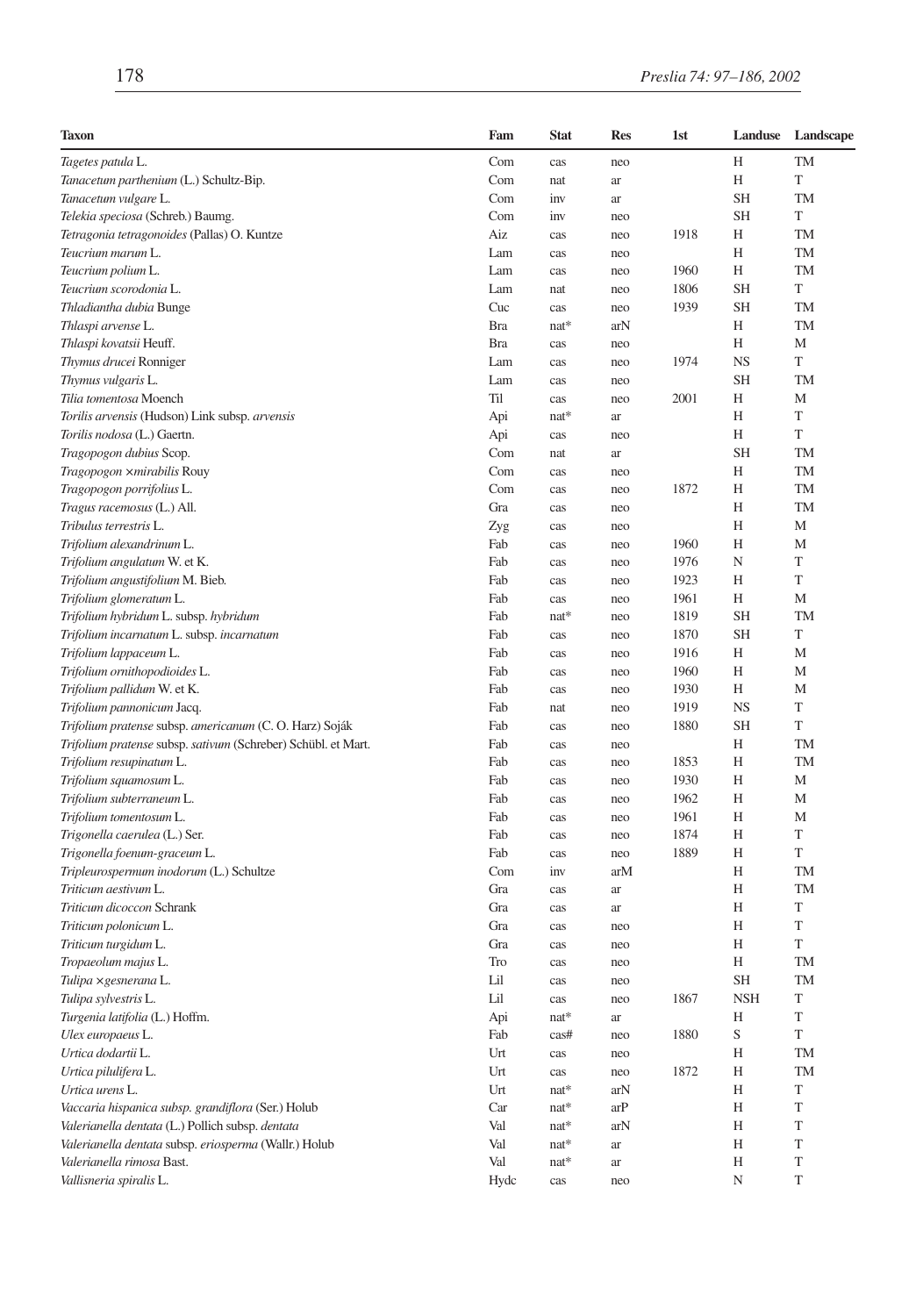| Taxon | Fam | Stat | Res | 1st | Landuse | Landscape |
|---|---|---|---|---|---|---|
| *Tagetes patula* L. | Com | cas | neo | | H | TM |
| *Tanacetum parthenium* (L.) Schultz-Bip. | Com | nat | ar | | H | T |
| *Tanacetum vulgare* L. | Com | inv | ar | | SH | TM |
| *Telekia speciosa* (Schreb.) Baumg. | Com | inv | neo | | SH | T |
| *Tetragonia tetragonoides* (Pallas) O. Kuntze | Aiz | cas | neo | 1918 | H | TM |
| *Teucrium marum* L. | Lam | cas | neo | | H | TM |
| *Teucrium polium* L. | Lam | cas | neo | 1960 | H | TM |
| *Teucrium scorodonia* L. | Lam | nat | neo | 1806 | SH | T |
| *Thladiantha dubia* Bunge | Cuc | cas | neo | 1939 | SH | TM |
| *Thlaspi arvense* L. | Bra | nat* | arN | | H | TM |
| *Thlaspi kovatsii* Heuff. | Bra | cas | neo | | H | M |
| *Thymus drucei* Ronniger | Lam | cas | neo | 1974 | NS | T |
| *Thymus vulgaris* L. | Lam | cas | neo | | SH | TM |
| *Tilia tomentosa* Moench | Til | cas | neo | 2001 | H | M |
| *Torilis arvensis* (Hudson) Link subsp. *arvensis* | Api | nat* | ar | | H | T |
| *Torilis nodosa* (L.) Gaertn. | Api | cas | neo | | H | T |
| *Tragopogon dubius* Scop. | Com | nat | ar | | SH | TM |
| *Tragopogon ×mirabilis* Rouy | Com | cas | neo | | H | TM |
| *Tragopogon porrifolius* L. | Com | cas | neo | 1872 | H | TM |
| *Tragus racemosus* (L.) All. | Gra | cas | neo | | H | TM |
| *Tribulus terrestris* L. | Zyg | cas | neo | | H | M |
| *Trifolium alexandrinum* L. | Fab | cas | neo | 1960 | H | M |
| *Trifolium angulatum* W. et K. | Fab | cas | neo | 1976 | N | T |
| *Trifolium angustifolium* M. Bieb. | Fab | cas | neo | 1923 | H | T |
| *Trifolium glomeratum* L. | Fab | cas | neo | 1961 | H | M |
| *Trifolium hybridum* L. subsp. *hybridum* | Fab | nat* | neo | 1819 | SH | TM |
| *Trifolium incarnatum* L. subsp. *incarnatum* | Fab | cas | neo | 1870 | SH | T |
| *Trifolium lappaceum* L. | Fab | cas | neo | 1916 | H | M |
| *Trifolium ornithopodioides* L. | Fab | cas | neo | 1960 | H | M |
| *Trifolium pallidum* W. et K. | Fab | cas | neo | 1930 | H | M |
| *Trifolium pannonicum* Jacq. | Fab | nat | neo | 1919 | NS | T |
| *Trifolium pratense* subsp. *americanum* (C. O. Harz) Soják | Fab | cas | neo | 1880 | SH | T |
| *Trifolium pratense* subsp. *sativum* (Schreber) Schübl. et Mart. | Fab | cas | neo | | H | TM |
| *Trifolium resupinatum* L. | Fab | cas | neo | 1853 | H | TM |
| *Trifolium squamosum* L. | Fab | cas | neo | 1930 | H | M |
| *Trifolium subterraneum* L. | Fab | cas | neo | 1962 | H | M |
| *Trifolium tomentosum* L. | Fab | cas | neo | 1961 | H | M |
| *Trigonella caerulea* (L.) Ser. | Fab | cas | neo | 1874 | H | T |
| *Trigonella foenum-graceum* L. | Fab | cas | neo | 1889 | H | T |
| *Tripleurospermum inodorum* (L.) Schultze | Com | inv | arM | | H | TM |
| *Triticum aestivum* L. | Gra | cas | ar | | H | TM |
| *Triticum dicoccon* Schrank | Gra | cas | ar | | H | T |
| *Triticum polonicum* L. | Gra | cas | neo | | H | T |
| *Triticum turgidum* L. | Gra | cas | neo | | H | T |
| *Tropaeolum majus* L. | Tro | cas | neo | | H | TM |
| *Tulipa ×gesnerana* L. | Lil | cas | neo | | SH | TM |
| *Tulipa sylvestris* L. | Lil | cas | neo | 1867 | NSH | T |
| *Turgenia latifolia* (L.) Hoffm. | Api | nat* | ar | | H | T |
| *Ulex europaeus* L. | Fab | cas# | neo | 1880 | S | T |
| *Urtica dodartii* L. | Urt | cas | neo | | H | TM |
| *Urtica pilulifera* L. | Urt | cas | neo | 1872 | H | TM |
| *Urtica urens* L. | Urt | nat* | arN | | H | T |
| *Vaccaria hispanica subsp. grandiflora* (Ser.) Holub | Car | nat* | arP | | H | T |
| *Valerianella dentata* (L.) Pollich subsp. *dentata* | Val | nat* | arN | | H | T |
| *Valerianella dentata* subsp. *eriosperma* (Wallr.) Holub | Val | nat* | ar | | H | T |
| *Valerianella rimosa* Bast. | Val | nat* | ar | | H | T |
| *Vallisneria spiralis* L. | Hydc | cas | neo | | N | T |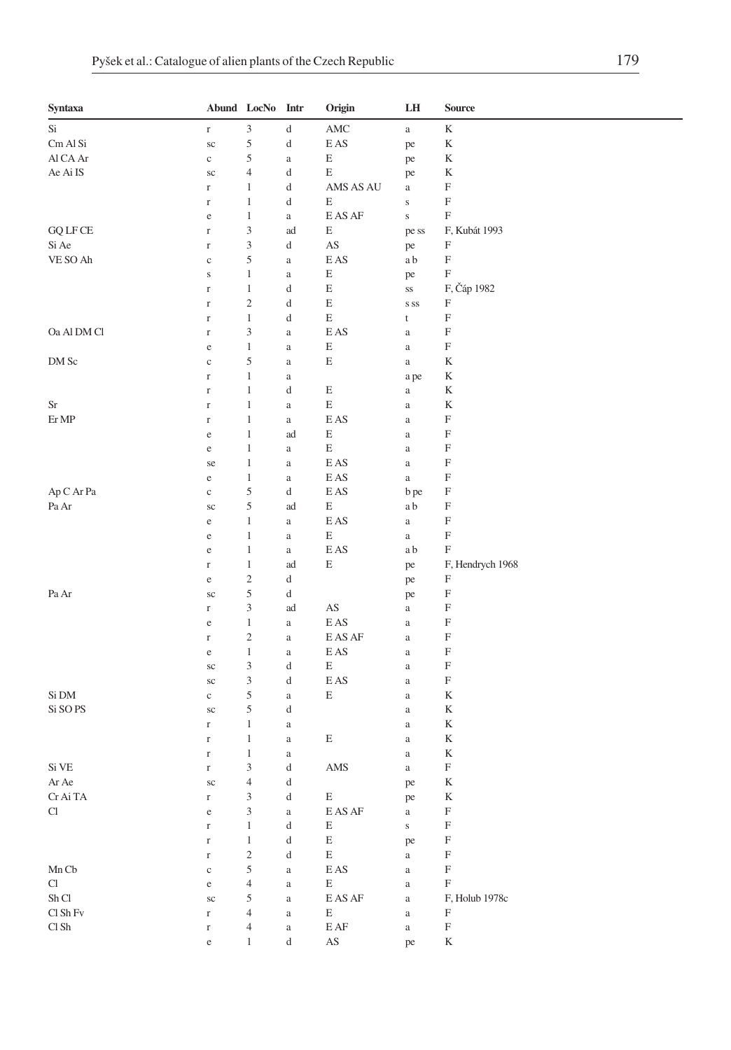| Syntaxa | Abund | LocNo | Intr | Origin | LH | Source |
|---|---|---|---|---|---|---|
| Si | r | 3 | d | AMC | a | K |
| Cm Al Si | sc | 5 | d | E AS | pe | K |
| Al CA Ar | c | 5 | a | E | pe | K |
| Ae Ai IS | sc | 4 | d | E | pe | K |
| | r | 1 | d | AMS AS AU | a | F |
| | r | 1 | d | E | s | F |
| | e | 1 | a | E AS AF | s | F |
| GQ LF CE | r | 3 | ad | E | pe ss | F, Kubát 1993 |
| Si Ae | r | 3 | d | AS | pe | F |
| VE SO Ah | c | 5 | a | E AS | a b | F |
| | s | 1 | a | E | pe | F |
| | r | 1 | d | E | ss | F, Čáp 1982 |
| | r | 2 | d | E | s ss | F |
| | r | 1 | d | E | t | F |
| Oa Al DM Cl | r | 3 | a | E AS | a | F |
| | e | 1 | a | E | a | F |
| DM Sc | c | 5 | a | E | a | K |
| | r | 1 | a | | a pe | K |
| | r | 1 | d | E | a | K |
| Sr | r | 1 | a | E | a | K |
| Er MP | r | 1 | a | E AS | a | F |
| | e | 1 | ad | E | a | F |
| | e | 1 | a | E | a | F |
| | se | 1 | a | E AS | a | F |
| | e | 1 | a | E AS | a | F |
| Ap C Ar Pa | c | 5 | d | E AS | b pe | F |
| Pa Ar | sc | 5 | ad | E | a b | F |
| | e | 1 | a | E AS | a | F |
| | e | 1 | a | E | a | F |
| | e | 1 | a | E AS | a b | F |
| | r | 1 | ad | E | pe | F, Hendrych 1968 |
| | e | 2 | d | | pe | F |
| Pa Ar | sc | 5 | d | | pe | F |
| | r | 3 | ad | AS | a | F |
| | e | 1 | a | E AS | a | F |
| | r | 2 | a | E AS AF | a | F |
| | e | 1 | a | E AS | a | F |
| | sc | 3 | d | E | a | F |
| | sc | 3 | d | E AS | a | F |
| Si DM | c | 5 | a | E | a | K |
| Si SO PS | sc | 5 | d | | a | K |
| | r | 1 | a | | a | K |
| | r | 1 | a | E | a | K |
| | r | 1 | a | | a | K |
| Si VE | r | 3 | d | AMS | a | F |
| Ar Ae | sc | 4 | d | | pe | K |
| Cr Ai TA | r | 3 | d | E | pe | K |
| Cl | e | 3 | a | E AS AF | a | F |
| | r | 1 | d | E | s | F |
| | r | 1 | d | E | pe | F |
| | r | 2 | d | E | a | F |
| Mn Cb | c | 5 | a | E AS | a | F |
| Cl | e | 4 | a | E | a | F |
| Sh Cl | sc | 5 | a | E AS AF | a | F, Holub 1978c |
| Cl Sh Fv | r | 4 | a | E | a | F |
| Cl Sh | r | 4 | a | E AF | a | F |
| | e | 1 | d | AS | pe | K |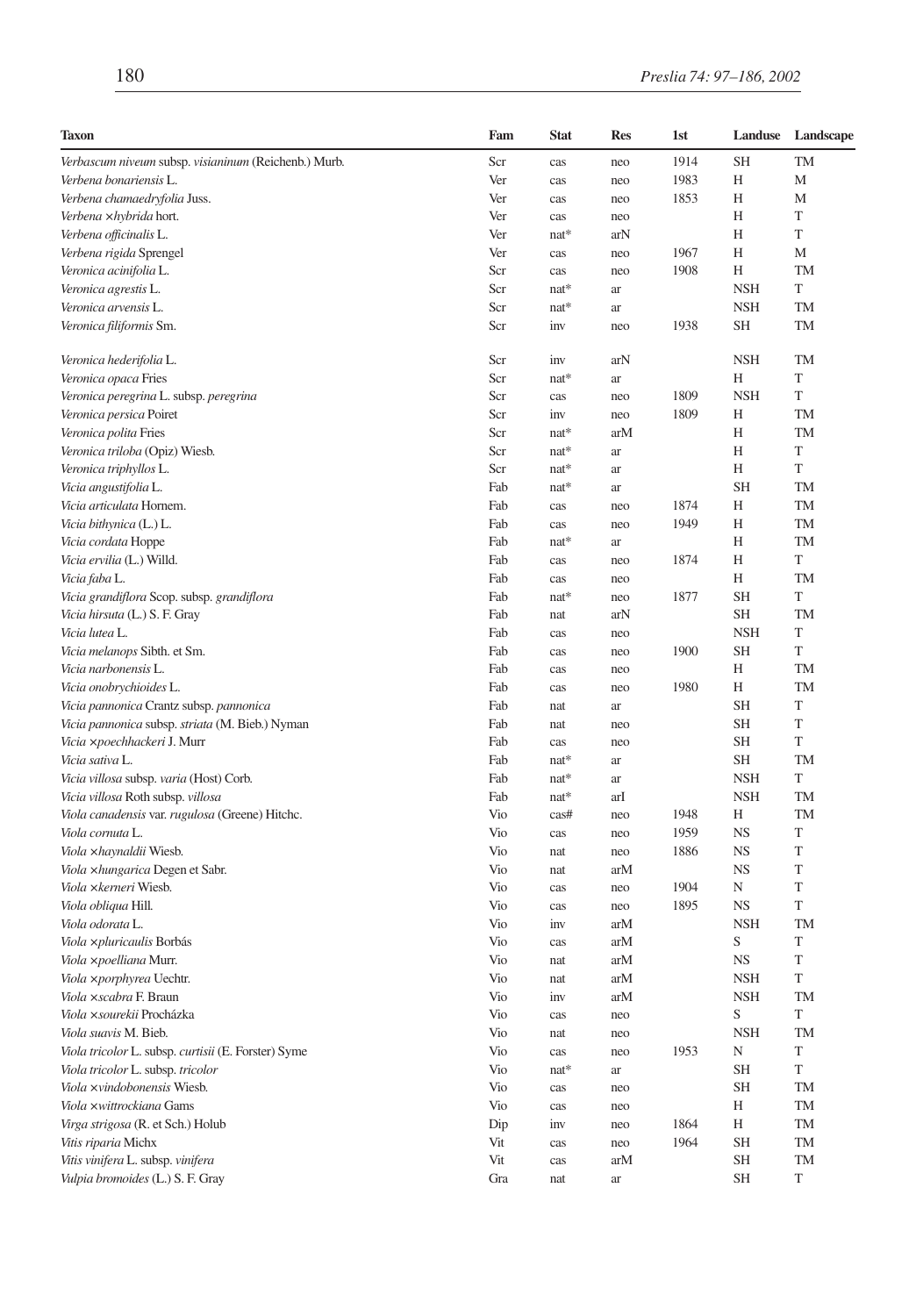| Taxon | Fam | Stat | Res | 1st | Landuse | Landscape |
|---|---|---|---|---|---|---|
| *Verbascum niveum* subsp. *visianinum* (Reichenb.) Murb. | Scr | cas | neo | 1914 | SH | TM |
| *Verbena bonariensis* L. | Ver | cas | neo | 1983 | H | M |
| *Verbena chamaedryfolia* Juss. | Ver | cas | neo | 1853 | H | M |
| *Verbena ×hybrida* hort. | Ver | cas | neo | | H | T |
| *Verbena officinalis* L. | Ver | nat* | arN | | H | T |
| *Verbena rigida* Sprengel | Ver | cas | neo | 1967 | H | M |
| *Veronica acinifolia* L. | Scr | cas | neo | 1908 | H | TM |
| *Veronica agrestis* L. | Scr | nat* | ar | | NSH | T |
| *Veronica arvensis* L. | Scr | nat* | ar | | NSH | TM |
| *Veronica filiformis* Sm. | Scr | inv | neo | 1938 | SH | TM |
| *Veronica hederifolia* L. | Scr | inv | arN | | NSH | TM |
| *Veronica opaca* Fries | Scr | nat* | ar | | H | T |
| *Veronica peregrina* L. subsp. *peregrina* | Scr | cas | neo | 1809 | NSH | T |
| *Veronica persica* Poiret | Scr | inv | neo | 1809 | H | TM |
| *Veronica polita* Fries | Scr | nat* | arM | | H | TM |
| *Veronica triloba* (Opiz) Wiesb. | Scr | nat* | ar | | H | T |
| *Veronica triphyllos* L. | Scr | nat* | ar | | H | T |
| *Vicia angustifolia* L. | Fab | nat* | ar | | SH | TM |
| *Vicia articulata* Hornem. | Fab | cas | neo | 1874 | H | TM |
| *Vicia bithynica* (L.) L. | Fab | cas | neo | 1949 | H | TM |
| *Vicia cordata* Hoppe | Fab | nat* | ar | | H | TM |
| *Vicia ervilia* (L.) Willd. | Fab | cas | neo | 1874 | H | T |
| *Vicia faba* L. | Fab | cas | neo | | H | TM |
| *Vicia grandiflora* Scop. subsp. *grandiflora* | Fab | nat* | neo | 1877 | SH | T |
| *Vicia hirsuta* (L.) S. F. Gray | Fab | nat | arN | | SH | TM |
| *Vicia lutea* L. | Fab | cas | neo | | NSH | T |
| *Vicia melanops* Sibth. et Sm. | Fab | cas | neo | 1900 | SH | T |
| *Vicia narbonensis* L. | Fab | cas | neo | | H | TM |
| *Vicia onobrychioides* L. | Fab | cas | neo | 1980 | H | TM |
| *Vicia pannonica* Crantz subsp. *pannonica* | Fab | nat | ar | | SH | T |
| *Vicia pannonica* subsp. *striata* (M. Bieb.) Nyman | Fab | nat | neo | | SH | T |
| *Vicia ×poechhackeri* J. Murr | Fab | cas | neo | | SH | T |
| *Vicia sativa* L. | Fab | nat* | ar | | SH | TM |
| *Vicia villosa* subsp. *varia* (Host) Corb. | Fab | nat* | ar | | NSH | T |
| *Vicia villosa* Roth subsp. *villosa* | Fab | nat* | arI | | NSH | TM |
| *Viola canadensis* var. *rugulosa* (Greene) Hitchc. | Vio | cas# | neo | 1948 | H | TM |
| *Viola cornuta* L. | Vio | cas | neo | 1959 | NS | T |
| *Viola ×haynaldii* Wiesb. | Vio | nat | neo | 1886 | NS | T |
| *Viola ×hungarica* Degen et Sabr. | Vio | nat | arM | | NS | T |
| *Viola ×kerneri* Wiesb. | Vio | cas | neo | 1904 | N | T |
| *Viola obliqua* Hill. | Vio | cas | neo | 1895 | NS | T |
| *Viola odorata* L. | Vio | inv | arM | | NSH | TM |
| *Viola ×pluricaulis* Borbás | Vio | cas | arM | | S | T |
| *Viola ×poelliana* Murr. | Vio | nat | arM | | NS | T |
| *Viola ×porphyrea* Uechtr. | Vio | nat | arM | | NSH | T |
| *Viola ×scabra* F. Braun | Vio | inv | arM | | NSH | TM |
| *Viola ×sourekii* Procházka | Vio | cas | neo | | S | T |
| *Viola suavis* M. Bieb. | Vio | nat | neo | | NSH | TM |
| *Viola tricolor* L. subsp. *curtisii* (E. Forster) Syme | Vio | cas | neo | 1953 | N | T |
| *Viola tricolor* L. subsp. *tricolor* | Vio | nat* | ar | | SH | T |
| *Viola ×vindobonensis* Wiesb. | Vio | cas | neo | | SH | TM |
| *Viola ×wittrockiana* Gams | Vio | cas | neo | | H | TM |
| *Virga strigosa* (R. et Sch.) Holub | Dip | inv | neo | 1864 | H | TM |
| *Vitis riparia* Michx | Vit | cas | neo | 1964 | SH | TM |
| *Vitis vinifera* L. subsp. *vinifera* | Vit | cas | arM | | SH | TM |
| *Vulpia bromoides* (L.) S. F. Gray | Gra | nat | ar | | SH | T |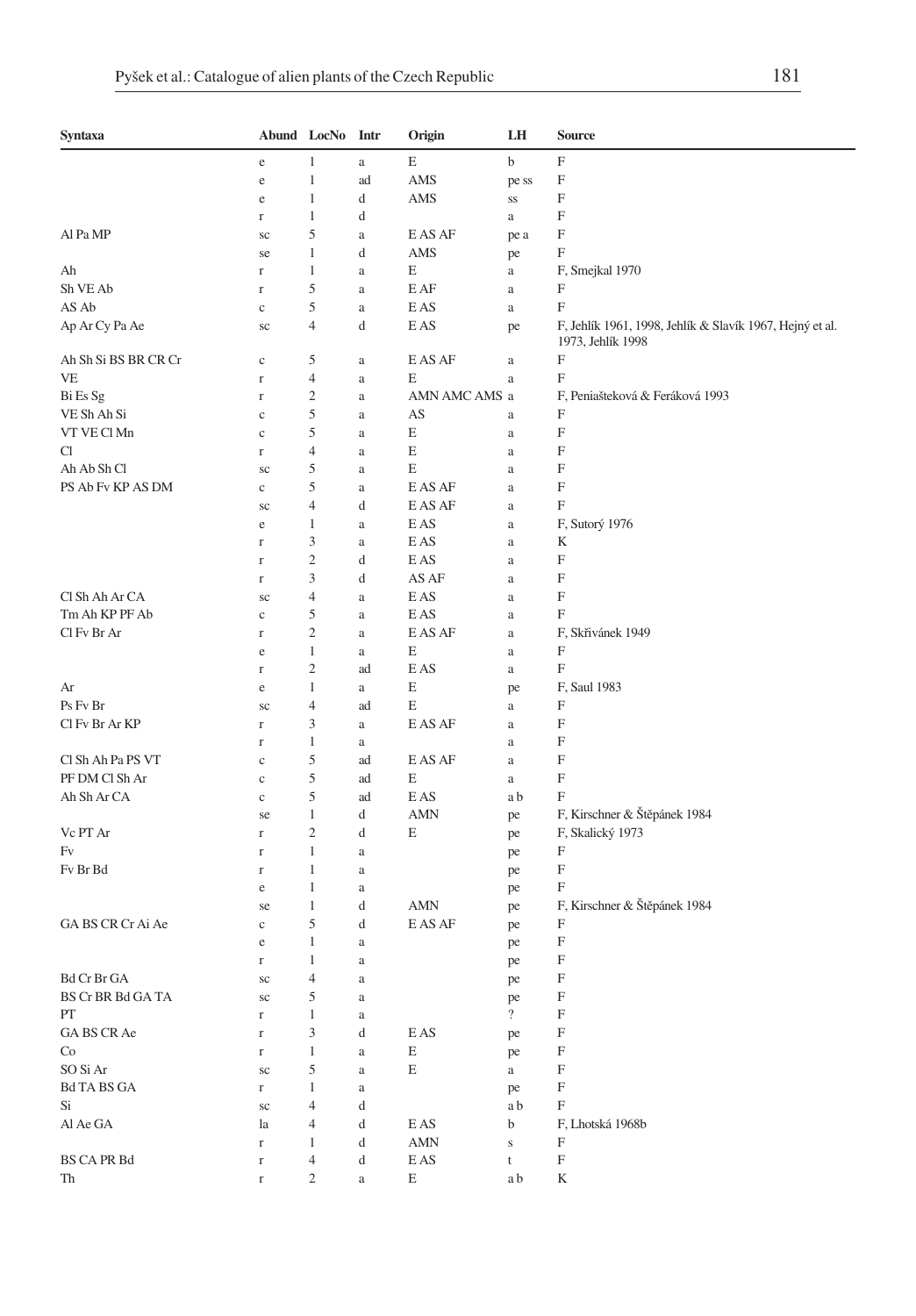| Syntaxa | Abund | LocNo | Intr | Origin | LH | Source |
|---|---|---|---|---|---|---|
| | e | 1 | a | E | b | F |
| | e | 1 | ad | AMS | pe ss | F |
| | e | 1 | d | AMS | ss | F |
| | r | 1 | d | | a | F |
| Al Pa MP | sc | 5 | a | E AS AF | pe a | F |
| | se | 1 | d | AMS | pe | F |
| Ah | r | 1 | a | E | a | F, Smejkal 1970 |
| Sh VE Ab | r | 5 | a | E AF | a | F |
| AS Ab | c | 5 | a | E AS | a | F |
| Ap Ar Cy Pa Ae | sc | 4 | d | E AS | pe | F, Jehlík 1961, 1998, Jehlík & Slavík 1967, Hejný et al. 1973, Jehlík 1998 |
| Ah Sh Si BS BR CR Cr | c | 5 | a | E AS AF | a | F |
| VE | r | 4 | a | E | a | F |
| Bi Es Sg | r | 2 | a | AMN AMC AMS | a | F, Peniašteková & Feráková 1993 |
| VE Sh Ah Si | c | 5 | a | AS | a | F |
| VT VE Cl Mn | c | 5 | a | E | a | F |
| Cl | r | 4 | a | E | a | F |
| Ah Ab Sh Cl | sc | 5 | a | E | a | F |
| PS Ab Fv KP AS DM | c | 5 | a | E AS AF | a | F |
| | sc | 4 | d | E AS AF | a | F |
| | e | 1 | a | E AS | a | F, Sutorý 1976 |
| | r | 3 | a | E AS | a | K |
| | r | 2 | d | E AS | a | F |
| | r | 3 | d | AS AF | a | F |
| Cl Sh Ah Ar CA | sc | 4 | a | E AS | a | F |
| Tm Ah KP PF Ab | c | 5 | a | E AS | a | F |
| Cl Fv Br Ar | r | 2 | a | E AS AF | a | F, Skřivánek 1949 |
| | e | 1 | a | E | a | F |
| | r | 2 | ad | E AS | a | F |
| Ar | e | 1 | a | E | pe | F, Saul 1983 |
| Ps Fv Br | sc | 4 | ad | E | a | F |
| Cl Fv Br Ar KP | r | 3 | a | E AS AF | a | F |
| | r | 1 | a | | a | F |
| Cl Sh Ah Pa PS VT | c | 5 | ad | E AS AF | a | F |
| PF DM Cl Sh Ar | c | 5 | ad | E | a | F |
| Ah Sh Ar CA | c | 5 | ad | E AS | a b | F |
| | se | 1 | d | AMN | pe | F, Kirschner & Štěpánek 1984 |
| Vc PT Ar | r | 2 | d | E | pe | F, Skalický 1973 |
| Fv | r | 1 | a | | pe | F |
| Fv Br Bd | r | 1 | a | | pe | F |
| | e | 1 | a | | pe | F |
| | se | 1 | d | AMN | pe | F, Kirschner & Štěpánek 1984 |
| GA BS CR Cr Ai Ae | c | 5 | d | E AS AF | pe | F |
| | e | 1 | a | | pe | F |
| | r | 1 | a | | pe | F |
| Bd Cr Br GA | sc | 4 | a | | pe | F |
| BS Cr BR Bd GA TA | sc | 5 | a | | pe | F |
| PT | r | 1 | a | | ? | F |
| GA BS CR Ae | r | 3 | d | E AS | pe | F |
| Co | r | 1 | a | E | pe | F |
| SO Si Ar | sc | 5 | a | E | a | F |
| Bd TA BS GA | r | 1 | a | | pe | F |
| Si | sc | 4 | d | | a b | F |
| Al Ae GA | la | 4 | d | E AS | b | F, Lhotská 1968b |
| | r | 1 | d | AMN | s | F |
| BS CA PR Bd | r | 4 | d | E AS | t | F |
| Th | r | 2 | a | E | a b | K |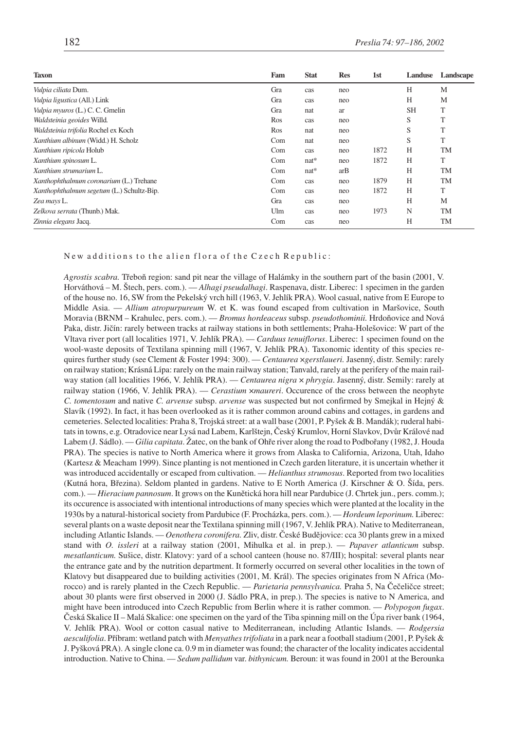| Taxon | Fam | Stat | Res | 1st | Landuse | Landscape |
|---|---|---|---|---|---|---|
| *Vulpia ciliata* Dum. | Gra | cas | neo | | H | M |
| *Vulpia ligustica* (All.) Link | Gra | cas | neo | | H | M |
| *Vulpia myuros* (L.) C. C. Gmelin | Gra | nat | ar | | SH | T |
| *Waldsteinia geoides* Willd. | Ros | cas | neo | | S | T |
| *Waldsteinia trifolia* Rochel ex Koch | Ros | nat | neo | | S | T |
| *Xanthium albinum* (Widd.) H. Scholz | Com | nat | neo | | S | T |
| *Xanthium ripicola* Holub | Com | cas | neo | 1872 | H | TM |
| *Xanthium spinosum* L. | Com | nat* | neo | 1872 | H | T |
| *Xanthium strumarium* L. | Com | nat* | arB | | H | TM |
| *Xanthophthalmum coronarium* (L.) Trehane | Com | cas | neo | 1879 | H | TM |
| *Xanthophthalmum segetum* (L.) Schultz-Bip. | Com | cas | neo | 1872 | H | T |
| *Zea mays* L. | Gra | cas | neo | | H | M |
| *Zelkova serrata* (Thunb.) Mak. | Ulm | cas | neo | 1973 | N | TM |
| *Zinnia elegans* Jacq. | Com | cas | neo | | H | TM |

New additions to the alien flora of the Czech Republic:

*Agrostis scabra.* Třeboň region: sand pit near the village of Halámky in the southern part of the basin (2001, V. Horváthová – M. Štech, pers. com.). — *Alhagi pseudalhagi*. Raspenava, distr. Liberec: 1 specimen in the garden of the house no. 16, SW from the Pekelský vrch hill (1963, V. Jehlík PRA). Wool casual, native from E Europe to Middle Asia. — *Allium atropurpureum* W. et K. was found escaped from cultivation in Maršovice, South Moravia (BRNM – Krahulec, pers. com.). — *Bromus hordeaceus* subsp. *pseudothominii.* Hrdoňovice and Nová Paka, distr. Jičín: rarely between tracks at railway stations in both settlements; Praha-Holešovice: W part of the Vltava river port (all localities 1971, V. Jehlík PRA). — *Carduus tenuiflorus*. Liberec: 1 specimen found on the wool-waste deposits of Textilana spinning mill (1967, V. Jehlík PRA). Taxonomic identity of this species requires further study (see Clement & Foster 1994: 300). — *Centaurea ×gerstlaueri.* Jasenný, distr. Semily: rarely on railway station; Krásná Lípa: rarely on the main railway station; Tanvald, rarely at the perifery of the main railway station (all localities 1966, V. Jehlík PRA). — *Centaurea nigra × phrygia*. Jasenný, distr. Semily: rarely at railway station (1966, V. Jehlík PRA). — *Cerastium ×maureri*. Occurence of the cross between the neophyte *C. tomentosum* and native *C. arvense* subsp. *arvense* was suspected but not confirmed by Smejkal in Hejný & Slavík (1992). In fact, it has been overlooked as it is rather common around cabins and cottages, in gardens and cemeteries. Selected localities: Praha 8, Trojská street: at a wall base (2001, P. Pyšek & B. Mandák); ruderal habitats in towns, e.g. Otradovice near Lysá nad Labem, Karlštejn, Český Krumlov, Horní Slavkov, Dvůr Králové nad Labem (J. Sádlo). — *Gilia capitata*. Žatec, on the bank of Ohře river along the road to Podbořany (1982, J. Houda PRA). The species is native to North America where it grows from Alaska to California, Arizona, Utah, Idaho (Kartesz & Meacham 1999). Since planting is not mentioned in Czech garden literature, it is uncertain whether it was introduced accidentally or escaped from cultivation. — *Helianthus strumosus*. Reported from two localities (Kutná hora, Březina). Seldom planted in gardens. Native to E North America (J. Kirschner & O. Šída, pers. com.). — *Hieracium pannosum*. It grows on the Kunětická hora hill near Pardubice (J. Chrtek jun., pers. comm.); its occurence is associated with intentional introductions of many species which were planted at the locality in the 1930s by a natural-historical society from Pardubice (F. Procházka, pers. com.). — *Hordeum leporinum.* Liberec: several plants on a waste deposit near the Textilana spinning mill (1967, V. Jehlík PRA). Native to Mediterranean, including Atlantic Islands. — *Oenothera coronifera.* Zliv, distr. České Budějovice: cca 30 plants grew in a mixed stand with *O. issleri* at a railway station (2001, Mihulka et al. in prep.). — *Papaver atlanticum* subsp. *mesatlanticum.* Sušice, distr. Klatovy: yard of a school canteen (house no. 87/III); hospital: several plants near the entrance gate and by the nutrition department. It formerly occurred on several other localities in the town of Klatovy but disappeared due to building activities (2001, M. Král). The species originates from N Africa (Morocco) and is rarely planted in the Czech Republic. — *Parietaria pennsylvanica.* Praha 5, Na Čečeličce street; about 30 plants were first observed in 2000 (J. Sádlo PRA, in prep.). The species is native to N America, and might have been introduced into Czech Republic from Berlin where it is rather common. — *Polypogon fugax*. Česká Skalice II – Malá Skalice: one specimen on the yard of the Tiba spinning mill on the Úpa river bank (1964, V. Jehlík PRA). Wool or cotton casual native to Mediterranean, including Atlantic Islands. — *Rodgersia aesculifolia*. Příbram: wetland patch with *Menyathes trifoliata* in a park near a football stadium (2001, P. Pyšek & J. Pyšková PRA). A single clone ca. 0.9 m in diameter was found; the character of the locality indicates accidental introduction. Native to China. — *Sedum pallidum* var. *bithynicum.* Beroun: it was found in 2001 at the Berounka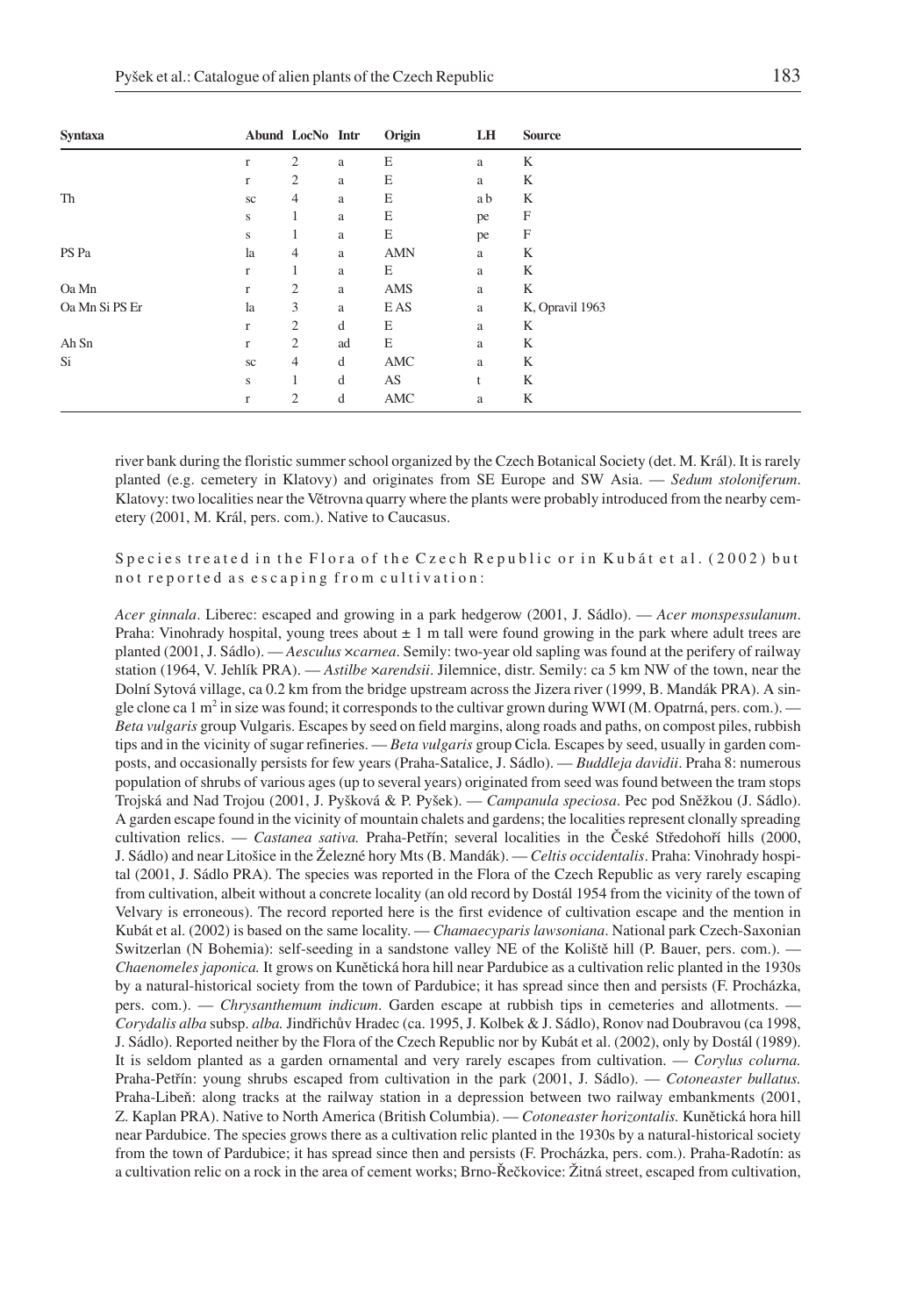| Syntaxa | Abund | LocNo | Intr | Origin | LH | Source |
|---|---|---|---|---|---|---|
| | r | 2 | a | E | a | K |
| | r | 2 | a | E | a | K |
| Th | sc | 4 | a | E | a b | K |
| | s | 1 | a | E | pe | F |
| | s | 1 | a | E | pe | F |
| PS Pa | la | 4 | a | AMN | a | K |
| | r | 1 | a | E | a | K |
| Oa Mn | r | 2 | a | AMS | a | K |
| Oa Mn Si PS Er | la | 3 | a | E AS | a | K, Opravil 1963 |
| | r | 2 | d | E | a | K |
| Ah Sn | r | 2 | ad | E | a | K |
| Si | sc | 4 | d | AMC | a | K |
| | s | 1 | d | AS | t | K |
| | r | 2 | d | AMC | a | K |

river bank during the floristic summer school organized by the Czech Botanical Society (det. M. Král). It is rarely planted (e.g. cemetery in Klatovy) and originates from SE Europe and SW Asia. — *Sedum stoloniferum*. Klatovy: two localities near the Větrovna quarry where the plants were probably introduced from the nearby cemetery (2001, M. Král, pers. com.). Native to Caucasus.

Species treated in the Flora of the Czech Republic or in Kubát et al. (2002) but not reported as escaping from cultivation:

*Acer ginnala*. Liberec: escaped and growing in a park hedgerow (2001, J. Sádlo). — *Acer monspessulanum*. Praha: Vinohrady hospital, young trees about ± 1 m tall were found growing in the park where adult trees are planted (2001, J. Sádlo). — *Aesculus ×carnea*. Semily: two-year old sapling was found at the perifery of railway station (1964, V. Jehlík PRA). — *Astilbe ×arendsii*. Jilemnice, distr. Semily: ca 5 km NW of the town, near the Dolní Sytová village, ca 0.2 km from the bridge upstream across the Jizera river (1999, B. Mandák PRA). A single clone ca 1 m$^2$ in size was found; it corresponds to the cultivar grown during WWI (M. Opatrná, pers. com.). — *Beta vulgaris* group Vulgaris. Escapes by seed on field margins, along roads and paths, on compost piles, rubbish tips and in the vicinity of sugar refineries. — *Beta vulgaris* group Cicla. Escapes by seed, usually in garden composts, and occasionally persists for few years (Praha-Satalice, J. Sádlo). — *Buddleja davidii*. Praha 8: numerous population of shrubs of various ages (up to several years) originated from seed was found between the tram stops Trojská and Nad Trojou (2001, J. Pyšková & P. Pyšek). — *Campanula speciosa*. Pec pod Sněžkou (J. Sádlo). A garden escape found in the vicinity of mountain chalets and gardens; the localities represent clonally spreading cultivation relics. — *Castanea sativa.* Praha-Petřín; several localities in the České Středohoří hills (2000, J. Sádlo) and near Litošice in the Železné hory Mts (B. Mandák). — *Celtis occidentalis*. Praha: Vinohrady hospital (2001, J. Sádlo PRA). The species was reported in the Flora of the Czech Republic as very rarely escaping from cultivation, albeit without a concrete locality (an old record by Dostál 1954 from the vicinity of the town of Velvary is erroneous). The record reported here is the first evidence of cultivation escape and the mention in Kubát et al. (2002) is based on the same locality. — *Chamaecyparis lawsoniana*. National park Czech-Saxonian Switzerlan (N Bohemia): self-seeding in a sandstone valley NE of the Koliště hill (P. Bauer, pers. com.). — *Chaenomeles japonica.* It grows on Kunětická hora hill near Pardubice as a cultivation relic planted in the 1930s by a natural-historical society from the town of Pardubice; it has spread since then and persists (F. Procházka, pers. com.). — *Chrysanthemum indicum*. Garden escape at rubbish tips in cemeteries and allotments. — *Corydalis alba* subsp. *alba.* Jindřichův Hradec (ca. 1995, J. Kolbek & J. Sádlo), Ronov nad Doubravou (ca 1998, J. Sádlo). Reported neither by the Flora of the Czech Republic nor by Kubát et al. (2002), only by Dostál (1989). It is seldom planted as a garden ornamental and very rarely escapes from cultivation. — *Corylus colurna.* Praha-Petřín: young shrubs escaped from cultivation in the park (2001, J. Sádlo). — *Cotoneaster bullatus.* Praha-Libeň: along tracks at the railway station in a depression between two railway embankments (2001, Z. Kaplan PRA). Native to North America (British Columbia). — *Cotoneaster horizontalis.* Kunětická hora hill near Pardubice. The species grows there as a cultivation relic planted in the 1930s by a natural-historical society from the town of Pardubice; it has spread since then and persists (F. Procházka, pers. com.). Praha-Radotín: as a cultivation relic on a rock in the area of cement works; Brno-Řečkovice: Žitná street, escaped from cultivation,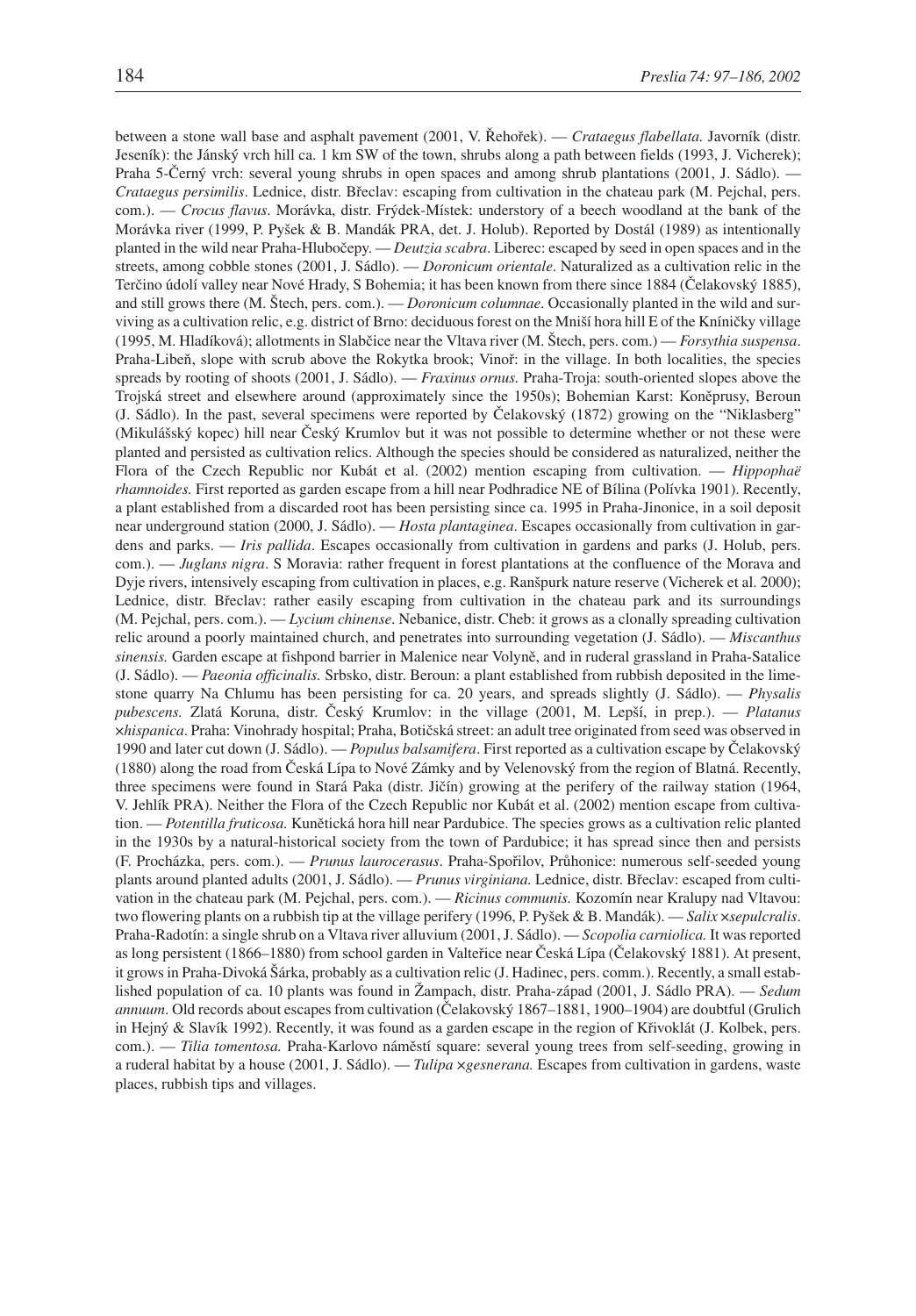between a stone wall base and asphalt pavement (2001, V. Řehořek). — *Crataegus flabellata.* Javorník (distr. Jeseník): the Jánský vrch hill ca. 1 km SW of the town, shrubs along a path between fields (1993, J. Vicherek); Praha 5-Černý vrch: several young shrubs in open spaces and among shrub plantations (2001, J. Sádlo). — *Crataegus persimilis*. Lednice, distr. Břeclav: escaping from cultivation in the chateau park (M. Pejchal, pers. com.). — *Crocus flavus*. Morávka, distr. Frýdek-Místek: understory of a beech woodland at the bank of the Morávka river (1999, P. Pyšek & B. Mandák PRA, det. J. Holub). Reported by Dostál (1989) as intentionally planted in the wild near Praha-Hlubočepy. — *Deutzia scabra*. Liberec: escaped by seed in open spaces and in the streets, among cobble stones (2001, J. Sádlo). — *Doronicum orientale*. Naturalized as a cultivation relic in the Terčino údolí valley near Nové Hrady, S Bohemia; it has been known from there since 1884 (Čelakovský 1885), and still grows there (M. Štech, pers. com.). — *Doronicum columnae*. Occasionally planted in the wild and surviving as a cultivation relic, e.g. district of Brno: deciduous forest on the Mniší hora hill E of the Kníničky village (1995, M. Hladíková); allotments in Slabčice near the Vltava river (M. Štech, pers. com.) — *Forsythia suspensa*. Praha-Libeň, slope with scrub above the Rokytka brook; Vinoř: in the village. In both localities, the species spreads by rooting of shoots (2001, J. Sádlo). — *Fraxinus ornus.* Praha-Troja: south-oriented slopes above the Trojská street and elsewhere around (approximately since the 1950s); Bohemian Karst: Koněprusy, Beroun (J. Sádlo). In the past, several specimens were reported by Čelakovský (1872) growing on the "Niklasberg" (Mikulášský kopec) hill near Český Krumlov but it was not possible to determine whether or not these were planted and persisted as cultivation relics. Although the species should be considered as naturalized, neither the Flora of the Czech Republic nor Kubát et al. (2002) mention escaping from cultivation. — *Hippophaë rhamnoides.* First reported as garden escape from a hill near Podhradice NE of Bílina (Polívka 1901). Recently, a plant established from a discarded root has been persisting since ca. 1995 in Praha-Jinonice, in a soil deposit near underground station (2000, J. Sádlo). — *Hosta plantaginea*. Escapes occasionally from cultivation in gardens and parks. — *Iris pallida*. Escapes occasionally from cultivation in gardens and parks (J. Holub, pers. com.). — *Juglans nigra*. S Moravia: rather frequent in forest plantations at the confluence of the Morava and Dyje rivers, intensively escaping from cultivation in places, e.g. Ranšpurk nature reserve (Vicherek et al. 2000); Lednice, distr. Břeclav: rather easily escaping from cultivation in the chateau park and its surroundings (M. Pejchal, pers. com.). — *Lycium chinense*. Nebanice, distr. Cheb: it grows as a clonally spreading cultivation relic around a poorly maintained church, and penetrates into surrounding vegetation (J. Sádlo). — *Miscanthus sinensis.* Garden escape at fishpond barrier in Malenice near Volyně, and in ruderal grassland in Praha-Satalice (J. Sádlo). — *Paeonia officinalis.* Srbsko, distr. Beroun: a plant established from rubbish deposited in the limestone quarry Na Chlumu has been persisting for ca. 20 years, and spreads slightly (J. Sádlo). — *Physalis pubescens.* Zlatá Koruna, distr. Český Krumlov: in the village (2001, M. Lepší, in prep.). — *Platanus ×hispanica*. Praha: Vinohrady hospital; Praha, Botičská street: an adult tree originated from seed was observed in 1990 and later cut down (J. Sádlo). — *Populus balsamifera*. First reported as a cultivation escape by Čelakovský (1880) along the road from Česká Lípa to Nové Zámky and by Velenovský from the region of Blatná. Recently, three specimens were found in Stará Paka (distr. Jičín) growing at the perifery of the railway station (1964, V. Jehlík PRA). Neither the Flora of the Czech Republic nor Kubát et al. (2002) mention escape from cultivation. — *Potentilla fruticosa.* Kunětická hora hill near Pardubice. The species grows as a cultivation relic planted in the 1930s by a natural-historical society from the town of Pardubice; it has spread since then and persists (F. Procházka, pers. com.). — *Prunus laurocerasus*. Praha-Spořilov, Průhonice: numerous self-seeded young plants around planted adults (2001, J. Sádlo). — *Prunus virginiana.* Lednice, distr. Břeclav: escaped from cultivation in the chateau park (M. Pejchal, pers. com.). — *Ricinus communis.* Kozomín near Kralupy nad Vltavou: two flowering plants on a rubbish tip at the village perifery (1996, P. Pyšek & B. Mandák). — *Salix ×sepulcralis*. Praha-Radotín: a single shrub on a Vltava river alluvium (2001, J. Sádlo). — *Scopolia carniolica.* It was reported as long persistent (1866–1880) from school garden in Valteřice near Česká Lípa (Čelakovský 1881). At present, it grows in Praha-Divoká Šárka, probably as a cultivation relic (J. Hadinec, pers. comm.). Recently, a small established population of ca. 10 plants was found in Žampach, distr. Praha-západ (2001, J. Sádlo PRA). — *Sedum annuum*. Old records about escapes from cultivation (Čelakovský 1867–1881, 1900–1904) are doubtful (Grulich in Hejný & Slavík 1992). Recently, it was found as a garden escape in the region of Křivoklát (J. Kolbek, pers. com.). — *Tilia tomentosa.* Praha-Karlovo náměstí square: several young trees from self-seeding, growing in a ruderal habitat by a house (2001, J. Sádlo). — *Tulipa ×gesnerana.* Escapes from cultivation in gardens, waste places, rubbish tips and villages.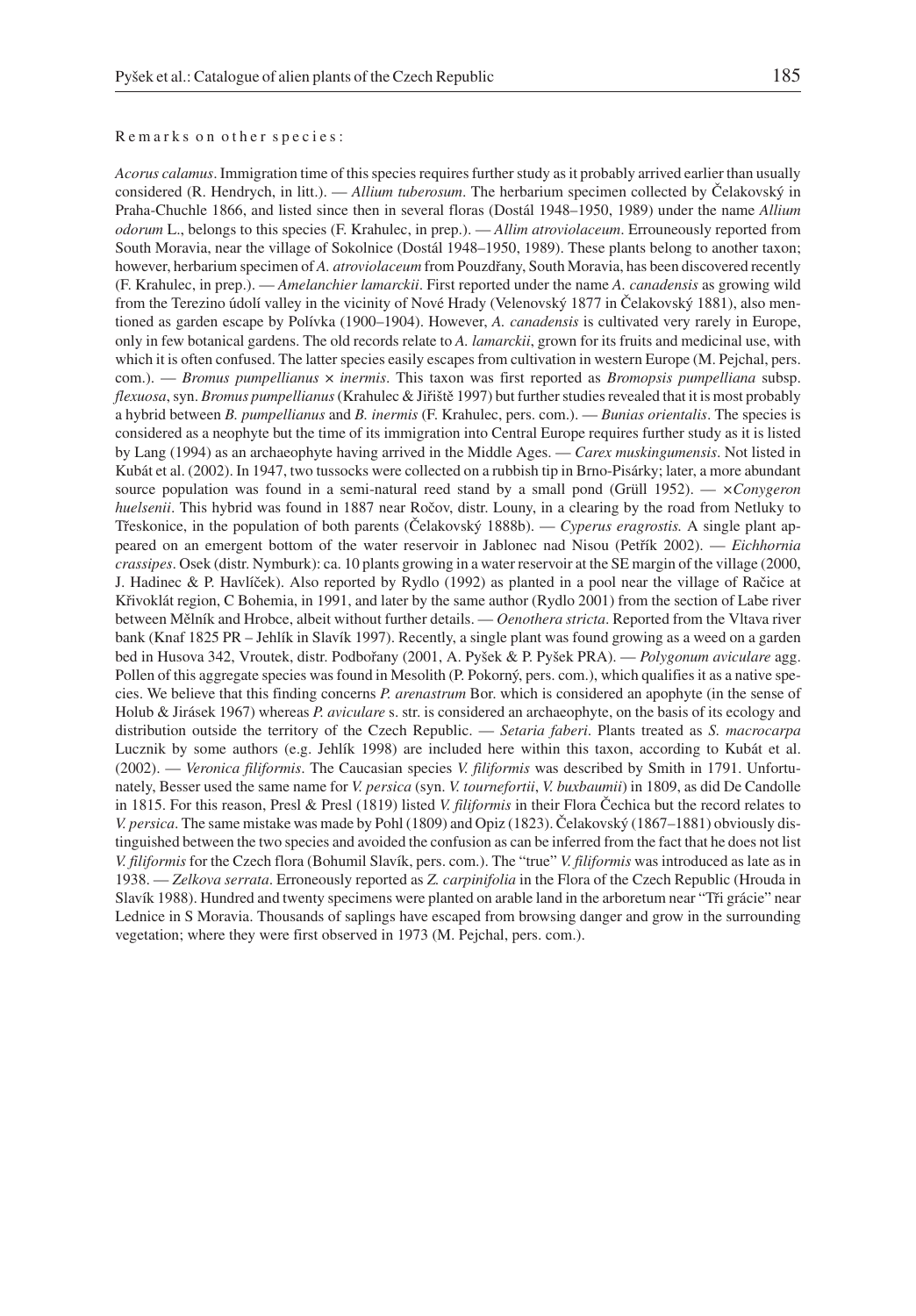Remarks on other species:

*Acorus calamus*. Immigration time of this species requires further study as it probably arrived earlier than usually considered (R. Hendrych, in litt.). — *Allium tuberosum*. The herbarium specimen collected by Čelakovský in Praha-Chuchle 1866, and listed since then in several floras (Dostál 1948–1950, 1989) under the name *Allium odorum* L., belongs to this species (F. Krahulec, in prep.). — *Allim atroviolaceum*. Errouneously reported from South Moravia, near the village of Sokolnice (Dostál 1948–1950, 1989). These plants belong to another taxon; however, herbarium specimen of *A. atroviolaceum* from Pouzdřany, South Moravia, has been discovered recently (F. Krahulec, in prep.). — *Amelanchier lamarckii*. First reported under the name *A. canadensis* as growing wild from the Terezino údolí valley in the vicinity of Nové Hrady (Velenovský 1877 in Čelakovský 1881), also mentioned as garden escape by Polívka (1900–1904). However, *A. canadensis* is cultivated very rarely in Europe, only in few botanical gardens. The old records relate to *A. lamarckii*, grown for its fruits and medicinal use, with which it is often confused. The latter species easily escapes from cultivation in western Europe (M. Pejchal, pers. com.). — *Bromus pumpellianus* × *inermis*. This taxon was first reported as *Bromopsis pumpelliana* subsp. *flexuosa*, syn. *Bromus pumpellianus* (Krahulec & Jiřiště 1997) but further studies revealed that it is most probably a hybrid between *B. pumpellianus* and *B. inermis* (F. Krahulec, pers. com.). — *Bunias orientalis*. The species is considered as a neophyte but the time of its immigration into Central Europe requires further study as it is listed by Lang (1994) as an archaeophyte having arrived in the Middle Ages. — *Carex muskingumensis*. Not listed in Kubát et al. (2002). In 1947, two tussocks were collected on a rubbish tip in Brno-Pisárky; later, a more abundant source population was found in a semi-natural reed stand by a small pond (Grüll 1952). — ×*Conygeron huelsenii*. This hybrid was found in 1887 near Ročov, distr. Louny, in a clearing by the road from Netluky to Třeskonice, in the population of both parents (Čelakovský 1888b). — *Cyperus eragrostis.* A single plant appeared on an emergent bottom of the water reservoir in Jablonec nad Nisou (Petřík 2002). — *Eichhornia crassipes*. Osek (distr. Nymburk): ca. 10 plants growing in a water reservoir at the SE margin of the village (2000, J. Hadinec & P. Havlíček). Also reported by Rydlo (1992) as planted in a pool near the village of Račice at Křivoklát region, C Bohemia, in 1991, and later by the same author (Rydlo 2001) from the section of Labe river between Mělník and Hrobce, albeit without further details. — *Oenothera stricta*. Reported from the Vltava river bank (Knaf 1825 PR – Jehlík in Slavík 1997). Recently, a single plant was found growing as a weed on a garden bed in Husova 342, Vroutek, distr. Podbořany (2001, A. Pyšek & P. Pyšek PRA). — *Polygonum aviculare* agg. Pollen of this aggregate species was found in Mesolith (P. Pokorný, pers. com.), which qualifies it as a native species. We believe that this finding concerns *P. arenastrum* Bor. which is considered an apophyte (in the sense of Holub & Jirásek 1967) whereas *P. aviculare* s. str. is considered an archaeophyte, on the basis of its ecology and distribution outside the territory of the Czech Republic. — *Setaria faberi*. Plants treated as *S. macrocarpa* Lucznik by some authors (e.g. Jehlík 1998) are included here within this taxon, according to Kubát et al. (2002). — *Veronica filiformis*. The Caucasian species *V. filiformis* was described by Smith in 1791. Unfortunately, Besser used the same name for *V. persica* (syn. *V. tournefortii*, *V. buxbaumii*) in 1809, as did De Candolle in 1815. For this reason, Presl & Presl (1819) listed *V. filiformis* in their Flora Čechica but the record relates to *V. persica*. The same mistake was made by Pohl (1809) and Opiz (1823). Čelakovský (1867–1881) obviously distinguished between the two species and avoided the confusion as can be inferred from the fact that he does not list *V. filiformis* for the Czech flora (Bohumil Slavík, pers. com.). The "true" *V. filiformis* was introduced as late as in 1938. — *Zelkova serrata*. Erroneously reported as *Z. carpinifolia* in the Flora of the Czech Republic (Hrouda in Slavík 1988). Hundred and twenty specimens were planted on arable land in the arboretum near "Tři grácie" near Lednice in S Moravia. Thousands of saplings have escaped from browsing danger and grow in the surrounding vegetation; where they were first observed in 1973 (M. Pejchal, pers. com.).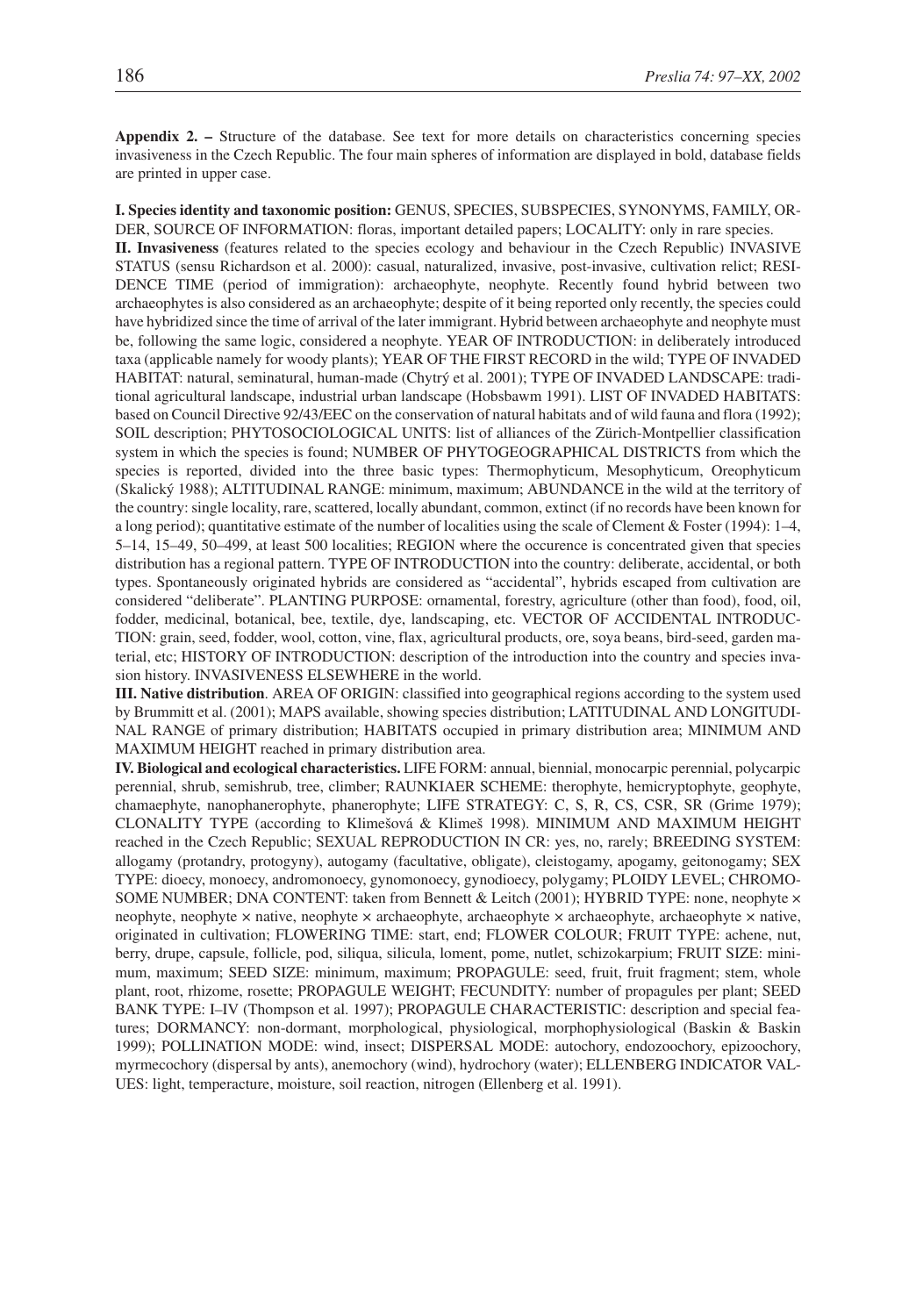**Appendix 2. –** Structure of the database. See text for more details on characteristics concerning species invasiveness in the Czech Republic. The four main spheres of information are displayed in bold, database fields are printed in upper case.

**I. Species identity and taxonomic position:** GENUS, SPECIES, SUBSPECIES, SYNONYMS, FAMILY, ORDER, SOURCE OF INFORMATION: floras, important detailed papers; LOCALITY: only in rare species.

**II. Invasiveness** (features related to the species ecology and behaviour in the Czech Republic) INVASIVE STATUS (sensu Richardson et al. 2000): casual, naturalized, invasive, post-invasive, cultivation relict; RESIDENCE TIME (period of immigration): archaeophyte, neophyte. Recently found hybrid between two archaeophytes is also considered as an archaeophyte; despite of it being reported only recently, the species could have hybridized since the time of arrival of the later immigrant. Hybrid between archaeophyte and neophyte must be, following the same logic, considered a neophyte. YEAR OF INTRODUCTION: in deliberately introduced taxa (applicable namely for woody plants); YEAR OF THE FIRST RECORD in the wild; TYPE OF INVADED HABITAT: natural, seminatural, human-made (Chytrý et al. 2001); TYPE OF INVADED LANDSCAPE: traditional agricultural landscape, industrial urban landscape (Hobsbawm 1991). LIST OF INVADED HABITATS: based on Council Directive 92/43/EEC on the conservation of natural habitats and of wild fauna and flora (1992); SOIL description; PHYTOSOCIOLOGICAL UNITS: list of alliances of the Zürich-Montpellier classification system in which the species is found; NUMBER OF PHYTOGEOGRAPHICAL DISTRICTS from which the species is reported, divided into the three basic types: Thermophyticum, Mesophyticum, Oreophyticum (Skalický 1988); ALTITUDINAL RANGE: minimum, maximum; ABUNDANCE in the wild at the territory of the country: single locality, rare, scattered, locally abundant, common, extinct (if no records have been known for a long period); quantitative estimate of the number of localities using the scale of Clement & Foster (1994): 1–4, 5–14, 15–49, 50–499, at least 500 localities; REGION where the occurence is concentrated given that species distribution has a regional pattern. TYPE OF INTRODUCTION into the country: deliberate, accidental, or both types. Spontaneously originated hybrids are considered as "accidental", hybrids escaped from cultivation are considered "deliberate". PLANTING PURPOSE: ornamental, forestry, agriculture (other than food), food, oil, fodder, medicinal, botanical, bee, textile, dye, landscaping, etc. VECTOR OF ACCIDENTAL INTRODUCTION: grain, seed, fodder, wool, cotton, vine, flax, agricultural products, ore, soya beans, bird-seed, garden material, etc; HISTORY OF INTRODUCTION: description of the introduction into the country and species invasion history. INVASIVENESS ELSEWHERE in the world.

**III. Native distribution**. AREA OF ORIGIN: classified into geographical regions according to the system used by Brummitt et al. (2001); MAPS available, showing species distribution; LATITUDINAL AND LONGITUDINAL RANGE of primary distribution; HABITATS occupied in primary distribution area; MINIMUM AND MAXIMUM HEIGHT reached in primary distribution area.

**IV. Biological and ecological characteristics.** LIFE FORM: annual, biennial, monocarpic perennial, polycarpic perennial, shrub, semishrub, tree, climber; RAUNKIAER SCHEME: therophyte, hemicryptophyte, geophyte, chamaephyte, nanophanerophyte, phanerophyte; LIFE STRATEGY: C, S, R, CS, CSR, SR (Grime 1979); CLONALITY TYPE (according to Klimešová & Klimeš 1998). MINIMUM AND MAXIMUM HEIGHT reached in the Czech Republic; SEXUAL REPRODUCTION IN CR: yes, no, rarely; BREEDING SYSTEM: allogamy (protandry, protogyny), autogamy (facultative, obligate), cleistogamy, apogamy, geitonogamy; SEX TYPE: dioecy, monoecy, andromonoecy, gynomonoecy, gynodioecy, polygamy; PLOIDY LEVEL; CHROMOSOME NUMBER; DNA CONTENT: taken from Bennett & Leitch (2001); HYBRID TYPE: none, neophyte × neophyte, neophyte × native, neophyte × archaeophyte, archaeophyte × archaeophyte, archaeophyte × native, originated in cultivation; FLOWERING TIME: start, end; FLOWER COLOUR; FRUIT TYPE: achene, nut, berry, drupe, capsule, follicle, pod, siliqua, silicula, loment, pome, nutlet, schizokarpium; FRUIT SIZE: minimum, maximum; SEED SIZE: minimum, maximum; PROPAGULE: seed, fruit, fruit fragment; stem, whole plant, root, rhizome, rosette; PROPAGULE WEIGHT; FECUNDITY: number of propagules per plant; SEED BANK TYPE: I–IV (Thompson et al. 1997); PROPAGULE CHARACTERISTIC: description and special features; DORMANCY: non-dormant, morphological, physiological, morphophysiological (Baskin & Baskin 1999); POLLINATION MODE: wind, insect; DISPERSAL MODE: autochory, endozoochory, epizoochory, myrmecochory (dispersal by ants), anemochory (wind), hydrochory (water); ELLENBERG INDICATOR VALUES: light, temperacture, moisture, soil reaction, nitrogen (Ellenberg et al. 1991).